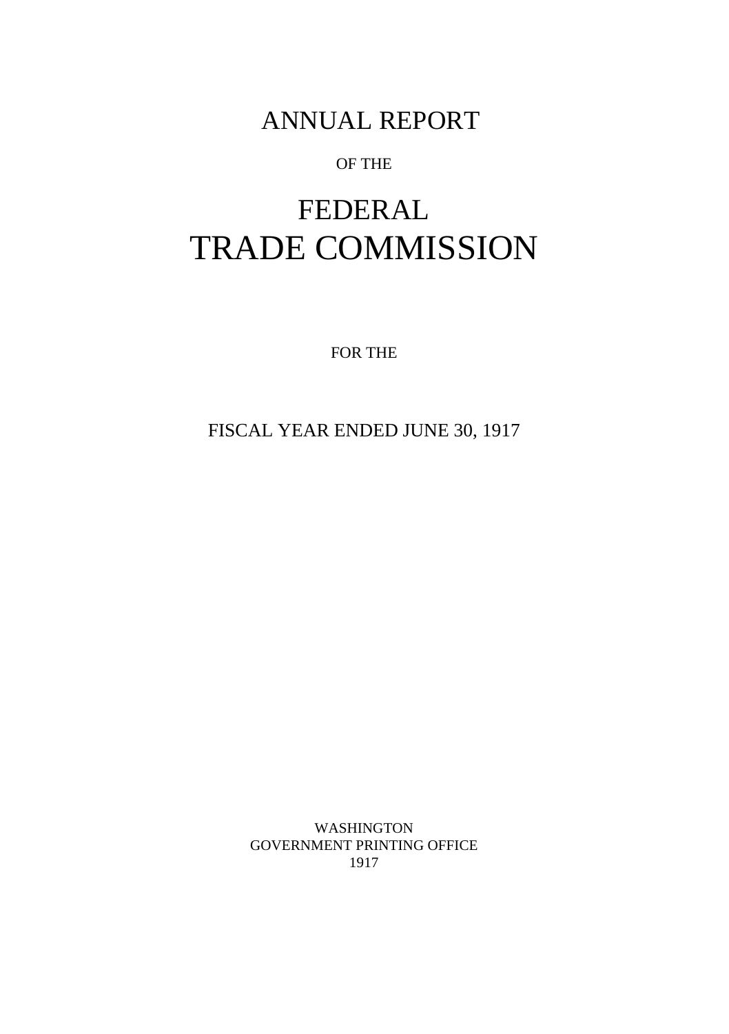# ANNUAL REPORT

OF THE

# FEDERAL TRADE COMMISSION

FOR THE

FISCAL YEAR ENDED JUNE 30, 1917

WASHINGTON
GOVERNMENT PRINTING OFFICE
1917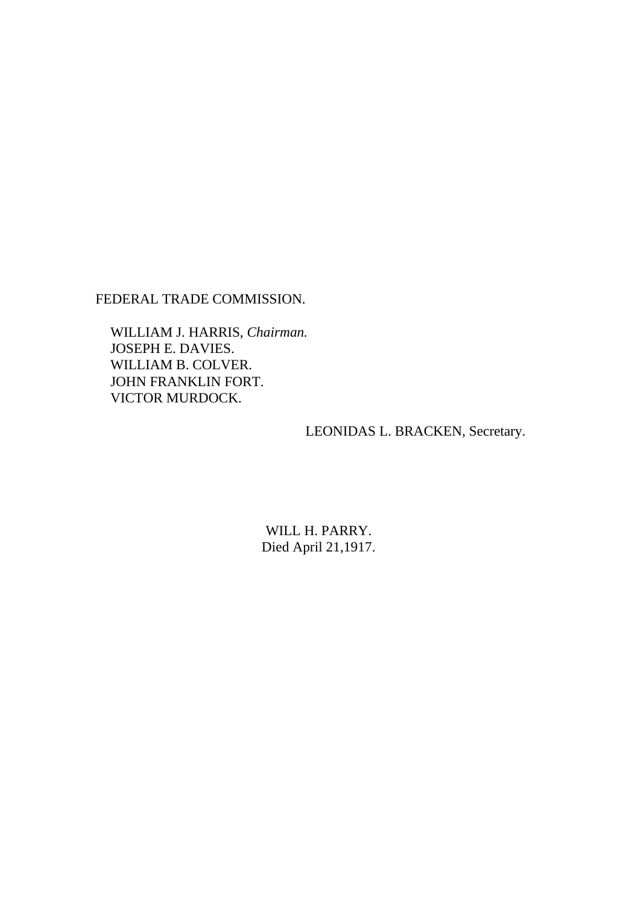FEDERAL TRADE COMMISSION.

WILLIAM J. HARRIS, *Chairman.*
JOSEPH E. DAVIES.
WILLIAM B. COLVER.
JOHN FRANKLIN FORT.
VICTOR MURDOCK.

LEONIDAS L. BRACKEN, Secretary.

WILL H. PARRY.
Died April 21,1917.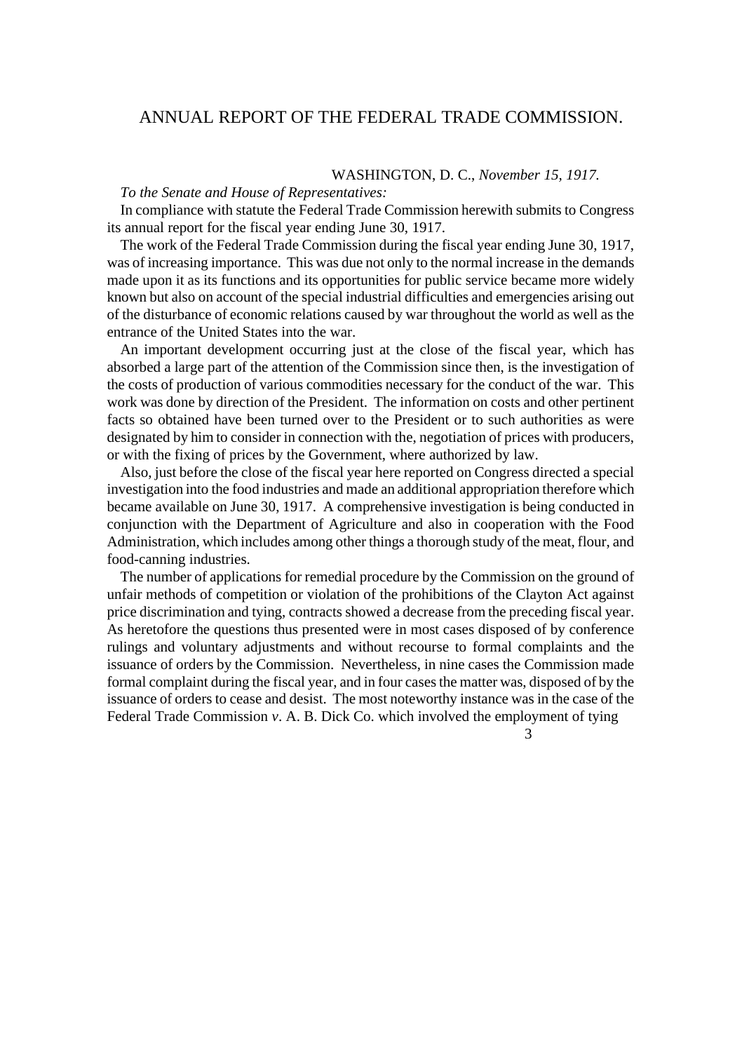# ANNUAL REPORT OF THE FEDERAL TRADE COMMISSION.

WASHINGTON, D. C., *November 15, 1917.*

*To the Senate and House of Representatives:*

In compliance with statute the Federal Trade Commission herewith submits to Congress its annual report for the fiscal year ending June 30, 1917.

The work of the Federal Trade Commission during the fiscal year ending June 30, 1917, was of increasing importance. This was due not only to the normal increase in the demands made upon it as its functions and its opportunities for public service became more widely known but also on account of the special industrial difficulties and emergencies arising out of the disturbance of economic relations caused by war throughout the world as well as the entrance of the United States into the war.

An important development occurring just at the close of the fiscal year, which has absorbed a large part of the attention of the Commission since then, is the investigation of the costs of production of various commodities necessary for the conduct of the war. This work was done by direction of the President. The information on costs and other pertinent facts so obtained have been turned over to the President or to such authorities as were designated by him to consider in connection with the, negotiation of prices with producers, or with the fixing of prices by the Government, where authorized by law.

Also, just before the close of the fiscal year here reported on Congress directed a special investigation into the food industries and made an additional appropriation therefore which became available on June 30, 1917. A comprehensive investigation is being conducted in conjunction with the Department of Agriculture and also in cooperation with the Food Administration, which includes among other things a thorough study of the meat, flour, and food-canning industries.

The number of applications for remedial procedure by the Commission on the ground of unfair methods of competition or violation of the prohibitions of the Clayton Act against price discrimination and tying, contracts showed a decrease from the preceding fiscal year. As heretofore the questions thus presented were in most cases disposed of by conference rulings and voluntary adjustments and without recourse to formal complaints and the issuance of orders by the Commission. Nevertheless, in nine cases the Commission made formal complaint during the fiscal year, and in four cases the matter was, disposed of by the issuance of orders to cease and desist. The most noteworthy instance was in the case of the Federal Trade Commission *v*. A. B. Dick Co. which involved the employment of tying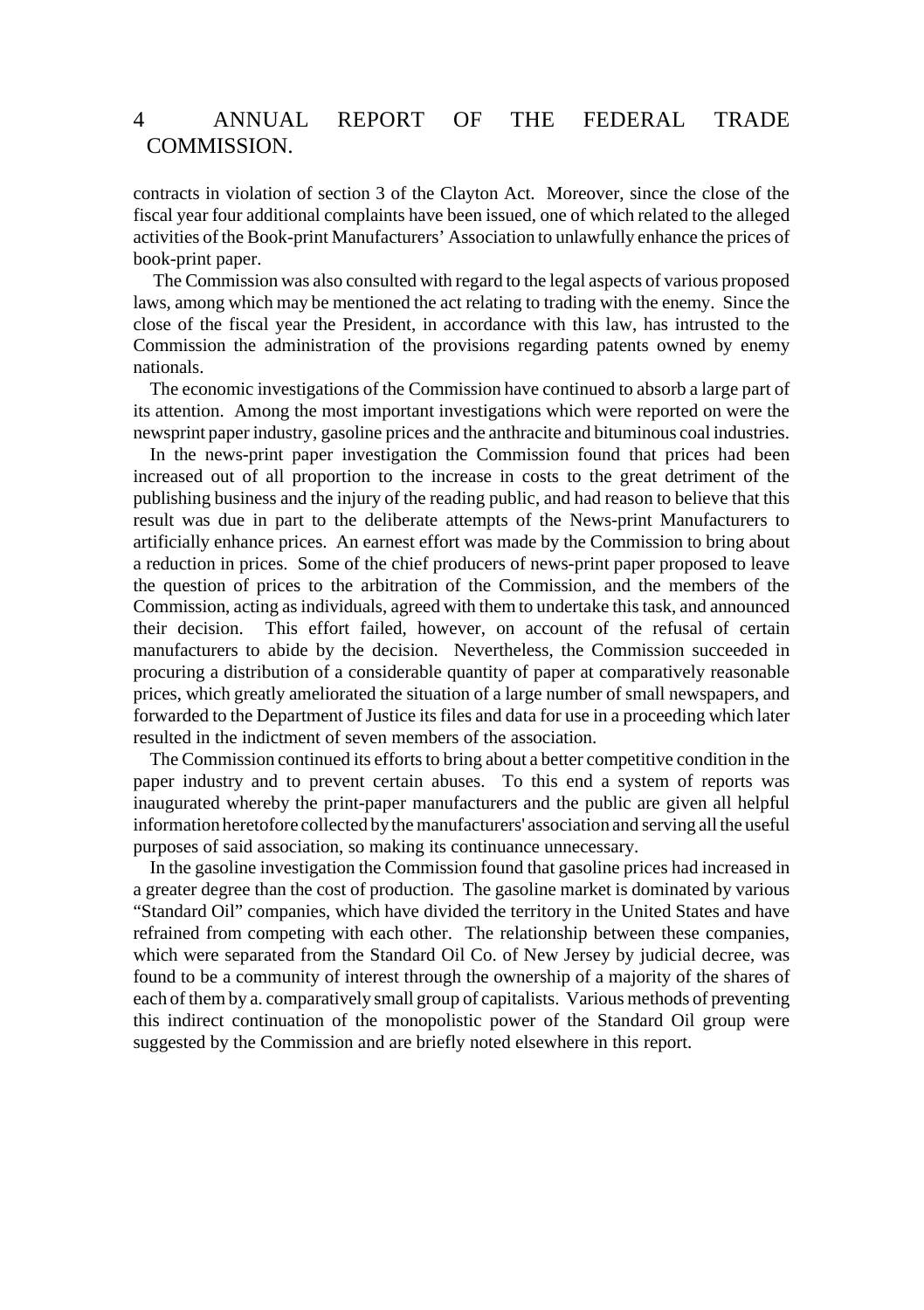contracts in violation of section 3 of the Clayton Act. Moreover, since the close of the fiscal year four additional complaints have been issued, one of which related to the alleged activities of the Book-print Manufacturers' Association to unlawfully enhance the prices of book-print paper.

The Commission was also consulted with regard to the legal aspects of various proposed laws, among which may be mentioned the act relating to trading with the enemy. Since the close of the fiscal year the President, in accordance with this law, has intrusted to the Commission the administration of the provisions regarding patents owned by enemy nationals.

The economic investigations of the Commission have continued to absorb a large part of its attention. Among the most important investigations which were reported on were the newsprint paper industry, gasoline prices and the anthracite and bituminous coal industries.

In the news-print paper investigation the Commission found that prices had been increased out of all proportion to the increase in costs to the great detriment of the publishing business and the injury of the reading public, and had reason to believe that this result was due in part to the deliberate attempts of the News-print Manufacturers to artificially enhance prices. An earnest effort was made by the Commission to bring about a reduction in prices. Some of the chief producers of news-print paper proposed to leave the question of prices to the arbitration of the Commission, and the members of the Commission, acting as individuals, agreed with them to undertake this task, and announced their decision. This effort failed, however, on account of the refusal of certain manufacturers to abide by the decision. Nevertheless, the Commission succeeded in procuring a distribution of a considerable quantity of paper at comparatively reasonable prices, which greatly ameliorated the situation of a large number of small newspapers, and forwarded to the Department of Justice its files and data for use in a proceeding which later resulted in the indictment of seven members of the association.

The Commission continued its efforts to bring about a better competitive condition in the paper industry and to prevent certain abuses. To this end a system of reports was inaugurated whereby the print-paper manufacturers and the public are given all helpful information heretofore collected by the manufacturers' association and serving all the useful purposes of said association, so making its continuance unnecessary.

In the gasoline investigation the Commission found that gasoline prices had increased in a greater degree than the cost of production. The gasoline market is dominated by various "Standard Oil" companies, which have divided the territory in the United States and have refrained from competing with each other. The relationship between these companies, which were separated from the Standard Oil Co. of New Jersey by judicial decree, was found to be a community of interest through the ownership of a majority of the shares of each of them by a. comparatively small group of capitalists. Various methods of preventing this indirect continuation of the monopolistic power of the Standard Oil group were suggested by the Commission and are briefly noted elsewhere in this report.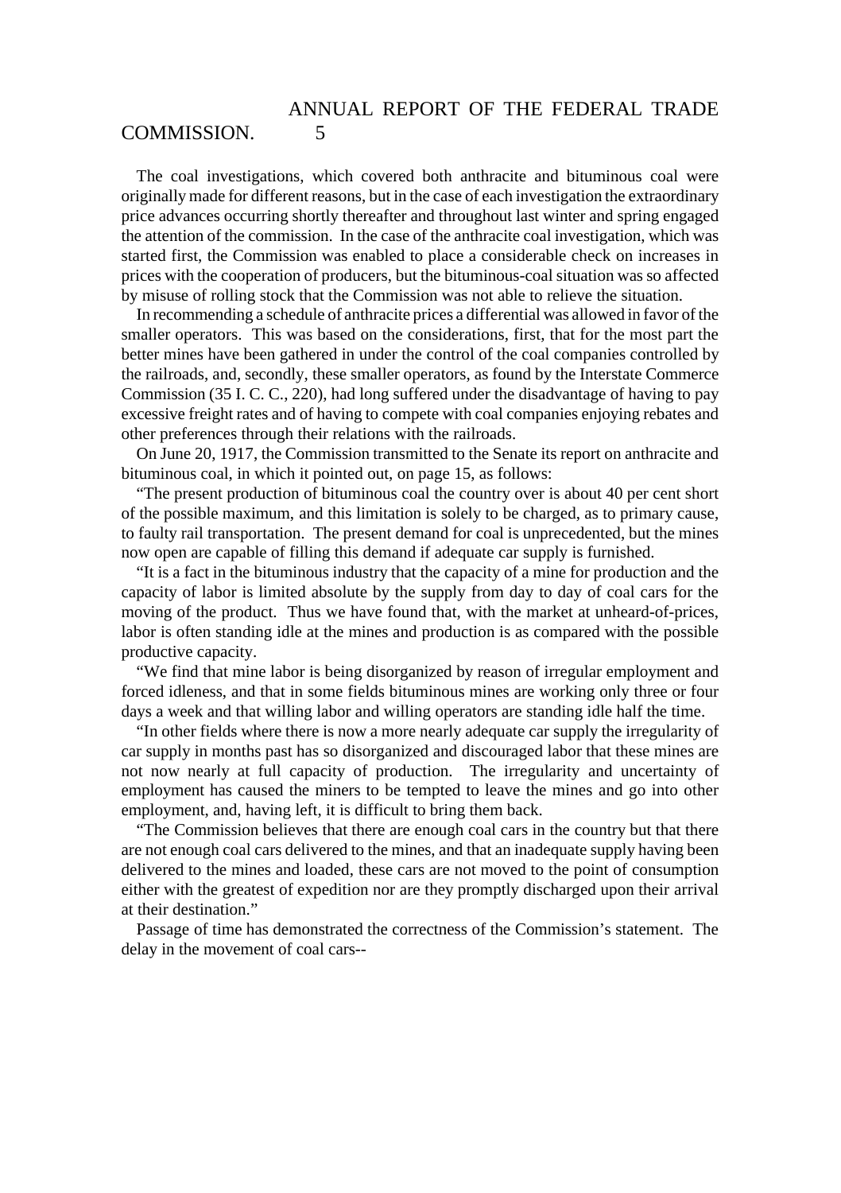The coal investigations, which covered both anthracite and bituminous coal were originally made for different reasons, but in the case of each investigation the extraordinary price advances occurring shortly thereafter and throughout last winter and spring engaged the attention of the commission. In the case of the anthracite coal investigation, which was started first, the Commission was enabled to place a considerable check on increases in prices with the cooperation of producers, but the bituminous-coal situation was so affected by misuse of rolling stock that the Commission was not able to relieve the situation.

In recommending a schedule of anthracite prices a differential was allowed in favor of the smaller operators. This was based on the considerations, first, that for the most part the better mines have been gathered in under the control of the coal companies controlled by the railroads, and, secondly, these smaller operators, as found by the Interstate Commerce Commission (35 I. C. C., 220), had long suffered under the disadvantage of having to pay excessive freight rates and of having to compete with coal companies enjoying rebates and other preferences through their relations with the railroads.

On June 20, 1917, the Commission transmitted to the Senate its report on anthracite and bituminous coal, in which it pointed out, on page 15, as follows:

"The present production of bituminous coal the country over is about 40 per cent short of the possible maximum, and this limitation is solely to be charged, as to primary cause, to faulty rail transportation. The present demand for coal is unprecedented, but the mines now open are capable of filling this demand if adequate car supply is furnished.

"It is a fact in the bituminous industry that the capacity of a mine for production and the capacity of labor is limited absolute by the supply from day to day of coal cars for the moving of the product. Thus we have found that, with the market at unheard-of-prices, labor is often standing idle at the mines and production is as compared with the possible productive capacity.

"We find that mine labor is being disorganized by reason of irregular employment and forced idleness, and that in some fields bituminous mines are working only three or four days a week and that willing labor and willing operators are standing idle half the time.

"In other fields where there is now a more nearly adequate car supply the irregularity of car supply in months past has so disorganized and discouraged labor that these mines are not now nearly at full capacity of production. The irregularity and uncertainty of employment has caused the miners to be tempted to leave the mines and go into other employment, and, having left, it is difficult to bring them back.

"The Commission believes that there are enough coal cars in the country but that there are not enough coal cars delivered to the mines, and that an inadequate supply having been delivered to the mines and loaded, these cars are not moved to the point of consumption either with the greatest of expedition nor are they promptly discharged upon their arrival at their destination."

Passage of time has demonstrated the correctness of the Commission's statement. The delay in the movement of coal cars--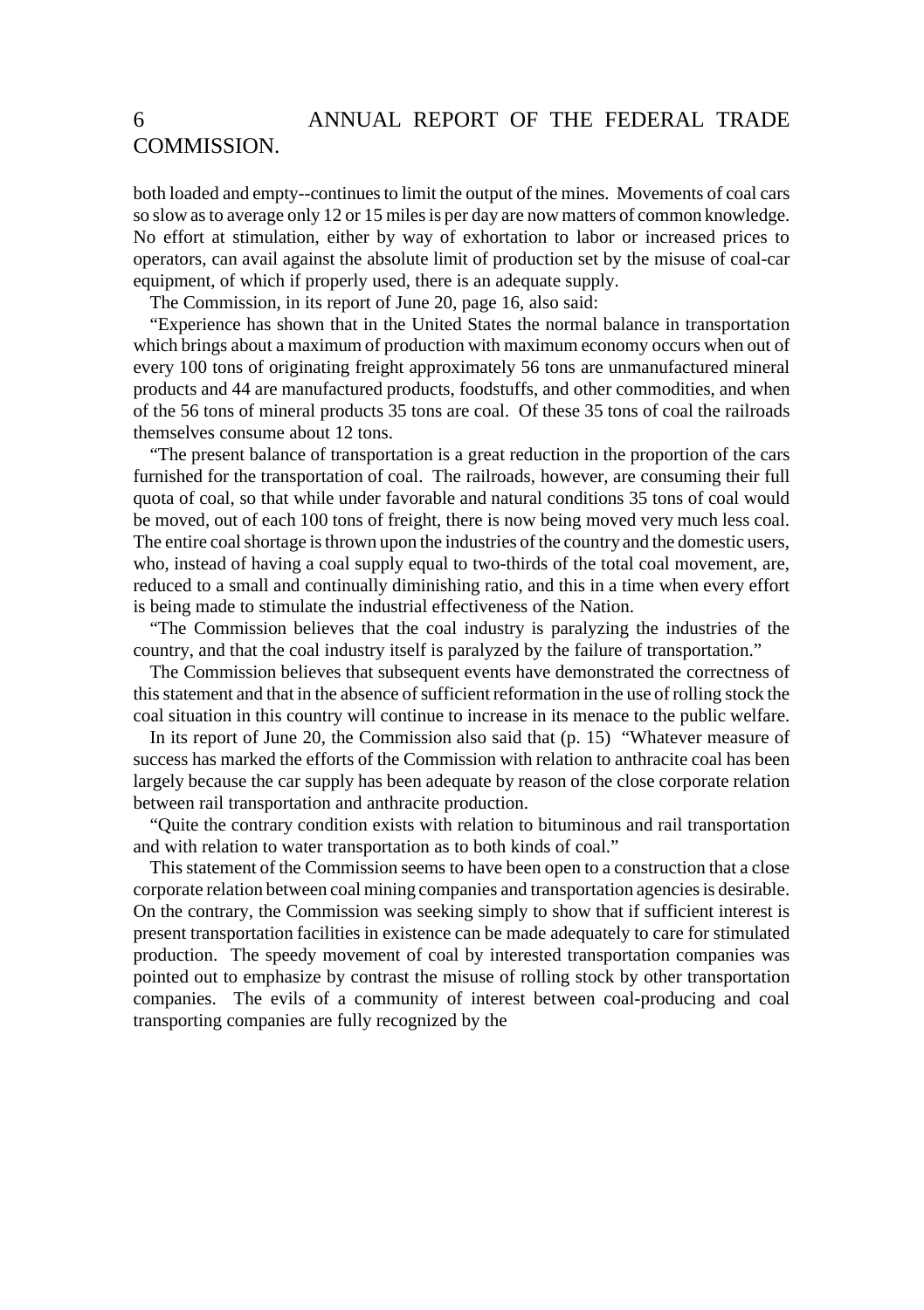both loaded and empty--continues to limit the output of the mines. Movements of coal cars so slow as to average only 12 or 15 miles is per day are now matters of common knowledge. No effort at stimulation, either by way of exhortation to labor or increased prices to operators, can avail against the absolute limit of production set by the misuse of coal-car equipment, of which if properly used, there is an adequate supply.

The Commission, in its report of June 20, page 16, also said:

"Experience has shown that in the United States the normal balance in transportation which brings about a maximum of production with maximum economy occurs when out of every 100 tons of originating freight approximately 56 tons are unmanufactured mineral products and 44 are manufactured products, foodstuffs, and other commodities, and when of the 56 tons of mineral products 35 tons are coal. Of these 35 tons of coal the railroads themselves consume about 12 tons.

"The present balance of transportation is a great reduction in the proportion of the cars furnished for the transportation of coal. The railroads, however, are consuming their full quota of coal, so that while under favorable and natural conditions 35 tons of coal would be moved, out of each 100 tons of freight, there is now being moved very much less coal. The entire coal shortage is thrown upon the industries of the country and the domestic users, who, instead of having a coal supply equal to two-thirds of the total coal movement, are, reduced to a small and continually diminishing ratio, and this in a time when every effort is being made to stimulate the industrial effectiveness of the Nation.

"The Commission believes that the coal industry is paralyzing the industries of the country, and that the coal industry itself is paralyzed by the failure of transportation."

The Commission believes that subsequent events have demonstrated the correctness of this statement and that in the absence of sufficient reformation in the use of rolling stock the coal situation in this country will continue to increase in its menace to the public welfare.

In its report of June 20, the Commission also said that (p. 15) "Whatever measure of success has marked the efforts of the Commission with relation to anthracite coal has been largely because the car supply has been adequate by reason of the close corporate relation between rail transportation and anthracite production.

"Quite the contrary condition exists with relation to bituminous and rail transportation and with relation to water transportation as to both kinds of coal."

This statement of the Commission seems to have been open to a construction that a close corporate relation between coal mining companies and transportation agencies is desirable. On the contrary, the Commission was seeking simply to show that if sufficient interest is present transportation facilities in existence can be made adequately to care for stimulated production. The speedy movement of coal by interested transportation companies was pointed out to emphasize by contrast the misuse of rolling stock by other transportation companies. The evils of a community of interest between coal-producing and coal transporting companies are fully recognized by the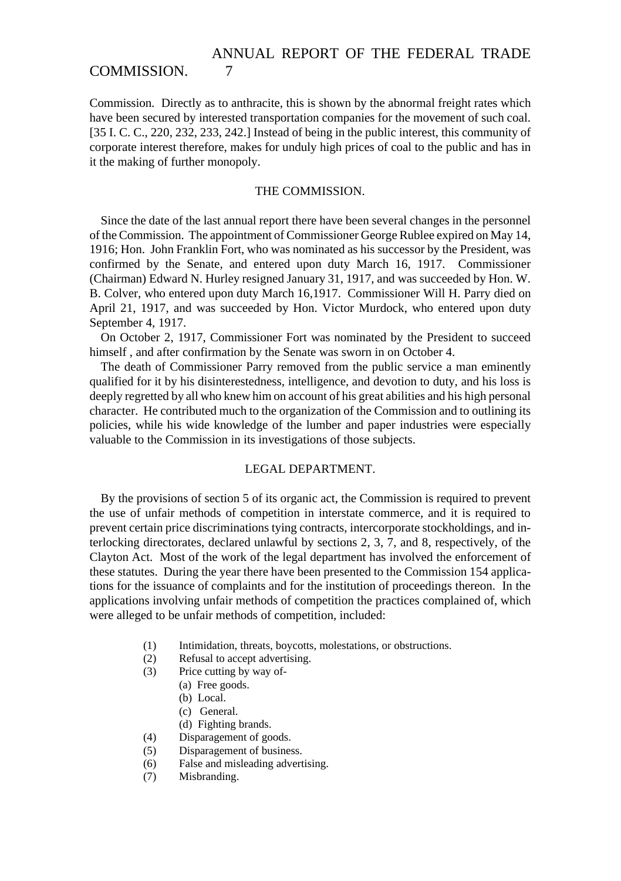Commission. Directly as to anthracite, this is shown by the abnormal freight rates which have been secured by interested transportation companies for the movement of such coal. [35 I. C. C., 220, 232, 233, 242.] Instead of being in the public interest, this community of corporate interest therefore, makes for unduly high prices of coal to the public and has in it the making of further monopoly.

## THE COMMISSION.

Since the date of the last annual report there have been several changes in the personnel of the Commission. The appointment of Commissioner George Rublee expired on May 14, 1916; Hon. John Franklin Fort, who was nominated as his successor by the President, was confirmed by the Senate, and entered upon duty March 16, 1917. Commissioner (Chairman) Edward N. Hurley resigned January 31, 1917, and was succeeded by Hon. W. B. Colver, who entered upon duty March 16,1917. Commissioner Will H. Parry died on April 21, 1917, and was succeeded by Hon. Victor Murdock, who entered upon duty September 4, 1917.

On October 2, 1917, Commissioner Fort was nominated by the President to succeed himself , and after confirmation by the Senate was sworn in on October 4.

The death of Commissioner Parry removed from the public service a man eminently qualified for it by his disinterestedness, intelligence, and devotion to duty, and his loss is deeply regretted by all who knew him on account of his great abilities and his high personal character. He contributed much to the organization of the Commission and to outlining its policies, while his wide knowledge of the lumber and paper industries were especially valuable to the Commission in its investigations of those subjects.

## LEGAL DEPARTMENT.

By the provisions of section 5 of its organic act, the Commission is required to prevent the use of unfair methods of competition in interstate commerce, and it is required to prevent certain price discriminations tying contracts, intercorporate stockholdings, and interlocking directorates, declared unlawful by sections 2, 3, 7, and 8, respectively, of the Clayton Act. Most of the work of the legal department has involved the enforcement of these statutes. During the year there have been presented to the Commission 154 applications for the issuance of complaints and for the institution of proceedings thereon. In the applications involving unfair methods of competition the practices complained of, which were alleged to be unfair methods of competition, included:

(1) Intimidation, threats, boycotts, molestations, or obstructions.
(2) Refusal to accept advertising.
(3) Price cutting by way of-
  (a) Free goods.
  (b) Local.
  (c) General.
  (d) Fighting brands.
(4) Disparagement of goods.
(5) Disparagement of business.
(6) False and misleading advertising.
(7) Misbranding.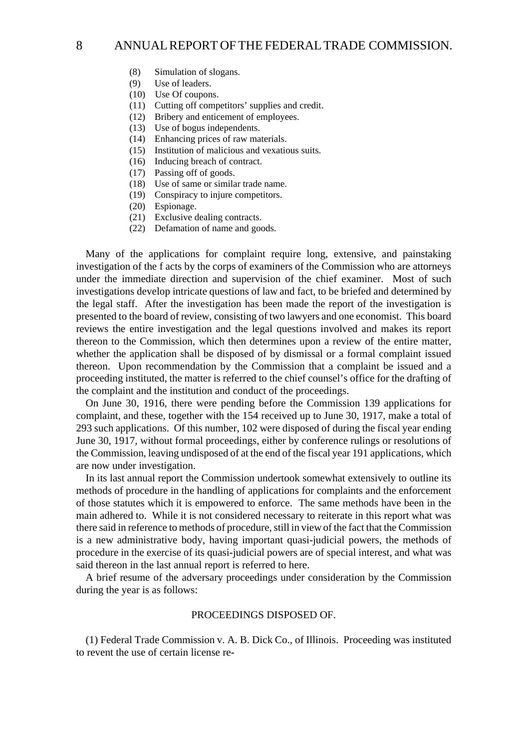(8) Simulation of slogans.
(9) Use of leaders.
(10) Use Of coupons.
(11) Cutting off competitors' supplies and credit.
(12) Bribery and enticement of employees.
(13) Use of bogus independents.
(14) Enhancing prices of raw materials.
(15) Institution of malicious and vexatious suits.
(16) Inducing breach of contract.
(17) Passing off of goods.
(18) Use of same or similar trade name.
(19) Conspiracy to injure competitors.
(20) Espionage.
(21) Exclusive dealing contracts.
(22) Defamation of name and goods.

Many of the applications for complaint require long, extensive, and painstaking investigation of the f acts by the corps of examiners of the Commission who are attorneys under the immediate direction and supervision of the chief examiner. Most of such investigations develop intricate questions of law and fact, to be briefed and determined by the legal staff. After the investigation has been made the report of the investigation is presented to the board of review, consisting of two lawyers and one economist. This board reviews the entire investigation and the legal questions involved and makes its report thereon to the Commission, which then determines upon a review of the entire matter, whether the application shall be disposed of by dismissal or a formal complaint issued thereon. Upon recommendation by the Commission that a complaint be issued and a proceeding instituted, the matter is referred to the chief counsel's office for the drafting of the complaint and the institution and conduct of the proceedings.

On June 30, 1916, there were pending before the Commission 139 applications for complaint, and these, together with the 154 received up to June 30, 1917, make a total of 293 such applications. Of this number, 102 were disposed of during the fiscal year ending June 30, 1917, without formal proceedings, either by conference rulings or resolutions of the Commission, leaving undisposed of at the end of the fiscal year 191 applications, which are now under investigation.

In its last annual report the Commission undertook somewhat extensively to outline its methods of procedure in the handling of applications for complaints and the enforcement of those statutes which it is empowered to enforce. The same methods have been in the main adhered to. While it is not considered necessary to reiterate in this report what was there said in reference to methods of procedure, still in view of the fact that the Commission is a new administrative body, having important quasi-judicial powers, the methods of procedure in the exercise of its quasi-judicial powers are of special interest, and what was said thereon in the last annual report is referred to here.

A brief resume of the adversary proceedings under consideration by the Commission during the year is as follows:

## PROCEEDINGS DISPOSED OF.

(1) Federal Trade Commission v. A. B. Dick Co., of Illinois. Proceeding was instituted to revent the use of certain license re-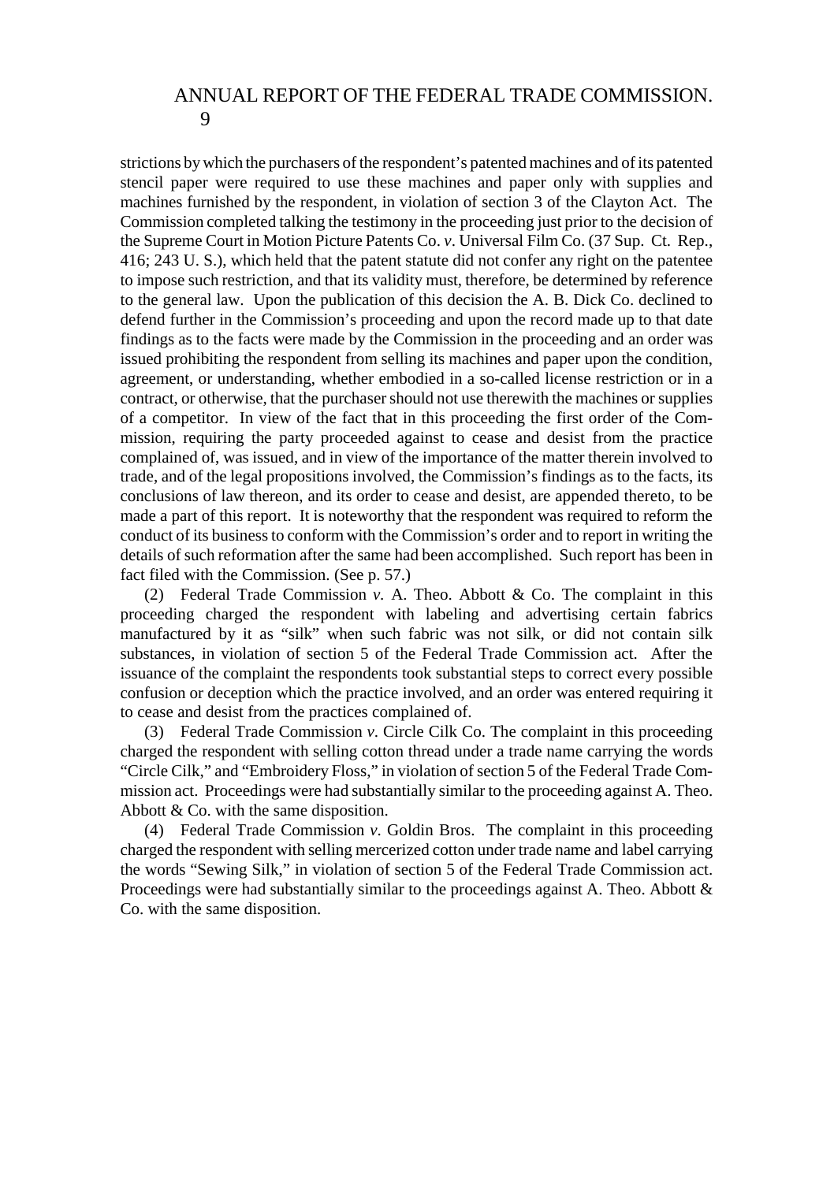strictions by which the purchasers of the respondent's patented machines and of its patented stencil paper were required to use these machines and paper only with supplies and machines furnished by the respondent, in violation of section 3 of the Clayton Act. The Commission completed talking the testimony in the proceeding just prior to the decision of the Supreme Court in Motion Picture Patents Co. *v*. Universal Film Co. (37 Sup. Ct. Rep., 416; 243 U. S.), which held that the patent statute did not confer any right on the patentee to impose such restriction, and that its validity must, therefore, be determined by reference to the general law. Upon the publication of this decision the A. B. Dick Co. declined to defend further in the Commission's proceeding and upon the record made up to that date findings as to the facts were made by the Commission in the proceeding and an order was issued prohibiting the respondent from selling its machines and paper upon the condition, agreement, or understanding, whether embodied in a so-called license restriction or in a contract, or otherwise, that the purchaser should not use therewith the machines or supplies of a competitor. In view of the fact that in this proceeding the first order of the Commission, requiring the party proceeded against to cease and desist from the practice complained of, was issued, and in view of the importance of the matter therein involved to trade, and of the legal propositions involved, the Commission's findings as to the facts, its conclusions of law thereon, and its order to cease and desist, are appended thereto, to be made a part of this report. It is noteworthy that the respondent was required to reform the conduct of its business to conform with the Commission's order and to report in writing the details of such reformation after the same had been accomplished. Such report has been in fact filed with the Commission. (See p. 57.)

(2) Federal Trade Commission *v.* A. Theo. Abbott & Co. The complaint in this proceeding charged the respondent with labeling and advertising certain fabrics manufactured by it as "silk" when such fabric was not silk, or did not contain silk substances, in violation of section 5 of the Federal Trade Commission act. After the issuance of the complaint the respondents took substantial steps to correct every possible confusion or deception which the practice involved, and an order was entered requiring it to cease and desist from the practices complained of.

(3) Federal Trade Commission *v*. Circle Cilk Co. The complaint in this proceeding charged the respondent with selling cotton thread under a trade name carrying the words "Circle Cilk," and "Embroidery Floss," in violation of section 5 of the Federal Trade Commission act. Proceedings were had substantially similar to the proceeding against A. Theo. Abbott & Co. with the same disposition.

(4) Federal Trade Commission *v*. Goldin Bros. The complaint in this proceeding charged the respondent with selling mercerized cotton under trade name and label carrying the words "Sewing Silk," in violation of section 5 of the Federal Trade Commission act. Proceedings were had substantially similar to the proceedings against A. Theo. Abbott & Co. with the same disposition.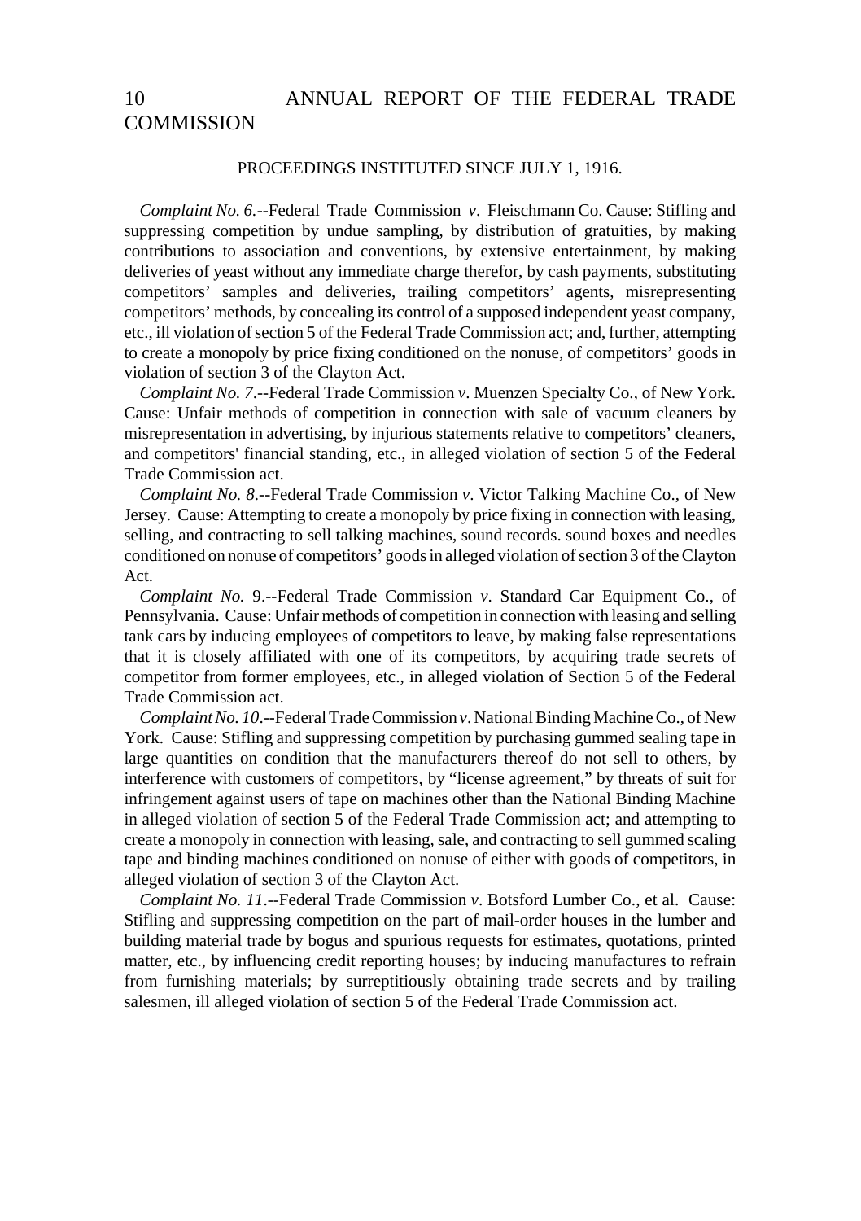## PROCEEDINGS INSTITUTED SINCE JULY 1, 1916.

*Complaint No. 6.*--Federal Trade Commission *v*. Fleischmann Co. Cause: Stifling and suppressing competition by undue sampling, by distribution of gratuities, by making contributions to association and conventions, by extensive entertainment, by making deliveries of yeast without any immediate charge therefor, by cash payments, substituting competitors' samples and deliveries, trailing competitors' agents, misrepresenting competitors' methods, by concealing its control of a supposed independent yeast company, etc., ill violation of section 5 of the Federal Trade Commission act; and, further, attempting to create a monopoly by price fixing conditioned on the nonuse, of competitors' goods in violation of section 3 of the Clayton Act.

*Complaint No. 7.*--Federal Trade Commission *v*. Muenzen Specialty Co., of New York. Cause: Unfair methods of competition in connection with sale of vacuum cleaners by misrepresentation in advertising, by injurious statements relative to competitors' cleaners, and competitors' financial standing, etc., in alleged violation of section 5 of the Federal Trade Commission act.

*Complaint No. 8.*--Federal Trade Commission *v*. Victor Talking Machine Co., of New Jersey. Cause: Attempting to create a monopoly by price fixing in connection with leasing, selling, and contracting to sell talking machines, sound records. sound boxes and needles conditioned on nonuse of competitors' goods in alleged violation of section 3 of the Clayton Act.

*Complaint No.* 9.--Federal Trade Commission *v*. Standard Car Equipment Co., of Pennsylvania. Cause: Unfair methods of competition in connection with leasing and selling tank cars by inducing employees of competitors to leave, by making false representations that it is closely affiliated with one of its competitors, by acquiring trade secrets of competitor from former employees, etc., in alleged violation of Section 5 of the Federal Trade Commission act.

*Complaint No. 10.*--Federal Trade Commission *v*. National Binding Machine Co., of New York. Cause: Stifling and suppressing competition by purchasing gummed sealing tape in large quantities on condition that the manufacturers thereof do not sell to others, by interference with customers of competitors, by "license agreement," by threats of suit for infringement against users of tape on machines other than the National Binding Machine in alleged violation of section 5 of the Federal Trade Commission act; and attempting to create a monopoly in connection with leasing, sale, and contracting to sell gummed scaling tape and binding machines conditioned on nonuse of either with goods of competitors, in alleged violation of section 3 of the Clayton Act.

*Complaint No. 11.*--Federal Trade Commission *v*. Botsford Lumber Co., et al. Cause: Stifling and suppressing competition on the part of mail-order houses in the lumber and building material trade by bogus and spurious requests for estimates, quotations, printed matter, etc., by influencing credit reporting houses; by inducing manufactures to refrain from furnishing materials; by surreptitiously obtaining trade secrets and by trailing salesmen, ill alleged violation of section 5 of the Federal Trade Commission act.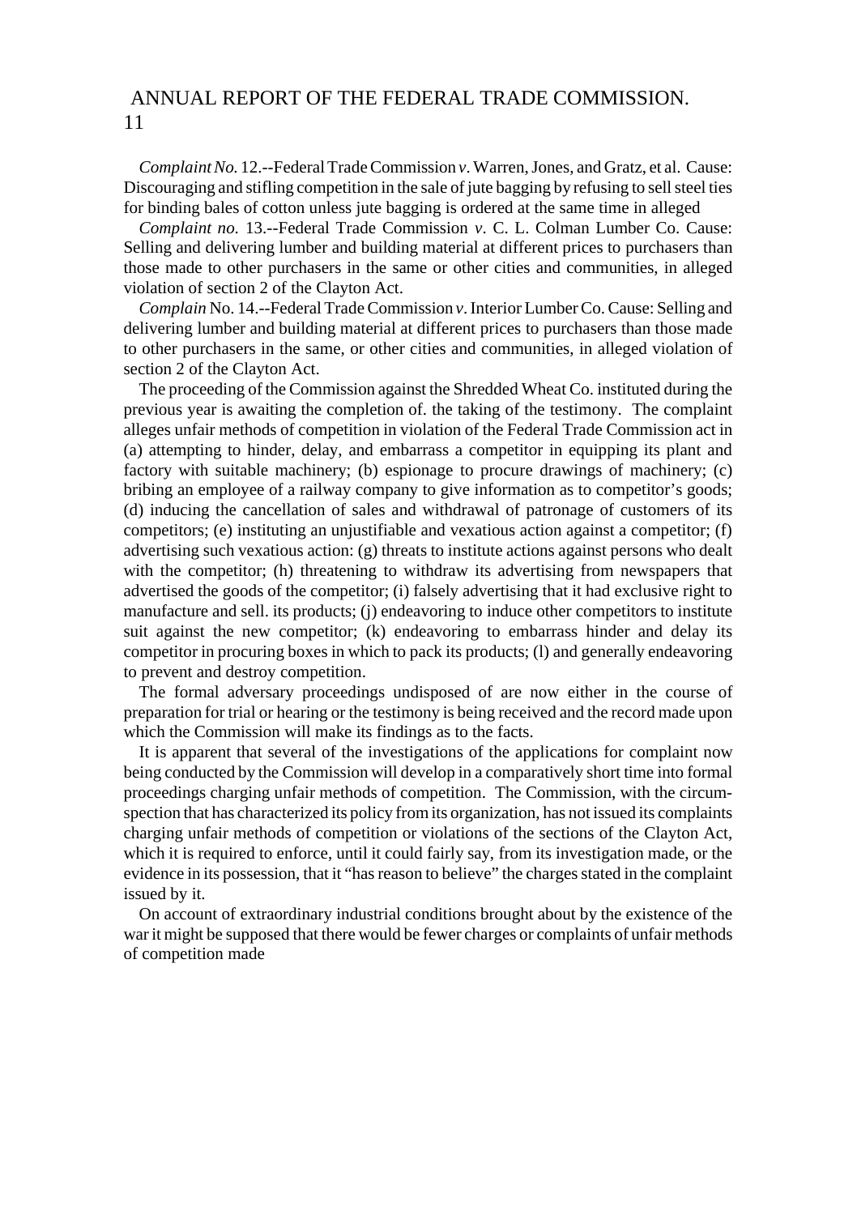*Complaint No.* 12.--Federal Trade Commission *v*. Warren, Jones, and Gratz, et al. Cause: Discouraging and stifling competition in the sale of jute bagging by refusing to sell steel ties for binding bales of cotton unless jute bagging is ordered at the same time in alleged

*Complaint no.* 13.--Federal Trade Commission *v*. C. L. Colman Lumber Co. Cause: Selling and delivering lumber and building material at different prices to purchasers than those made to other purchasers in the same or other cities and communities, in alleged violation of section 2 of the Clayton Act.

*Complain* No. 14.--Federal Trade Commission *v*. Interior Lumber Co. Cause: Selling and delivering lumber and building material at different prices to purchasers than those made to other purchasers in the same, or other cities and communities, in alleged violation of section 2 of the Clayton Act.

The proceeding of the Commission against the Shredded Wheat Co. instituted during the previous year is awaiting the completion of. the taking of the testimony. The complaint alleges unfair methods of competition in violation of the Federal Trade Commission act in (a) attempting to hinder, delay, and embarrass a competitor in equipping its plant and factory with suitable machinery; (b) espionage to procure drawings of machinery; (c) bribing an employee of a railway company to give information as to competitor's goods; (d) inducing the cancellation of sales and withdrawal of patronage of customers of its competitors; (e) instituting an unjustifiable and vexatious action against a competitor; (f) advertising such vexatious action: (g) threats to institute actions against persons who dealt with the competitor; (h) threatening to withdraw its advertising from newspapers that advertised the goods of the competitor; (i) falsely advertising that it had exclusive right to manufacture and sell. its products; (j) endeavoring to induce other competitors to institute suit against the new competitor; (k) endeavoring to embarrass hinder and delay its competitor in procuring boxes in which to pack its products; (l) and generally endeavoring to prevent and destroy competition.

The formal adversary proceedings undisposed of are now either in the course of preparation for trial or hearing or the testimony is being received and the record made upon which the Commission will make its findings as to the facts.

It is apparent that several of the investigations of the applications for complaint now being conducted by the Commission will develop in a comparatively short time into formal proceedings charging unfair methods of competition. The Commission, with the circumspection that has characterized its policy from its organization, has not issued its complaints charging unfair methods of competition or violations of the sections of the Clayton Act, which it is required to enforce, until it could fairly say, from its investigation made, or the evidence in its possession, that it "has reason to believe" the charges stated in the complaint issued by it.

On account of extraordinary industrial conditions brought about by the existence of the war it might be supposed that there would be fewer charges or complaints of unfair methods of competition made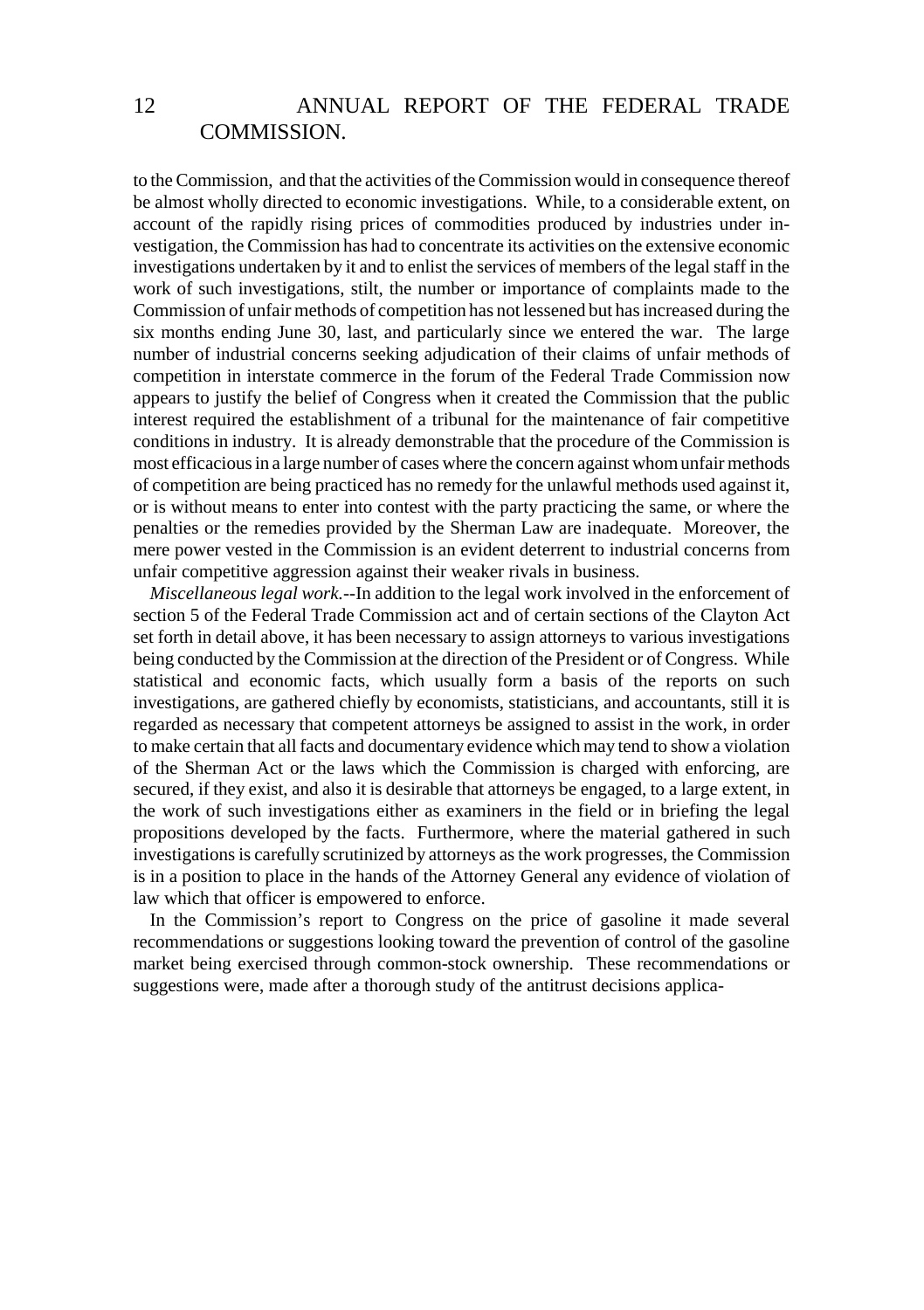to the Commission, and that the activities of the Commission would in consequence thereof be almost wholly directed to economic investigations. While, to a considerable extent, on account of the rapidly rising prices of commodities produced by industries under investigation, the Commission has had to concentrate its activities on the extensive economic investigations undertaken by it and to enlist the services of members of the legal staff in the work of such investigations, stilt, the number or importance of complaints made to the Commission of unfair methods of competition has not lessened but has increased during the six months ending June 30, last, and particularly since we entered the war. The large number of industrial concerns seeking adjudication of their claims of unfair methods of competition in interstate commerce in the forum of the Federal Trade Commission now appears to justify the belief of Congress when it created the Commission that the public interest required the establishment of a tribunal for the maintenance of fair competitive conditions in industry. It is already demonstrable that the procedure of the Commission is most efficacious in a large number of cases where the concern against whom unfair methods of competition are being practiced has no remedy for the unlawful methods used against it, or is without means to enter into contest with the party practicing the same, or where the penalties or the remedies provided by the Sherman Law are inadequate. Moreover, the mere power vested in the Commission is an evident deterrent to industrial concerns from unfair competitive aggression against their weaker rivals in business.

*Miscellaneous legal work*.--In addition to the legal work involved in the enforcement of section 5 of the Federal Trade Commission act and of certain sections of the Clayton Act set forth in detail above, it has been necessary to assign attorneys to various investigations being conducted by the Commission at the direction of the President or of Congress. While statistical and economic facts, which usually form a basis of the reports on such investigations, are gathered chiefly by economists, statisticians, and accountants, still it is regarded as necessary that competent attorneys be assigned to assist in the work, in order to make certain that all facts and documentary evidence which may tend to show a violation of the Sherman Act or the laws which the Commission is charged with enforcing, are secured, if they exist, and also it is desirable that attorneys be engaged, to a large extent, in the work of such investigations either as examiners in the field or in briefing the legal propositions developed by the facts. Furthermore, where the material gathered in such investigations is carefully scrutinized by attorneys as the work progresses, the Commission is in a position to place in the hands of the Attorney General any evidence of violation of law which that officer is empowered to enforce.

In the Commission's report to Congress on the price of gasoline it made several recommendations or suggestions looking toward the prevention of control of the gasoline market being exercised through common-stock ownership. These recommendations or suggestions were, made after a thorough study of the antitrust decisions applica-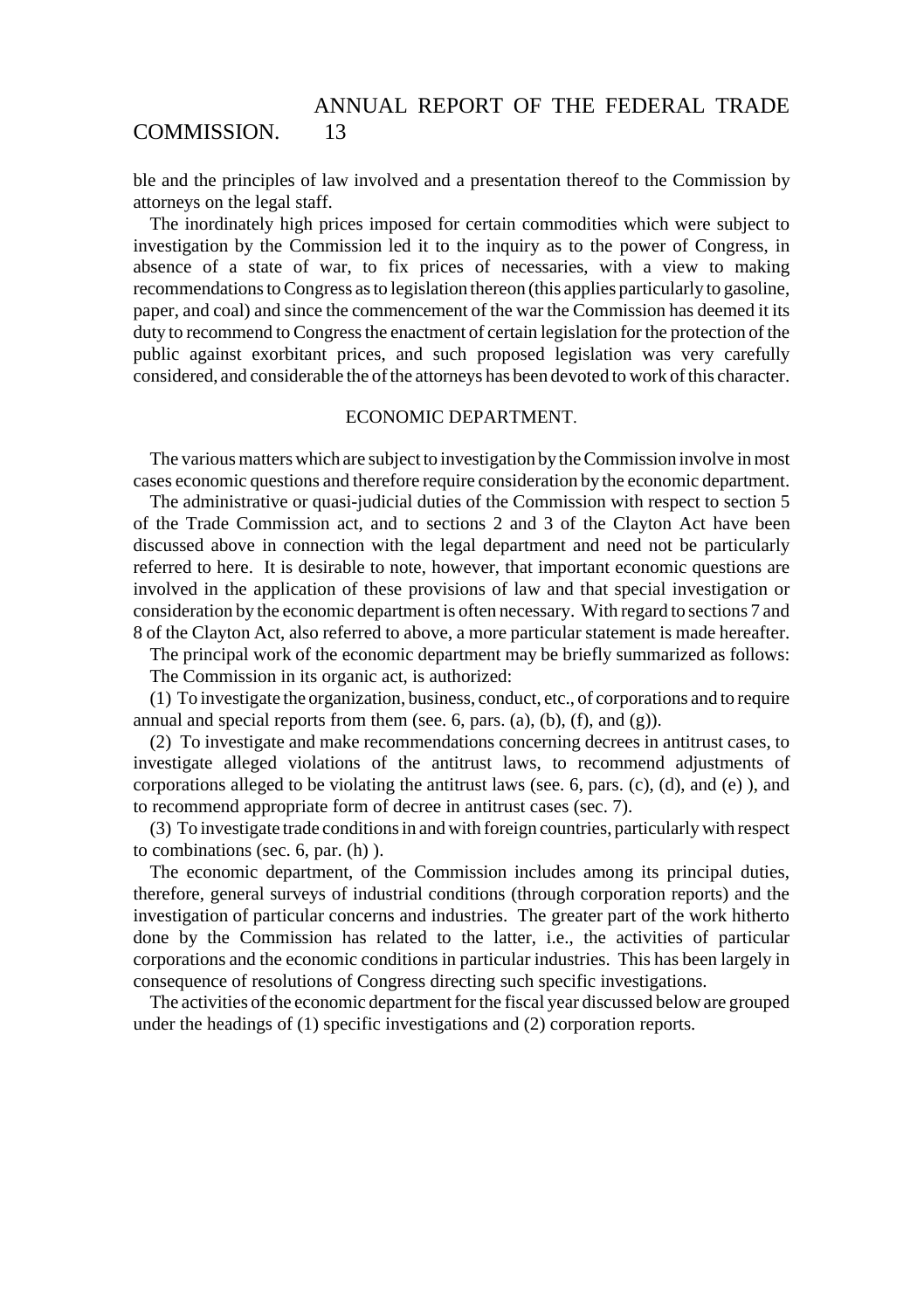ble and the principles of law involved and a presentation thereof to the Commission by attorneys on the legal staff.

The inordinately high prices imposed for certain commodities which were subject to investigation by the Commission led it to the inquiry as to the power of Congress, in absence of a state of war, to fix prices of necessaries, with a view to making recommendations to Congress as to legislation thereon (this applies particularly to gasoline, paper, and coal) and since the commencement of the war the Commission has deemed it its duty to recommend to Congress the enactment of certain legislation for the protection of the public against exorbitant prices, and such proposed legislation was very carefully considered, and considerable the of the attorneys has been devoted to work of this character.

## ECONOMIC DEPARTMENT.

The various matters which are subject to investigation by the Commission involve in most cases economic questions and therefore require consideration by the economic department.

The administrative or quasi-judicial duties of the Commission with respect to section 5 of the Trade Commission act, and to sections 2 and 3 of the Clayton Act have been discussed above in connection with the legal department and need not be particularly referred to here. It is desirable to note, however, that important economic questions are involved in the application of these provisions of law and that special investigation or consideration by the economic department is often necessary. With regard to sections 7 and 8 of the Clayton Act, also referred to above, a more particular statement is made hereafter.

The principal work of the economic department may be briefly summarized as follows:

The Commission in its organic act, is authorized:

(1) To investigate the organization, business, conduct, etc., of corporations and to require annual and special reports from them (see. 6, pars. (a), (b), (f), and (g)).

(2) To investigate and make recommendations concerning decrees in antitrust cases, to investigate alleged violations of the antitrust laws, to recommend adjustments of corporations alleged to be violating the antitrust laws (see. 6, pars. (c), (d), and (e) ), and to recommend appropriate form of decree in antitrust cases (sec. 7).

(3) To investigate trade conditions in and with foreign countries, particularly with respect to combinations (sec. 6, par. (h) ).

The economic department, of the Commission includes among its principal duties, therefore, general surveys of industrial conditions (through corporation reports) and the investigation of particular concerns and industries. The greater part of the work hitherto done by the Commission has related to the latter, i.e., the activities of particular corporations and the economic conditions in particular industries. This has been largely in consequence of resolutions of Congress directing such specific investigations.

The activities of the economic department for the fiscal year discussed below are grouped under the headings of (1) specific investigations and (2) corporation reports.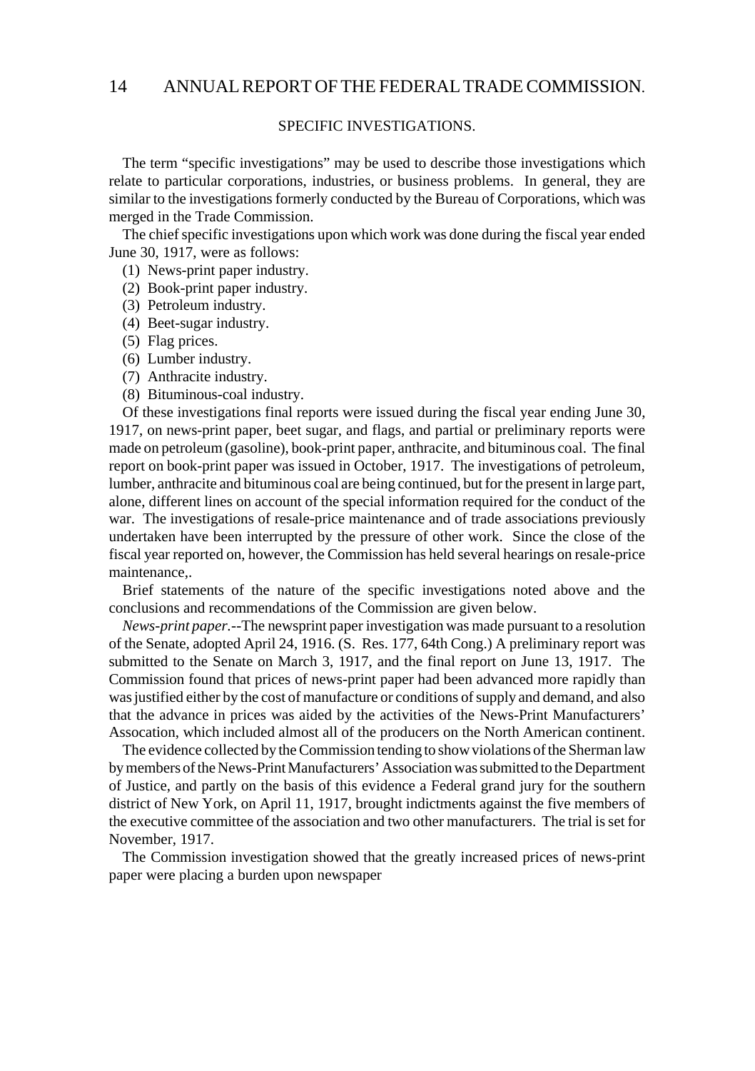## SPECIFIC INVESTIGATIONS.

The term "specific investigations" may be used to describe those investigations which relate to particular corporations, industries, or business problems. In general, they are similar to the investigations formerly conducted by the Bureau of Corporations, which was merged in the Trade Commission.

The chief specific investigations upon which work was done during the fiscal year ended June 30, 1917, were as follows:

(1) News-print paper industry.
(2) Book-print paper industry.
(3) Petroleum industry.
(4) Beet-sugar industry.
(5) Flag prices.
(6) Lumber industry.
(7) Anthracite industry.
(8) Bituminous-coal industry.

Of these investigations final reports were issued during the fiscal year ending June 30, 1917, on news-print paper, beet sugar, and flags, and partial or preliminary reports were made on petroleum (gasoline), book-print paper, anthracite, and bituminous coal. The final report on book-print paper was issued in October, 1917. The investigations of petroleum, lumber, anthracite and bituminous coal are being continued, but for the present in large part, alone, different lines on account of the special information required for the conduct of the war. The investigations of resale-price maintenance and of trade associations previously undertaken have been interrupted by the pressure of other work. Since the close of the fiscal year reported on, however, the Commission has held several hearings on resale-price maintenance,.

Brief statements of the nature of the specific investigations noted above and the conclusions and recommendations of the Commission are given below.

*News-print paper.*--The newsprint paper investigation was made pursuant to a resolution of the Senate, adopted April 24, 1916. (S. Res. 177, 64th Cong.) A preliminary report was submitted to the Senate on March 3, 1917, and the final report on June 13, 1917. The Commission found that prices of news-print paper had been advanced more rapidly than was justified either by the cost of manufacture or conditions of supply and demand, and also that the advance in prices was aided by the activities of the News-Print Manufacturers' Assocation, which included almost all of the producers on the North American continent.

The evidence collected by the Commission tending to show violations of the Sherman law by members of the News-Print Manufacturers' Association was submitted to the Department of Justice, and partly on the basis of this evidence a Federal grand jury for the southern district of New York, on April 11, 1917, brought indictments against the five members of the executive committee of the association and two other manufacturers. The trial is set for November, 1917.

The Commission investigation showed that the greatly increased prices of news-print paper were placing a burden upon newspaper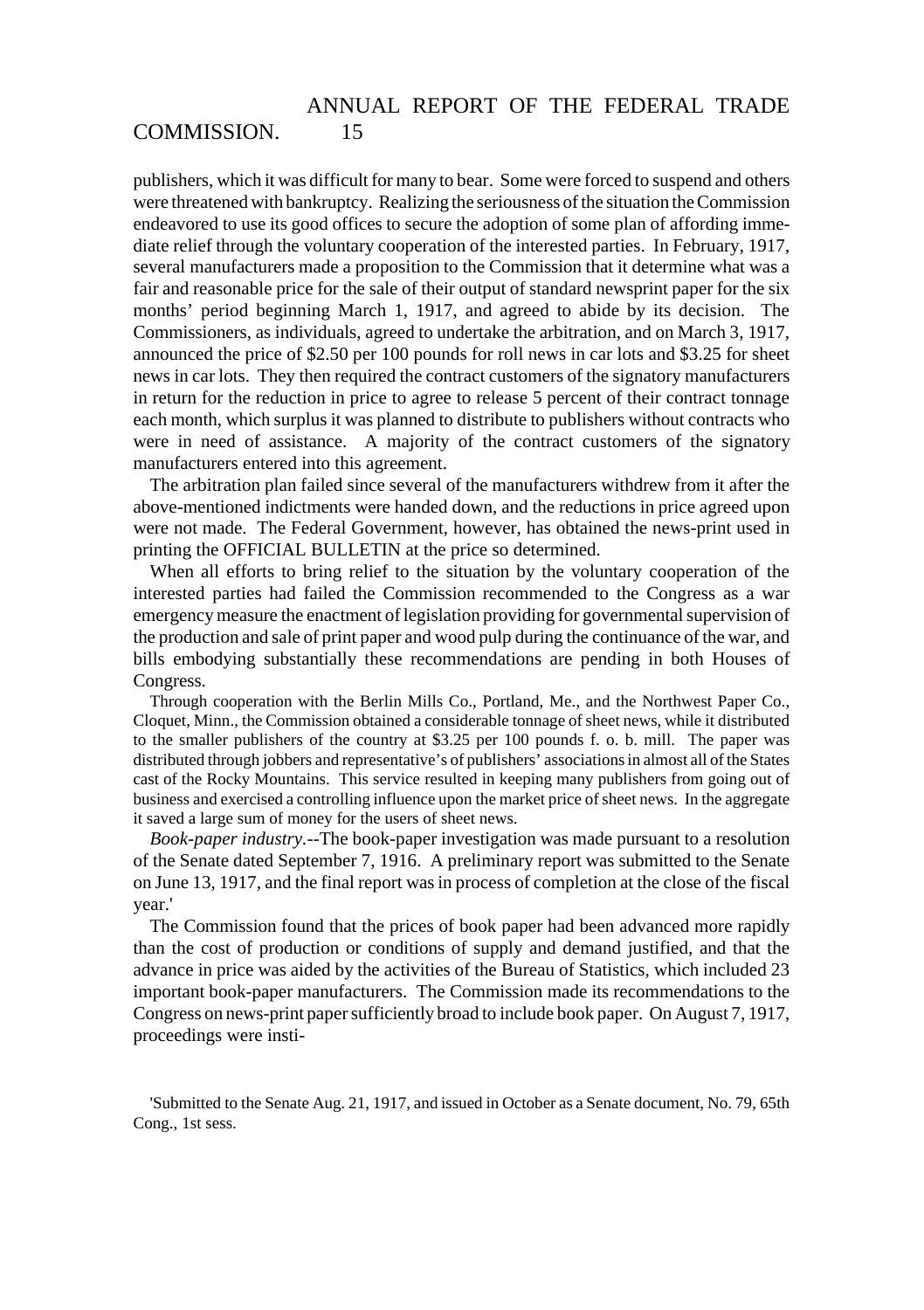publishers, which it was difficult for many to bear. Some were forced to suspend and others were threatened with bankruptcy. Realizing the seriousness of the situation the Commission endeavored to use its good offices to secure the adoption of some plan of affording immediate relief through the voluntary cooperation of the interested parties. In February, 1917, several manufacturers made a proposition to the Commission that it determine what was a fair and reasonable price for the sale of their output of standard newsprint paper for the six months' period beginning March 1, 1917, and agreed to abide by its decision. The Commissioners, as individuals, agreed to undertake the arbitration, and on March 3, 1917, announced the price of $2.50 per 100 pounds for roll news in car lots and $3.25 for sheet news in car lots. They then required the contract customers of the signatory manufacturers in return for the reduction in price to agree to release 5 percent of their contract tonnage each month, which surplus it was planned to distribute to publishers without contracts who were in need of assistance. A majority of the contract customers of the signatory manufacturers entered into this agreement.

The arbitration plan failed since several of the manufacturers withdrew from it after the above-mentioned indictments were handed down, and the reductions in price agreed upon were not made. The Federal Government, however, has obtained the news-print used in printing the OFFICIAL BULLETIN at the price so determined.

When all efforts to bring relief to the situation by the voluntary cooperation of the interested parties had failed the Commission recommended to the Congress as a war emergency measure the enactment of legislation providing for governmental supervision of the production and sale of print paper and wood pulp during the continuance of the war, and bills embodying substantially these recommendations are pending in both Houses of Congress.

Through cooperation with the Berlin Mills Co., Portland, Me., and the Northwest Paper Co., Cloquet, Minn., the Commission obtained a considerable tonnage of sheet news, while it distributed to the smaller publishers of the country at $3.25 per 100 pounds f. o. b. mill. The paper was distributed through jobbers and representative's of publishers' associations in almost all of the States cast of the Rocky Mountains. This service resulted in keeping many publishers from going out of business and exercised a controlling influence upon the market price of sheet news. In the aggregate it saved a large sum of money for the users of sheet news.

*Book-paper industry.*--The book-paper investigation was made pursuant to a resolution of the Senate dated September 7, 1916. A preliminary report was submitted to the Senate on June 13, 1917, and the final report was in process of completion at the close of the fiscal year.'

The Commission found that the prices of book paper had been advanced more rapidly than the cost of production or conditions of supply and demand justified, and that the advance in price was aided by the activities of the Bureau of Statistics, which included 23 important book-paper manufacturers. The Commission made its recommendations to the Congress on news-print paper sufficiently broad to include book paper. On August 7, 1917, proceedings were insti-

'Submitted to the Senate Aug. 21, 1917, and issued in October as a Senate document, No. 79, 65th Cong., 1st sess.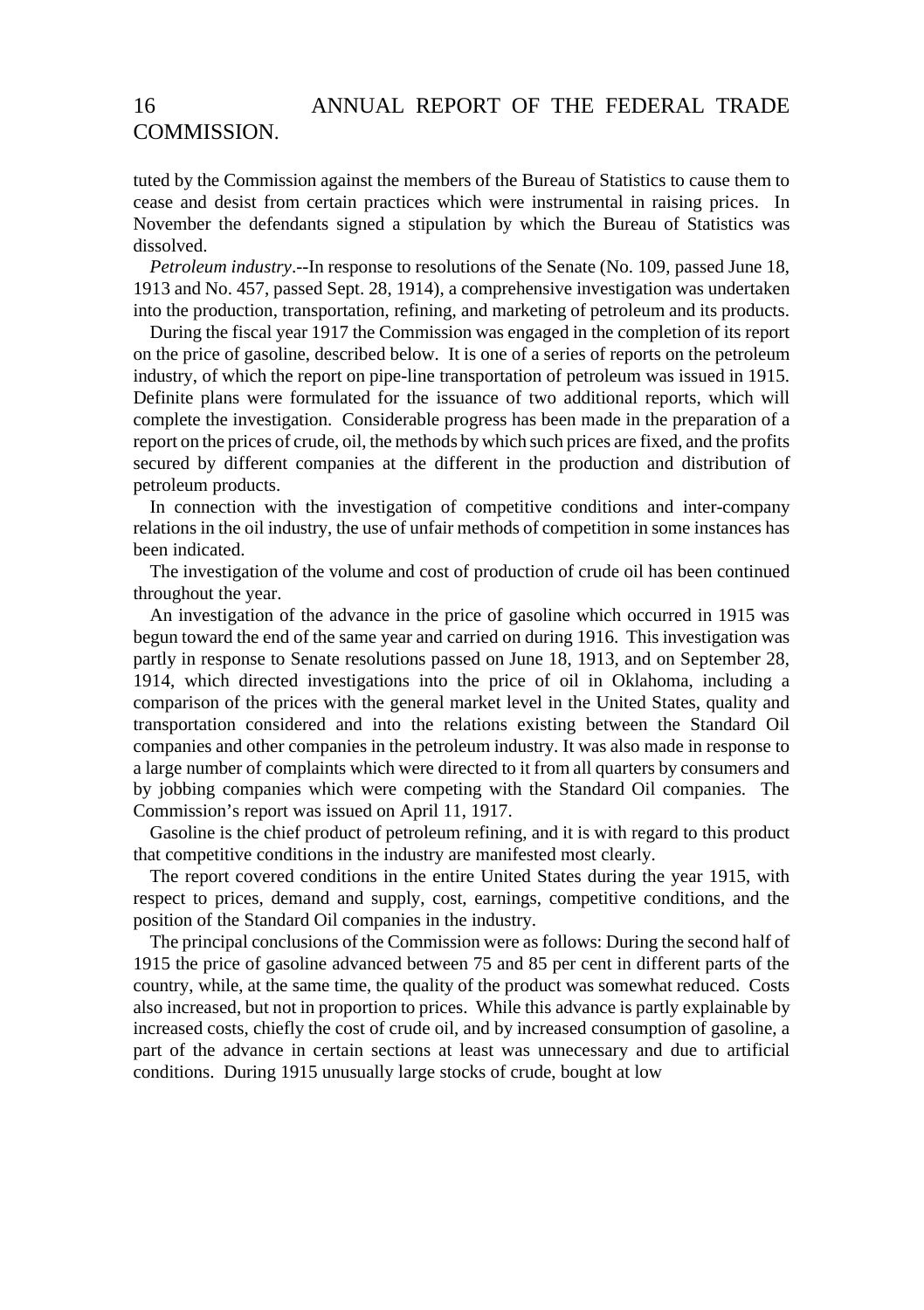tuted by the Commission against the members of the Bureau of Statistics to cause them to cease and desist from certain practices which were instrumental in raising prices. In November the defendants signed a stipulation by which the Bureau of Statistics was dissolved.

*Petroleum industry*.--In response to resolutions of the Senate (No. 109, passed June 18, 1913 and No. 457, passed Sept. 28, 1914), a comprehensive investigation was undertaken into the production, transportation, refining, and marketing of petroleum and its products.

During the fiscal year 1917 the Commission was engaged in the completion of its report on the price of gasoline, described below. It is one of a series of reports on the petroleum industry, of which the report on pipe-line transportation of petroleum was issued in 1915. Definite plans were formulated for the issuance of two additional reports, which will complete the investigation. Considerable progress has been made in the preparation of a report on the prices of crude, oil, the methods by which such prices are fixed, and the profits secured by different companies at the different in the production and distribution of petroleum products.

In connection with the investigation of competitive conditions and inter-company relations in the oil industry, the use of unfair methods of competition in some instances has been indicated.

The investigation of the volume and cost of production of crude oil has been continued throughout the year.

An investigation of the advance in the price of gasoline which occurred in 1915 was begun toward the end of the same year and carried on during 1916. This investigation was partly in response to Senate resolutions passed on June 18, 1913, and on September 28, 1914, which directed investigations into the price of oil in Oklahoma, including a comparison of the prices with the general market level in the United States, quality and transportation considered and into the relations existing between the Standard Oil companies and other companies in the petroleum industry. It was also made in response to a large number of complaints which were directed to it from all quarters by consumers and by jobbing companies which were competing with the Standard Oil companies. The Commission's report was issued on April 11, 1917.

Gasoline is the chief product of petroleum refining, and it is with regard to this product that competitive conditions in the industry are manifested most clearly.

The report covered conditions in the entire United States during the year 1915, with respect to prices, demand and supply, cost, earnings, competitive conditions, and the position of the Standard Oil companies in the industry.

The principal conclusions of the Commission were as follows: During the second half of 1915 the price of gasoline advanced between 75 and 85 per cent in different parts of the country, while, at the same time, the quality of the product was somewhat reduced. Costs also increased, but not in proportion to prices. While this advance is partly explainable by increased costs, chiefly the cost of crude oil, and by increased consumption of gasoline, a part of the advance in certain sections at least was unnecessary and due to artificial conditions. During 1915 unusually large stocks of crude, bought at low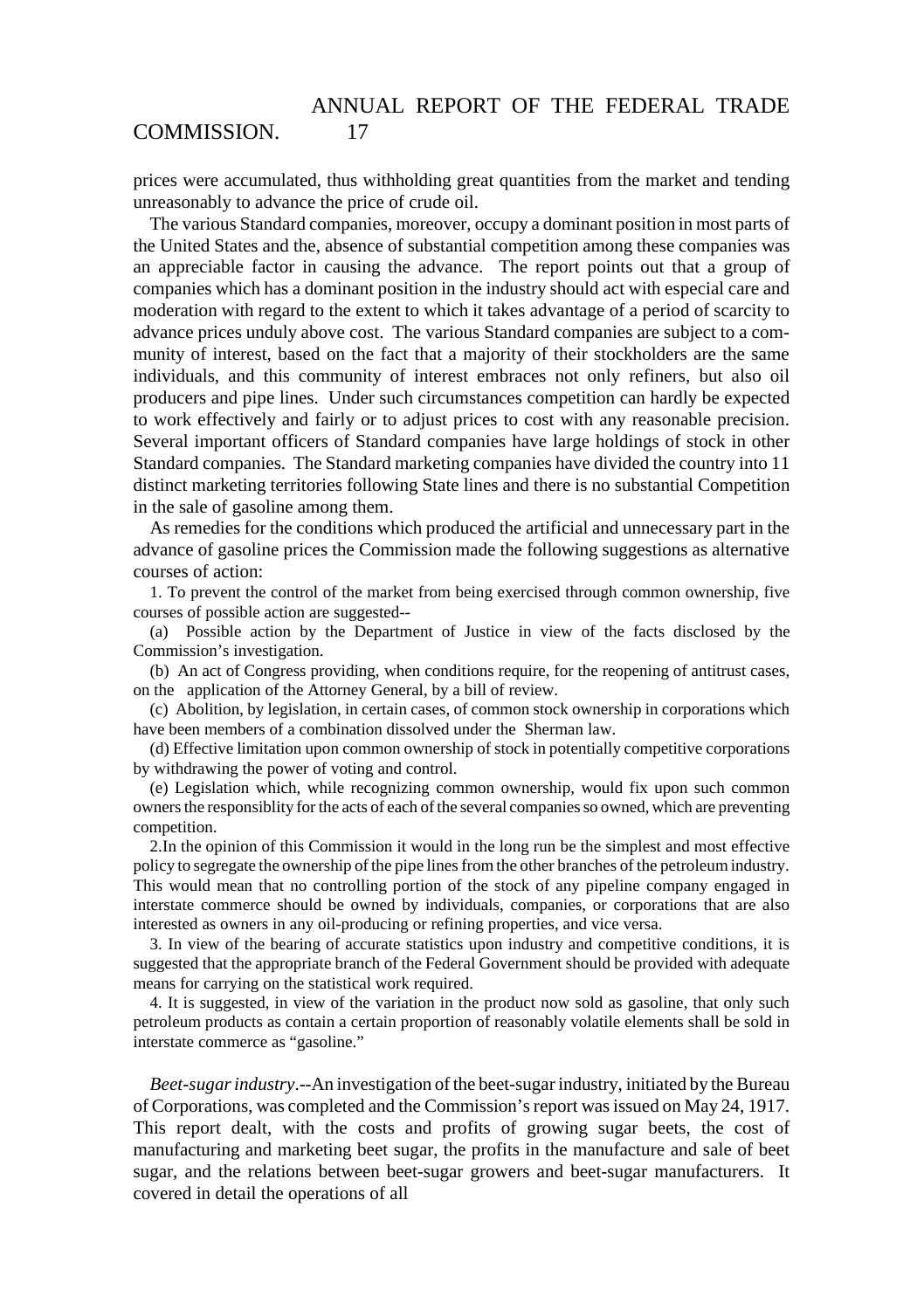prices were accumulated, thus withholding great quantities from the market and tending unreasonably to advance the price of crude oil.

The various Standard companies, moreover, occupy a dominant position in most parts of the United States and the, absence of substantial competition among these companies was an appreciable factor in causing the advance. The report points out that a group of companies which has a dominant position in the industry should act with especial care and moderation with regard to the extent to which it takes advantage of a period of scarcity to advance prices unduly above cost. The various Standard companies are subject to a community of interest, based on the fact that a majority of their stockholders are the same individuals, and this community of interest embraces not only refiners, but also oil producers and pipe lines. Under such circumstances competition can hardly be expected to work effectively and fairly or to adjust prices to cost with any reasonable precision. Several important officers of Standard companies have large holdings of stock in other Standard companies. The Standard marketing companies have divided the country into 11 distinct marketing territories following State lines and there is no substantial Competition in the sale of gasoline among them.

As remedies for the conditions which produced the artificial and unnecessary part in the advance of gasoline prices the Commission made the following suggestions as alternative courses of action:

1. To prevent the control of the market from being exercised through common ownership, five courses of possible action are suggested--

(a) Possible action by the Department of Justice in view of the facts disclosed by the Commission's investigation.

(b) An act of Congress providing, when conditions require, for the reopening of antitrust cases, on the application of the Attorney General, by a bill of review.

(c) Abolition, by legislation, in certain cases, of common stock ownership in corporations which have been members of a combination dissolved under the Sherman law.

(d) Effective limitation upon common ownership of stock in potentially competitive corporations by withdrawing the power of voting and control.

(e) Legislation which, while recognizing common ownership, would fix upon such common owners the responsiblity for the acts of each of the several companies so owned, which are preventing competition.

2. In the opinion of this Commission it would in the long run be the simplest and most effective policy to segregate the ownership of the pipe lines from the other branches of the petroleum industry. This would mean that no controlling portion of the stock of any pipeline company engaged in interstate commerce should be owned by individuals, companies, or corporations that are also interested as owners in any oil-producing or refining properties, and vice versa.

3. In view of the bearing of accurate statistics upon industry and competitive conditions, it is suggested that the appropriate branch of the Federal Government should be provided with adequate means for carrying on the statistical work required.

4. It is suggested, in view of the variation in the product now sold as gasoline, that only such petroleum products as contain a certain proportion of reasonably volatile elements shall be sold in interstate commerce as "gasoline."

*Beet-sugar industry*.--An investigation of the beet-sugar industry, initiated by the Bureau of Corporations, was completed and the Commission's report was issued on May 24, 1917. This report dealt, with the costs and profits of growing sugar beets, the cost of manufacturing and marketing beet sugar, the profits in the manufacture and sale of beet sugar, and the relations between beet-sugar growers and beet-sugar manufacturers. It covered in detail the operations of all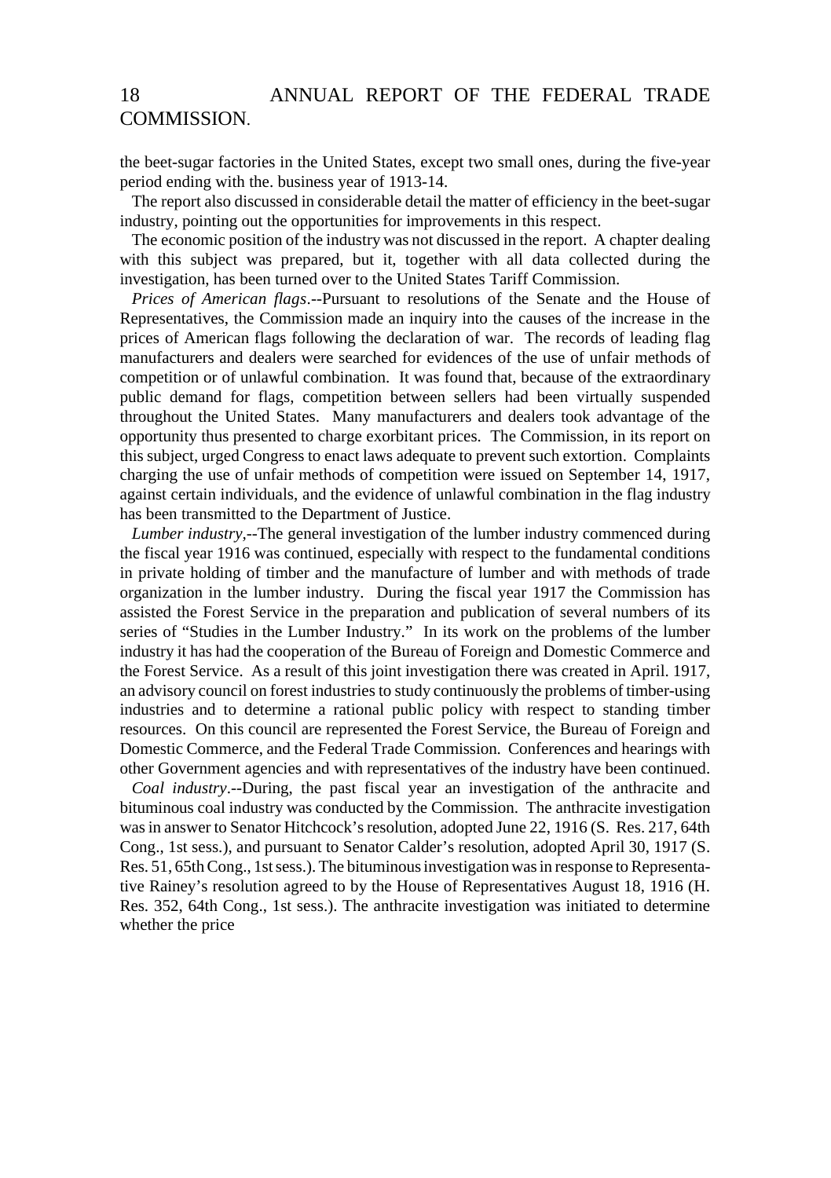the beet-sugar factories in the United States, except two small ones, during the five-year period ending with the. business year of 1913-14.

The report also discussed in considerable detail the matter of efficiency in the beet-sugar industry, pointing out the opportunities for improvements in this respect.

The economic position of the industry was not discussed in the report. A chapter dealing with this subject was prepared, but it, together with all data collected during the investigation, has been turned over to the United States Tariff Commission.

*Prices of American flags*.--Pursuant to resolutions of the Senate and the House of Representatives, the Commission made an inquiry into the causes of the increase in the prices of American flags following the declaration of war. The records of leading flag manufacturers and dealers were searched for evidences of the use of unfair methods of competition or of unlawful combination. It was found that, because of the extraordinary public demand for flags, competition between sellers had been virtually suspended throughout the United States. Many manufacturers and dealers took advantage of the opportunity thus presented to charge exorbitant prices. The Commission, in its report on this subject, urged Congress to enact laws adequate to prevent such extortion. Complaints charging the use of unfair methods of competition were issued on September 14, 1917, against certain individuals, and the evidence of unlawful combination in the flag industry has been transmitted to the Department of Justice.

*Lumber industry*,--The general investigation of the lumber industry commenced during the fiscal year 1916 was continued, especially with respect to the fundamental conditions in private holding of timber and the manufacture of lumber and with methods of trade organization in the lumber industry. During the fiscal year 1917 the Commission has assisted the Forest Service in the preparation and publication of several numbers of its series of "Studies in the Lumber Industry." In its work on the problems of the lumber industry it has had the cooperation of the Bureau of Foreign and Domestic Commerce and the Forest Service. As a result of this joint investigation there was created in April. 1917, an advisory council on forest industries to study continuously the problems of timber-using industries and to determine a rational public policy with respect to standing timber resources. On this council are represented the Forest Service, the Bureau of Foreign and Domestic Commerce, and the Federal Trade Commission. Conferences and hearings with other Government agencies and with representatives of the industry have been continued.

*Coal industry*.--During, the past fiscal year an investigation of the anthracite and bituminous coal industry was conducted by the Commission. The anthracite investigation was in answer to Senator Hitchcock's resolution, adopted June 22, 1916 (S. Res. 217, 64th Cong., 1st sess.), and pursuant to Senator Calder's resolution, adopted April 30, 1917 (S. Res. 51, 65th Cong., 1st sess.). The bituminous investigation was in response to Representative Rainey's resolution agreed to by the House of Representatives August 18, 1916 (H. Res. 352, 64th Cong., 1st sess.). The anthracite investigation was initiated to determine whether the price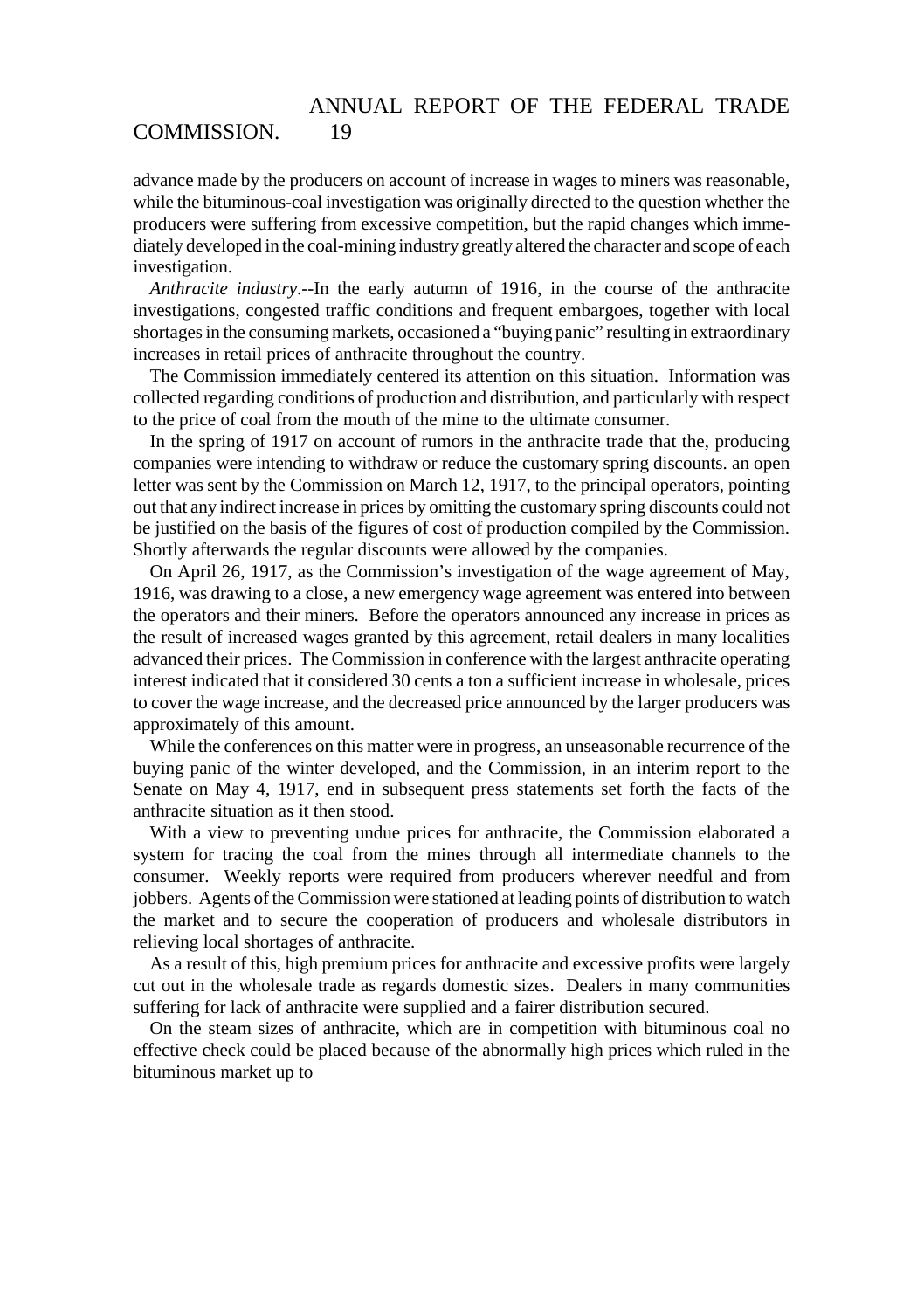advance made by the producers on account of increase in wages to miners was reasonable, while the bituminous-coal investigation was originally directed to the question whether the producers were suffering from excessive competition, but the rapid changes which immediately developed in the coal-mining industry greatly altered the character and scope of each investigation.

*Anthracite industry*.--In the early autumn of 1916, in the course of the anthracite investigations, congested traffic conditions and frequent embargoes, together with local shortages in the consuming markets, occasioned a "buying panic" resulting in extraordinary increases in retail prices of anthracite throughout the country.

The Commission immediately centered its attention on this situation. Information was collected regarding conditions of production and distribution, and particularly with respect to the price of coal from the mouth of the mine to the ultimate consumer.

In the spring of 1917 on account of rumors in the anthracite trade that the, producing companies were intending to withdraw or reduce the customary spring discounts. an open letter was sent by the Commission on March 12, 1917, to the principal operators, pointing out that any indirect increase in prices by omitting the customary spring discounts could not be justified on the basis of the figures of cost of production compiled by the Commission. Shortly afterwards the regular discounts were allowed by the companies.

On April 26, 1917, as the Commission's investigation of the wage agreement of May, 1916, was drawing to a close, a new emergency wage agreement was entered into between the operators and their miners. Before the operators announced any increase in prices as the result of increased wages granted by this agreement, retail dealers in many localities advanced their prices. The Commission in conference with the largest anthracite operating interest indicated that it considered 30 cents a ton a sufficient increase in wholesale, prices to cover the wage increase, and the decreased price announced by the larger producers was approximately of this amount.

While the conferences on this matter were in progress, an unseasonable recurrence of the buying panic of the winter developed, and the Commission, in an interim report to the Senate on May 4, 1917, end in subsequent press statements set forth the facts of the anthracite situation as it then stood.

With a view to preventing undue prices for anthracite, the Commission elaborated a system for tracing the coal from the mines through all intermediate channels to the consumer. Weekly reports were required from producers wherever needful and from jobbers. Agents of the Commission were stationed at leading points of distribution to watch the market and to secure the cooperation of producers and wholesale distributors in relieving local shortages of anthracite.

As a result of this, high premium prices for anthracite and excessive profits were largely cut out in the wholesale trade as regards domestic sizes. Dealers in many communities suffering for lack of anthracite were supplied and a fairer distribution secured.

On the steam sizes of anthracite, which are in competition with bituminous coal no effective check could be placed because of the abnormally high prices which ruled in the bituminous market up to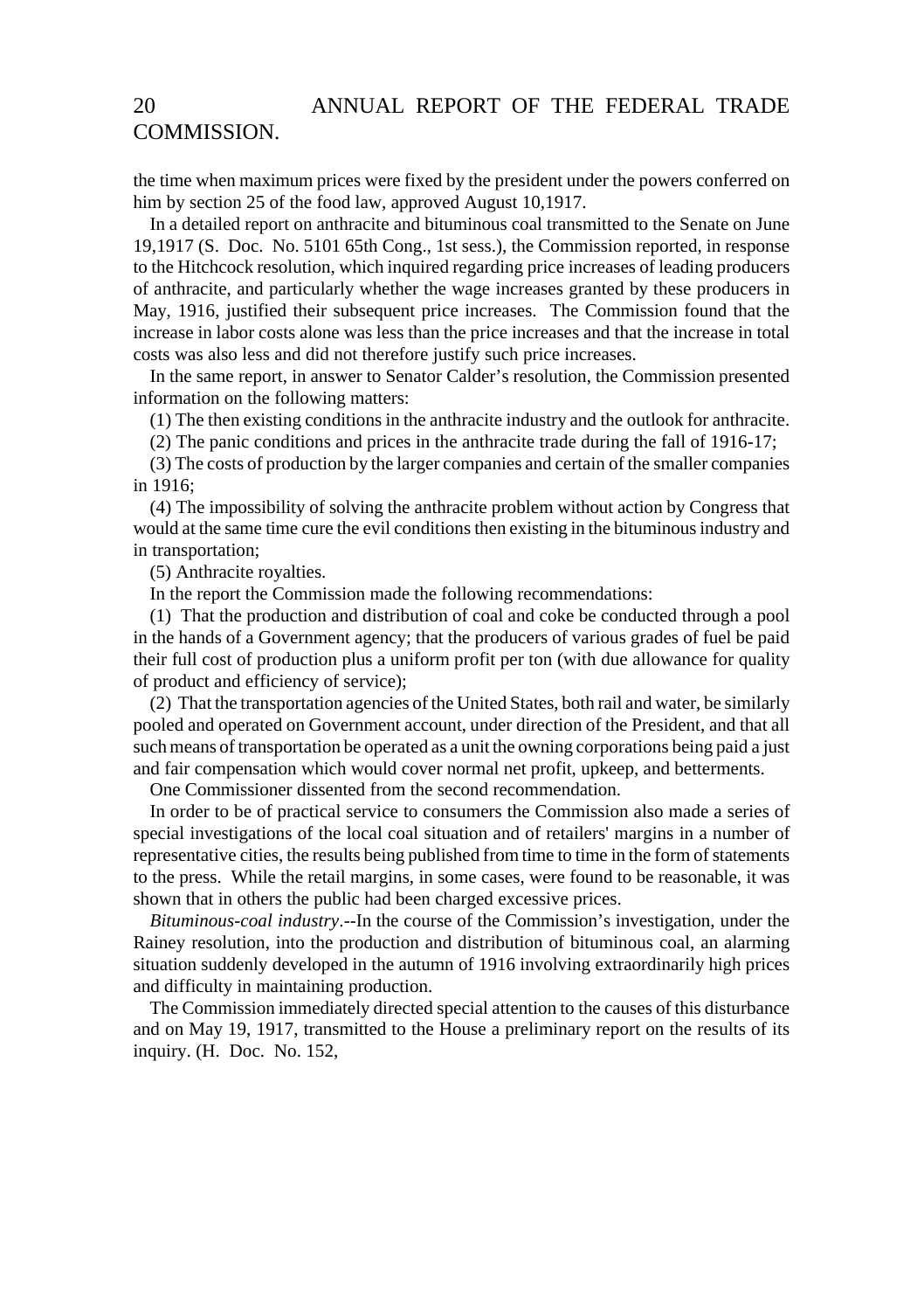the time when maximum prices were fixed by the president under the powers conferred on him by section 25 of the food law, approved August 10,1917.

In a detailed report on anthracite and bituminous coal transmitted to the Senate on June 19,1917 (S. Doc. No. 5101 65th Cong., 1st sess.), the Commission reported, in response to the Hitchcock resolution, which inquired regarding price increases of leading producers of anthracite, and particularly whether the wage increases granted by these producers in May, 1916, justified their subsequent price increases. The Commission found that the increase in labor costs alone was less than the price increases and that the increase in total costs was also less and did not therefore justify such price increases.

In the same report, in answer to Senator Calder's resolution, the Commission presented information on the following matters:

(1) The then existing conditions in the anthracite industry and the outlook for anthracite.

(2) The panic conditions and prices in the anthracite trade during the fall of 1916-17;

(3) The costs of production by the larger companies and certain of the smaller companies in 1916;

(4) The impossibility of solving the anthracite problem without action by Congress that would at the same time cure the evil conditions then existing in the bituminous industry and in transportation;

(5) Anthracite royalties.

In the report the Commission made the following recommendations:

(1) That the production and distribution of coal and coke be conducted through a pool in the hands of a Government agency; that the producers of various grades of fuel be paid their full cost of production plus a uniform profit per ton (with due allowance for quality of product and efficiency of service);

(2) That the transportation agencies of the United States, both rail and water, be similarly pooled and operated on Government account, under direction of the President, and that all such means of transportation be operated as a unit the owning corporations being paid a just and fair compensation which would cover normal net profit, upkeep, and betterments.

One Commissioner dissented from the second recommendation.

In order to be of practical service to consumers the Commission also made a series of special investigations of the local coal situation and of retailers' margins in a number of representative cities, the results being published from time to time in the form of statements to the press. While the retail margins, in some cases, were found to be reasonable, it was shown that in others the public had been charged excessive prices.

*Bituminous-coal industry*.--In the course of the Commission's investigation, under the Rainey resolution, into the production and distribution of bituminous coal, an alarming situation suddenly developed in the autumn of 1916 involving extraordinarily high prices and difficulty in maintaining production.

The Commission immediately directed special attention to the causes of this disturbance and on May 19, 1917, transmitted to the House a preliminary report on the results of its inquiry. (H. Doc. No. 152,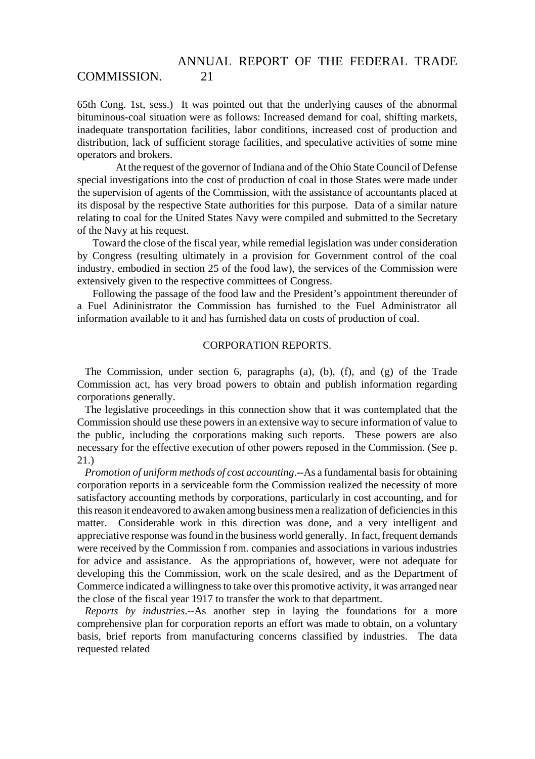65th Cong. 1st, sess.) It was pointed out that the underlying causes of the abnormal bituminous-coal situation were as follows: Increased demand for coal, shifting markets, inadequate transportation facilities, labor conditions, increased cost of production and distribution, lack of sufficient storage facilities, and speculative activities of some mine operators and brokers.

At the request of the governor of Indiana and of the Ohio State Council of Defense special investigations into the cost of production of coal in those States were made under the supervision of agents of the Commission, with the assistance of accountants placed at its disposal by the respective State authorities for this purpose. Data of a similar nature relating to coal for the United States Navy were compiled and submitted to the Secretary of the Navy at his request.

Toward the close of the fiscal year, while remedial legislation was under consideration by Congress (resulting ultimately in a provision for Government control of the coal industry, embodied in section 25 of the food law), the services of the Commission were extensively given to the respective committees of Congress.

Following the passage of the food law and the President's appointment thereunder of a Fuel Adininistrator the Commission has furnished to the Fuel Administrator all information available to it and has furnished data on costs of production of coal.

## CORPORATION REPORTS.

The Commission, under section 6, paragraphs (a), (b), (f), and (g) of the Trade Commission act, has very broad powers to obtain and publish information regarding corporations generally.

The legislative proceedings in this connection show that it was contemplated that the Commission should use these powers in an extensive way to secure information of value to the public, including the corporations making such reports. These powers are also necessary for the effective execution of other powers reposed in the Commission. (See p. 21.)

*Promotion of uniform methods of cost accounting*.--As a fundamental basis for obtaining corporation reports in a serviceable form the Commission realized the necessity of more satisfactory accounting methods by corporations, particularly in cost accounting, and for this reason it endeavored to awaken among business men a realization of deficiencies in this matter. Considerable work in this direction was done, and a very intelligent and appreciative response was found in the business world generally. In fact, frequent demands were received by the Commission f rom. companies and associations in various industries for advice and assistance. As the appropriations of, however, were not adequate for developing this the Commission, work on the scale desired, and as the Department of Commerce indicated a willingness to take over this promotive activity, it was arranged near the close of the fiscal year 1917 to transfer the work to that department.

*Reports by industries*.--As another step in laying the foundations for a more comprehensive plan for corporation reports an effort was made to obtain, on a voluntary basis, brief reports from manufacturing concerns classified by industries. The data requested related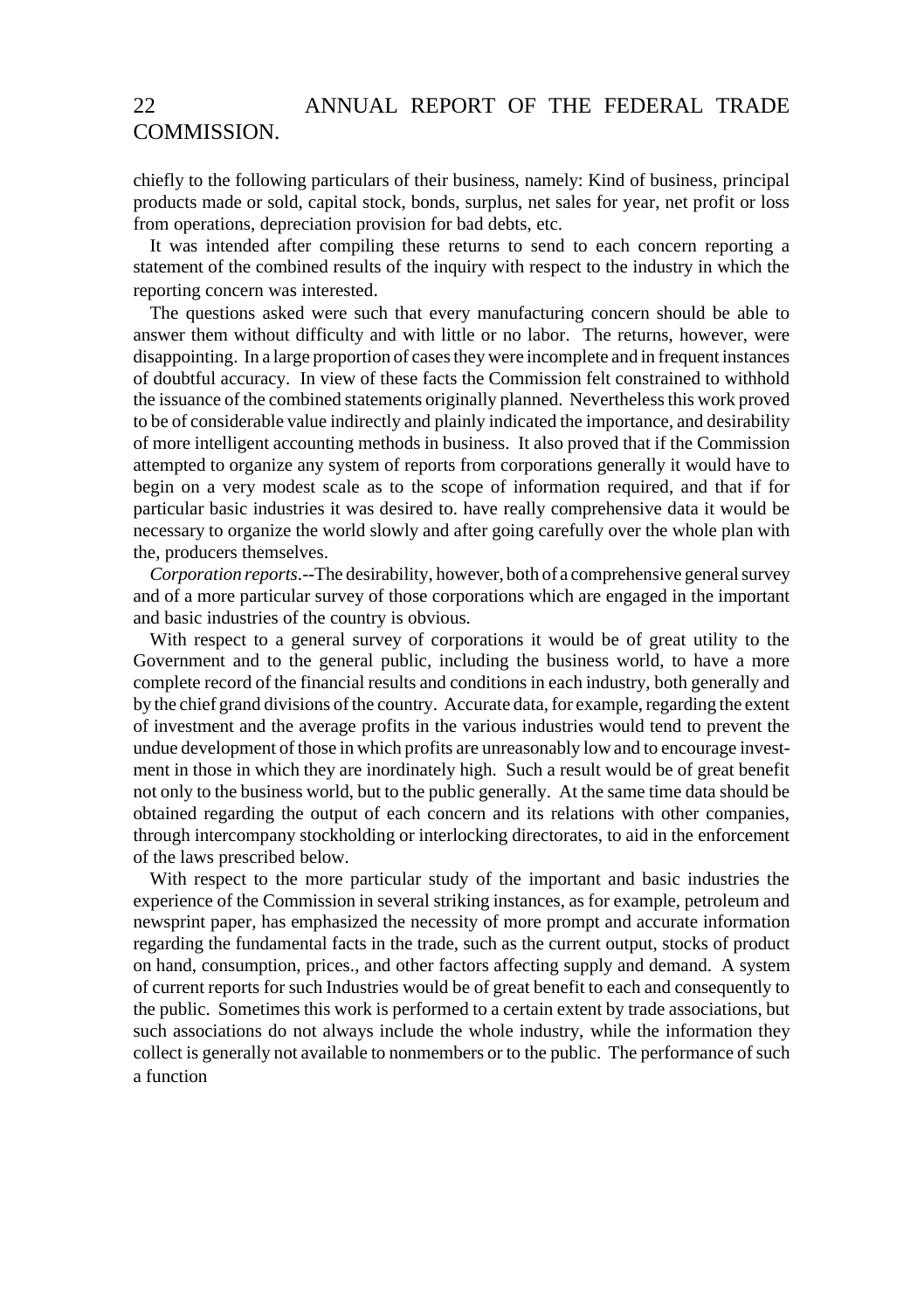chiefly to the following particulars of their business, namely: Kind of business, principal products made or sold, capital stock, bonds, surplus, net sales for year, net profit or loss from operations, depreciation provision for bad debts, etc.

It was intended after compiling these returns to send to each concern reporting a statement of the combined results of the inquiry with respect to the industry in which the reporting concern was interested.

The questions asked were such that every manufacturing concern should be able to answer them without difficulty and with little or no labor. The returns, however, were disappointing. In a large proportion of cases they were incomplete and in frequent instances of doubtful accuracy. In view of these facts the Commission felt constrained to withhold the issuance of the combined statements originally planned. Nevertheless this work proved to be of considerable value indirectly and plainly indicated the importance, and desirability of more intelligent accounting methods in business. It also proved that if the Commission attempted to organize any system of reports from corporations generally it would have to begin on a very modest scale as to the scope of information required, and that if for particular basic industries it was desired to. have really comprehensive data it would be necessary to organize the world slowly and after going carefully over the whole plan with the, producers themselves.

*Corporation reports*.--The desirability, however, both of a comprehensive general survey and of a more particular survey of those corporations which are engaged in the important and basic industries of the country is obvious.

With respect to a general survey of corporations it would be of great utility to the Government and to the general public, including the business world, to have a more complete record of the financial results and conditions in each industry, both generally and by the chief grand divisions of the country. Accurate data, for example, regarding the extent of investment and the average profits in the various industries would tend to prevent the undue development of those in which profits are unreasonably low and to encourage investment in those in which they are inordinately high. Such a result would be of great benefit not only to the business world, but to the public generally. At the same time data should be obtained regarding the output of each concern and its relations with other companies, through intercompany stockholding or interlocking directorates, to aid in the enforcement of the laws prescribed below.

With respect to the more particular study of the important and basic industries the experience of the Commission in several striking instances, as for example, petroleum and newsprint paper, has emphasized the necessity of more prompt and accurate information regarding the fundamental facts in the trade, such as the current output, stocks of product on hand, consumption, prices., and other factors affecting supply and demand. A system of current reports for such Industries would be of great benefit to each and consequently to the public. Sometimes this work is performed to a certain extent by trade associations, but such associations do not always include the whole industry, while the information they collect is generally not available to nonmembers or to the public. The performance of such a function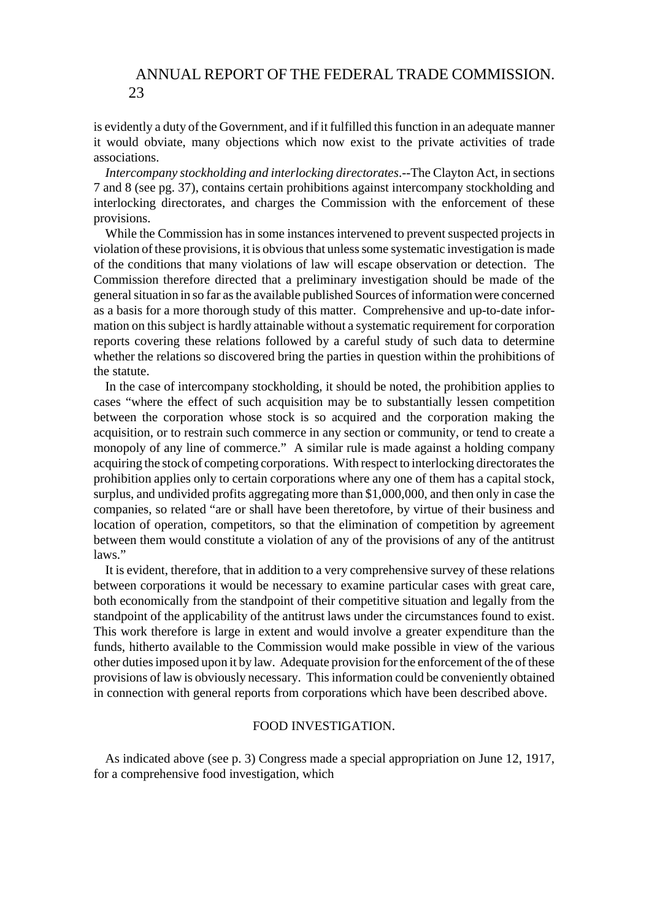is evidently a duty of the Government, and if it fulfilled this function in an adequate manner it would obviate, many objections which now exist to the private activities of trade associations.

*Intercompany stockholding and interlocking directorates*.--The Clayton Act, in sections 7 and 8 (see pg. 37), contains certain prohibitions against intercompany stockholding and interlocking directorates, and charges the Commission with the enforcement of these provisions.

While the Commission has in some instances intervened to prevent suspected projects in violation of these provisions, it is obvious that unless some systematic investigation is made of the conditions that many violations of law will escape observation or detection. The Commission therefore directed that a preliminary investigation should be made of the general situation in so far as the available published Sources of information were concerned as a basis for a more thorough study of this matter. Comprehensive and up-to-date information on this subject is hardly attainable without a systematic requirement for corporation reports covering these relations followed by a careful study of such data to determine whether the relations so discovered bring the parties in question within the prohibitions of the statute.

In the case of intercompany stockholding, it should be noted, the prohibition applies to cases "where the effect of such acquisition may be to substantially lessen competition between the corporation whose stock is so acquired and the corporation making the acquisition, or to restrain such commerce in any section or community, or tend to create a monopoly of any line of commerce." A similar rule is made against a holding company acquiring the stock of competing corporations. With respect to interlocking directorates the prohibition applies only to certain corporations where any one of them has a capital stock, surplus, and undivided profits aggregating more than $1,000,000, and then only in case the companies, so related "are or shall have been theretofore, by virtue of their business and location of operation, competitors, so that the elimination of competition by agreement between them would constitute a violation of any of the provisions of any of the antitrust laws."

It is evident, therefore, that in addition to a very comprehensive survey of these relations between corporations it would be necessary to examine particular cases with great care, both economically from the standpoint of their competitive situation and legally from the standpoint of the applicability of the antitrust laws under the circumstances found to exist. This work therefore is large in extent and would involve a greater expenditure than the funds, hitherto available to the Commission would make possible in view of the various other duties imposed upon it by law. Adequate provision for the enforcement of the of these provisions of law is obviously necessary. This information could be conveniently obtained in connection with general reports from corporations which have been described above.

## FOOD INVESTIGATION.

As indicated above (see p. 3) Congress made a special appropriation on June 12, 1917, for a comprehensive food investigation, which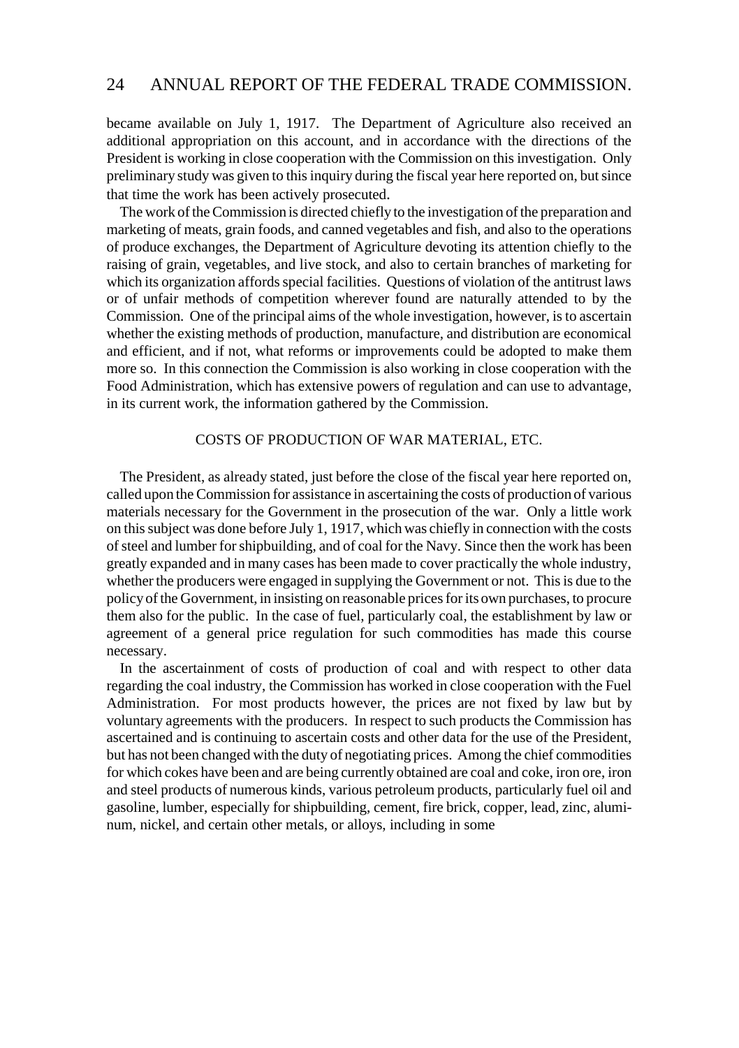became available on July 1, 1917. The Department of Agriculture also received an additional appropriation on this account, and in accordance with the directions of the President is working in close cooperation with the Commission on this investigation. Only preliminary study was given to this inquiry during the fiscal year here reported on, but since that time the work has been actively prosecuted.

The work of the Commission is directed chiefly to the investigation of the preparation and marketing of meats, grain foods, and canned vegetables and fish, and also to the operations of produce exchanges, the Department of Agriculture devoting its attention chiefly to the raising of grain, vegetables, and live stock, and also to certain branches of marketing for which its organization affords special facilities. Questions of violation of the antitrust laws or of unfair methods of competition wherever found are naturally attended to by the Commission. One of the principal aims of the whole investigation, however, is to ascertain whether the existing methods of production, manufacture, and distribution are economical and efficient, and if not, what reforms or improvements could be adopted to make them more so. In this connection the Commission is also working in close cooperation with the Food Administration, which has extensive powers of regulation and can use to advantage, in its current work, the information gathered by the Commission.

## COSTS OF PRODUCTION OF WAR MATERIAL, ETC.

The President, as already stated, just before the close of the fiscal year here reported on, called upon the Commission for assistance in ascertaining the costs of production of various materials necessary for the Government in the prosecution of the war. Only a little work on this subject was done before July 1, 1917, which was chiefly in connection with the costs of steel and lumber for shipbuilding, and of coal for the Navy. Since then the work has been greatly expanded and in many cases has been made to cover practically the whole industry, whether the producers were engaged in supplying the Government or not. This is due to the policy of the Government, in insisting on reasonable prices for its own purchases, to procure them also for the public. In the case of fuel, particularly coal, the establishment by law or agreement of a general price regulation for such commodities has made this course necessary.

In the ascertainment of costs of production of coal and with respect to other data regarding the coal industry, the Commission has worked in close cooperation with the Fuel Administration. For most products however, the prices are not fixed by law but by voluntary agreements with the producers. In respect to such products the Commission has ascertained and is continuing to ascertain costs and other data for the use of the President, but has not been changed with the duty of negotiating prices. Among the chief commodities for which cokes have been and are being currently obtained are coal and coke, iron ore, iron and steel products of numerous kinds, various petroleum products, particularly fuel oil and gasoline, lumber, especially for shipbuilding, cement, fire brick, copper, lead, zinc, aluminum, nickel, and certain other metals, or alloys, including in some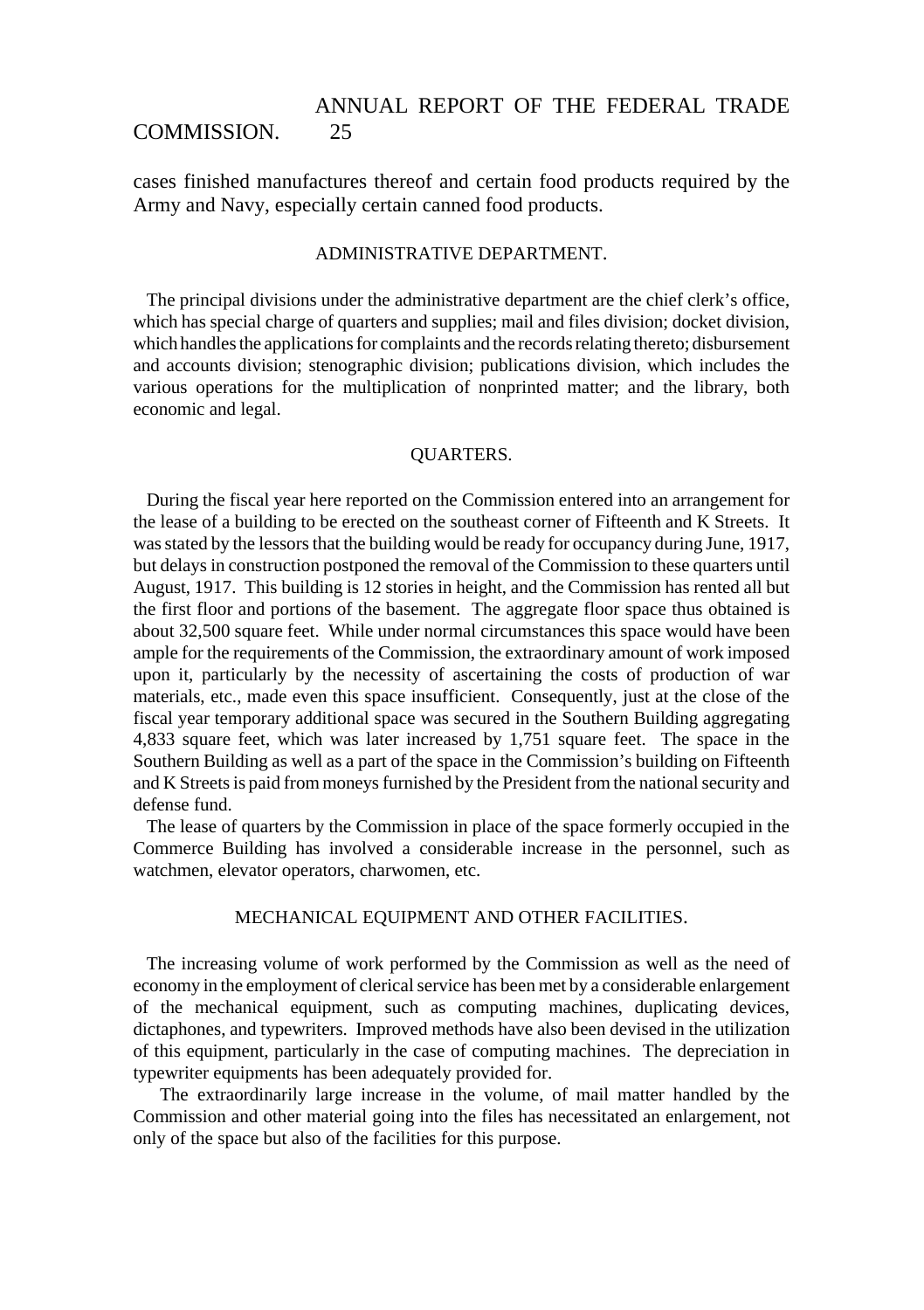cases finished manufactures thereof and certain food products required by the Army and Navy, especially certain canned food products.

## ADMINISTRATIVE DEPARTMENT.

The principal divisions under the administrative department are the chief clerk's office, which has special charge of quarters and supplies; mail and files division; docket division, which handles the applications for complaints and the records relating thereto; disbursement and accounts division; stenographic division; publications division, which includes the various operations for the multiplication of nonprinted matter; and the library, both economic and legal.

## QUARTERS.

During the fiscal year here reported on the Commission entered into an arrangement for the lease of a building to be erected on the southeast corner of Fifteenth and K Streets. It was stated by the lessors that the building would be ready for occupancy during June, 1917, but delays in construction postponed the removal of the Commission to these quarters until August, 1917. This building is 12 stories in height, and the Commission has rented all but the first floor and portions of the basement. The aggregate floor space thus obtained is about 32,500 square feet. While under normal circumstances this space would have been ample for the requirements of the Commission, the extraordinary amount of work imposed upon it, particularly by the necessity of ascertaining the costs of production of war materials, etc., made even this space insufficient. Consequently, just at the close of the fiscal year temporary additional space was secured in the Southern Building aggregating 4,833 square feet, which was later increased by 1,751 square feet. The space in the Southern Building as well as a part of the space in the Commission's building on Fifteenth and K Streets is paid from moneys furnished by the President from the national security and defense fund.

The lease of quarters by the Commission in place of the space formerly occupied in the Commerce Building has involved a considerable increase in the personnel, such as watchmen, elevator operators, charwomen, etc.

## MECHANICAL EQUIPMENT AND OTHER FACILITIES.

The increasing volume of work performed by the Commission as well as the need of economy in the employment of clerical service has been met by a considerable enlargement of the mechanical equipment, such as computing machines, duplicating devices, dictaphones, and typewriters. Improved methods have also been devised in the utilization of this equipment, particularly in the case of computing machines. The depreciation in typewriter equipments has been adequately provided for.

The extraordinarily large increase in the volume, of mail matter handled by the Commission and other material going into the files has necessitated an enlargement, not only of the space but also of the facilities for this purpose.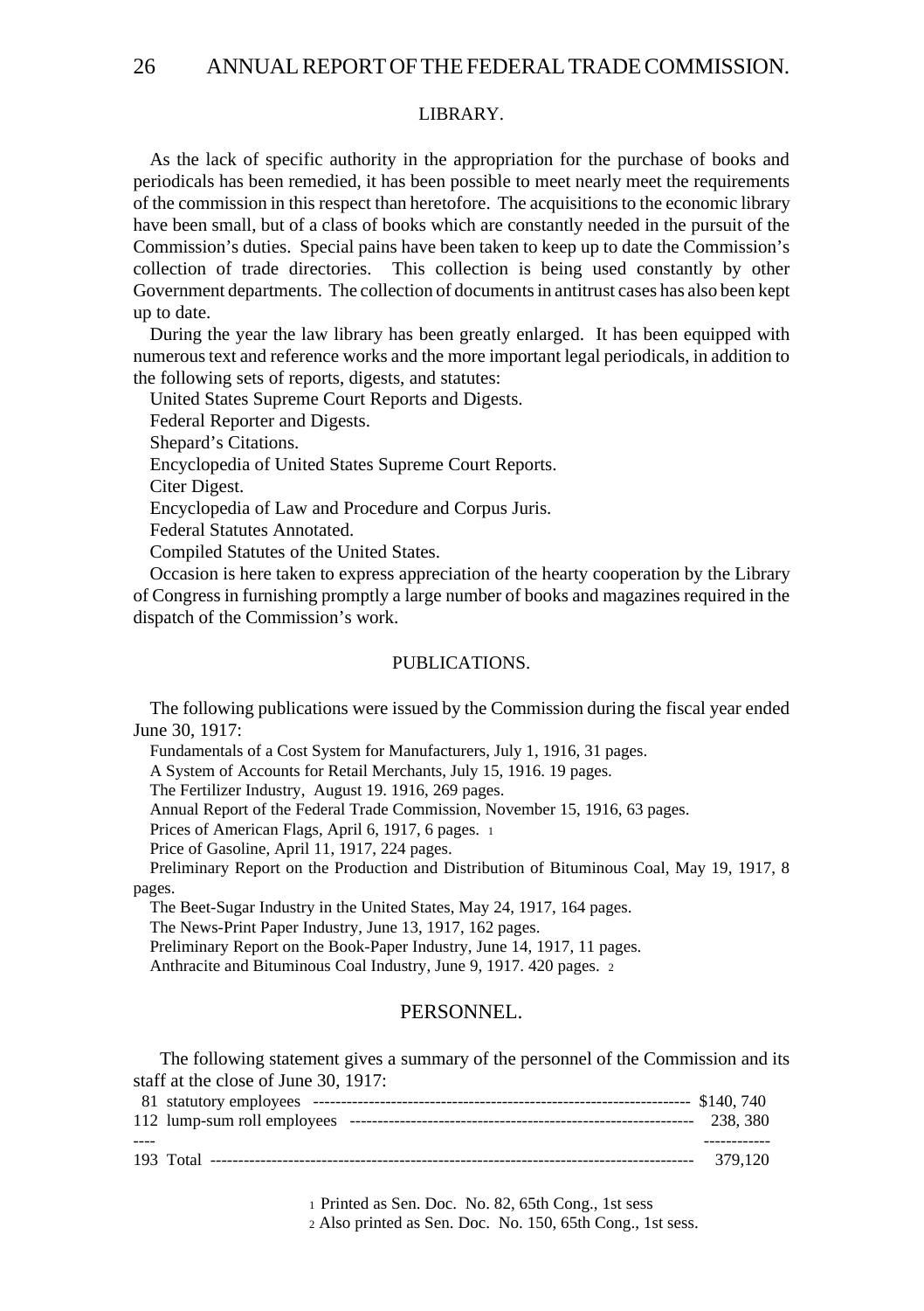## LIBRARY.

As the lack of specific authority in the appropriation for the purchase of books and periodicals has been remedied, it has been possible to meet nearly meet the requirements of the commission in this respect than heretofore. The acquisitions to the economic library have been small, but of a class of books which are constantly needed in the pursuit of the Commission's duties. Special pains have been taken to keep up to date the Commission's collection of trade directories. This collection is being used constantly by other Government departments. The collection of documents in antitrust cases has also been kept up to date.

During the year the law library has been greatly enlarged. It has been equipped with numerous text and reference works and the more important legal periodicals, in addition to the following sets of reports, digests, and statutes:

United States Supreme Court Reports and Digests.

Federal Reporter and Digests.

Shepard's Citations.

Encyclopedia of United States Supreme Court Reports.

Citer Digest.

Encyclopedia of Law and Procedure and Corpus Juris.

Federal Statutes Annotated.

Compiled Statutes of the United States.

Occasion is here taken to express appreciation of the hearty cooperation by the Library of Congress in furnishing promptly a large number of books and magazines required in the dispatch of the Commission's work.

## PUBLICATIONS.

The following publications were issued by the Commission during the fiscal year ended June 30, 1917:

Fundamentals of a Cost System for Manufacturers, July 1, 1916, 31 pages.

A System of Accounts for Retail Merchants, July 15, 1916. 19 pages.

The Fertilizer Industry, August 19. 1916, 269 pages.

Annual Report of the Federal Trade Commission, November 15, 1916, 63 pages.

Prices of American Flags, April 6, 1917, 6 pages. [1]

Price of Gasoline, April 11, 1917, 224 pages.

Preliminary Report on the Production and Distribution of Bituminous Coal, May 19, 1917, 8 pages.

The Beet-Sugar Industry in the United States, May 24, 1917, 164 pages.

The News-Print Paper Industry, June 13, 1917, 162 pages.

Preliminary Report on the Book-Paper Industry, June 14, 1917, 11 pages.

Anthracite and Bituminous Coal Industry, June 9, 1917. 420 pages. [2]

## PERSONNEL.

The following statement gives a summary of the personnel of the Commission and its staff at the close of June 30, 1917:

| | | |
|---|---|---|
| 81 | statutory employees | $140, 740 |
| 112 | lump-sum roll employees | 238, 380 |
| 193 | Total | 379,120 |

[1] Printed as Sen. Doc. No. 82, 65th Cong., 1st sess

[2] Also printed as Sen. Doc. No. 150, 65th Cong., 1st sess.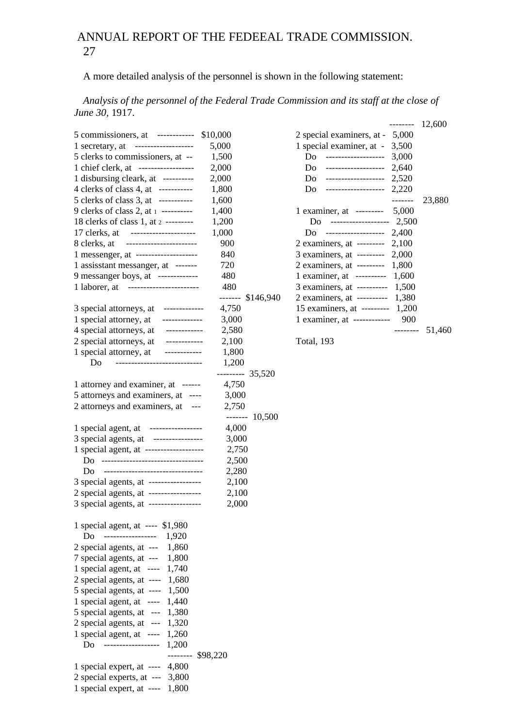A more detailed analysis of the personnel is shown in the following statement:

*Analysis of the personnel of the Federal Trade Commission and its staff at the close of June 30,* 1917.

| Position | Salary | Total |
|---|---|---|
| 5 commissioners, at | $10,000 | |
| 1 secretary, at | 5,000 | |
| 5 clerks to commissioners, at | 1,500 | |
| 1 chief clerk, at | 2,000 | |
| 1 disbursing cleark, at | 2,000 | |
| 4 clerks of class 4, at | 1,800 | |
| 5 clerks of class 3, at | 1,600 | |
| 9 clerks of class 2, at [1] | 1,400 | |
| 18 clerks of class 1, at [2] | 1,200 | |
| 17 clerks, at | 1,000 | |
| 8 clerks, at | 900 | |
| 1 messenger, at | 840 | |
| 1 assisstant messanger, at | 720 | |
| 9 messanger boys, at | 480 | |
| 1 laborer, at | 480 | |
| | | $146,940 |
| 3 special attorneys, at | 4,750 | |
| 1 special attorney, at | 3,000 | |
| 4 special attorneys, at | 2,580 | |
| 2 special attorneys, at | 2,100 | |
| 1 special attorney, at | 1,800 | |
| Do | 1,200 | |
| | | 35,520 |
| 1 attorney and examiner, at | 4,750 | |
| 5 attorneys and examiners, at | 3,000 | |
| 2 attorneys and examiners, at | 2,750 | |
| | | 10,500 |
| 1 special agent, at | 4,000 | |
| 3 special agents, at | 3,000 | |
| 1 special agent, at | 2,750 | |
| Do | 2,500 | |
| Do | 2,280 | |
| 3 special agents, at | 2,100 | |
| 2 special agents, at | 2,100 | |
| 3 special agents, at | 2,000 | |
| 1 special agent, at | $1,980 | |
| Do | 1,920 | |
| 2 special agents, at | 1,860 | |
| 7 special agents, at | 1,800 | |
| 1 special agent, at | 1,740 | |
| 2 special agents, at | 1,680 | |
| 5 special agents, at | 1,500 | |
| 1 special agent, at | 1,440 | |
| 5 special agents, at | 1,380 | |
| 2 special agents, at | 1,320 | |
| 1 special agent, at | 1,260 | |
| Do | 1,200 | |
| | | $98,220 |
| 1 special expert, at | 4,800 | |
| 2 special experts, at | 3,800 | |
| 1 special expert, at | 1,800 | |
| | | 12,600 |
| 2 special examiners, at | 5,000 | |
| 1 special examiner, at | 3,500 | |
| Do | 3,000 | |
| Do | 2,640 | |
| Do | 2,520 | |
| Do | 2,220 | |
| | | 23,880 |
| 1 examiner, at | 5,000 | |
| Do | 2,500 | |
| Do | 2,400 | |
| 2 examiners, at | 2,100 | |
| 3 examiners, at | 2,000 | |
| 2 examiners, at | 1,800 | |
| 1 examiner, at | 1,600 | |
| 3 examiners, at | 1,500 | |
| 2 examiners, at | 1,380 | |
| 15 examiners, at | 1,200 | |
| 1 examiner, at | 900 | |
| | | 51,460 |
| Total, 193 | | |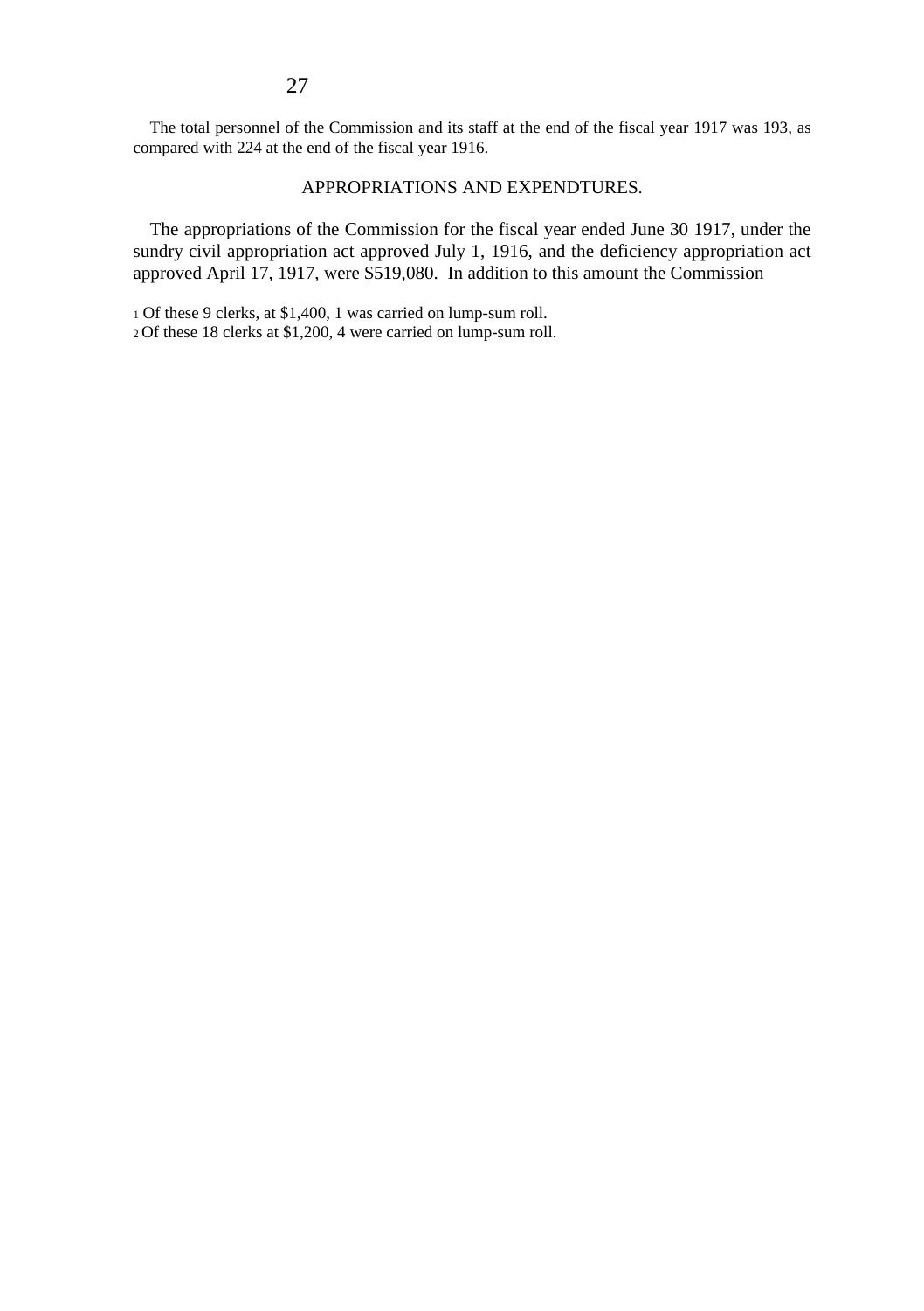The total personnel of the Commission and its staff at the end of the fiscal year 1917 was 193, as compared with 224 at the end of the fiscal year 1916.

## APPROPRIATIONS AND EXPENDTURES.

The appropriations of the Commission for the fiscal year ended June 30 1917, under the sundry civil appropriation act approved July 1, 1916, and the deficiency appropriation act approved April 17, 1917, were $519,080. In addition to this amount the Commission

[1] Of these 9 clerks, at $1,400, 1 was carried on lump-sum roll.

[2] Of these 18 clerks at $1,200, 4 were carried on lump-sum roll.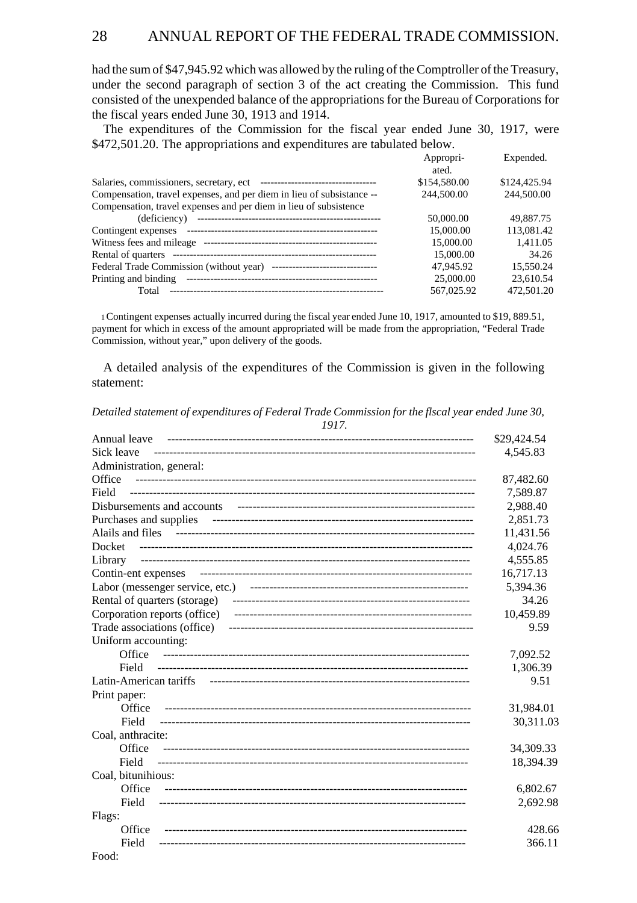had the sum of $47,945.92 which was allowed by the ruling of the Comptroller of the Treasury, under the second paragraph of section 3 of the act creating the Commission. This fund consisted of the unexpended balance of the appropriations for the Bureau of Corporations for the fiscal years ended June 30, 1913 and 1914.

The expenditures of the Commission for the fiscal year ended June 30, 1917, were $472,501.20. The appropriations and expenditures are tabulated below.

| | Appropriated. | Expended. |
|---|---|---|
| Salaries, commissioners, secretary, ect | $154,580.00 | $124,425.94 |
| Compensation, travel expenses, and per diem in lieu of subsistance | 244,500.00 | 244,500.00 |
| Compensation, travel expenses and per diem in lieu of subsistence (deficiency) | 50,000.00 | 49,887.75 |
| Contingent expenses | 15,000.00 | 113,081.42 |
| Witness fees and mileage | 15,000.00 | 1,411.05 |
| Rental of quarters | 15,000.00 | 34.26 |
| Federal Trade Commission (without year) | 47,945.92 | 15,550.24 |
| Printing and binding | 25,000.00 | 23,610.54 |
| Total | 567,025.92 | 472,501.20 |

[1] Contingent expenses actually incurred during the fiscal year ended June 10, 1917, amounted to $19, 889.51, payment for which in excess of the amount appropriated will be made from the appropriation, "Federal Trade Commission, without year," upon delivery of the goods.

A detailed analysis of the expenditures of the Commission is given in the following statement:

*Detailed statement of expenditures of Federal Trade Commission for the flscal year ended June 30, 1917.*

| | |
|---|---|
| Annual leave | $29,424.54 |
| Sick leave | 4,545.83 |
| Administration, general: | |
| Office | 87,482.60 |
| Field | 7,589.87 |
| Disbursements and accounts | 2,988.40 |
| Purchases and supplies | 2,851.73 |
| Alails and files | 11,431.56 |
| Docket | 4,024.76 |
| Library | 4,555.85 |
| Contin-ent expenses | 16,717.13 |
| Labor (messenger service, etc.) | 5,394.36 |
| Rental of quarters (storage) | 34.26 |
| Corporation reports (office) | 10,459.89 |
| Trade associations (office) | 9.59 |
| Uniform accounting: | |
| Office | 7,092.52 |
| Field | 1,306.39 |
| Latin-American tariffs | 9.51 |
| Print paper: | |
| Office | 31,984.01 |
| Field | 30,311.03 |
| Coal, anthracite: | |
| Office | 34,309.33 |
| Field | 18,394.39 |
| Coal, bitunihious: | |
| Office | 6,802.67 |
| Field | 2,692.98 |
| Flags: | |
| Office | 428.66 |
| Field | 366.11 |
| Food: | |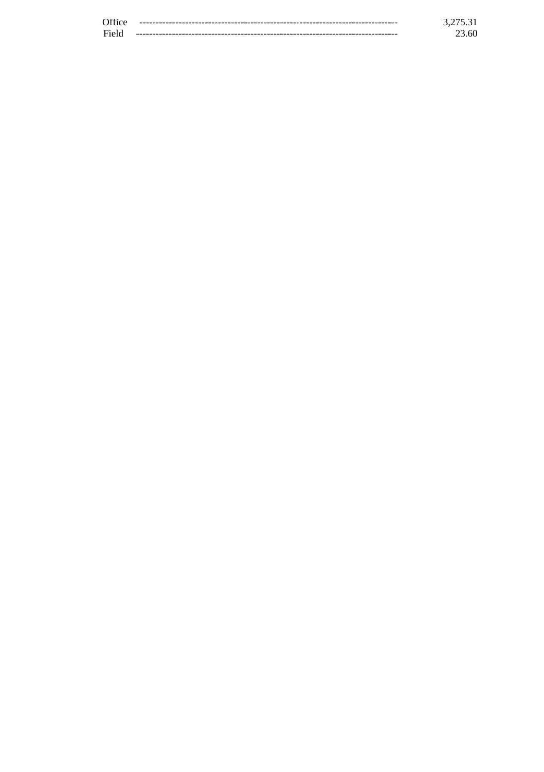| | |
|---|---|
| Office | 3,275.31 |
| Field | 23.60 |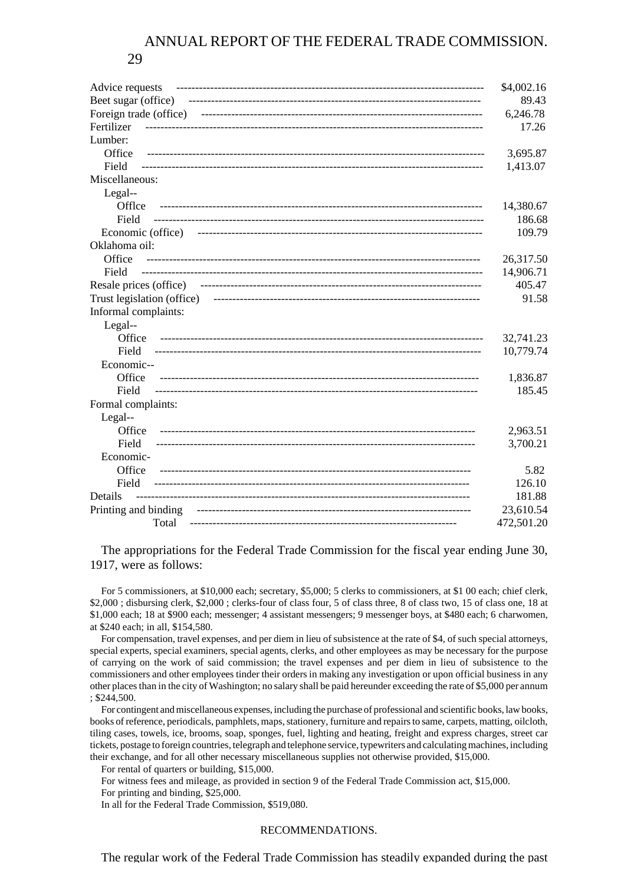| | |
|---|---|
| Advice requests | $4,002.16 |
| Beet sugar (office) | 89.43 |
| Foreign trade (office) | 6,246.78 |
| Fertilizer | 17.26 |
| Lumber: | |
| Office | 3,695.87 |
| Field | 1,413.07 |
| Miscellaneous: | |
| Legal-- | |
| Offlce | 14,380.67 |
| Field | 186.68 |
| Economic (office) | 109.79 |
| Oklahoma oil: | |
| Office | 26,317.50 |
| Field | 14,906.71 |
| Resale prices (office) | 405.47 |
| Trust legislation (office) | 91.58 |
| Informal complaints: | |
| Legal-- | |
| Office | 32,741.23 |
| Field | 10,779.74 |
| Economic-- | |
| Office | 1,836.87 |
| Field | 185.45 |
| Formal complaints: | |
| Legal-- | |
| Office | 2,963.51 |
| Field | 3,700.21 |
| Economic- | |
| Office | 5.82 |
| Field | 126.10 |
| Details | 181.88 |
| Printing and binding | 23,610.54 |
| Total | 472,501.20 |

The appropriations for the Federal Trade Commission for the fiscal year ending June 30, 1917, were as follows:

For 5 commissioners, at $10,000 each; secretary, $5,000; 5 clerks to commissioners, at $1 00 each; chief clerk, $2,000 ; disbursing clerk, $2,000 ; clerks-four of class four, 5 of class three, 8 of class two, 15 of class one, 18 at $1,000 each; 18 at $900 each; messenger; 4 assistant messengers; 9 messenger boys, at $480 each; 6 charwomen, at $240 each; in all, $154,580.

For compensation, travel expenses, and per diem in lieu of subsistence at the rate of $4, of such special attorneys, special experts, special examiners, special agents, clerks, and other employees as may be necessary for the purpose of carrying on the work of said commission; the travel expenses and per diem in lieu of subsistence to the commissioners and other employees tinder their orders in making any investigation or upon official business in any other places than in the city of Washington; no salary shall be paid hereunder exceeding the rate of $5,000 per annum ; $244,500.

For contingent and miscellaneous expenses, including the purchase of professional and scientific books, law books, books of reference, periodicals, pamphlets, maps, stationery, furniture and repairs to same, carpets, matting, oilcloth, tiling cases, towels, ice, brooms, soap, sponges, fuel, lighting and heating, freight and express charges, street car tickets, postage to foreign countries, telegraph and telephone service, typewriters and calculating machines, including their exchange, and for all other necessary miscellaneous supplies not otherwise provided, $15,000.

For rental of quarters or building, $15,000.

For witness fees and mileage, as provided in section 9 of the Federal Trade Commission act, $15,000.

For printing and binding, $25,000.

In all for the Federal Trade Commission, $519,080.

## RECOMMENDATIONS.

The regular work of the Federal Trade Commission has steadily expanded during the past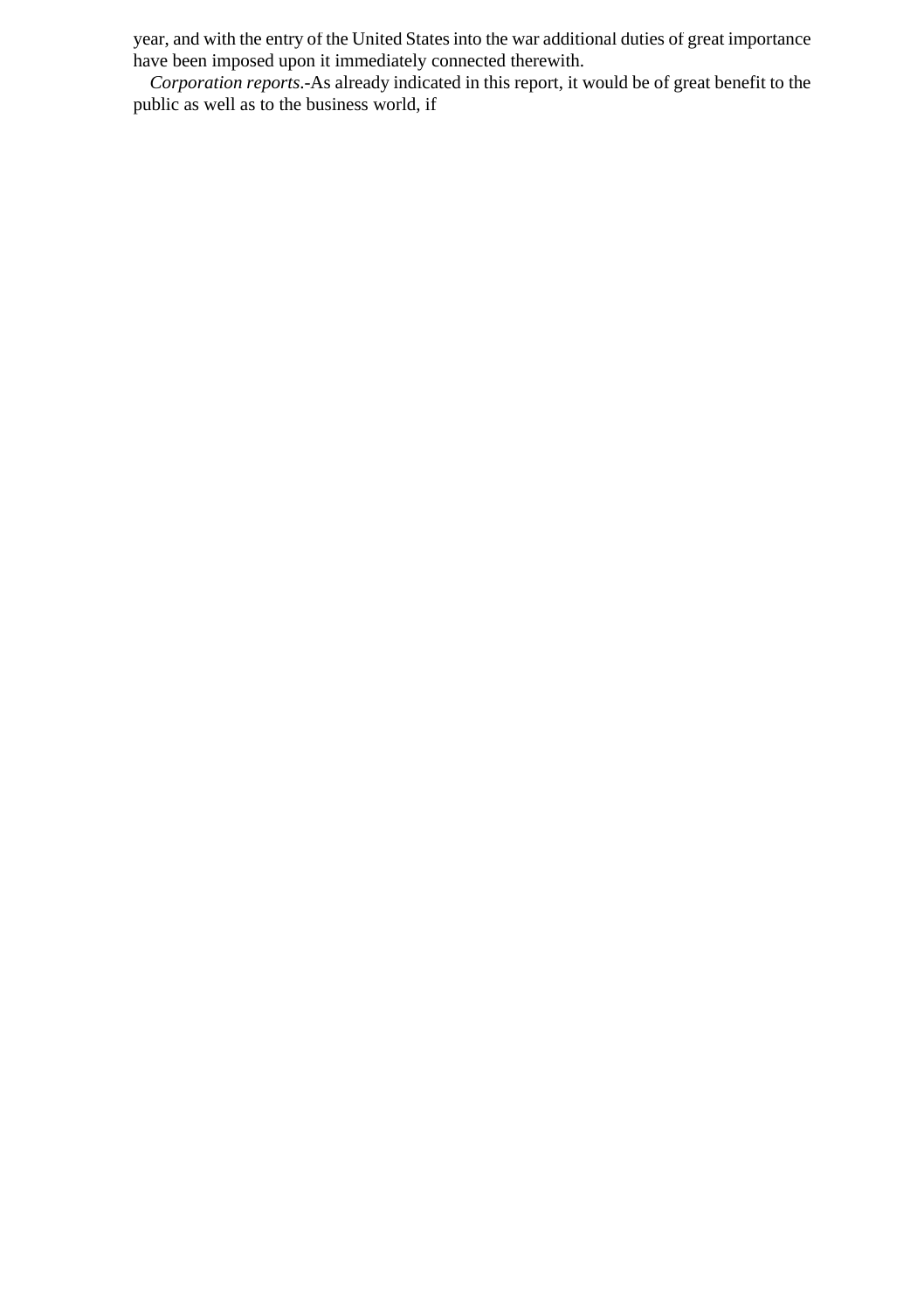year, and with the entry of the United States into the war additional duties of great importance have been imposed upon it immediately connected therewith.

*Corporation reports*.-As already indicated in this report, it would be of great benefit to the public as well as to the business world, if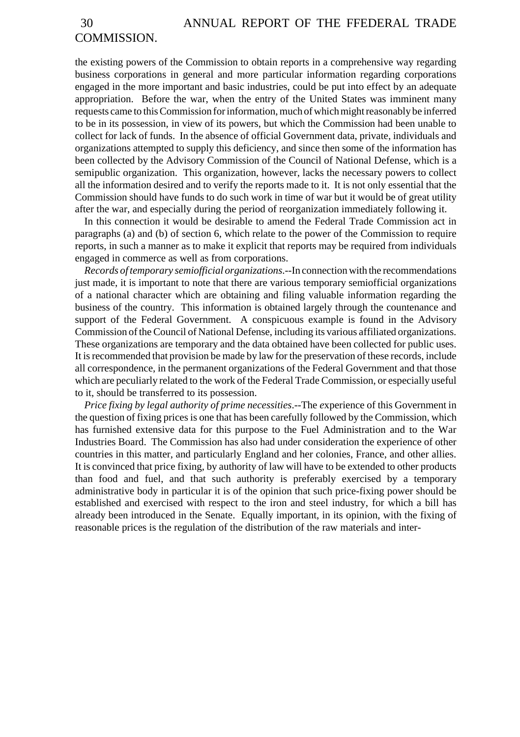the existing powers of the Commission to obtain reports in a comprehensive way regarding business corporations in general and more particular information regarding corporations engaged in the more important and basic industries, could be put into effect by an adequate appropriation. Before the war, when the entry of the United States was imminent many requests came to this Commission for information, much of which might reasonably be inferred to be in its possession, in view of its powers, but which the Commission had been unable to collect for lack of funds. In the absence of official Government data, private, individuals and organizations attempted to supply this deficiency, and since then some of the information has been collected by the Advisory Commission of the Council of National Defense, which is a semipublic organization. This organization, however, lacks the necessary powers to collect all the information desired and to verify the reports made to it. It is not only essential that the Commission should have funds to do such work in time of war but it would be of great utility after the war, and especially during the period of reorganization immediately following it.

In this connection it would be desirable to amend the Federal Trade Commission act in paragraphs (a) and (b) of section 6, which relate to the power of the Commission to require reports, in such a manner as to make it explicit that reports may be required from individuals engaged in commerce as well as from corporations.

*Records of temporary semiofficial organizations*.--In connection with the recommendations just made, it is important to note that there are various temporary semiofficial organizations of a national character which are obtaining and filing valuable information regarding the business of the country. This information is obtained largely through the countenance and support of the Federal Government. A conspicuous example is found in the Advisory Commission of the Council of National Defense, including its various affiliated organizations. These organizations are temporary and the data obtained have been collected for public uses. It is recommended that provision be made by law for the preservation of these records, include all correspondence, in the permanent organizations of the Federal Government and that those which are peculiarly related to the work of the Federal Trade Commission, or especially useful to it, should be transferred to its possession.

*Price fixing by legal authority of prime necessities*.--The experience of this Government in the question of fixing prices is one that has been carefully followed by the Commission, which has furnished extensive data for this purpose to the Fuel Administration and to the War Industries Board. The Commission has also had under consideration the experience of other countries in this matter, and particularly England and her colonies, France, and other allies. It is convinced that price fixing, by authority of law will have to be extended to other products than food and fuel, and that such authority is preferably exercised by a temporary administrative body in particular it is of the opinion that such price-fixing power should be established and exercised with respect to the iron and steel industry, for which a bill has already been introduced in the Senate. Equally important, in its opinion, with the fixing of reasonable prices is the regulation of the distribution of the raw materials and inter-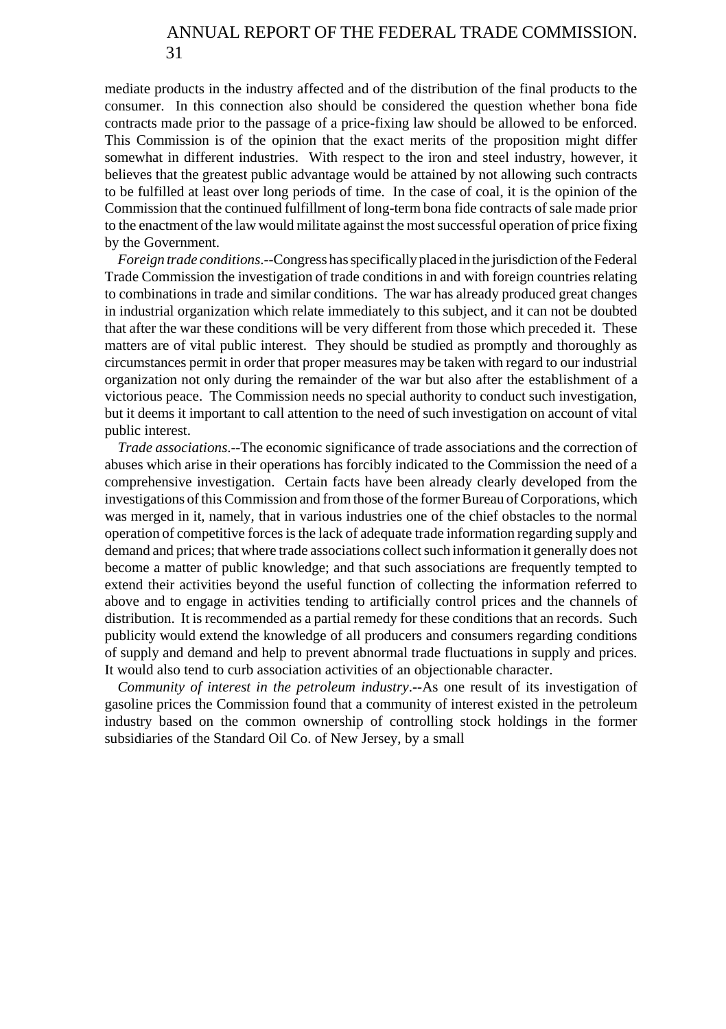mediate products in the industry affected and of the distribution of the final products to the consumer. In this connection also should be considered the question whether bona fide contracts made prior to the passage of a price-fixing law should be allowed to be enforced. This Commission is of the opinion that the exact merits of the proposition might differ somewhat in different industries. With respect to the iron and steel industry, however, it believes that the greatest public advantage would be attained by not allowing such contracts to be fulfilled at least over long periods of time. In the case of coal, it is the opinion of the Commission that the continued fulfillment of long-term bona fide contracts of sale made prior to the enactment of the law would militate against the most successful operation of price fixing by the Government.

*Foreign trade conditions*.--Congress has specifically placed in the jurisdiction of the Federal Trade Commission the investigation of trade conditions in and with foreign countries relating to combinations in trade and similar conditions. The war has already produced great changes in industrial organization which relate immediately to this subject, and it can not be doubted that after the war these conditions will be very different from those which preceded it. These matters are of vital public interest. They should be studied as promptly and thoroughly as circumstances permit in order that proper measures may be taken with regard to our industrial organization not only during the remainder of the war but also after the establishment of a victorious peace. The Commission needs no special authority to conduct such investigation, but it deems it important to call attention to the need of such investigation on account of vital public interest.

*Trade associations*.--The economic significance of trade associations and the correction of abuses which arise in their operations has forcibly indicated to the Commission the need of a comprehensive investigation. Certain facts have been already clearly developed from the investigations of this Commission and from those of the former Bureau of Corporations, which was merged in it, namely, that in various industries one of the chief obstacles to the normal operation of competitive forces is the lack of adequate trade information regarding supply and demand and prices; that where trade associations collect such information it generally does not become a matter of public knowledge; and that such associations are frequently tempted to extend their activities beyond the useful function of collecting the information referred to above and to engage in activities tending to artificially control prices and the channels of distribution. It is recommended as a partial remedy for these conditions that an records. Such publicity would extend the knowledge of all producers and consumers regarding conditions of supply and demand and help to prevent abnormal trade fluctuations in supply and prices. It would also tend to curb association activities of an objectionable character.

*Community of interest in the petroleum industry*.--As one result of its investigation of gasoline prices the Commission found that a community of interest existed in the petroleum industry based on the common ownership of controlling stock holdings in the former subsidiaries of the Standard Oil Co. of New Jersey, by a small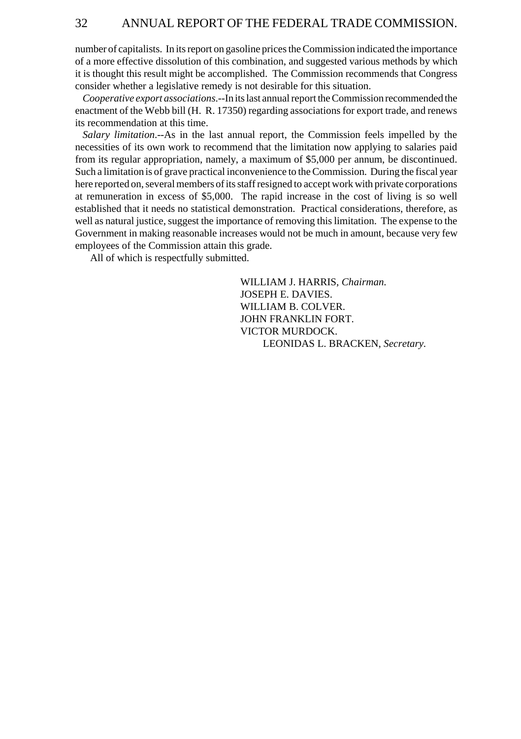number of capitalists. In its report on gasoline prices the Commission indicated the importance of a more effective dissolution of this combination, and suggested various methods by which it is thought this result might be accomplished. The Commission recommends that Congress consider whether a legislative remedy is not desirable for this situation.

*Cooperative export associations*.--In its last annual report the Commission recommended the enactment of the Webb bill (H. R. 17350) regarding associations for export trade, and renews its recommendation at this time.

*Salary limitation*.--As in the last annual report, the Commission feels impelled by the necessities of its own work to recommend that the limitation now applying to salaries paid from its regular appropriation, namely, a maximum of $5,000 per annum, be discontinued. Such a limitation is of grave practical inconvenience to the Commission. During the fiscal year here reported on, several members of its staff resigned to accept work with private corporations at remuneration in excess of $5,000. The rapid increase in the cost of living is so well established that it needs no statistical demonstration. Practical considerations, therefore, as well as natural justice, suggest the importance of removing this limitation. The expense to the Government in making reasonable increases would not be much in amount, because very few employees of the Commission attain this grade.

All of which is respectfully submitted.

WILLIAM J. HARRIS, *Chairman.*
JOSEPH E. DAVIES.
WILLIAM B. COLVER.
JOHN FRANKLIN FORT.
VICTOR MURDOCK.
LEONIDAS L. BRACKEN, *Secretary.*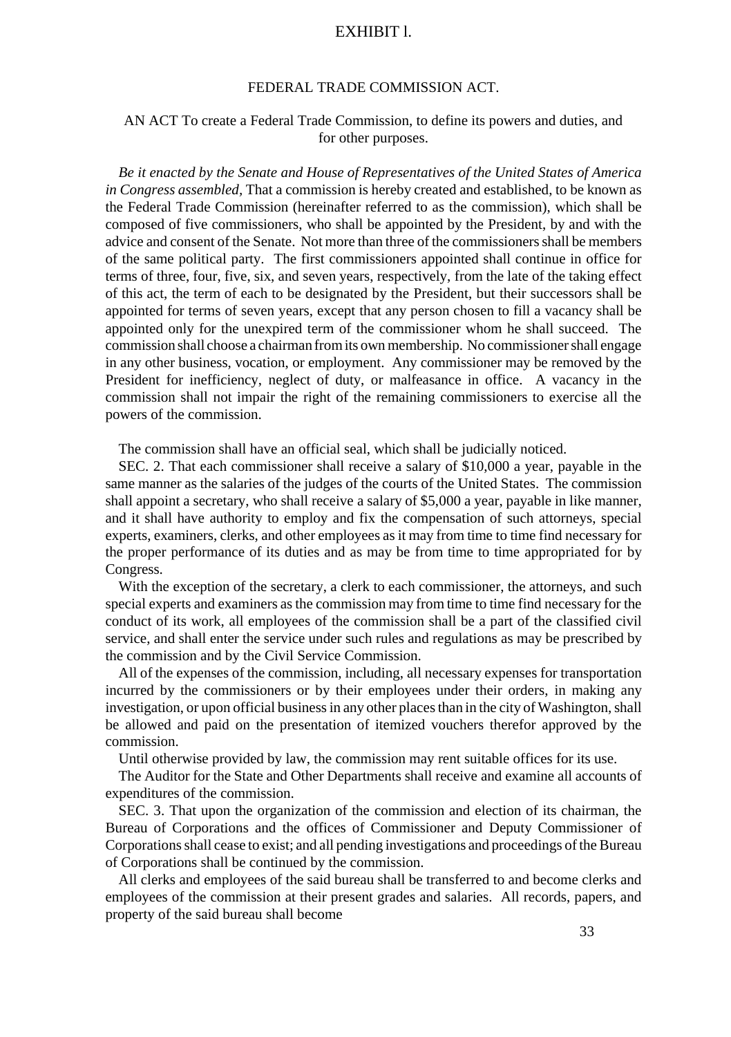# EXHIBIT l.

## FEDERAL TRADE COMMISSION ACT.

AN ACT To create a Federal Trade Commission, to define its powers and duties, and for other purposes.

*Be it enacted by the Senate and House of Representatives of the United States of America in Congress assembled,* That a commission is hereby created and established, to be known as the Federal Trade Commission (hereinafter referred to as the commission), which shall be composed of five commissioners, who shall be appointed by the President, by and with the advice and consent of the Senate. Not more than three of the commissioners shall be members of the same political party. The first commissioners appointed shall continue in office for terms of three, four, five, six, and seven years, respectively, from the late of the taking effect of this act, the term of each to be designated by the President, but their successors shall be appointed for terms of seven years, except that any person chosen to fill a vacancy shall be appointed only for the unexpired term of the commissioner whom he shall succeed. The commission shall choose a chairman from its own membership. No commissioner shall engage in any other business, vocation, or employment. Any commissioner may be removed by the President for inefficiency, neglect of duty, or malfeasance in office. A vacancy in the commission shall not impair the right of the remaining commissioners to exercise all the powers of the commission.

The commission shall have an official seal, which shall be judicially noticed.

SEC. 2. That each commissioner shall receive a salary of $10,000 a year, payable in the same manner as the salaries of the judges of the courts of the United States. The commission shall appoint a secretary, who shall receive a salary of $5,000 a year, payable in like manner, and it shall have authority to employ and fix the compensation of such attorneys, special experts, examiners, clerks, and other employees as it may from time to time find necessary for the proper performance of its duties and as may be from time to time appropriated for by Congress.

With the exception of the secretary, a clerk to each commissioner, the attorneys, and such special experts and examiners as the commission may from time to time find necessary for the conduct of its work, all employees of the commission shall be a part of the classified civil service, and shall enter the service under such rules and regulations as may be prescribed by the commission and by the Civil Service Commission.

All of the expenses of the commission, including, all necessary expenses for transportation incurred by the commissioners or by their employees under their orders, in making any investigation, or upon official business in any other places than in the city of Washington, shall be allowed and paid on the presentation of itemized vouchers therefor approved by the commission.

Until otherwise provided by law, the commission may rent suitable offices for its use.

The Auditor for the State and Other Departments shall receive and examine all accounts of expenditures of the commission.

SEC. 3. That upon the organization of the commission and election of its chairman, the Bureau of Corporations and the offices of Commissioner and Deputy Commissioner of Corporations shall cease to exist; and all pending investigations and proceedings of the Bureau of Corporations shall be continued by the commission.

All clerks and employees of the said bureau shall be transferred to and become clerks and employees of the commission at their present grades and salaries. All records, papers, and property of the said bureau shall become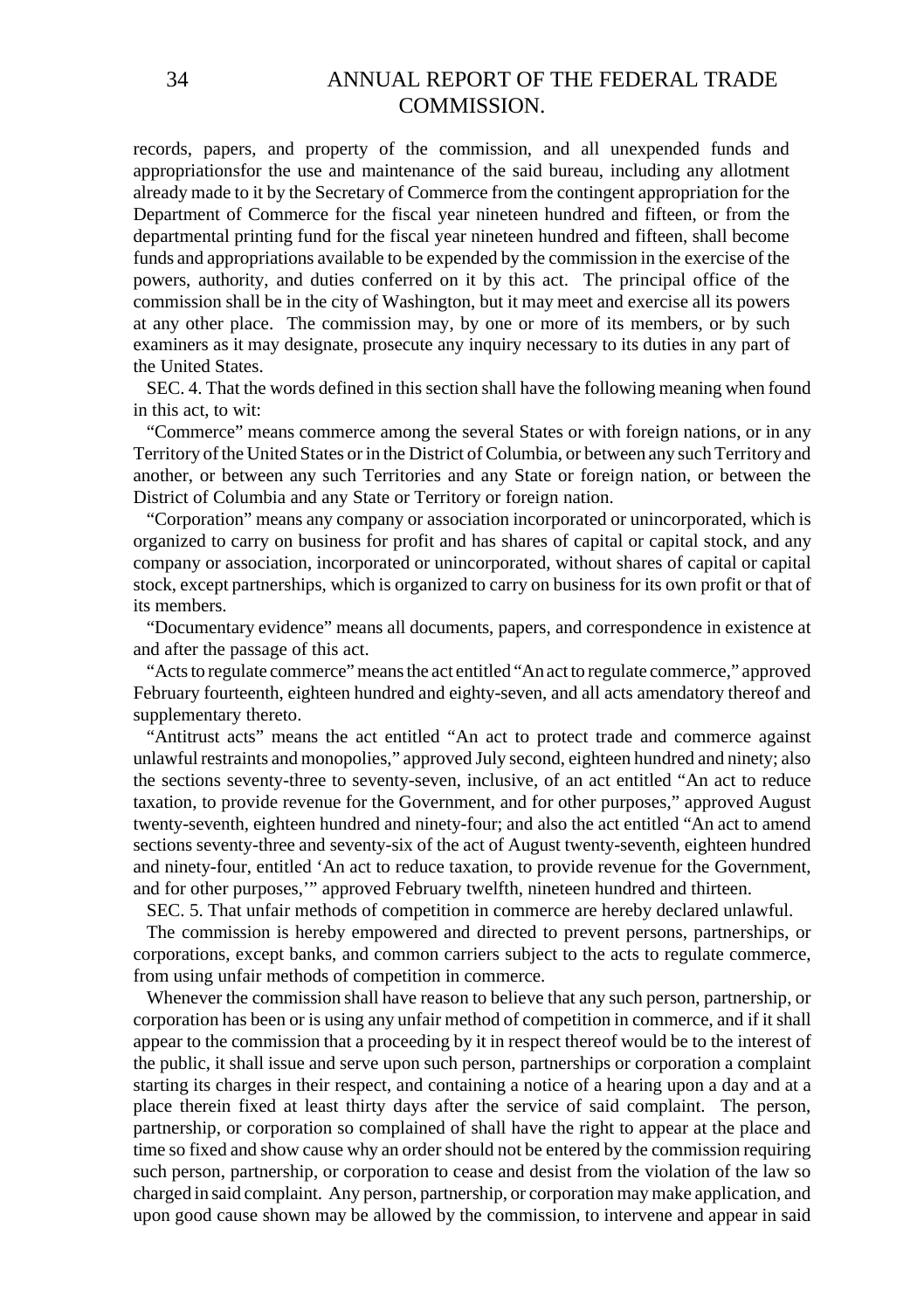records, papers, and property of the commission, and all unexpended funds and appropriationsfor the use and maintenance of the said bureau, including any allotment already made to it by the Secretary of Commerce from the contingent appropriation for the Department of Commerce for the fiscal year nineteen hundred and fifteen, or from the departmental printing fund for the fiscal year nineteen hundred and fifteen, shall become funds and appropriations available to be expended by the commission in the exercise of the powers, authority, and duties conferred on it by this act. The principal office of the commission shall be in the city of Washington, but it may meet and exercise all its powers at any other place. The commission may, by one or more of its members, or by such examiners as it may designate, prosecute any inquiry necessary to its duties in any part of the United States.

SEC. 4. That the words defined in this section shall have the following meaning when found in this act, to wit:

"Commerce" means commerce among the several States or with foreign nations, or in any Territory of the United States or in the District of Columbia, or between any such Territory and another, or between any such Territories and any State or foreign nation, or between the District of Columbia and any State or Territory or foreign nation.

"Corporation" means any company or association incorporated or unincorporated, which is organized to carry on business for profit and has shares of capital or capital stock, and any company or association, incorporated or unincorporated, without shares of capital or capital stock, except partnerships, which is organized to carry on business for its own profit or that of its members.

"Documentary evidence" means all documents, papers, and correspondence in existence at and after the passage of this act.

"Acts to regulate commerce" means the act entitled "An act to regulate commerce," approved February fourteenth, eighteen hundred and eighty-seven, and all acts amendatory thereof and supplementary thereto.

"Antitrust acts" means the act entitled "An act to protect trade and commerce against unlawful restraints and monopolies," approved July second, eighteen hundred and ninety; also the sections seventy-three to seventy-seven, inclusive, of an act entitled "An act to reduce taxation, to provide revenue for the Government, and for other purposes," approved August twenty-seventh, eighteen hundred and ninety-four; and also the act entitled "An act to amend sections seventy-three and seventy-six of the act of August twenty-seventh, eighteen hundred and ninety-four, entitled 'An act to reduce taxation, to provide revenue for the Government, and for other purposes,'" approved February twelfth, nineteen hundred and thirteen.

SEC. 5. That unfair methods of competition in commerce are hereby declared unlawful.

The commission is hereby empowered and directed to prevent persons, partnerships, or corporations, except banks, and common carriers subject to the acts to regulate commerce, from using unfair methods of competition in commerce.

Whenever the commission shall have reason to believe that any such person, partnership, or corporation has been or is using any unfair method of competition in commerce, and if it shall appear to the commission that a proceeding by it in respect thereof would be to the interest of the public, it shall issue and serve upon such person, partnerships or corporation a complaint starting its charges in their respect, and containing a notice of a hearing upon a day and at a place therein fixed at least thirty days after the service of said complaint. The person, partnership, or corporation so complained of shall have the right to appear at the place and time so fixed and show cause why an order should not be entered by the commission requiring such person, partnership, or corporation to cease and desist from the violation of the law so charged in said complaint. Any person, partnership, or corporation may make application, and upon good cause shown may be allowed by the commission, to intervene and appear in said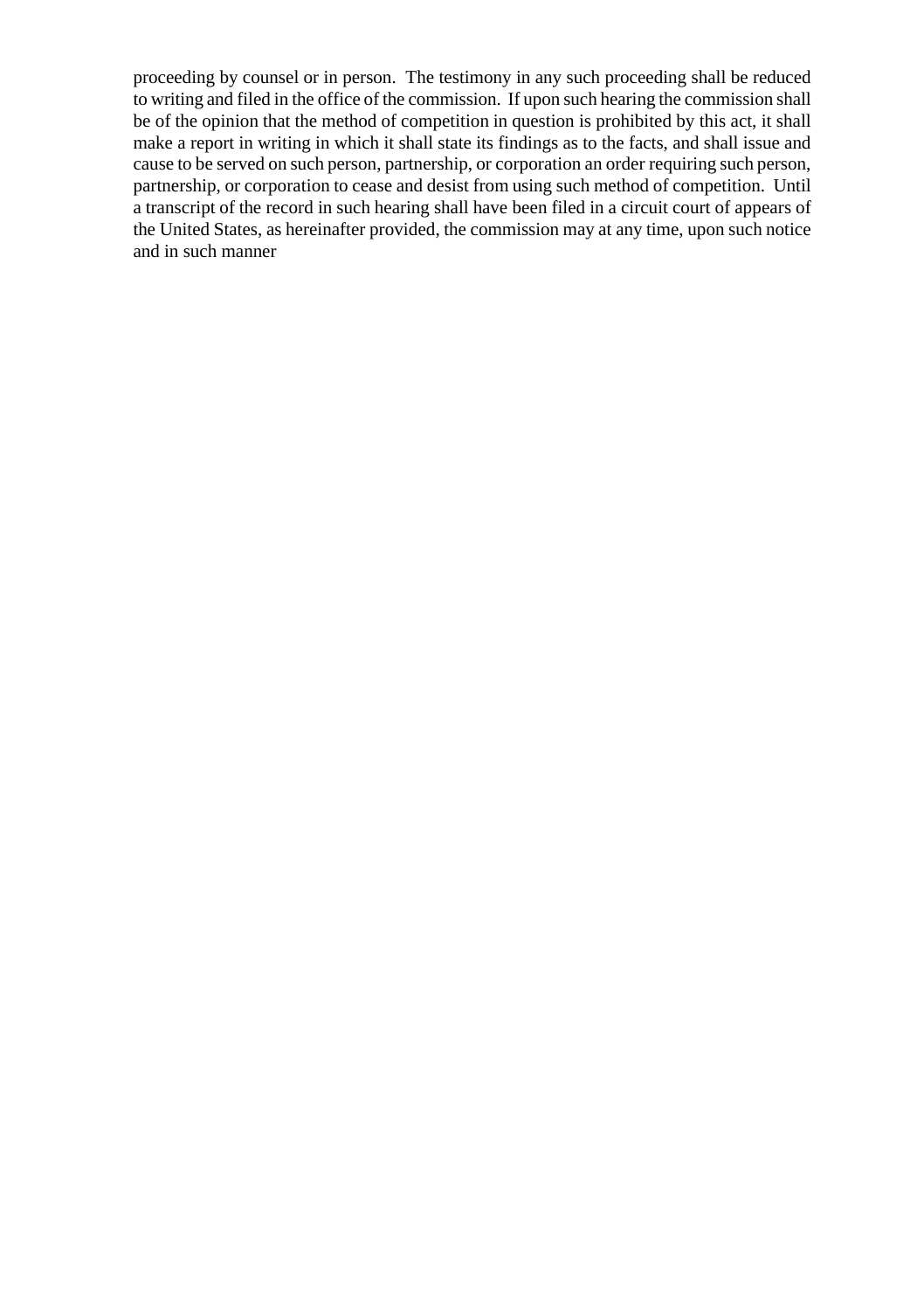proceeding by counsel or in person. The testimony in any such proceeding shall be reduced to writing and filed in the office of the commission. If upon such hearing the commission shall be of the opinion that the method of competition in question is prohibited by this act, it shall make a report in writing in which it shall state its findings as to the facts, and shall issue and cause to be served on such person, partnership, or corporation an order requiring such person, partnership, or corporation to cease and desist from using such method of competition. Until a transcript of the record in such hearing shall have been filed in a circuit court of appears of the United States, as hereinafter provided, the commission may at any time, upon such notice and in such manner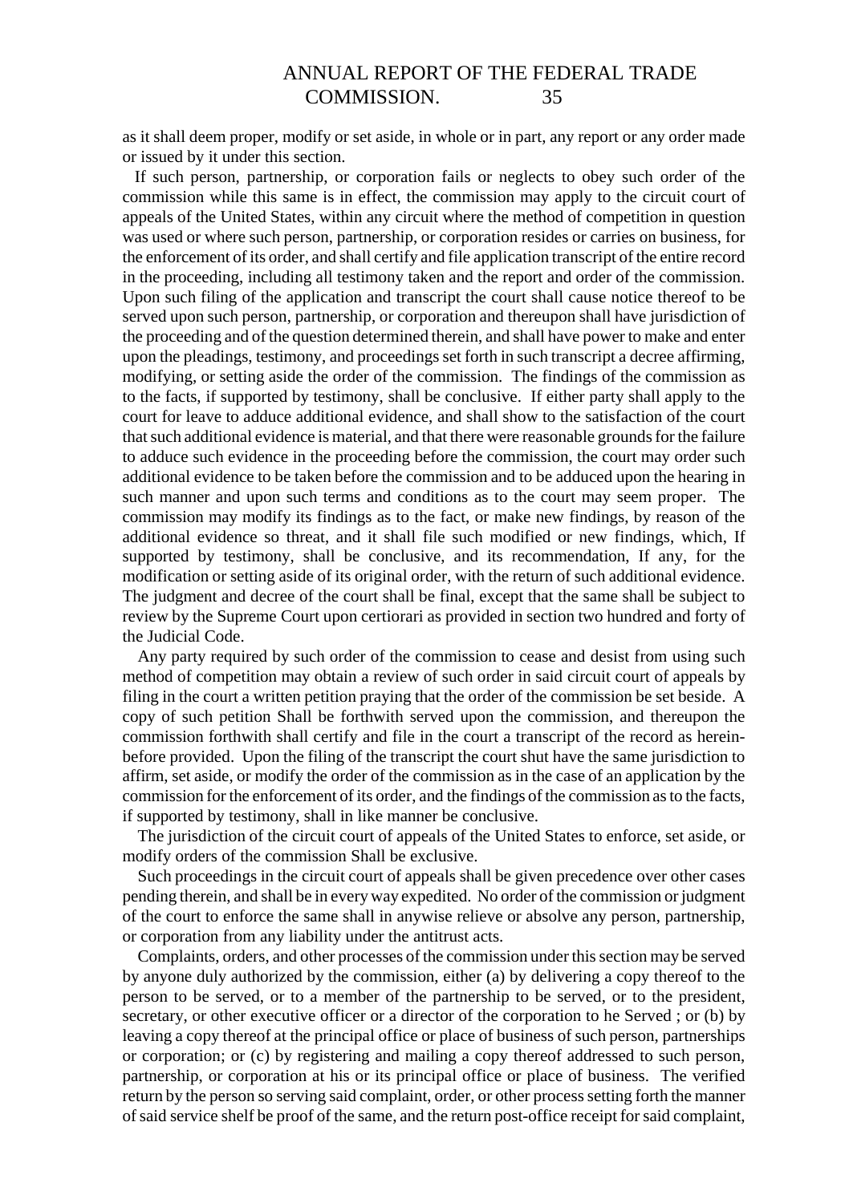as it shall deem proper, modify or set aside, in whole or in part, any report or any order made or issued by it under this section.

If such person, partnership, or corporation fails or neglects to obey such order of the commission while this same is in effect, the commission may apply to the circuit court of appeals of the United States, within any circuit where the method of competition in question was used or where such person, partnership, or corporation resides or carries on business, for the enforcement of its order, and shall certify and file application transcript of the entire record in the proceeding, including all testimony taken and the report and order of the commission. Upon such filing of the application and transcript the court shall cause notice thereof to be served upon such person, partnership, or corporation and thereupon shall have jurisdiction of the proceeding and of the question determined therein, and shall have power to make and enter upon the pleadings, testimony, and proceedings set forth in such transcript a decree affirming, modifying, or setting aside the order of the commission. The findings of the commission as to the facts, if supported by testimony, shall be conclusive. If either party shall apply to the court for leave to adduce additional evidence, and shall show to the satisfaction of the court that such additional evidence is material, and that there were reasonable grounds for the failure to adduce such evidence in the proceeding before the commission, the court may order such additional evidence to be taken before the commission and to be adduced upon the hearing in such manner and upon such terms and conditions as to the court may seem proper. The commission may modify its findings as to the fact, or make new findings, by reason of the additional evidence so threat, and it shall file such modified or new findings, which, If supported by testimony, shall be conclusive, and its recommendation, If any, for the modification or setting aside of its original order, with the return of such additional evidence. The judgment and decree of the court shall be final, except that the same shall be subject to review by the Supreme Court upon certiorari as provided in section two hundred and forty of the Judicial Code.

Any party required by such order of the commission to cease and desist from using such method of competition may obtain a review of such order in said circuit court of appeals by filing in the court a written petition praying that the order of the commission be set beside. A copy of such petition Shall be forthwith served upon the commission, and thereupon the commission forthwith shall certify and file in the court a transcript of the record as hereinbefore provided. Upon the filing of the transcript the court shut have the same jurisdiction to affirm, set aside, or modify the order of the commission as in the case of an application by the commission for the enforcement of its order, and the findings of the commission as to the facts, if supported by testimony, shall in like manner be conclusive.

The jurisdiction of the circuit court of appeals of the United States to enforce, set aside, or modify orders of the commission Shall be exclusive.

Such proceedings in the circuit court of appeals shall be given precedence over other cases pending therein, and shall be in every way expedited. No order of the commission or judgment of the court to enforce the same shall in anywise relieve or absolve any person, partnership, or corporation from any liability under the antitrust acts.

Complaints, orders, and other processes of the commission under this section may be served by anyone duly authorized by the commission, either (a) by delivering a copy thereof to the person to be served, or to a member of the partnership to be served, or to the president, secretary, or other executive officer or a director of the corporation to he Served ; or (b) by leaving a copy thereof at the principal office or place of business of such person, partnerships or corporation; or (c) by registering and mailing a copy thereof addressed to such person, partnership, or corporation at his or its principal office or place of business. The verified return by the person so serving said complaint, order, or other process setting forth the manner of said service shelf be proof of the same, and the return post-office receipt for said complaint,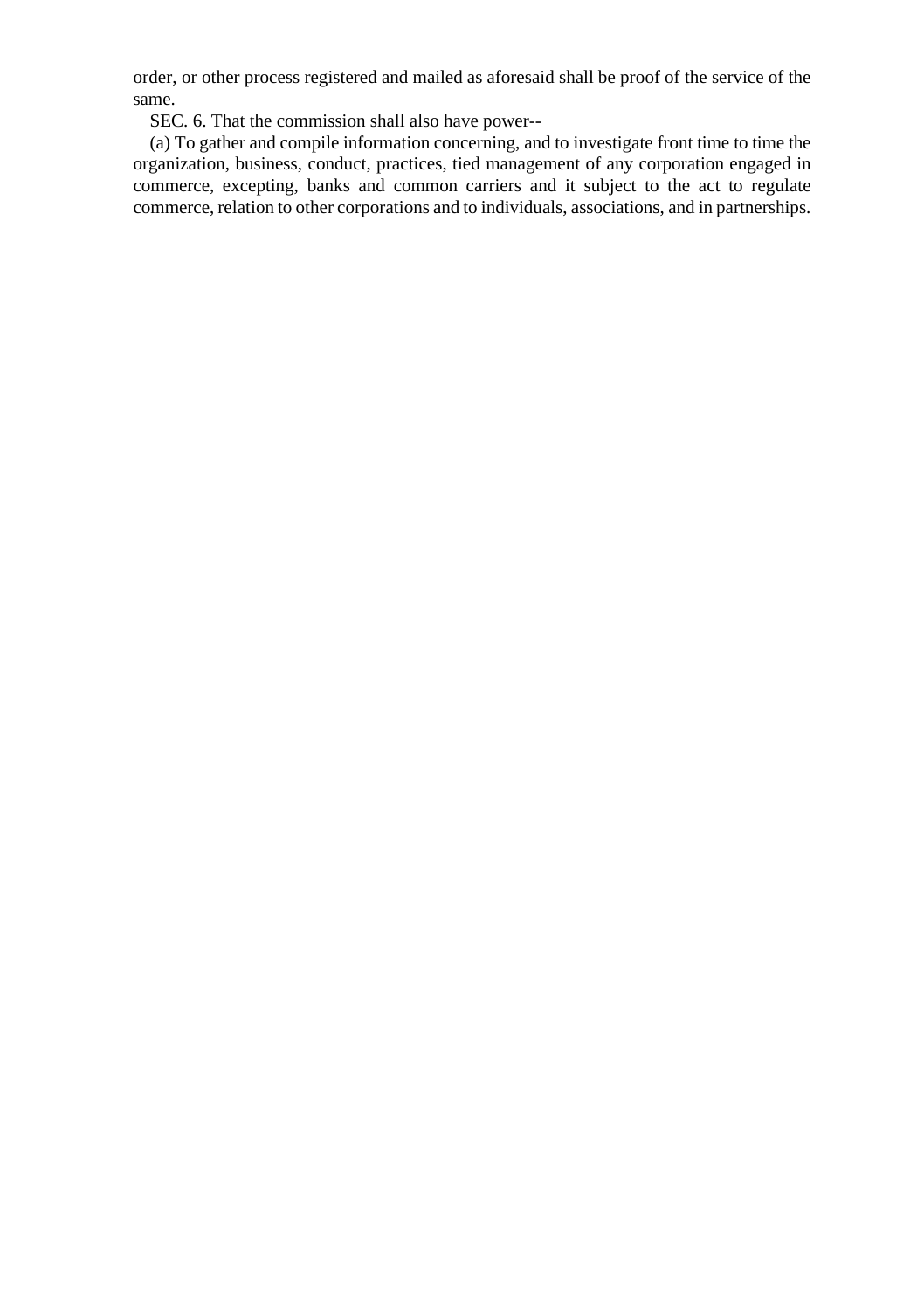order, or other process registered and mailed as aforesaid shall be proof of the service of the same.

SEC. 6. That the commission shall also have power--

(a) To gather and compile information concerning, and to investigate front time to time the organization, business, conduct, practices, tied management of any corporation engaged in commerce, excepting, banks and common carriers and it subject to the act to regulate commerce, relation to other corporations and to individuals, associations, and in partnerships.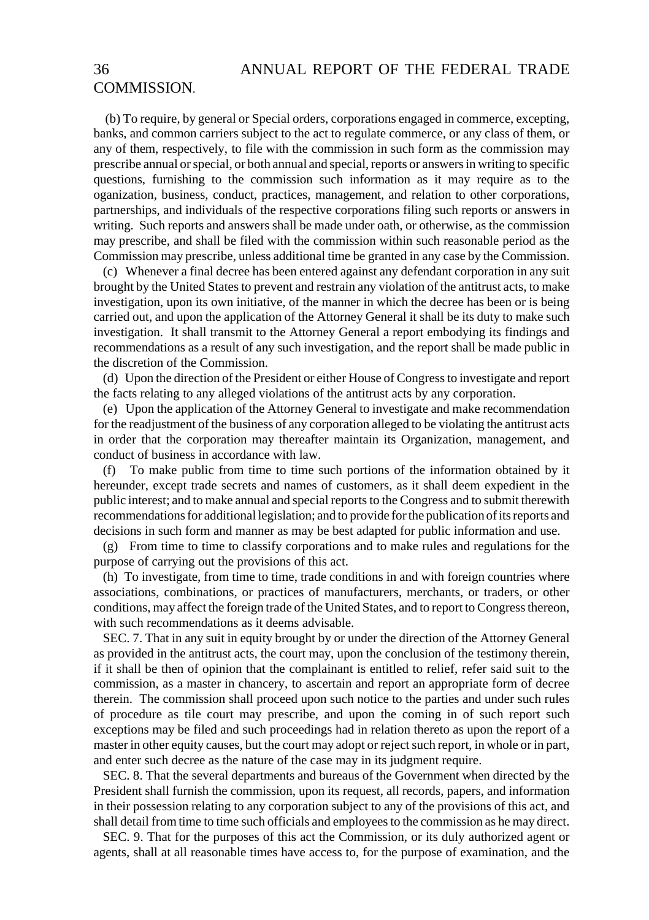(b) To require, by general or Special orders, corporations engaged in commerce, excepting, banks, and common carriers subject to the act to regulate commerce, or any class of them, or any of them, respectively, to file with the commission in such form as the commission may prescribe annual or special, or both annual and special, reports or answers in writing to specific questions, furnishing to the commission such information as it may require as to the oganization, business, conduct, practices, management, and relation to other corporations, partnerships, and individuals of the respective corporations filing such reports or answers in writing. Such reports and answers shall be made under oath, or otherwise, as the commission may prescribe, and shall be filed with the commission within such reasonable period as the Commission may prescribe, unless additional time be granted in any case by the Commission.

(c) Whenever a final decree has been entered against any defendant corporation in any suit brought by the United States to prevent and restrain any violation of the antitrust acts, to make investigation, upon its own initiative, of the manner in which the decree has been or is being carried out, and upon the application of the Attorney General it shall be its duty to make such investigation. It shall transmit to the Attorney General a report embodying its findings and recommendations as a result of any such investigation, and the report shall be made public in the discretion of the Commission.

(d) Upon the direction of the President or either House of Congress to investigate and report the facts relating to any alleged violations of the antitrust acts by any corporation.

(e) Upon the application of the Attorney General to investigate and make recommendation for the readjustment of the business of any corporation alleged to be violating the antitrust acts in order that the corporation may thereafter maintain its Organization, management, and conduct of business in accordance with law.

(f) To make public from time to time such portions of the information obtained by it hereunder, except trade secrets and names of customers, as it shall deem expedient in the public interest; and to make annual and special reports to the Congress and to submit therewith recommendations for additional legislation; and to provide for the publication of its reports and decisions in such form and manner as may be best adapted for public information and use.

(g) From time to time to classify corporations and to make rules and regulations for the purpose of carrying out the provisions of this act.

(h) To investigate, from time to time, trade conditions in and with foreign countries where associations, combinations, or practices of manufacturers, merchants, or traders, or other conditions, may affect the foreign trade of the United States, and to report to Congress thereon, with such recommendations as it deems advisable.

SEC. 7. That in any suit in equity brought by or under the direction of the Attorney General as provided in the antitrust acts, the court may, upon the conclusion of the testimony therein, if it shall be then of opinion that the complainant is entitled to relief, refer said suit to the commission, as a master in chancery, to ascertain and report an appropriate form of decree therein. The commission shall proceed upon such notice to the parties and under such rules of procedure as tile court may prescribe, and upon the coming in of such report such exceptions may be filed and such proceedings had in relation thereto as upon the report of a master in other equity causes, but the court may adopt or reject such report, in whole or in part, and enter such decree as the nature of the case may in its judgment require.

SEC. 8. That the several departments and bureaus of the Government when directed by the President shall furnish the commission, upon its request, all records, papers, and information in their possession relating to any corporation subject to any of the provisions of this act, and shall detail from time to time such officials and employees to the commission as he may direct.

SEC. 9. That for the purposes of this act the Commission, or its duly authorized agent or agents, shall at all reasonable times have access to, for the purpose of examination, and the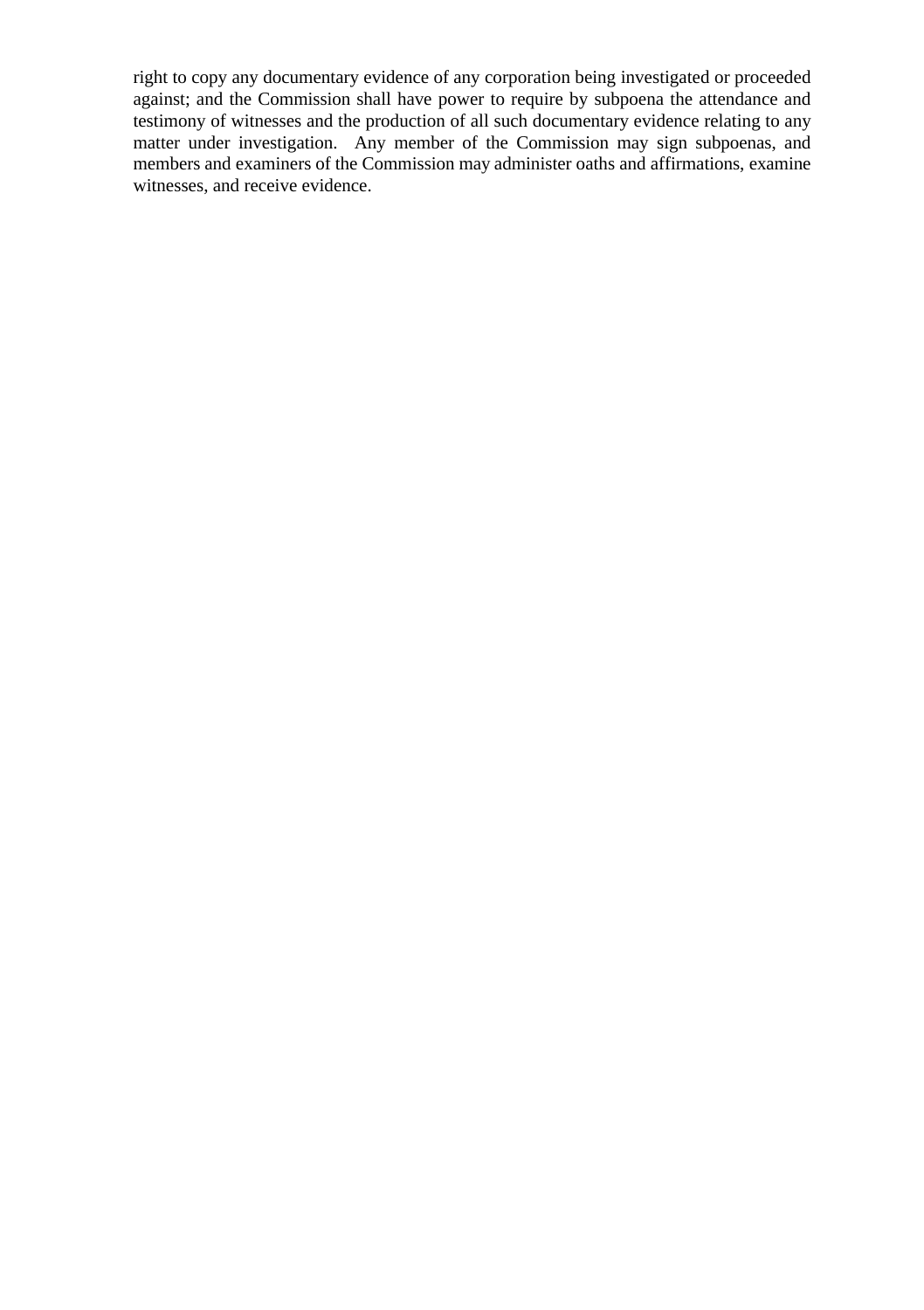right to copy any documentary evidence of any corporation being investigated or proceeded against; and the Commission shall have power to require by subpoena the attendance and testimony of witnesses and the production of all such documentary evidence relating to any matter under investigation. Any member of the Commission may sign subpoenas, and members and examiners of the Commission may administer oaths and affirmations, examine witnesses, and receive evidence.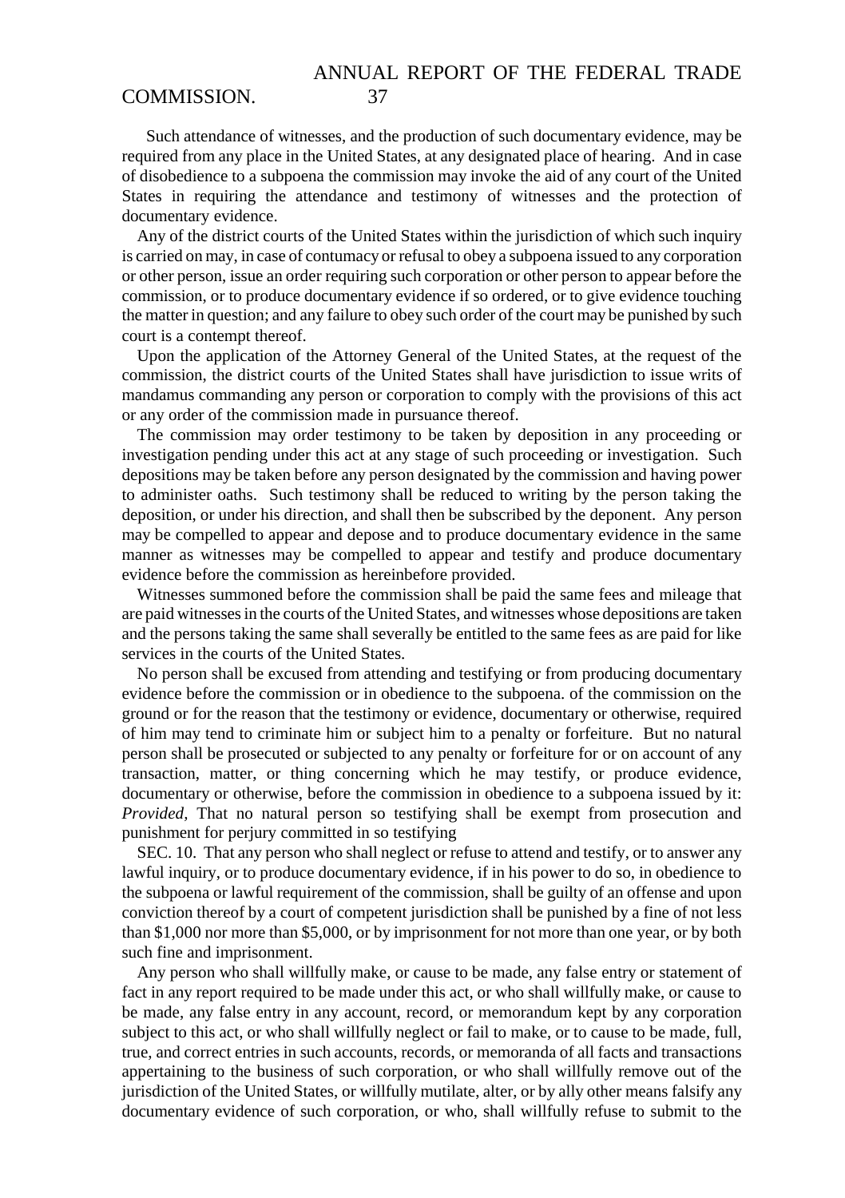Such attendance of witnesses, and the production of such documentary evidence, may be required from any place in the United States, at any designated place of hearing. And in case of disobedience to a subpoena the commission may invoke the aid of any court of the United States in requiring the attendance and testimony of witnesses and the protection of documentary evidence.

Any of the district courts of the United States within the jurisdiction of which such inquiry is carried on may, in case of contumacy or refusal to obey a subpoena issued to any corporation or other person, issue an order requiring such corporation or other person to appear before the commission, or to produce documentary evidence if so ordered, or to give evidence touching the matter in question; and any failure to obey such order of the court may be punished by such court is a contempt thereof.

Upon the application of the Attorney General of the United States, at the request of the commission, the district courts of the United States shall have jurisdiction to issue writs of mandamus commanding any person or corporation to comply with the provisions of this act or any order of the commission made in pursuance thereof.

The commission may order testimony to be taken by deposition in any proceeding or investigation pending under this act at any stage of such proceeding or investigation. Such depositions may be taken before any person designated by the commission and having power to administer oaths. Such testimony shall be reduced to writing by the person taking the deposition, or under his direction, and shall then be subscribed by the deponent. Any person may be compelled to appear and depose and to produce documentary evidence in the same manner as witnesses may be compelled to appear and testify and produce documentary evidence before the commission as hereinbefore provided.

Witnesses summoned before the commission shall be paid the same fees and mileage that are paid witnesses in the courts of the United States, and witnesses whose depositions are taken and the persons taking the same shall severally be entitled to the same fees as are paid for like services in the courts of the United States.

No person shall be excused from attending and testifying or from producing documentary evidence before the commission or in obedience to the subpoena. of the commission on the ground or for the reason that the testimony or evidence, documentary or otherwise, required of him may tend to criminate him or subject him to a penalty or forfeiture. But no natural person shall be prosecuted or subjected to any penalty or forfeiture for or on account of any transaction, matter, or thing concerning which he may testify, or produce evidence, documentary or otherwise, before the commission in obedience to a subpoena issued by it: *Provided*, That no natural person so testifying shall be exempt from prosecution and punishment for perjury committed in so testifying

SEC. 10. That any person who shall neglect or refuse to attend and testify, or to answer any lawful inquiry, or to produce documentary evidence, if in his power to do so, in obedience to the subpoena or lawful requirement of the commission, shall be guilty of an offense and upon conviction thereof by a court of competent jurisdiction shall be punished by a fine of not less than $1,000 nor more than $5,000, or by imprisonment for not more than one year, or by both such fine and imprisonment.

Any person who shall willfully make, or cause to be made, any false entry or statement of fact in any report required to be made under this act, or who shall willfully make, or cause to be made, any false entry in any account, record, or memorandum kept by any corporation subject to this act, or who shall willfully neglect or fail to make, or to cause to be made, full, true, and correct entries in such accounts, records, or memoranda of all facts and transactions appertaining to the business of such corporation, or who shall willfully remove out of the jurisdiction of the United States, or willfully mutilate, alter, or by ally other means falsify any documentary evidence of such corporation, or who, shall willfully refuse to submit to the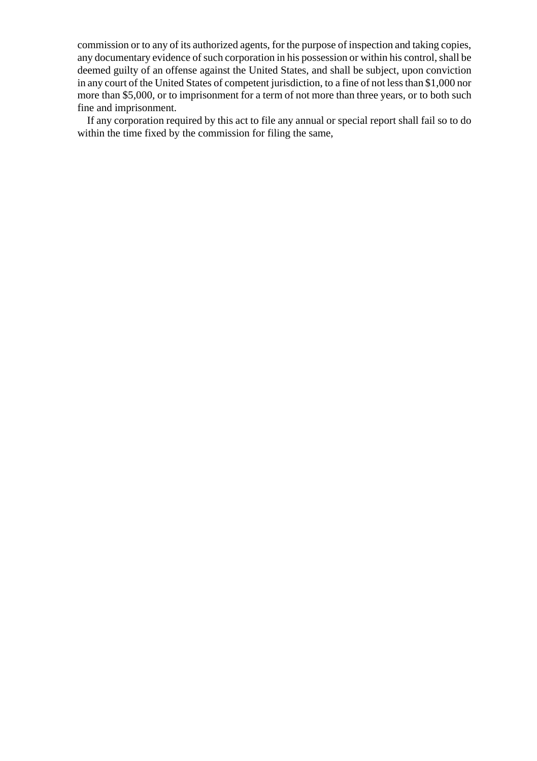commission or to any of its authorized agents, for the purpose of inspection and taking copies, any documentary evidence of such corporation in his possession or within his control, shall be deemed guilty of an offense against the United States, and shall be subject, upon conviction in any court of the United States of competent jurisdiction, to a fine of not less than $1,000 nor more than $5,000, or to imprisonment for a term of not more than three years, or to both such fine and imprisonment.

If any corporation required by this act to file any annual or special report shall fail so to do within the time fixed by the commission for filing the same,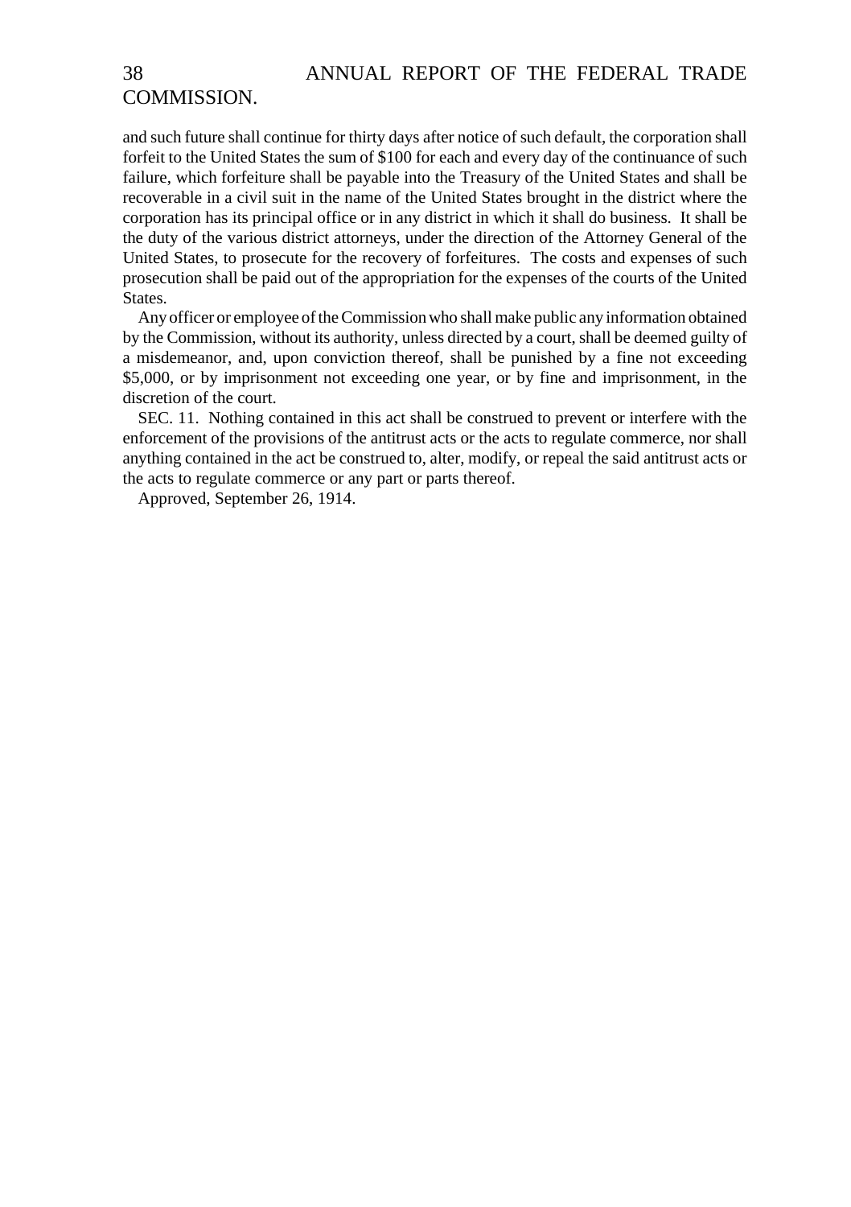and such future shall continue for thirty days after notice of such default, the corporation shall forfeit to the United States the sum of $100 for each and every day of the continuance of such failure, which forfeiture shall be payable into the Treasury of the United States and shall be recoverable in a civil suit in the name of the United States brought in the district where the corporation has its principal office or in any district in which it shall do business. It shall be the duty of the various district attorneys, under the direction of the Attorney General of the United States, to prosecute for the recovery of forfeitures. The costs and expenses of such prosecution shall be paid out of the appropriation for the expenses of the courts of the United States.

Any officer or employee of the Commission who shall make public any information obtained by the Commission, without its authority, unless directed by a court, shall be deemed guilty of a misdemeanor, and, upon conviction thereof, shall be punished by a fine not exceeding $5,000, or by imprisonment not exceeding one year, or by fine and imprisonment, in the discretion of the court.

SEC. 11. Nothing contained in this act shall be construed to prevent or interfere with the enforcement of the provisions of the antitrust acts or the acts to regulate commerce, nor shall anything contained in the act be construed to, alter, modify, or repeal the said antitrust acts or the acts to regulate commerce or any part or parts thereof.

Approved, September 26, 1914.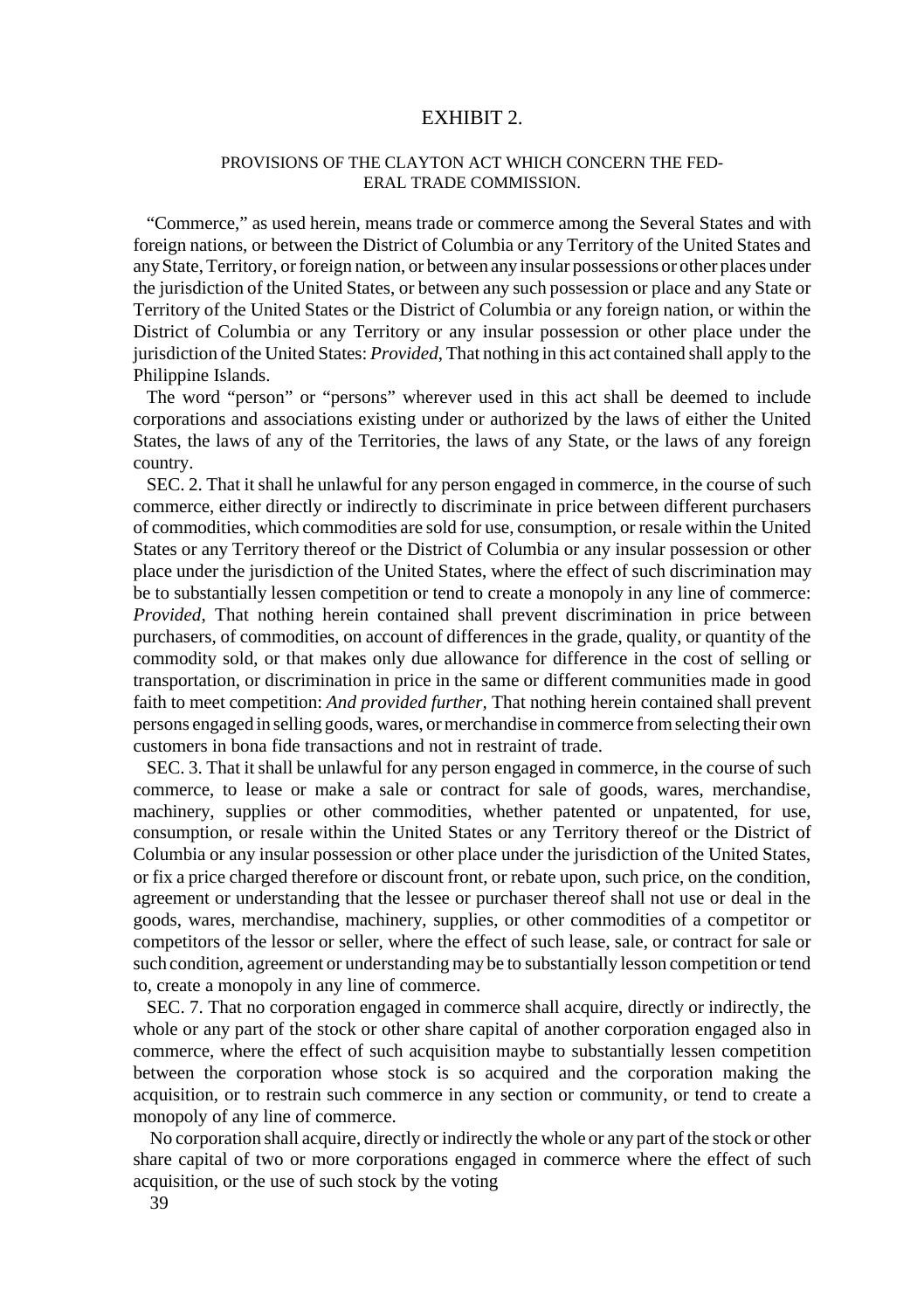# EXHIBIT 2.

## PROVISIONS OF THE CLAYTON ACT WHICH CONCERN THE FEDERAL TRADE COMMISSION.

"Commerce," as used herein, means trade or commerce among the Several States and with foreign nations, or between the District of Columbia or any Territory of the United States and any State, Territory, or foreign nation, or between any insular possessions or other places under the jurisdiction of the United States, or between any such possession or place and any State or Territory of the United States or the District of Columbia or any foreign nation, or within the District of Columbia or any Territory or any insular possession or other place under the jurisdiction of the United States: *Provided,* That nothing in this act contained shall apply to the Philippine Islands.

The word "person" or "persons" wherever used in this act shall be deemed to include corporations and associations existing under or authorized by the laws of either the United States, the laws of any of the Territories, the laws of any State, or the laws of any foreign country.

SEC. 2. That it shall he unlawful for any person engaged in commerce, in the course of such commerce, either directly or indirectly to discriminate in price between different purchasers of commodities, which commodities are sold for use, consumption, or resale within the United States or any Territory thereof or the District of Columbia or any insular possession or other place under the jurisdiction of the United States, where the effect of such discrimination may be to substantially lessen competition or tend to create a monopoly in any line of commerce: *Provided,* That nothing herein contained shall prevent discrimination in price between purchasers, of commodities, on account of differences in the grade, quality, or quantity of the commodity sold, or that makes only due allowance for difference in the cost of selling or transportation, or discrimination in price in the same or different communities made in good faith to meet competition: *And provided further,* That nothing herein contained shall prevent persons engaged in selling goods, wares, or merchandise in commerce from selecting their own customers in bona fide transactions and not in restraint of trade.

SEC. 3. That it shall be unlawful for any person engaged in commerce, in the course of such commerce, to lease or make a sale or contract for sale of goods, wares, merchandise, machinery, supplies or other commodities, whether patented or unpatented, for use, consumption, or resale within the United States or any Territory thereof or the District of Columbia or any insular possession or other place under the jurisdiction of the United States, or fix a price charged therefore or discount front, or rebate upon, such price, on the condition, agreement or understanding that the lessee or purchaser thereof shall not use or deal in the goods, wares, merchandise, machinery, supplies, or other commodities of a competitor or competitors of the lessor or seller, where the effect of such lease, sale, or contract for sale or such condition, agreement or understanding may be to substantially lesson competition or tend to, create a monopoly in any line of commerce.

SEC. 7. That no corporation engaged in commerce shall acquire, directly or indirectly, the whole or any part of the stock or other share capital of another corporation engaged also in commerce, where the effect of such acquisition maybe to substantially lessen competition between the corporation whose stock is so acquired and the corporation making the acquisition, or to restrain such commerce in any section or community, or tend to create a monopoly of any line of commerce.

No corporation shall acquire, directly or indirectly the whole or any part of the stock or other share capital of two or more corporations engaged in commerce where the effect of such acquisition, or the use of such stock by the voting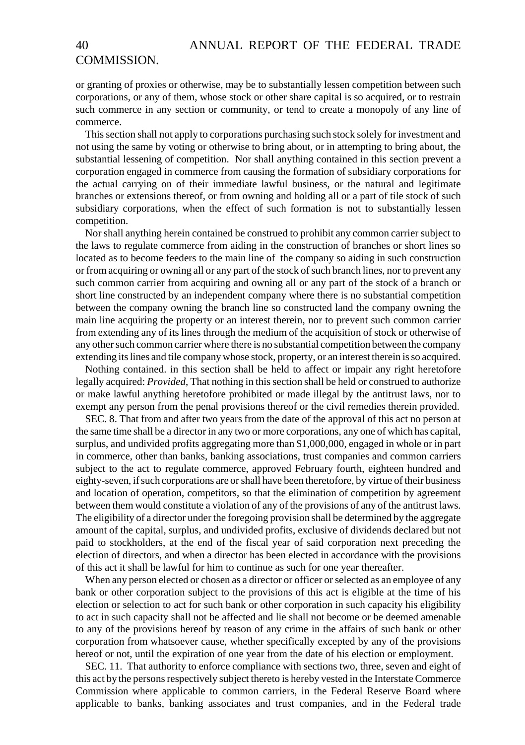or granting of proxies or otherwise, may be to substantially lessen competition between such corporations, or any of them, whose stock or other share capital is so acquired, or to restrain such commerce in any section or community, or tend to create a monopoly of any line of commerce.

This section shall not apply to corporations purchasing such stock solely for investment and not using the same by voting or otherwise to bring about, or in attempting to bring about, the substantial lessening of competition. Nor shall anything contained in this section prevent a corporation engaged in commerce from causing the formation of subsidiary corporations for the actual carrying on of their immediate lawful business, or the natural and legitimate branches or extensions thereof, or from owning and holding all or a part of tile stock of such subsidiary corporations, when the effect of such formation is not to substantially lessen competition.

Nor shall anything herein contained be construed to prohibit any common carrier subject to the laws to regulate commerce from aiding in the construction of branches or short lines so located as to become feeders to the main line of the company so aiding in such construction or from acquiring or owning all or any part of the stock of such branch lines, nor to prevent any such common carrier from acquiring and owning all or any part of the stock of a branch or short line constructed by an independent company where there is no substantial competition between the company owning the branch line so constructed land the company owning the main line acquiring the property or an interest therein, nor to prevent such common carrier from extending any of its lines through the medium of the acquisition of stock or otherwise of any other such common carrier where there is no substantial competition between the company extending its lines and tile company whose stock, property, or an interest therein is so acquired.

Nothing contained. in this section shall be held to affect or impair any right heretofore legally acquired: *Provided*, That nothing in this section shall be held or construed to authorize or make lawful anything heretofore prohibited or made illegal by the antitrust laws, nor to exempt any person from the penal provisions thereof or the civil remedies therein provided.

SEC. 8. That from and after two years from the date of the approval of this act no person at the same time shall be a director in any two or more corporations, any one of which has capital, surplus, and undivided profits aggregating more than $1,000,000, engaged in whole or in part in commerce, other than banks, banking associations, trust companies and common carriers subject to the act to regulate commerce, approved February fourth, eighteen hundred and eighty-seven, if such corporations are or shall have been theretofore, by virtue of their business and location of operation, competitors, so that the elimination of competition by agreement between them would constitute a violation of any of the provisions of any of the antitrust laws. The eligibility of a director under the foregoing provision shall be determined by the aggregate amount of the capital, surplus, and undivided profits, exclusive of dividends declared but not paid to stockholders, at the end of the fiscal year of said corporation next preceding the election of directors, and when a director has been elected in accordance with the provisions of this act it shall be lawful for him to continue as such for one year thereafter.

When any person elected or chosen as a director or officer or selected as an employee of any bank or other corporation subject to the provisions of this act is eligible at the time of his election or selection to act for such bank or other corporation in such capacity his eligibility to act in such capacity shall not be affected and lie shall not become or be deemed amenable to any of the provisions hereof by reason of any crime in the affairs of such bank or other corporation from whatsoever cause, whether specifically excepted by any of the provisions hereof or not, until the expiration of one year from the date of his election or employment.

SEC. 11. That authority to enforce compliance with sections two, three, seven and eight of this act by the persons respectively subject thereto is hereby vested in the Interstate Commerce Commission where applicable to common carriers, in the Federal Reserve Board where applicable to banks, banking associates and trust companies, and in the Federal trade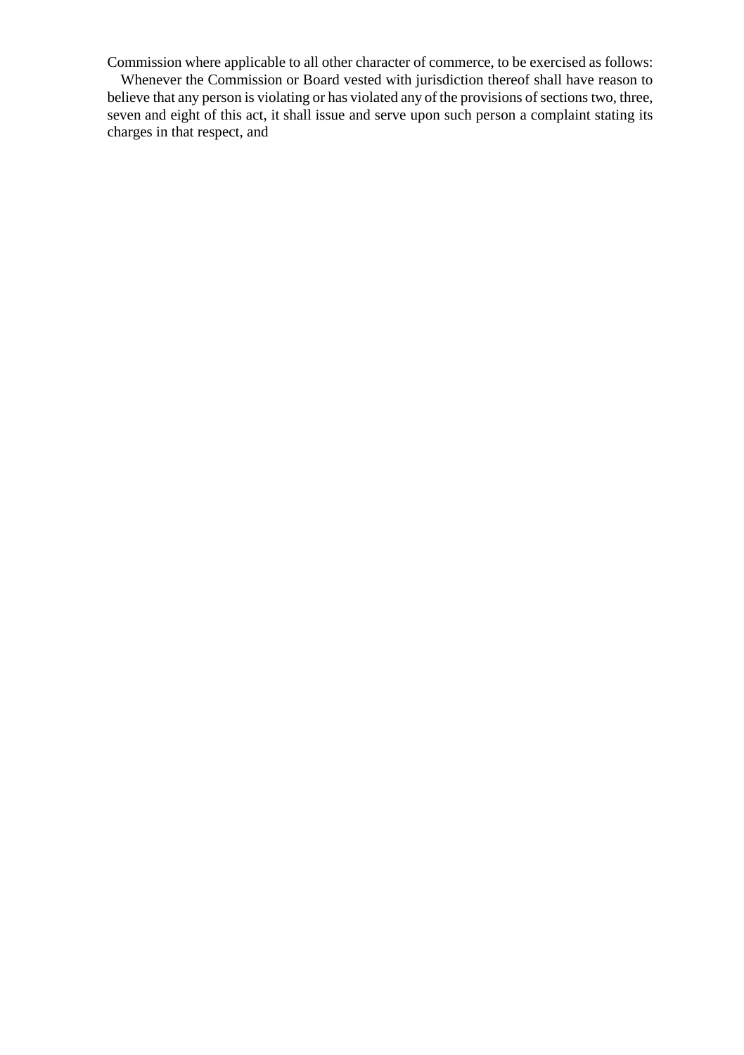Commission where applicable to all other character of commerce, to be exercised as follows:

Whenever the Commission or Board vested with jurisdiction thereof shall have reason to believe that any person is violating or has violated any of the provisions of sections two, three, seven and eight of this act, it shall issue and serve upon such person a complaint stating its charges in that respect, and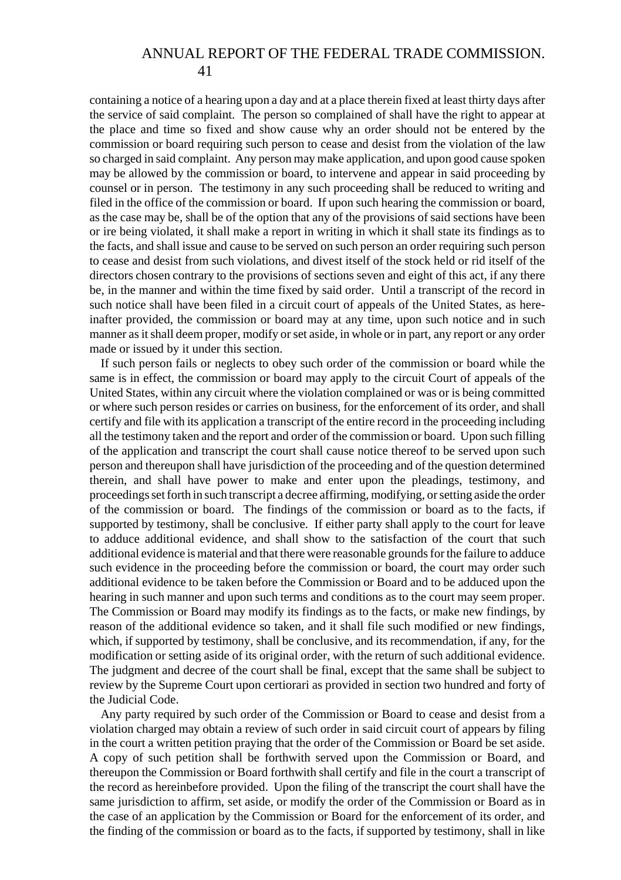containing a notice of a hearing upon a day and at a place therein fixed at least thirty days after the service of said complaint. The person so complained of shall have the right to appear at the place and time so fixed and show cause why an order should not be entered by the commission or board requiring such person to cease and desist from the violation of the law so charged in said complaint. Any person may make application, and upon good cause spoken may be allowed by the commission or board, to intervene and appear in said proceeding by counsel or in person. The testimony in any such proceeding shall be reduced to writing and filed in the office of the commission or board. If upon such hearing the commission or board, as the case may be, shall be of the option that any of the provisions of said sections have been or ire being violated, it shall make a report in writing in which it shall state its findings as to the facts, and shall issue and cause to be served on such person an order requiring such person to cease and desist from such violations, and divest itself of the stock held or rid itself of the directors chosen contrary to the provisions of sections seven and eight of this act, if any there be, in the manner and within the time fixed by said order. Until a transcript of the record in such notice shall have been filed in a circuit court of appeals of the United States, as here-inafter provided, the commission or board may at any time, upon such notice and in such manner as it shall deem proper, modify or set aside, in whole or in part, any report or any order made or issued by it under this section.

If such person fails or neglects to obey such order of the commission or board while the same is in effect, the commission or board may apply to the circuit Court of appeals of the United States, within any circuit where the violation complained or was or is being committed or where such person resides or carries on business, for the enforcement of its order, and shall certify and file with its application a transcript of the entire record in the proceeding including all the testimony taken and the report and order of the commission or board. Upon such filling of the application and transcript the court shall cause notice thereof to be served upon such person and thereupon shall have jurisdiction of the proceeding and of the question determined therein, and shall have power to make and enter upon the pleadings, testimony, and proceedings set forth in such transcript a decree affirming, modifying, or setting aside the order of the commission or board. The findings of the commission or board as to the facts, if supported by testimony, shall be conclusive. If either party shall apply to the court for leave to adduce additional evidence, and shall show to the satisfaction of the court that such additional evidence is material and that there were reasonable grounds for the failure to adduce such evidence in the proceeding before the commission or board, the court may order such additional evidence to be taken before the Commission or Board and to be adduced upon the hearing in such manner and upon such terms and conditions as to the court may seem proper. The Commission or Board may modify its findings as to the facts, or make new findings, by reason of the additional evidence so taken, and it shall file such modified or new findings, which, if supported by testimony, shall be conclusive, and its recommendation, if any, for the modification or setting aside of its original order, with the return of such additional evidence. The judgment and decree of the court shall be final, except that the same shall be subject to review by the Supreme Court upon certiorari as provided in section two hundred and forty of the Judicial Code.

Any party required by such order of the Commission or Board to cease and desist from a violation charged may obtain a review of such order in said circuit court of appears by filing in the court a written petition praying that the order of the Commission or Board be set aside. A copy of such petition shall be forthwith served upon the Commission or Board, and thereupon the Commission or Board forthwith shall certify and file in the court a transcript of the record as hereinbefore provided. Upon the filing of the transcript the court shall have the same jurisdiction to affirm, set aside, or modify the order of the Commission or Board as in the case of an application by the Commission or Board for the enforcement of its order, and the finding of the commission or board as to the facts, if supported by testimony, shall in like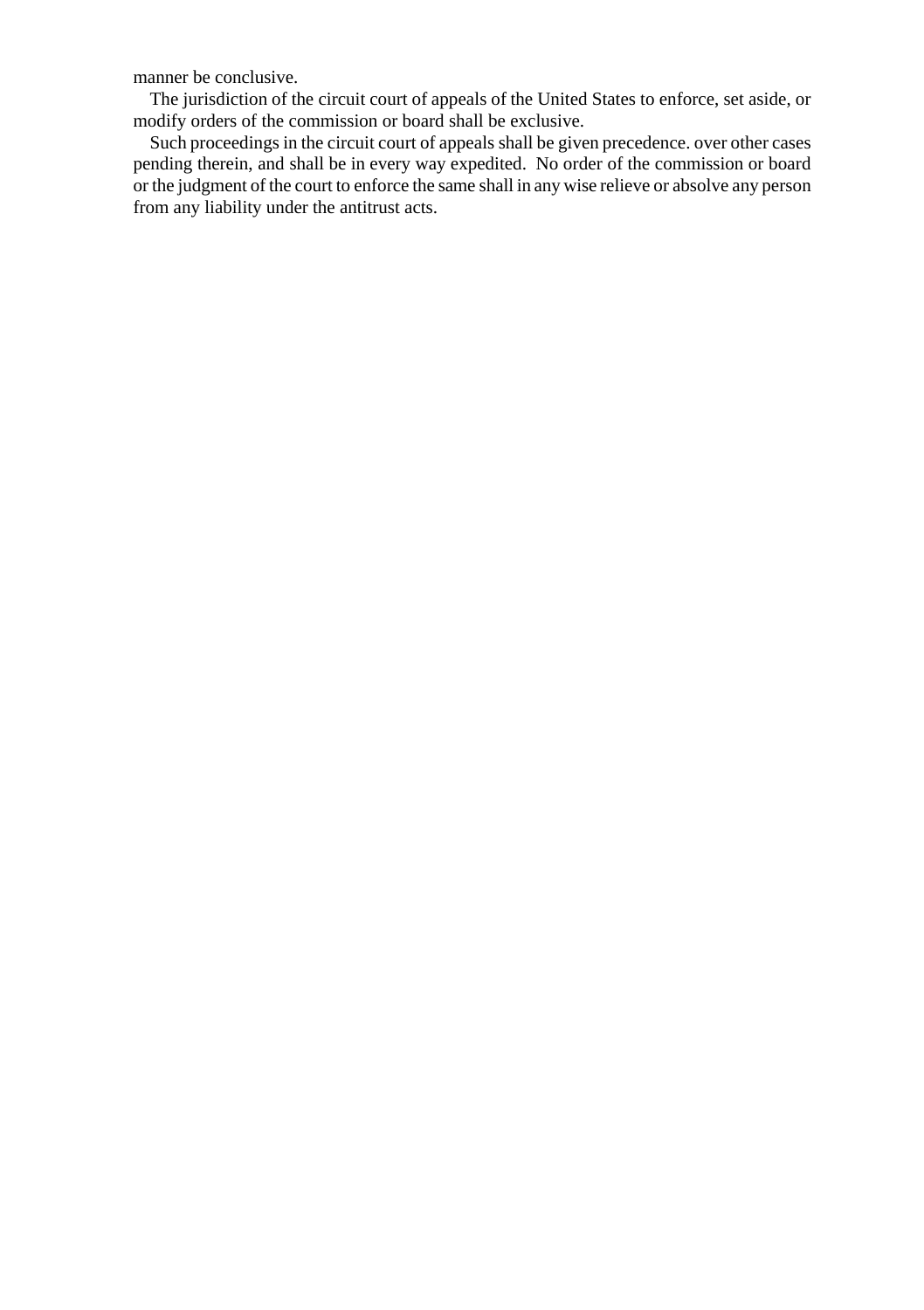manner be conclusive.

The jurisdiction of the circuit court of appeals of the United States to enforce, set aside, or modify orders of the commission or board shall be exclusive.

Such proceedings in the circuit court of appeals shall be given precedence. over other cases pending therein, and shall be in every way expedited. No order of the commission or board or the judgment of the court to enforce the same shall in any wise relieve or absolve any person from any liability under the antitrust acts.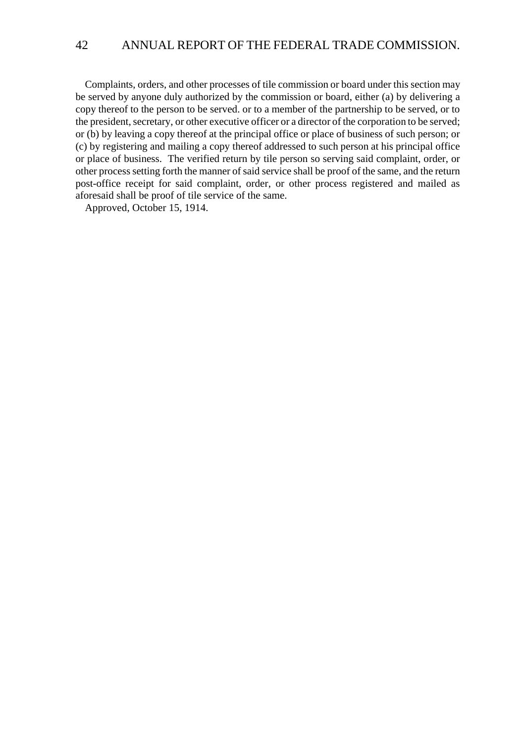Complaints, orders, and other processes of tile commission or board under this section may be served by anyone duly authorized by the commission or board, either (a) by delivering a copy thereof to the person to be served. or to a member of the partnership to be served, or to the president, secretary, or other executive officer or a director of the corporation to be served; or (b) by leaving a copy thereof at the principal office or place of business of such person; or (c) by registering and mailing a copy thereof addressed to such person at his principal office or place of business. The verified return by tile person so serving said complaint, order, or other process setting forth the manner of said service shall be proof of the same, and the return post-office receipt for said complaint, order, or other process registered and mailed as aforesaid shall be proof of tile service of the same.

Approved, October 15, 1914.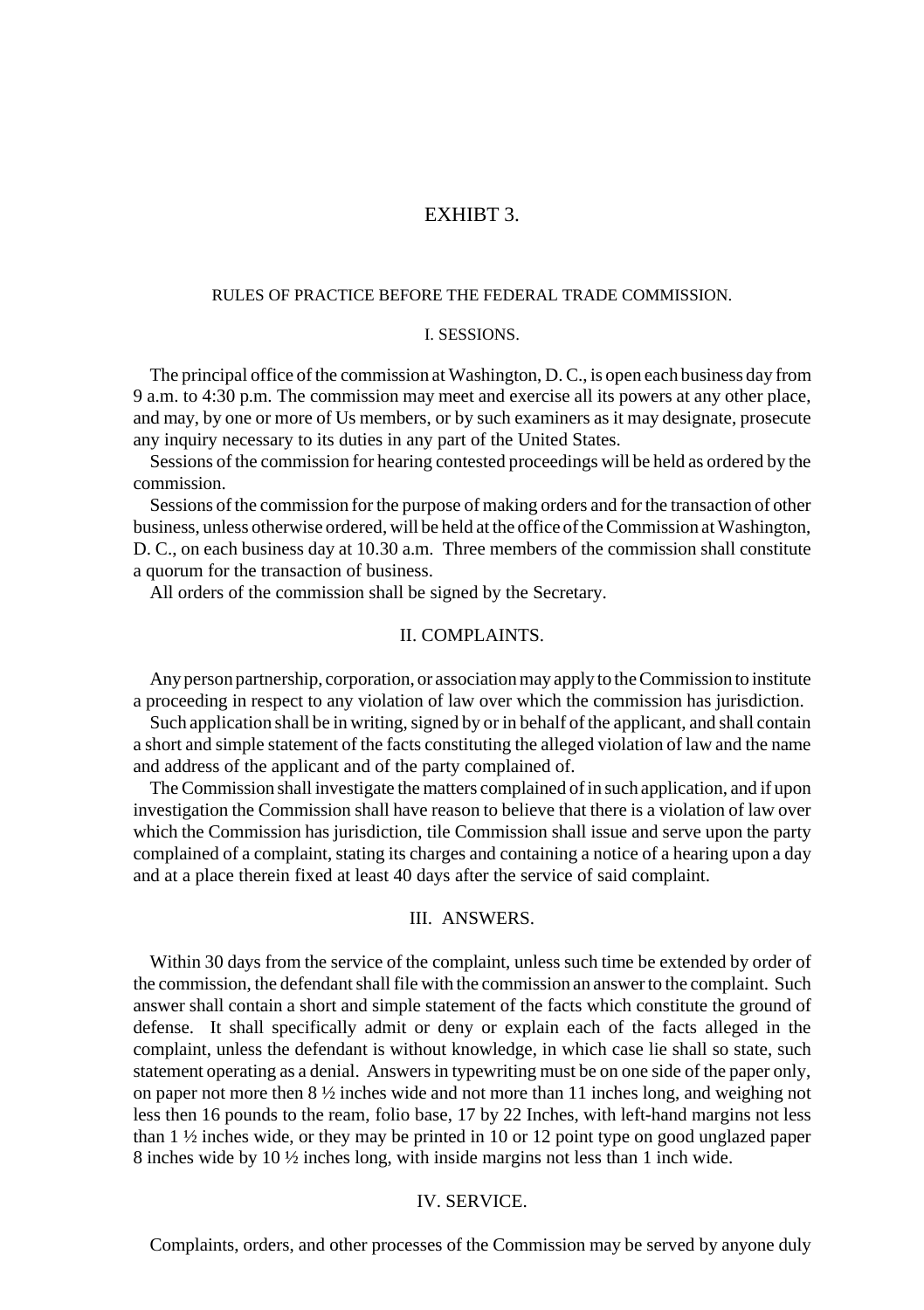# EXHIBT 3.

## RULES OF PRACTICE BEFORE THE FEDERAL TRADE COMMISSION.

### I. SESSIONS.

The principal office of the commission at Washington, D. C., is open each business day from 9 a.m. to 4:30 p.m. The commission may meet and exercise all its powers at any other place, and may, by one or more of Us members, or by such examiners as it may designate, prosecute any inquiry necessary to its duties in any part of the United States.

Sessions of the commission for hearing contested proceedings will be held as ordered by the commission.

Sessions of the commission for the purpose of making orders and for the transaction of other business, unless otherwise ordered, will be held at the office of the Commission at Washington, D. C., on each business day at 10.30 a.m. Three members of the commission shall constitute a quorum for the transaction of business.

All orders of the commission shall be signed by the Secretary.

### II. COMPLAINTS.

Any person partnership, corporation, or association may apply to the Commission to institute a proceeding in respect to any violation of law over which the commission has jurisdiction.

Such application shall be in writing, signed by or in behalf of the applicant, and shall contain a short and simple statement of the facts constituting the alleged violation of law and the name and address of the applicant and of the party complained of.

The Commission shall investigate the matters complained of in such application, and if upon investigation the Commission shall have reason to believe that there is a violation of law over which the Commission has jurisdiction, tile Commission shall issue and serve upon the party complained of a complaint, stating its charges and containing a notice of a hearing upon a day and at a place therein fixed at least 40 days after the service of said complaint.

### III. ANSWERS.

Within 30 days from the service of the complaint, unless such time be extended by order of the commission, the defendant shall file with the commission an answer to the complaint. Such answer shall contain a short and simple statement of the facts which constitute the ground of defense. It shall specifically admit or deny or explain each of the facts alleged in the complaint, unless the defendant is without knowledge, in which case lie shall so state, such statement operating as a denial. Answers in typewriting must be on one side of the paper only, on paper not more then 8 ½ inches wide and not more than 11 inches long, and weighing not less then 16 pounds to the ream, folio base, 17 by 22 Inches, with left-hand margins not less than 1 ½ inches wide, or they may be printed in 10 or 12 point type on good unglazed paper 8 inches wide by 10 ½ inches long, with inside margins not less than 1 inch wide.

### IV. SERVICE.

Complaints, orders, and other processes of the Commission may be served by anyone duly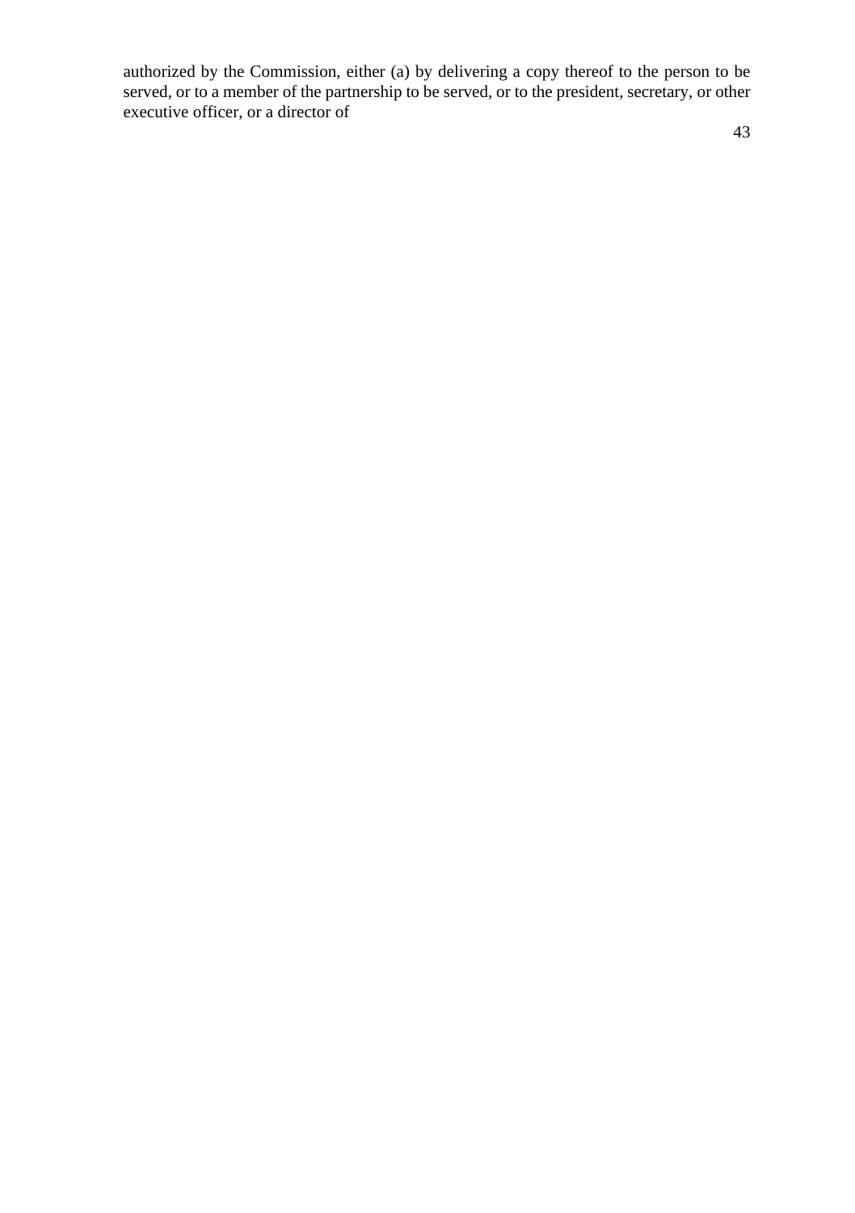authorized by the Commission, either (a) by delivering a copy thereof to the person to be served, or to a member of the partnership to be served, or to the president, secretary, or other executive officer, or a director of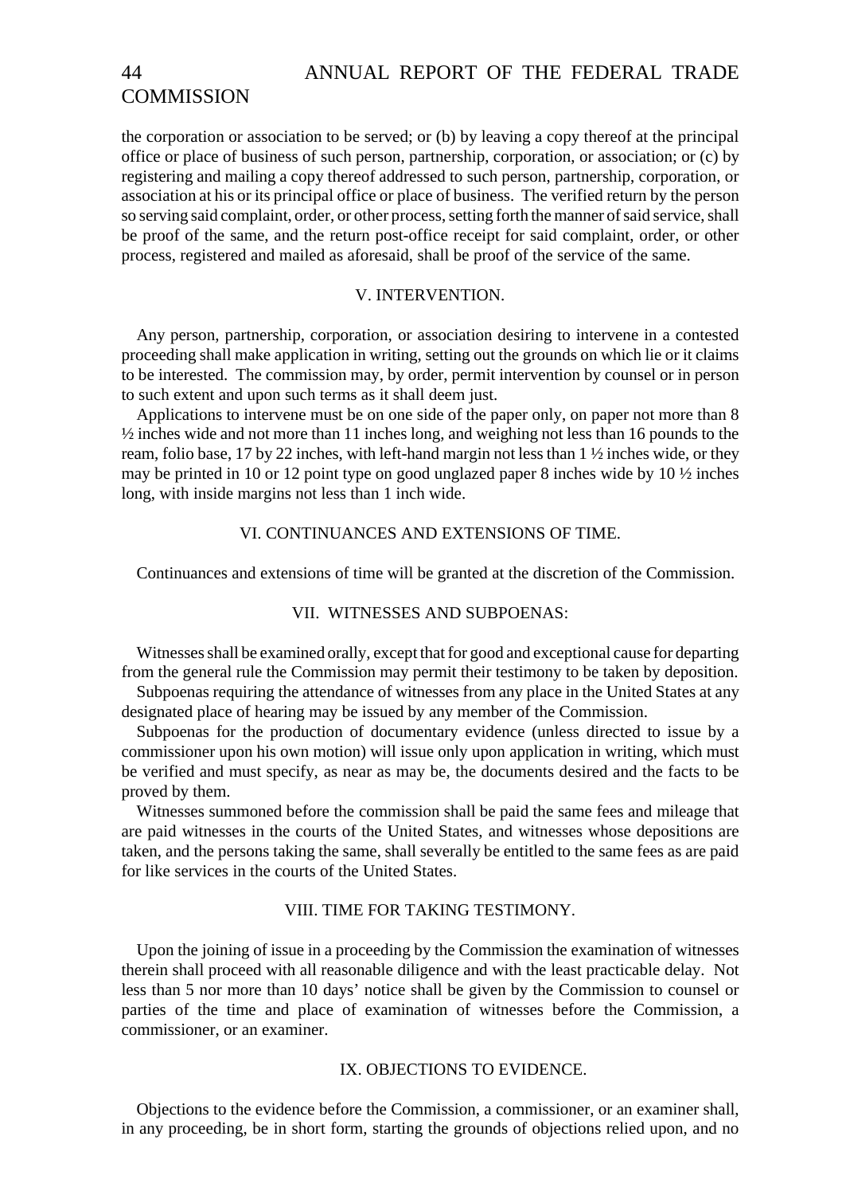the corporation or association to be served; or (b) by leaving a copy thereof at the principal office or place of business of such person, partnership, corporation, or association; or (c) by registering and mailing a copy thereof addressed to such person, partnership, corporation, or association at his or its principal office or place of business. The verified return by the person so serving said complaint, order, or other process, setting forth the manner of said service, shall be proof of the same, and the return post-office receipt for said complaint, order, or other process, registered and mailed as aforesaid, shall be proof of the service of the same.

## V. INTERVENTION.

Any person, partnership, corporation, or association desiring to intervene in a contested proceeding shall make application in writing, setting out the grounds on which lie or it claims to be interested. The commission may, by order, permit intervention by counsel or in person to such extent and upon such terms as it shall deem just.

Applications to intervene must be on one side of the paper only, on paper not more than 8 ½ inches wide and not more than 11 inches long, and weighing not less than 16 pounds to the ream, folio base, 17 by 22 inches, with left-hand margin not less than 1 ½ inches wide, or they may be printed in 10 or 12 point type on good unglazed paper 8 inches wide by 10 ½ inches long, with inside margins not less than 1 inch wide.

## VI. CONTINUANCES AND EXTENSIONS OF TIME.

Continuances and extensions of time will be granted at the discretion of the Commission.

## VII. WITNESSES AND SUBPOENAS:

Witnesses shall be examined orally, except that for good and exceptional cause for departing from the general rule the Commission may permit their testimony to be taken by deposition.

Subpoenas requiring the attendance of witnesses from any place in the United States at any designated place of hearing may be issued by any member of the Commission.

Subpoenas for the production of documentary evidence (unless directed to issue by a commissioner upon his own motion) will issue only upon application in writing, which must be verified and must specify, as near as may be, the documents desired and the facts to be proved by them.

Witnesses summoned before the commission shall be paid the same fees and mileage that are paid witnesses in the courts of the United States, and witnesses whose depositions are taken, and the persons taking the same, shall severally be entitled to the same fees as are paid for like services in the courts of the United States.

## VIII. TIME FOR TAKING TESTIMONY.

Upon the joining of issue in a proceeding by the Commission the examination of witnesses therein shall proceed with all reasonable diligence and with the least practicable delay. Not less than 5 nor more than 10 days' notice shall be given by the Commission to counsel or parties of the time and place of examination of witnesses before the Commission, a commissioner, or an examiner.

## IX. OBJECTIONS TO EVIDENCE.

Objections to the evidence before the Commission, a commissioner, or an examiner shall, in any proceeding, be in short form, starting the grounds of objections relied upon, and no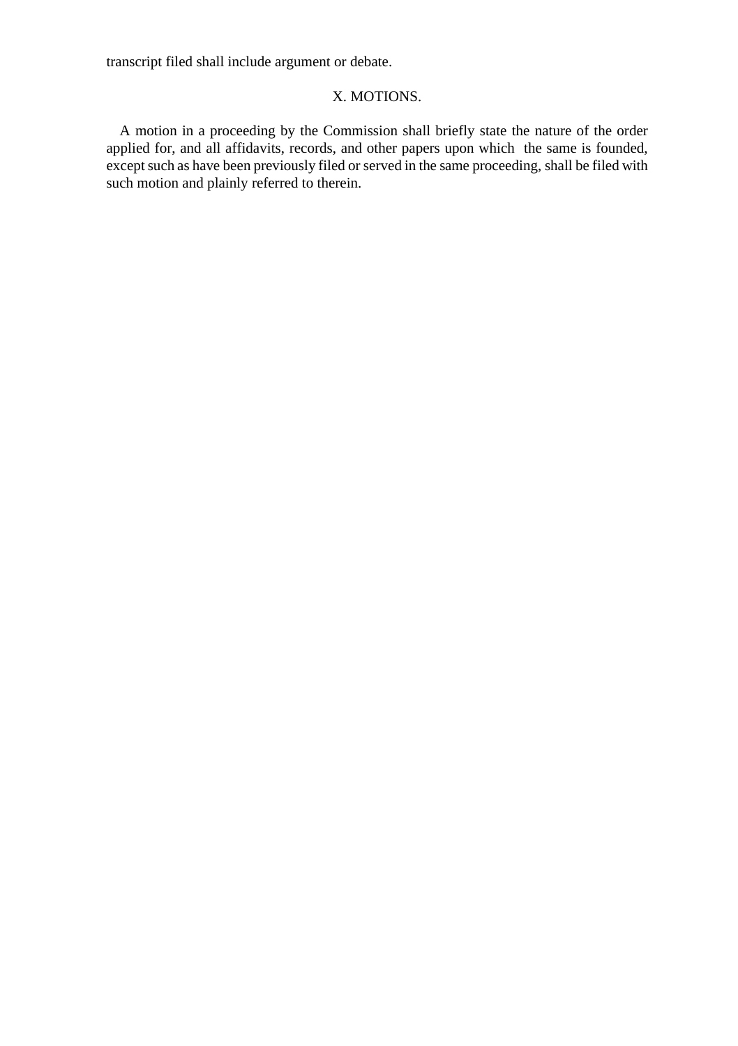transcript filed shall include argument or debate.

## X. MOTIONS.

A motion in a proceeding by the Commission shall briefly state the nature of the order applied for, and all affidavits, records, and other papers upon which the same is founded, except such as have been previously filed or served in the same proceeding, shall be filed with such motion and plainly referred to therein.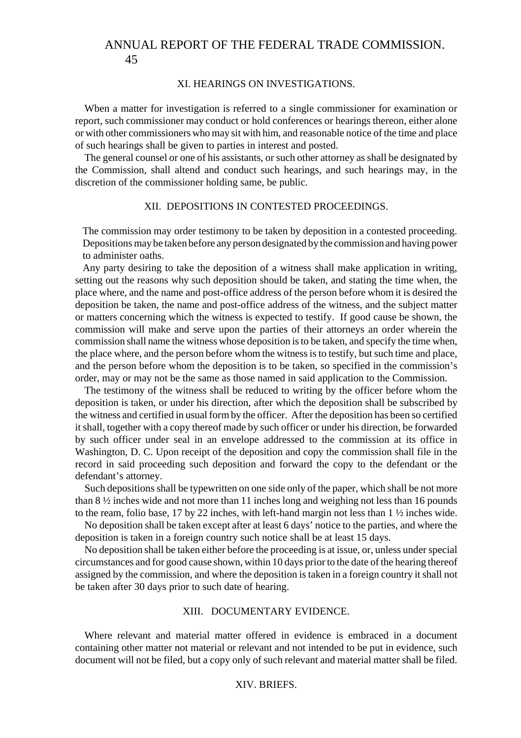## XI. HEARINGS ON INVESTIGATIONS.

Wben a matter for investigation is referred to a single commissioner for examination or report, such commissioner may conduct or hold conferences or hearings thereon, either alone or with other commissioners who may sit with him, and reasonable notice of the time and place of such hearings shall be given to parties in interest and posted.

The general counsel or one of his assistants, or such other attorney as shall be designated by the Commission, shall altend and conduct such hearings, and such hearings may, in the discretion of the commissioner holding same, be public.

## XII. DEPOSITIONS IN CONTESTED PROCEEDINGS.

The commission may order testimony to be taken by deposition in a contested proceeding. Depositions may be taken before any person designated by the commission and having power to administer oaths.

Any party desiring to take the deposition of a witness shall make application in writing, setting out the reasons why such deposition should be taken, and stating the time when, the place where, and the name and post-office address of the person before whom it is desired the deposition be taken, the name and post-office address of the witness, and the subject matter or matters concerning which the witness is expected to testify. If good cause be shown, the commission will make and serve upon the parties of their attorneys an order wherein the commission shall name the witness whose deposition is to be taken, and specify the time when, the place where, and the person before whom the witness is to testify, but such time and place, and the person before whom the deposition is to be taken, so specified in the commission's order, may or may not be the same as those named in said application to the Commission.

The testimony of the witness shall be reduced to writing by the officer before whom the deposition is taken, or under his direction, after which the deposition shall be subscribed by the witness and certified in usual form by the officer. After the deposition has been so certified it shall, together with a copy thereof made by such officer or under his direction, be forwarded by such officer under seal in an envelope addressed to the commission at its office in Washington, D. C. Upon receipt of the deposition and copy the commission shall file in the record in said proceeding such deposition and forward the copy to the defendant or the defendant's attorney.

Such depositions shall be typewritten on one side only of the paper, which shall be not more than 8 ½ inches wide and not more than 11 inches long and weighing not less than 16 pounds to the ream, folio base, 17 by 22 inches, with left-hand margin not less than 1 ½ inches wide.

No deposition shall be taken except after at least 6 days' notice to the parties, and where the deposition is taken in a foreign country such notice shall be at least 15 days.

No deposition shall be taken either before the proceeding is at issue, or, unless under special circumstances and for good cause shown, within 10 days prior to the date of the hearing thereof assigned by the commission, and where the deposition is taken in a foreign country it shall not be taken after 30 days prior to such date of hearing.

## XIII. DOCUMENTARY EVIDENCE.

Where relevant and material matter offered in evidence is embraced in a document containing other matter not material or relevant and not intended to be put in evidence, such document will not be filed, but a copy only of such relevant and material matter shall be filed.

## XIV. BRIEFS.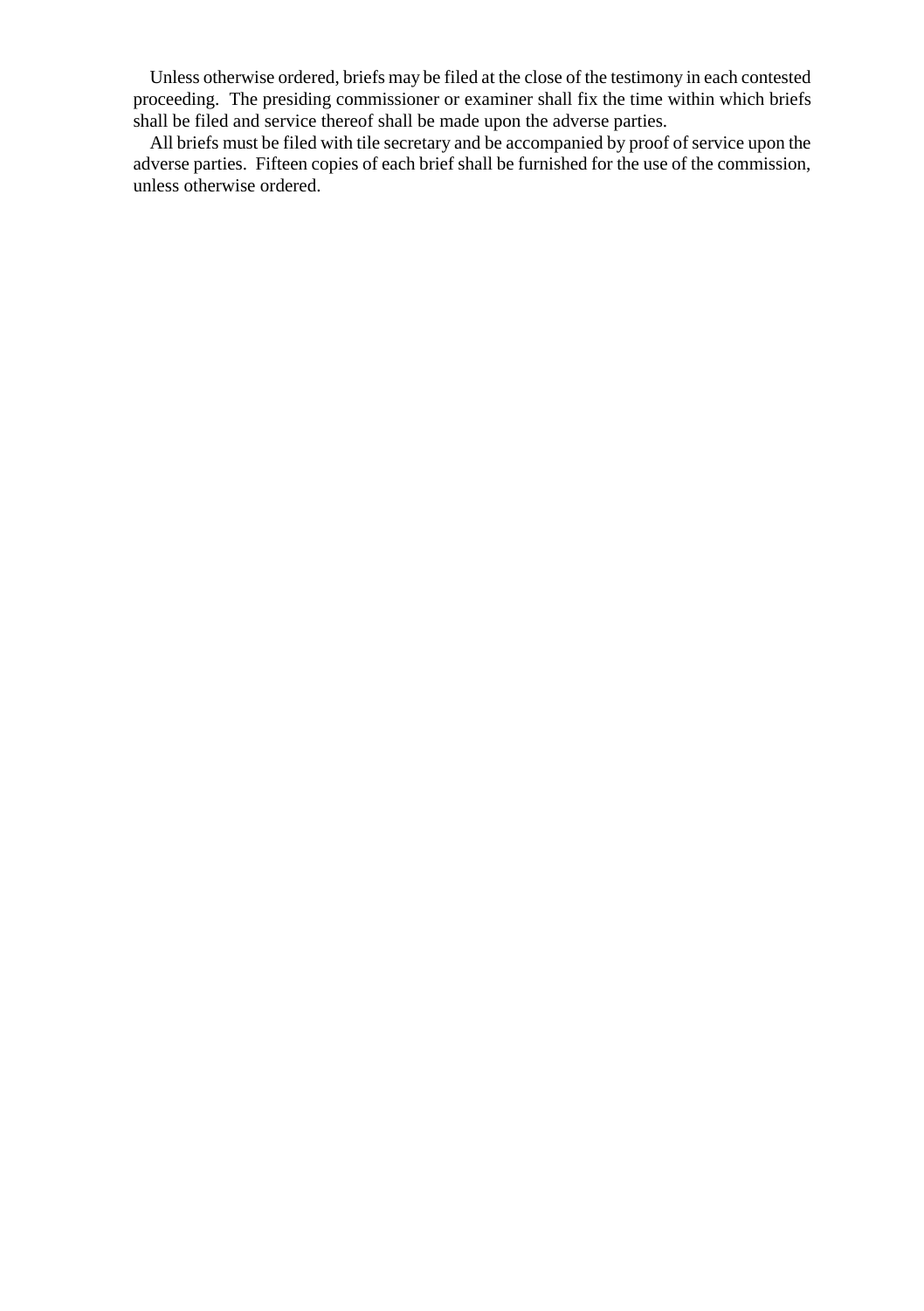Unless otherwise ordered, briefs may be filed at the close of the testimony in each contested proceeding. The presiding commissioner or examiner shall fix the time within which briefs shall be filed and service thereof shall be made upon the adverse parties.

All briefs must be filed with tile secretary and be accompanied by proof of service upon the adverse parties. Fifteen copies of each brief shall be furnished for the use of the commission, unless otherwise ordered.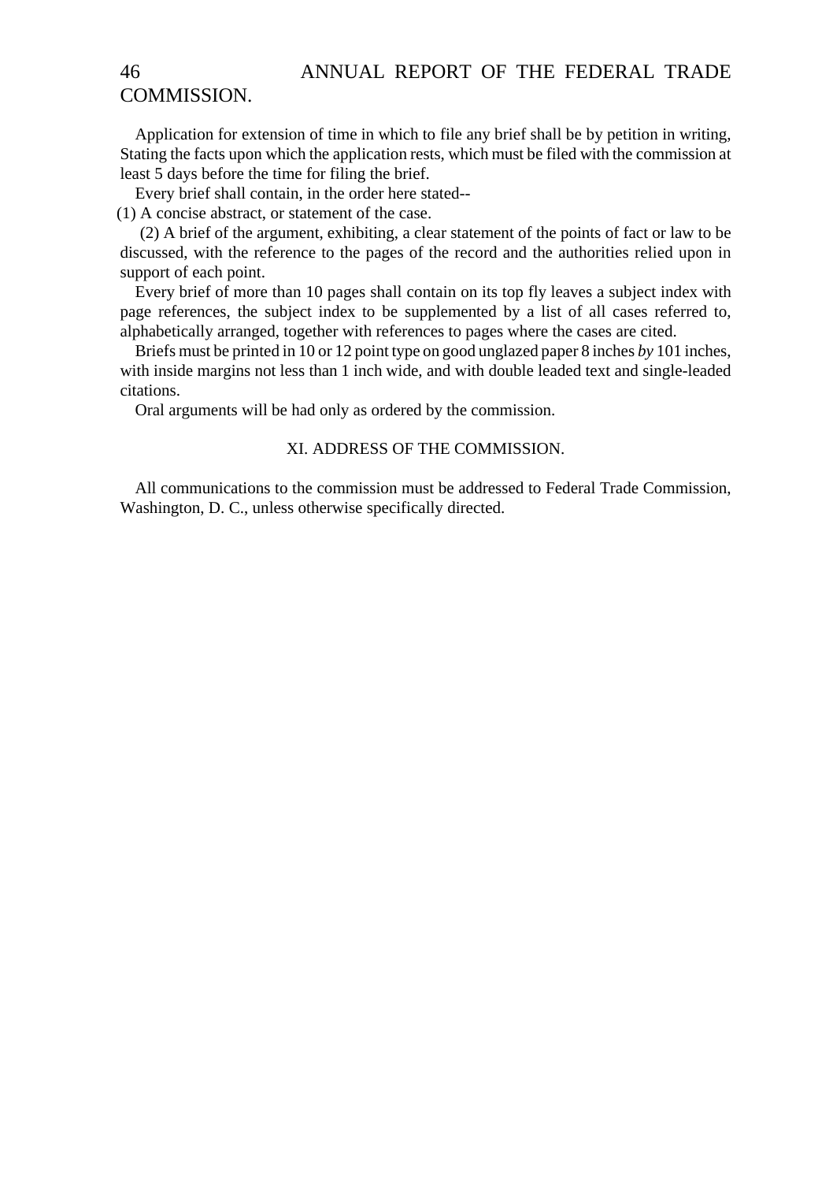Application for extension of time in which to file any brief shall be by petition in writing, Stating the facts upon which the application rests, which must be filed with the commission at least 5 days before the time for filing the brief.

Every brief shall contain, in the order here stated--

(1) A concise abstract, or statement of the case.

(2) A brief of the argument, exhibiting, a clear statement of the points of fact or law to be discussed, with the reference to the pages of the record and the authorities relied upon in support of each point.

Every brief of more than 10 pages shall contain on its top fly leaves a subject index with page references, the subject index to be supplemented by a list of all cases referred to, alphabetically arranged, together with references to pages where the cases are cited.

Briefs must be printed in 10 or 12 point type on good unglazed paper 8 inches *by* 101 inches, with inside margins not less than 1 inch wide, and with double leaded text and single-leaded citations.

Oral arguments will be had only as ordered by the commission.

## XI. ADDRESS OF THE COMMISSION.

All communications to the commission must be addressed to Federal Trade Commission, Washington, D. C., unless otherwise specifically directed.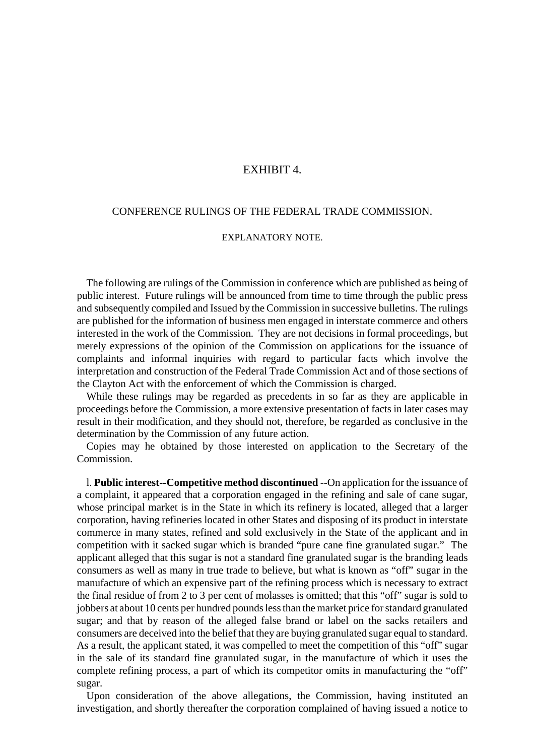# EXHIBIT 4.

## CONFERENCE RULINGS OF THE FEDERAL TRADE COMMISSION.

### EXPLANATORY NOTE.

The following are rulings of the Commission in conference which are published as being of public interest. Future rulings will be announced from time to time through the public press and subsequently compiled and Issued by the Commission in successive bulletins. The rulings are published for the information of business men engaged in interstate commerce and others interested in the work of the Commission. They are not decisions in formal proceedings, but merely expressions of the opinion of the Commission on applications for the issuance of complaints and informal inquiries with regard to particular facts which involve the interpretation and construction of the Federal Trade Commission Act and of those sections of the Clayton Act with the enforcement of which the Commission is charged.

While these rulings may be regarded as precedents in so far as they are applicable in proceedings before the Commission, a more extensive presentation of facts in later cases may result in their modification, and they should not, therefore, be regarded as conclusive in the determination by the Commission of any future action.

Copies may he obtained by those interested on application to the Secretary of the Commission.

l. **Public interest--Competitive method discontinued** --On application for the issuance of a complaint, it appeared that a corporation engaged in the refining and sale of cane sugar, whose principal market is in the State in which its refinery is located, alleged that a larger corporation, having refineries located in other States and disposing of its product in interstate commerce in many states, refined and sold exclusively in the State of the applicant and in competition with it sacked sugar which is branded "pure cane fine granulated sugar." The applicant alleged that this sugar is not a standard fine granulated sugar is the branding leads consumers as well as many in true trade to believe, but what is known as "off" sugar in the manufacture of which an expensive part of the refining process which is necessary to extract the final residue of from 2 to 3 per cent of molasses is omitted; that this "off" sugar is sold to jobbers at about 10 cents per hundred pounds less than the market price for standard granulated sugar; and that by reason of the alleged false brand or label on the sacks retailers and consumers are deceived into the belief that they are buying granulated sugar equal to standard. As a result, the applicant stated, it was compelled to meet the competition of this "off" sugar in the sale of its standard fine granulated sugar, in the manufacture of which it uses the complete refining process, a part of which its competitor omits in manufacturing the "off" sugar.

Upon consideration of the above allegations, the Commission, having instituted an investigation, and shortly thereafter the corporation complained of having issued a notice to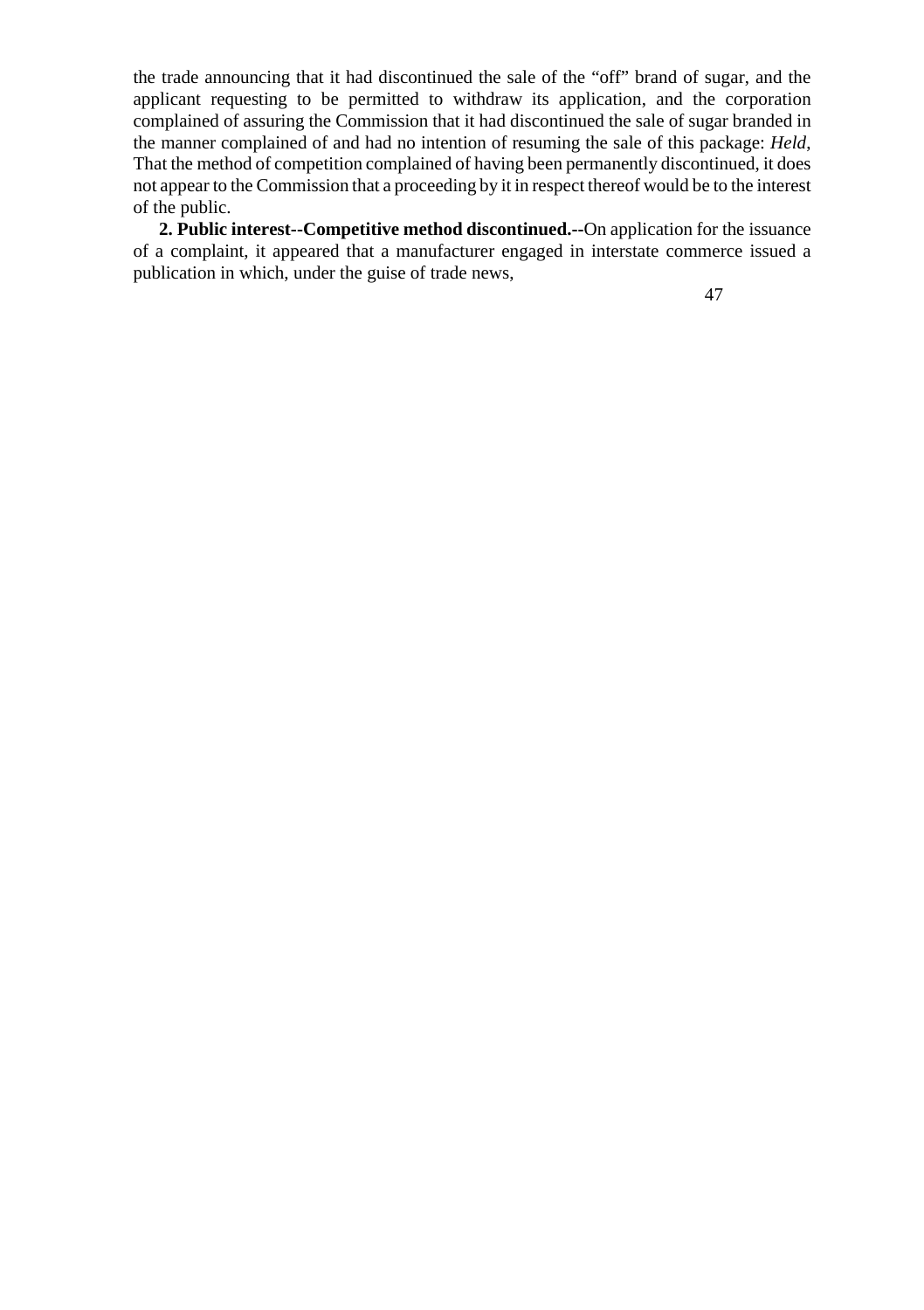the trade announcing that it had discontinued the sale of the "off" brand of sugar, and the applicant requesting to be permitted to withdraw its application, and the corporation complained of assuring the Commission that it had discontinued the sale of sugar branded in the manner complained of and had no intention of resuming the sale of this package: *Held*, That the method of competition complained of having been permanently discontinued, it does not appear to the Commission that a proceeding by it in respect thereof would be to the interest of the public.

**2. Public interest--Competitive method discontinued.--**On application for the issuance of a complaint, it appeared that a manufacturer engaged in interstate commerce issued a publication in which, under the guise of trade news,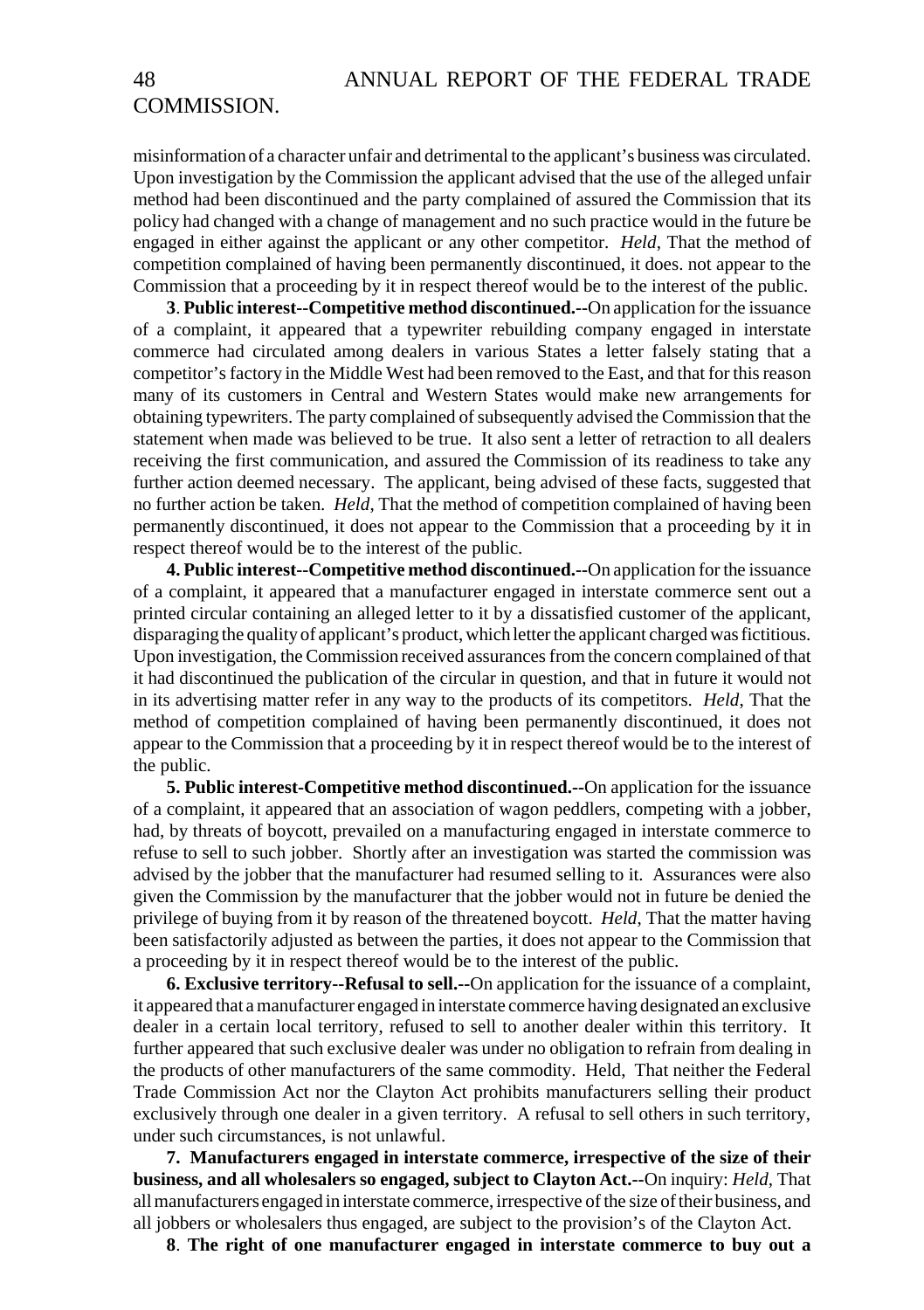misinformation of a character unfair and detrimental to the applicant's business was circulated. Upon investigation by the Commission the applicant advised that the use of the alleged unfair method had been discontinued and the party complained of assured the Commission that its policy had changed with a change of management and no such practice would in the future be engaged in either against the applicant or any other competitor. *Held*, That the method of competition complained of having been permanently discontinued, it does. not appear to the Commission that a proceeding by it in respect thereof would be to the interest of the public.

**3**. **Public interest--Competitive method discontinued.--**On application for the issuance of a complaint, it appeared that a typewriter rebuilding company engaged in interstate commerce had circulated among dealers in various States a letter falsely stating that a competitor's factory in the Middle West had been removed to the East, and that for this reason many of its customers in Central and Western States would make new arrangements for obtaining typewriters. The party complained of subsequently advised the Commission that the statement when made was believed to be true. It also sent a letter of retraction to all dealers receiving the first communication, and assured the Commission of its readiness to take any further action deemed necessary. The applicant, being advised of these facts, suggested that no further action be taken. *Held*, That the method of competition complained of having been permanently discontinued, it does not appear to the Commission that a proceeding by it in respect thereof would be to the interest of the public.

**4. Public interest--Competitive method discontinued.--**On application for the issuance of a complaint, it appeared that a manufacturer engaged in interstate commerce sent out a printed circular containing an alleged letter to it by a dissatisfied customer of the applicant, disparaging the quality of applicant's product, which letter the applicant charged was fictitious. Upon investigation, the Commission received assurances from the concern complained of that it had discontinued the publication of the circular in question, and that in future it would not in its advertising matter refer in any way to the products of its competitors. *Held*, That the method of competition complained of having been permanently discontinued, it does not appear to the Commission that a proceeding by it in respect thereof would be to the interest of the public.

**5. Public interest-Competitive method discontinued.--**On application for the issuance of a complaint, it appeared that an association of wagon peddlers, competing with a jobber, had, by threats of boycott, prevailed on a manufacturing engaged in interstate commerce to refuse to sell to such jobber. Shortly after an investigation was started the commission was advised by the jobber that the manufacturer had resumed selling to it. Assurances were also given the Commission by the manufacturer that the jobber would not in future be denied the privilege of buying from it by reason of the threatened boycott. *Held*, That the matter having been satisfactorily adjusted as between the parties, it does not appear to the Commission that a proceeding by it in respect thereof would be to the interest of the public.

**6. Exclusive territory--Refusal to sell.--**On application for the issuance of a complaint, it appeared that a manufacturer engaged in interstate commerce having designated an exclusive dealer in a certain local territory, refused to sell to another dealer within this territory. It further appeared that such exclusive dealer was under no obligation to refrain from dealing in the products of other manufacturers of the same commodity. Held, That neither the Federal Trade Commission Act nor the Clayton Act prohibits manufacturers selling their product exclusively through one dealer in a given territory. A refusal to sell others in such territory, under such circumstances, is not unlawful.

**7. Manufacturers engaged in interstate commerce, irrespective of the size of their business, and all wholesalers so engaged, subject to Clayton Act.--**On inquiry: *Held*, That all manufacturers engaged in interstate commerce, irrespective of the size of their business, and all jobbers or wholesalers thus engaged, are subject to the provision's of the Clayton Act.

**8**. **The right of one manufacturer engaged in interstate commerce to buy out a**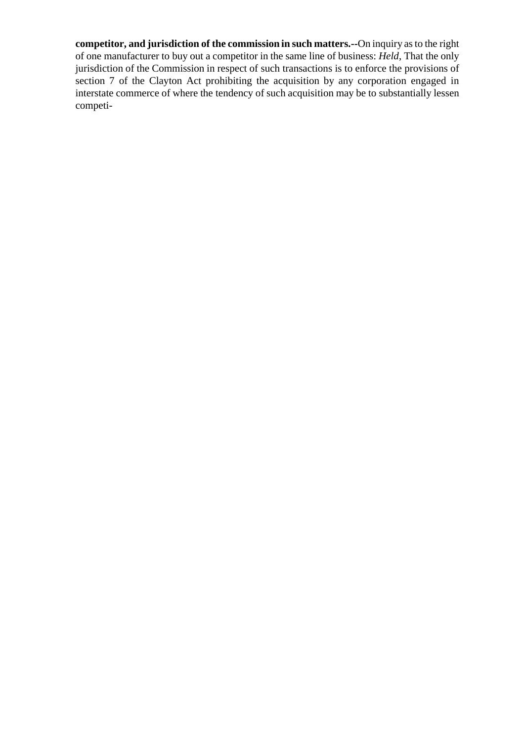**competitor, and jurisdiction of the commission in such matters.--**On inquiry as to the right of one manufacturer to buy out a competitor in the same line of business: *Held*, That the only jurisdiction of the Commission in respect of such transactions is to enforce the provisions of section 7 of the Clayton Act prohibiting the acquisition by any corporation engaged in interstate commerce of where the tendency of such acquisition may be to substantially lessen competi-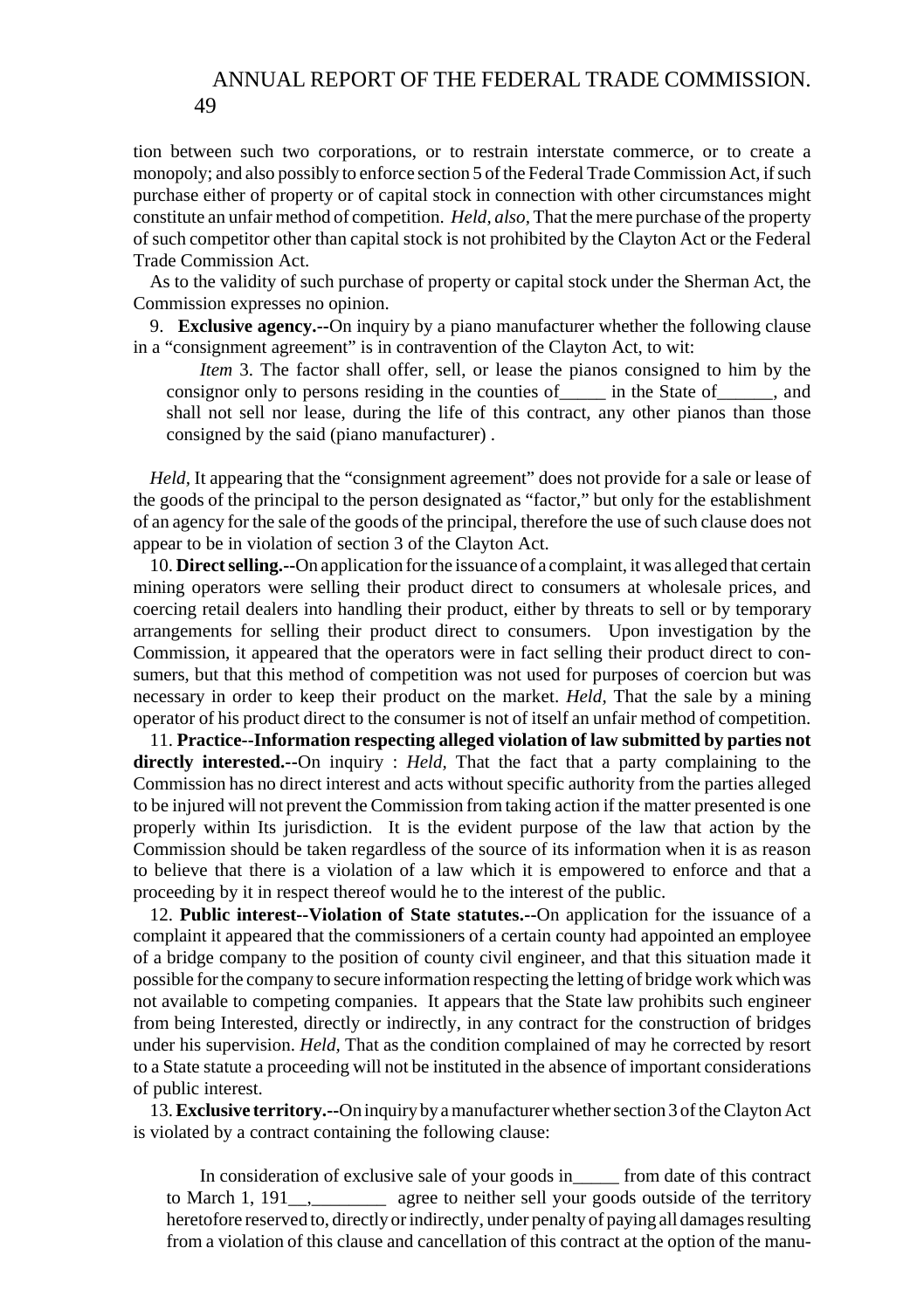tion between such two corporations, or to restrain interstate commerce, or to create a monopoly; and also possibly to enforce section 5 of the Federal Trade Commission Act, if such purchase either of property or of capital stock in connection with other circumstances might constitute an unfair method of competition. *Held, also*, That the mere purchase of the property of such competitor other than capital stock is not prohibited by the Clayton Act or the Federal Trade Commission Act.

As to the validity of such purchase of property or capital stock under the Sherman Act, the Commission expresses no opinion.

9. **Exclusive agency.--**On inquiry by a piano manufacturer whether the following clause in a "consignment agreement" is in contravention of the Clayton Act, to wit:

> *Item* 3. The factor shall offer, sell, or lease the pianos consigned to him by the consignor only to persons residing in the counties of_____ in the State of______, and shall not sell nor lease, during the life of this contract, any other pianos than those consigned by the said (piano manufacturer) .

*Held*, It appearing that the "consignment agreement" does not provide for a sale or lease of the goods of the principal to the person designated as "factor," but only for the establishment of an agency for the sale of the goods of the principal, therefore the use of such clause does not appear to be in violation of section 3 of the Clayton Act.

10. **Direct selling.--**On application for the issuance of a complaint, it was alleged that certain mining operators were selling their product direct to consumers at wholesale prices, and coercing retail dealers into handling their product, either by threats to sell or by temporary arrangements for selling their product direct to consumers. Upon investigation by the Commission, it appeared that the operators were in fact selling their product direct to consumers, but that this method of competition was not used for purposes of coercion but was necessary in order to keep their product on the market. *Held*, That the sale by a mining operator of his product direct to the consumer is not of itself an unfair method of competition.

11. **Practice--Information respecting alleged violation of law submitted by parties not directly interested.--**On inquiry : *Held*, That the fact that a party complaining to the Commission has no direct interest and acts without specific authority from the parties alleged to be injured will not prevent the Commission from taking action if the matter presented is one properly within Its jurisdiction. It is the evident purpose of the law that action by the Commission should be taken regardless of the source of its information when it is as reason to believe that there is a violation of a law which it is empowered to enforce and that a proceeding by it in respect thereof would he to the interest of the public.

12. **Public interest--Violation of State statutes.--**On application for the issuance of a complaint it appeared that the commissioners of a certain county had appointed an employee of a bridge company to the position of county civil engineer, and that this situation made it possible for the company to secure information respecting the letting of bridge work which was not available to competing companies. It appears that the State law prohibits such engineer from being Interested, directly or indirectly, in any contract for the construction of bridges under his supervision. *Held*, That as the condition complained of may he corrected by resort to a State statute a proceeding will not be instituted in the absence of important considerations of public interest.

13. **Exclusive territory.--**On inquiry by a manufacturer whether section 3 of the Clayton Act is violated by a contract containing the following clause:

> In consideration of exclusive sale of your goods in_____ from date of this contract to March 1, 191__,________ agree to neither sell your goods outside of the territory heretofore reserved to, directly or indirectly, under penalty of paying all damages resulting from a violation of this clause and cancellation of this contract at the option of the manu-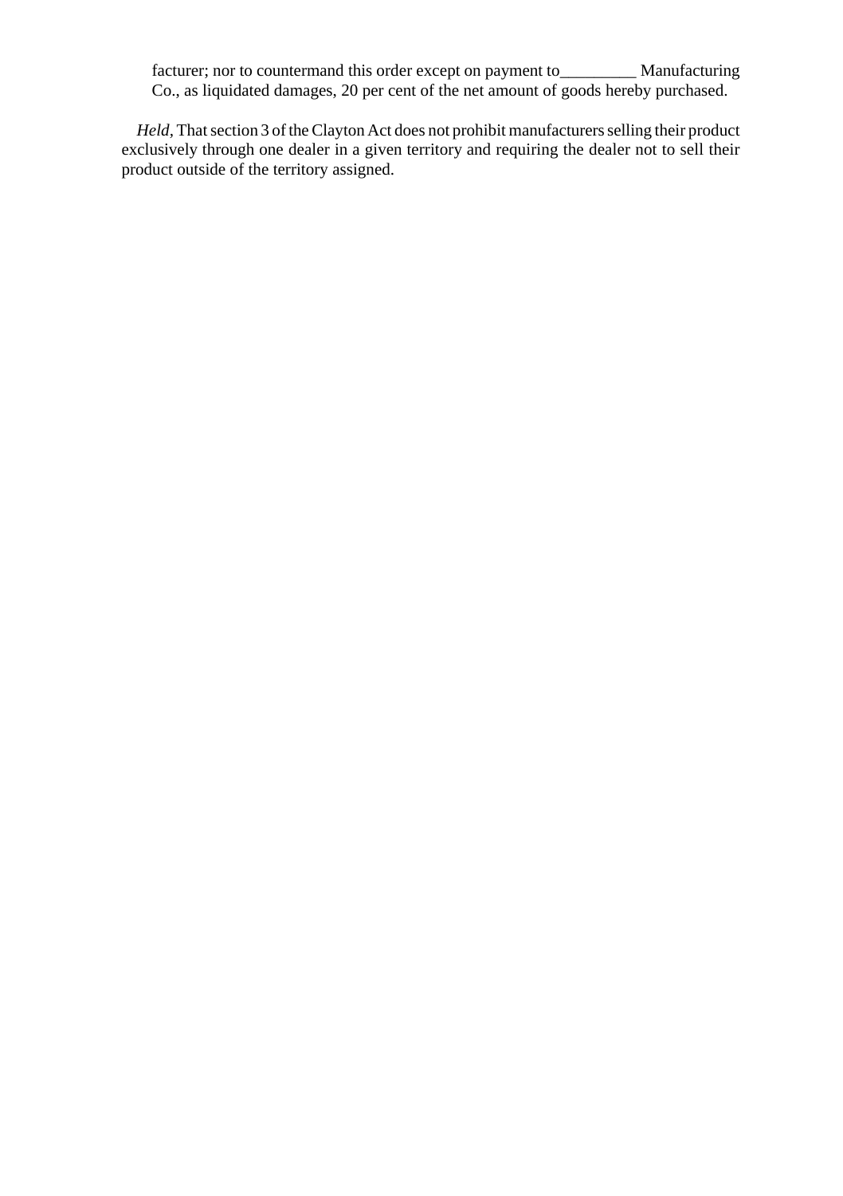> facturer; nor to countermand this order except on payment to_________ Manufacturing Co., as liquidated damages, 20 per cent of the net amount of goods hereby purchased.

*Held*, That section 3 of the Clayton Act does not prohibit manufacturers selling their product exclusively through one dealer in a given territory and requiring the dealer not to sell their product outside of the territory assigned.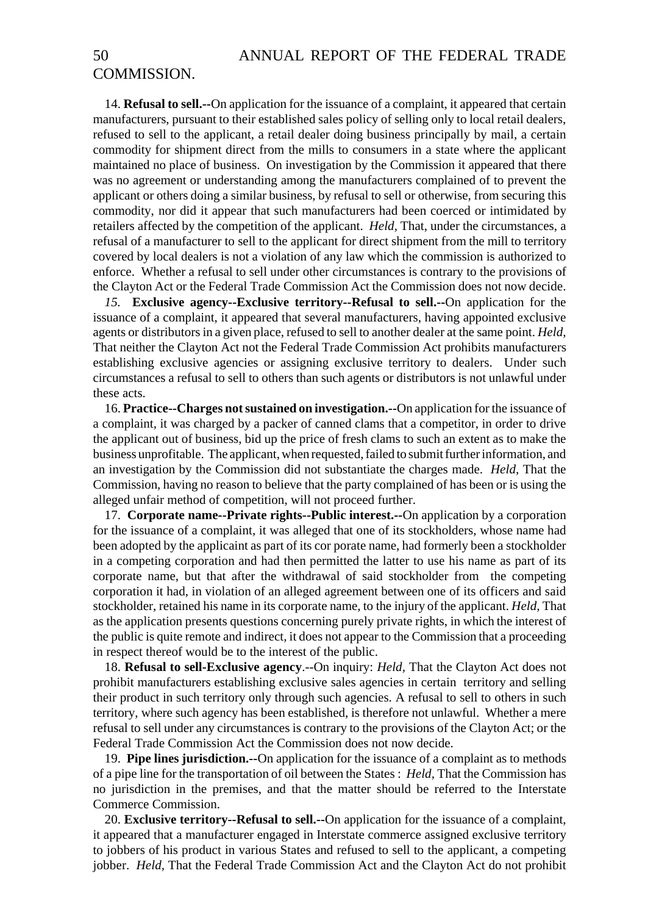14. **Refusal to sell.--**On application for the issuance of a complaint, it appeared that certain manufacturers, pursuant to their established sales policy of selling only to local retail dealers, refused to sell to the applicant, a retail dealer doing business principally by mail, a certain commodity for shipment direct from the mills to consumers in a state where the applicant maintained no place of business. On investigation by the Commission it appeared that there was no agreement or understanding among the manufacturers complained of to prevent the applicant or others doing a similar business, by refusal to sell or otherwise, from securing this commodity, nor did it appear that such manufacturers had been coerced or intimidated by retailers affected by the competition of the applicant. *Held*, That, under the circumstances, a refusal of a manufacturer to sell to the applicant for direct shipment from the mill to territory covered by local dealers is not a violation of any law which the commission is authorized to enforce. Whether a refusal to sell under other circumstances is contrary to the provisions of the Clayton Act or the Federal Trade Commission Act the Commission does not now decide.

*15.* **Exclusive agency--Exclusive territory--Refusal to sell.--**On application for the issuance of a complaint, it appeared that several manufacturers, having appointed exclusive agents or distributors in a given place, refused to sell to another dealer at the same point. *Held,* That neither the Clayton Act not the Federal Trade Commission Act prohibits manufacturers establishing exclusive agencies or assigning exclusive territory to dealers. Under such circumstances a refusal to sell to others than such agents or distributors is not unlawful under these acts.

16. **Practice--Charges not sustained on investigation.--**On application for the issuance of a complaint, it was charged by a packer of canned clams that a competitor, in order to drive the applicant out of business, bid up the price of fresh clams to such an extent as to make the business unprofitable. The applicant, when requested, failed to submit further information, and an investigation by the Commission did not substantiate the charges made. *Held,* That the Commission, having no reason to believe that the party complained of has been or is using the alleged unfair method of competition, will not proceed further.

17. **Corporate name--Private rights--Public interest.--**On application by a corporation for the issuance of a complaint, it was alleged that one of its stockholders, whose name had been adopted by the applicaint as part of its cor porate name, had formerly been a stockholder in a competing corporation and had then permitted the latter to use his name as part of its corporate name, but that after the withdrawal of said stockholder from the competing corporation it had, in violation of an alleged agreement between one of its officers and said stockholder, retained his name in its corporate name, to the injury of the applicant. *Held,* That as the application presents questions concerning purely private rights, in which the interest of the public is quite remote and indirect, it does not appear to the Commission that a proceeding in respect thereof would be to the interest of the public.

18. **Refusal to sell-Exclusive agency**.--On inquiry: *Held,* That the Clayton Act does not prohibit manufacturers establishing exclusive sales agencies in certain territory and selling their product in such territory only through such agencies. A refusal to sell to others in such territory, where such agency has been established, is therefore not unlawful. Whether a mere refusal to sell under any circumstances is contrary to the provisions of the Clayton Act; or the Federal Trade Commission Act the Commission does not now decide.

19. **Pipe lines jurisdiction.--**On application for the issuance of a complaint as to methods of a pipe line for the transportation of oil between the States : *Held,* That the Commission has no jurisdiction in the premises, and that the matter should be referred to the Interstate Commerce Commission.

20. **Exclusive territory--Refusal to sell.--**On application for the issuance of a complaint, it appeared that a manufacturer engaged in Interstate commerce assigned exclusive territory to jobbers of his product in various States and refused to sell to the applicant, a competing jobber. *Held,* That the Federal Trade Commission Act and the Clayton Act do not prohibit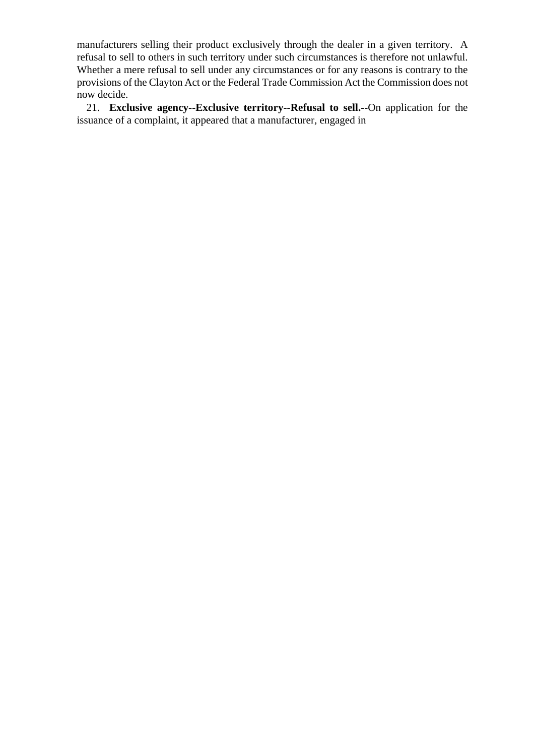manufacturers selling their product exclusively through the dealer in a given territory. A refusal to sell to others in such territory under such circumstances is therefore not unlawful. Whether a mere refusal to sell under any circumstances or for any reasons is contrary to the provisions of the Clayton Act or the Federal Trade Commission Act the Commission does not now decide.

21. **Exclusive agency--Exclusive territory--Refusal to sell.--**On application for the issuance of a complaint, it appeared that a manufacturer, engaged in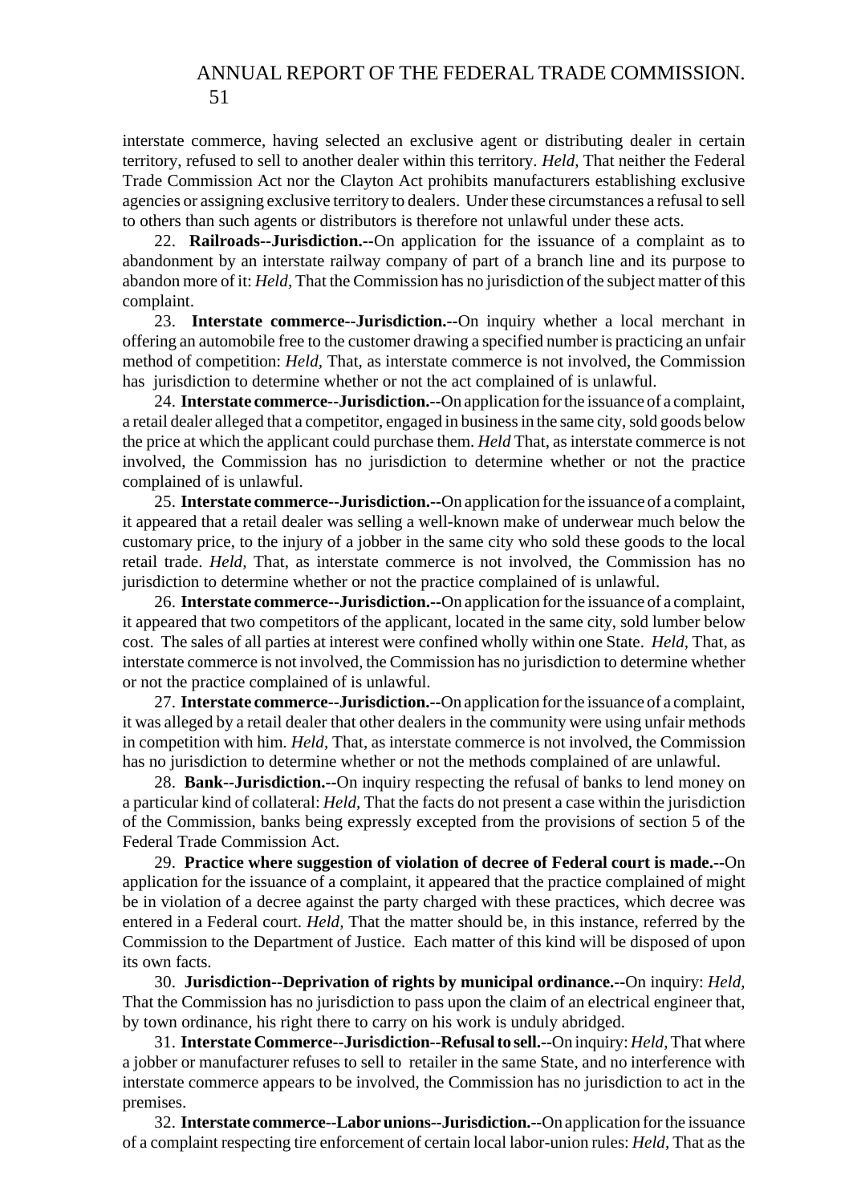interstate commerce, having selected an exclusive agent or distributing dealer in certain territory, refused to sell to another dealer within this territory. *Held,* That neither the Federal Trade Commission Act nor the Clayton Act prohibits manufacturers establishing exclusive agencies or assigning exclusive territory to dealers. Under these circumstances a refusal to sell to others than such agents or distributors is therefore not unlawful under these acts.

22. **Railroads--Jurisdiction.--**On application for the issuance of a complaint as to abandonment by an interstate railway company of part of a branch line and its purpose to abandon more of it: *Held,* That the Commission has no jurisdiction of the subject matter of this complaint.

23. **Interstate commerce--Jurisdiction.--**On inquiry whether a local merchant in offering an automobile free to the customer drawing a specified number is practicing an unfair method of competition: *Held,* That, as interstate commerce is not involved, the Commission has jurisdiction to determine whether or not the act complained of is unlawful.

24. **Interstate commerce--Jurisdiction.--**On application for the issuance of a complaint, a retail dealer alleged that a competitor, engaged in business in the same city, sold goods below the price at which the applicant could purchase them. *Held* That, as interstate commerce is not involved, the Commission has no jurisdiction to determine whether or not the practice complained of is unlawful.

25. **Interstate commerce--Jurisdiction.--**On application for the issuance of a complaint, it appeared that a retail dealer was selling a well-known make of underwear much below the customary price, to the injury of a jobber in the same city who sold these goods to the local retail trade. *Held,* That, as interstate commerce is not involved, the Commission has no jurisdiction to determine whether or not the practice complained of is unlawful.

26. **Interstate commerce--Jurisdiction.--**On application for the issuance of a complaint, it appeared that two competitors of the applicant, located in the same city, sold lumber below cost. The sales of all parties at interest were confined wholly within one State. *Held,* That, as interstate commerce is not involved, the Commission has no jurisdiction to determine whether or not the practice complained of is unlawful.

27. **Interstate commerce--Jurisdiction.--**On application for the issuance of a complaint, it was alleged by a retail dealer that other dealers in the community were using unfair methods in competition with him. *Held,* That, as interstate commerce is not involved, the Commission has no jurisdiction to determine whether or not the methods complained of are unlawful.

28. **Bank--Jurisdiction.--**On inquiry respecting the refusal of banks to lend money on a particular kind of collateral: *Held,* That the facts do not present a case within the jurisdiction of the Commission, banks being expressly excepted from the provisions of section 5 of the Federal Trade Commission Act.

29. **Practice where suggestion of violation of decree of Federal court is made.--**On application for the issuance of a complaint, it appeared that the practice complained of might be in violation of a decree against the party charged with these practices, which decree was entered in a Federal court. *Held,* That the matter should be, in this instance, referred by the Commission to the Department of Justice. Each matter of this kind will be disposed of upon its own facts.

30. **Jurisdiction--Deprivation of rights by municipal ordinance.--**On inquiry: *Held,* That the Commission has no jurisdiction to pass upon the claim of an electrical engineer that, by town ordinance, his right there to carry on his work is unduly abridged.

31. **Interstate Commerce--Jurisdiction--Refusal to sell.--**On inquiry: *Held,* That where a jobber or manufacturer refuses to sell to retailer in the same State, and no interference with interstate commerce appears to be involved, the Commission has no jurisdiction to act in the premises.

32. **Interstate commerce--Labor unions--Jurisdiction.--**On application for the issuance of a complaint respecting tire enforcement of certain local labor-union rules: *Held,* That as the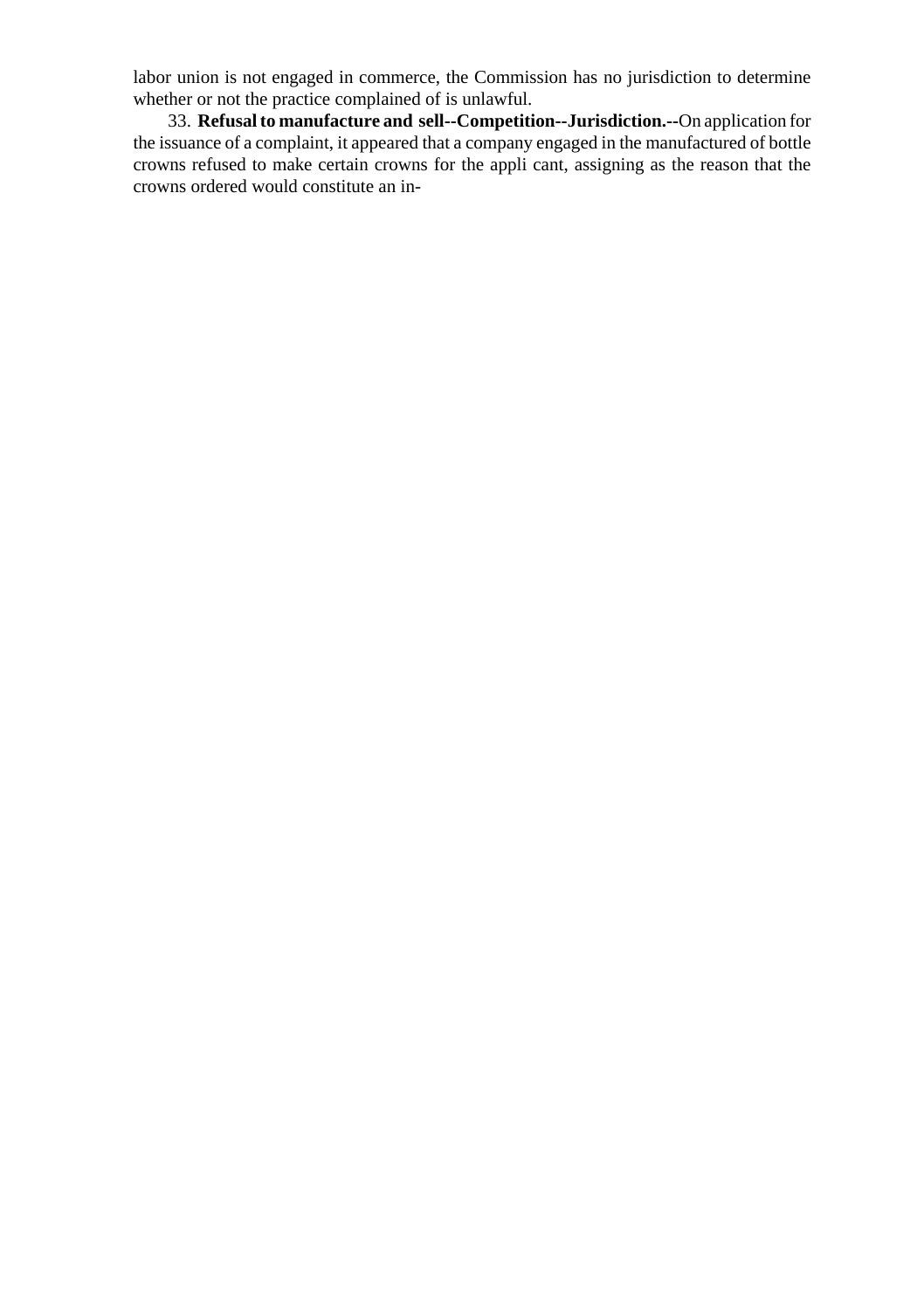labor union is not engaged in commerce, the Commission has no jurisdiction to determine whether or not the practice complained of is unlawful.

33. **Refusal to manufacture and sell--Competition--Jurisdiction.--**On application for the issuance of a complaint, it appeared that a company engaged in the manufactured of bottle crowns refused to make certain crowns for the appli cant, assigning as the reason that the crowns ordered would constitute an in-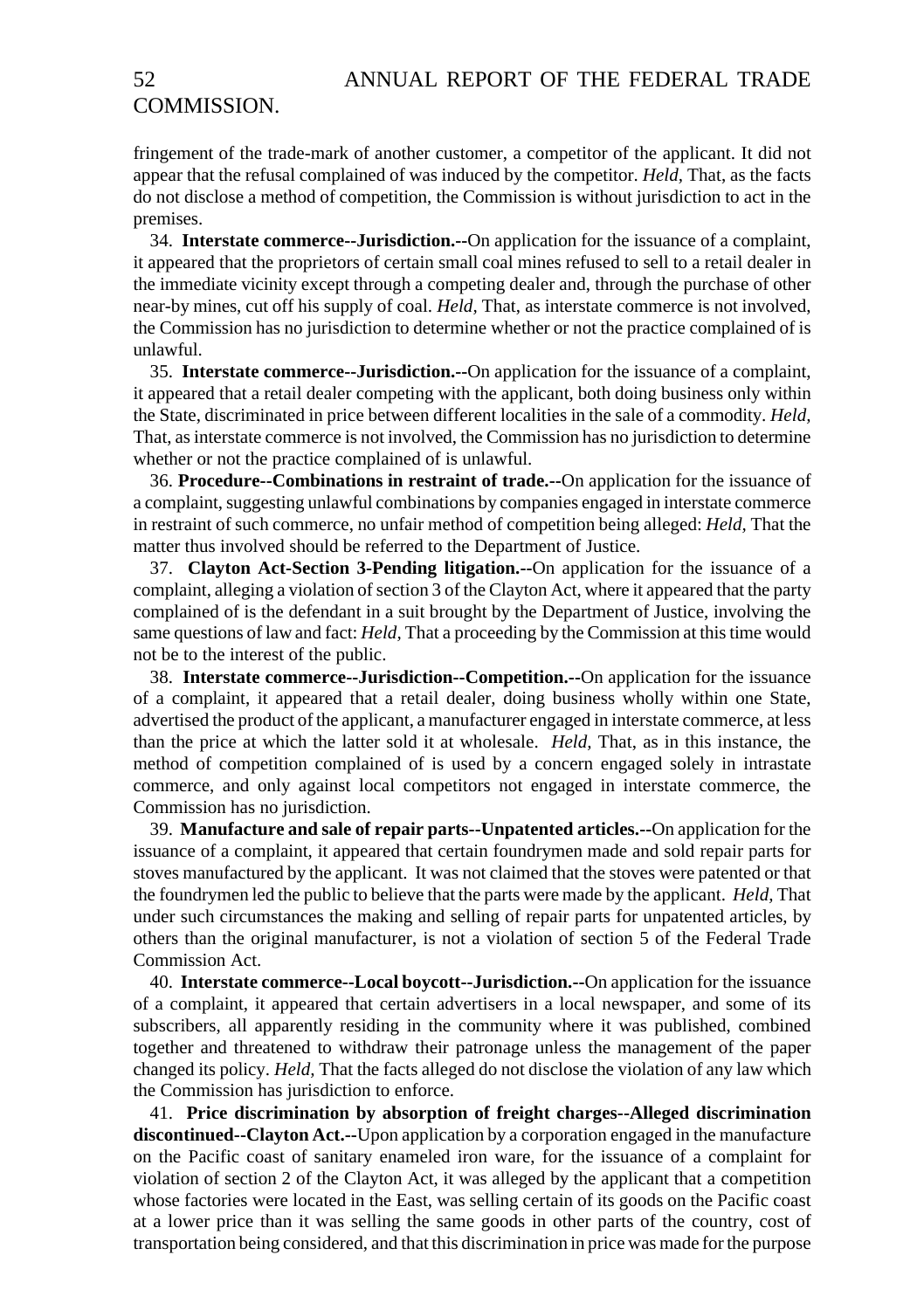fringement of the trade-mark of another customer, a competitor of the applicant. It did not appear that the refusal complained of was induced by the competitor. *Held,* That, as the facts do not disclose a method of competition, the Commission is without jurisdiction to act in the premises.

34. **Interstate commerce--Jurisdiction.--**On application for the issuance of a complaint, it appeared that the proprietors of certain small coal mines refused to sell to a retail dealer in the immediate vicinity except through a competing dealer and, through the purchase of other near-by mines, cut off his supply of coal. *Held,* That, as interstate commerce is not involved, the Commission has no jurisdiction to determine whether or not the practice complained of is unlawful.

35. **Interstate commerce--Jurisdiction.--**On application for the issuance of a complaint, it appeared that a retail dealer competing with the applicant, both doing business only within the State, discriminated in price between different localities in the sale of a commodity. *Held,* That, as interstate commerce is not involved, the Commission has no jurisdiction to determine whether or not the practice complained of is unlawful.

36. **Procedure--Combinations in restraint of trade.--**On application for the issuance of a complaint, suggesting unlawful combinations by companies engaged in interstate commerce in restraint of such commerce, no unfair method of competition being alleged: *Held,* That the matter thus involved should be referred to the Department of Justice.

37. **Clayton Act-Section 3-Pending litigation.--**On application for the issuance of a complaint, alleging a violation of section 3 of the Clayton Act, where it appeared that the party complained of is the defendant in a suit brought by the Department of Justice, involving the same questions of law and fact: *Held,* That a proceeding by the Commission at this time would not be to the interest of the public.

38. **Interstate commerce--Jurisdiction--Competition.--**On application for the issuance of a complaint, it appeared that a retail dealer, doing business wholly within one State, advertised the product of the applicant, a manufacturer engaged in interstate commerce, at less than the price at which the latter sold it at wholesale. *Held,* That, as in this instance, the method of competition complained of is used by a concern engaged solely in intrastate commerce, and only against local competitors not engaged in interstate commerce, the Commission has no jurisdiction.

39. **Manufacture and sale of repair parts--Unpatented articles.--**On application for the issuance of a complaint, it appeared that certain foundrymen made and sold repair parts for stoves manufactured by the applicant. It was not claimed that the stoves were patented or that the foundrymen led the public to believe that the parts were made by the applicant. *Held,* That under such circumstances the making and selling of repair parts for unpatented articles, by others than the original manufacturer, is not a violation of section 5 of the Federal Trade Commission Act.

40. **Interstate commerce--Local boycott--Jurisdiction.--**On application for the issuance of a complaint, it appeared that certain advertisers in a local newspaper, and some of its subscribers, all apparently residing in the community where it was published, combined together and threatened to withdraw their patronage unless the management of the paper changed its policy. *Held,* That the facts alleged do not disclose the violation of any law which the Commission has jurisdiction to enforce.

41. **Price discrimination by absorption of freight charges--Alleged discrimination discontinued--Clayton Act.--**Upon application by a corporation engaged in the manufacture on the Pacific coast of sanitary enameled iron ware, for the issuance of a complaint for violation of section 2 of the Clayton Act, it was alleged by the applicant that a competition whose factories were located in the East, was selling certain of its goods on the Pacific coast at a lower price than it was selling the same goods in other parts of the country, cost of transportation being considered, and that this discrimination in price was made for the purpose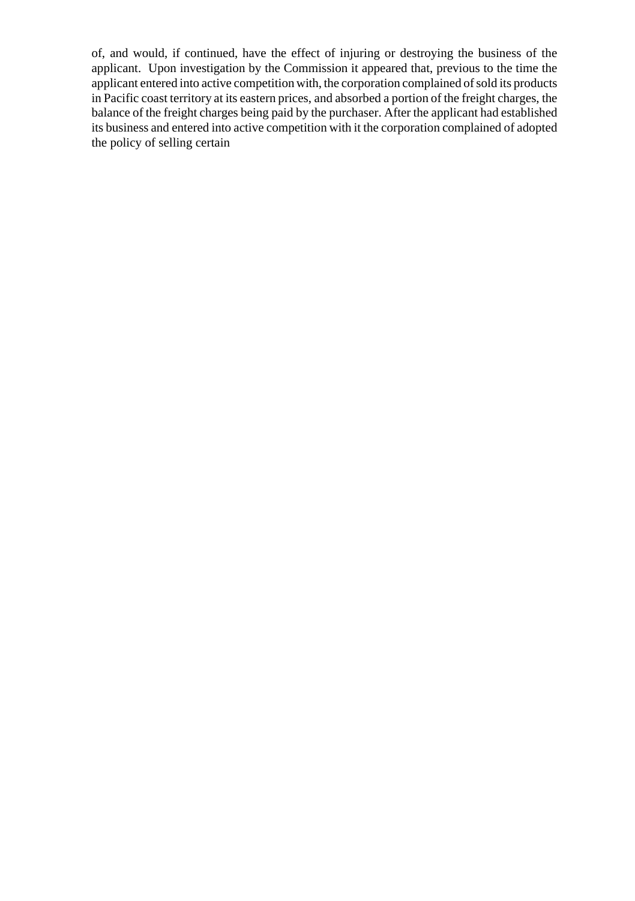of, and would, if continued, have the effect of injuring or destroying the business of the applicant. Upon investigation by the Commission it appeared that, previous to the time the applicant entered into active competition with, the corporation complained of sold its products in Pacific coast territory at its eastern prices, and absorbed a portion of the freight charges, the balance of the freight charges being paid by the purchaser. After the applicant had established its business and entered into active competition with it the corporation complained of adopted the policy of selling certain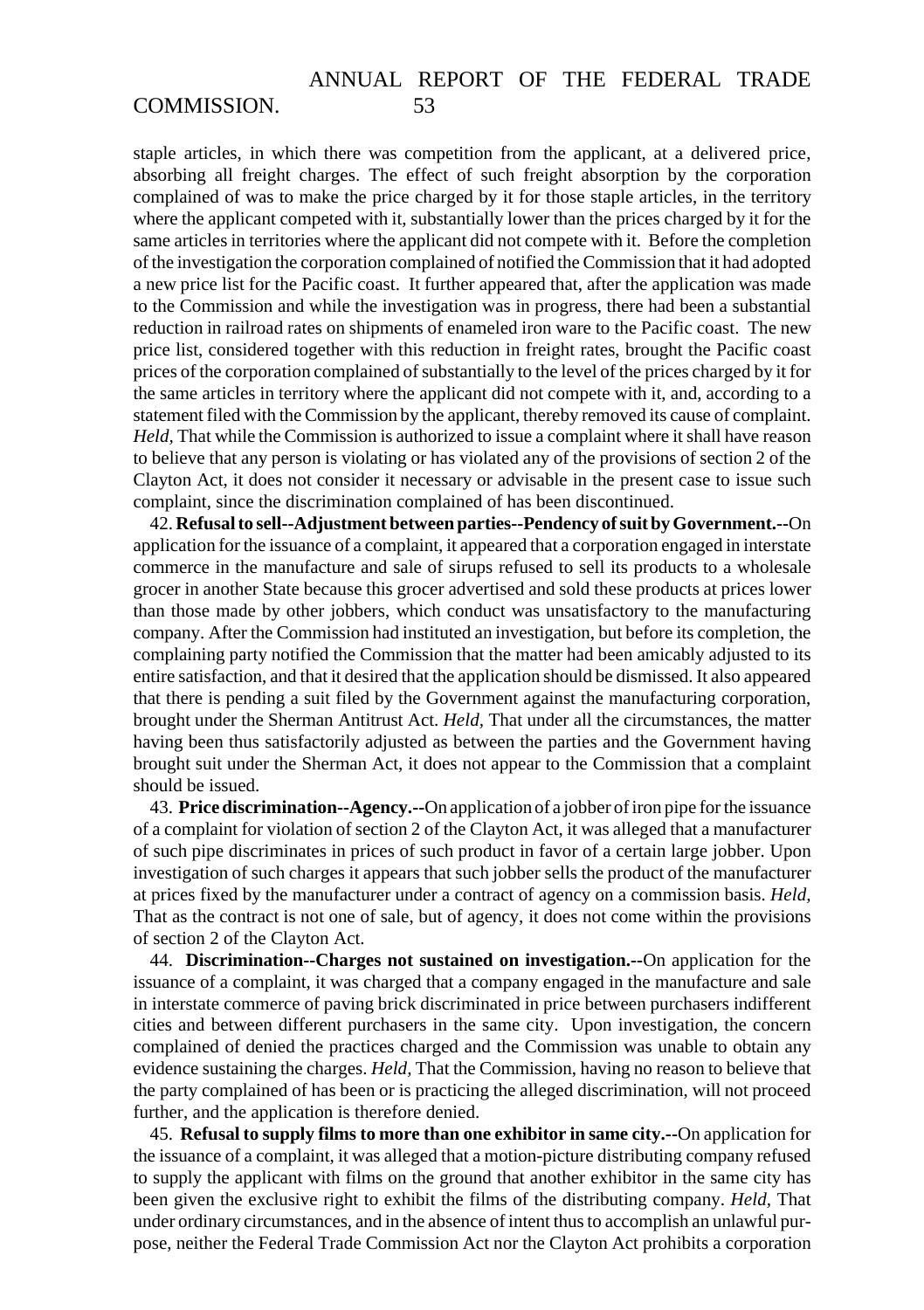staple articles, in which there was competition from the applicant, at a delivered price, absorbing all freight charges. The effect of such freight absorption by the corporation complained of was to make the price charged by it for those staple articles, in the territory where the applicant competed with it, substantially lower than the prices charged by it for the same articles in territories where the applicant did not compete with it. Before the completion of the investigation the corporation complained of notified the Commission that it had adopted a new price list for the Pacific coast. It further appeared that, after the application was made to the Commission and while the investigation was in progress, there had been a substantial reduction in railroad rates on shipments of enameled iron ware to the Pacific coast. The new price list, considered together with this reduction in freight rates, brought the Pacific coast prices of the corporation complained of substantially to the level of the prices charged by it for the same articles in territory where the applicant did not compete with it, and, according to a statement filed with the Commission by the applicant, thereby removed its cause of complaint. *Held,* That while the Commission is authorized to issue a complaint where it shall have reason to believe that any person is violating or has violated any of the provisions of section 2 of the Clayton Act, it does not consider it necessary or advisable in the present case to issue such complaint, since the discrimination complained of has been discontinued.

42. **Refusal to sell--Adjustment between parties--Pendency of suit by Government.--**On application for the issuance of a complaint, it appeared that a corporation engaged in interstate commerce in the manufacture and sale of sirups refused to sell its products to a wholesale grocer in another State because this grocer advertised and sold these products at prices lower than those made by other jobbers, which conduct was unsatisfactory to the manufacturing company. After the Commission had instituted an investigation, but before its completion, the complaining party notified the Commission that the matter had been amicably adjusted to its entire satisfaction, and that it desired that the application should be dismissed. It also appeared that there is pending a suit filed by the Government against the manufacturing corporation, brought under the Sherman Antitrust Act. *Held,* That under all the circumstances, the matter having been thus satisfactorily adjusted as between the parties and the Government having brought suit under the Sherman Act, it does not appear to the Commission that a complaint should be issued.

43. **Price discrimination--Agency.--**On application of a jobber of iron pipe for the issuance of a complaint for violation of section 2 of the Clayton Act, it was alleged that a manufacturer of such pipe discriminates in prices of such product in favor of a certain large jobber. Upon investigation of such charges it appears that such jobber sells the product of the manufacturer at prices fixed by the manufacturer under a contract of agency on a commission basis. *Held,* That as the contract is not one of sale, but of agency, it does not come within the provisions of section 2 of the Clayton Act.

44. **Discrimination--Charges not sustained on investigation.--**On application for the issuance of a complaint, it was charged that a company engaged in the manufacture and sale in interstate commerce of paving brick discriminated in price between purchasers indifferent cities and between different purchasers in the same city. Upon investigation, the concern complained of denied the practices charged and the Commission was unable to obtain any evidence sustaining the charges. *Held,* That the Commission, having no reason to believe that the party complained of has been or is practicing the alleged discrimination, will not proceed further, and the application is therefore denied.

45. **Refusal to supply films to more than one exhibitor in same city.--**On application for the issuance of a complaint, it was alleged that a motion-picture distributing company refused to supply the applicant with films on the ground that another exhibitor in the same city has been given the exclusive right to exhibit the films of the distributing company. *Held,* That under ordinary circumstances, and in the absence of intent thus to accomplish an unlawful purpose, neither the Federal Trade Commission Act nor the Clayton Act prohibits a corporation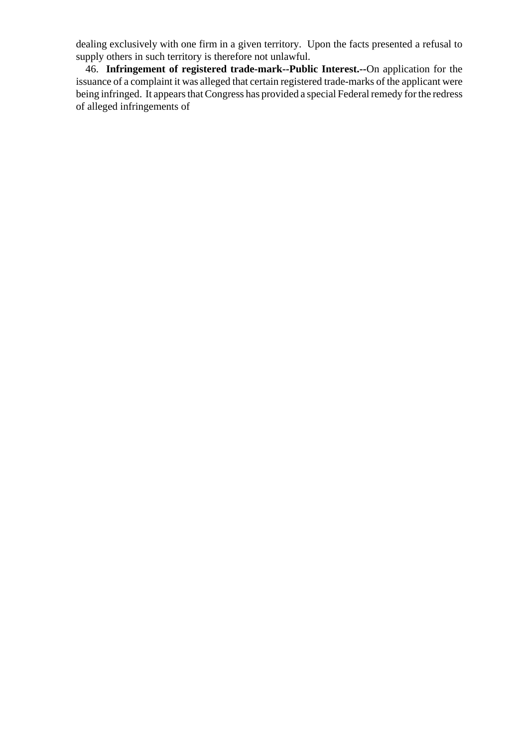dealing exclusively with one firm in a given territory. Upon the facts presented a refusal to supply others in such territory is therefore not unlawful.

46. **Infringement of registered trade-mark--Public Interest.--**On application for the issuance of a complaint it was alleged that certain registered trade-marks of the applicant were being infringed. It appears that Congress has provided a special Federal remedy for the redress of alleged infringements of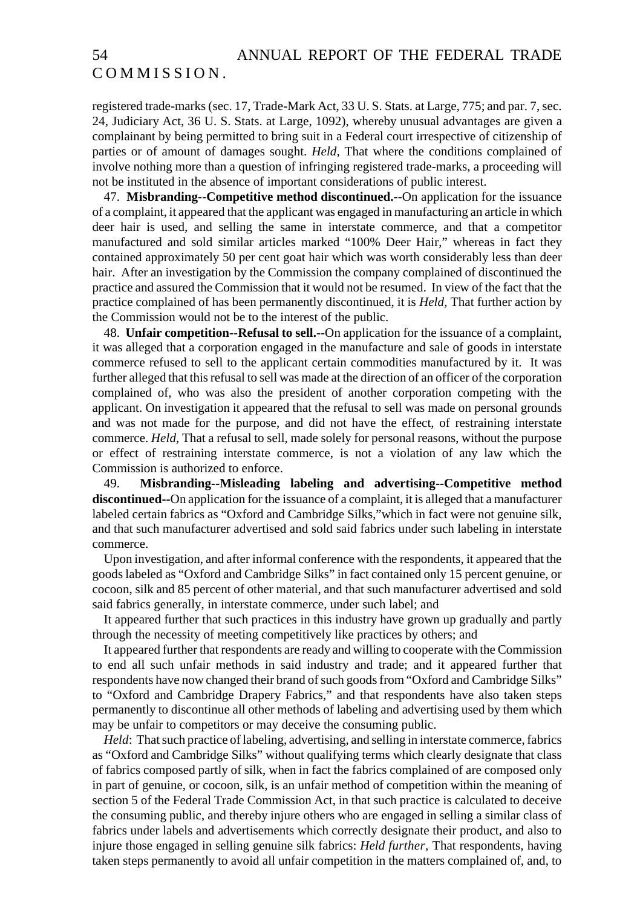registered trade-marks (sec. 17, Trade-Mark Act, 33 U. S. Stats. at Large, 775; and par. 7, sec. 24, Judiciary Act, 36 U. S. Stats. at Large, 1092), whereby unusual advantages are given a complainant by being permitted to bring suit in a Federal court irrespective of citizenship of parties or of amount of damages sought. *Held,* That where the conditions complained of involve nothing more than a question of infringing registered trade-marks, a proceeding will not be instituted in the absence of important considerations of public interest.

47. **Misbranding--Competitive method discontinued.--**On application for the issuance of a complaint, it appeared that the applicant was engaged in manufacturing an article in which deer hair is used, and selling the same in interstate commerce, and that a competitor manufactured and sold similar articles marked "100% Deer Hair," whereas in fact they contained approximately 50 per cent goat hair which was worth considerably less than deer hair. After an investigation by the Commission the company complained of discontinued the practice and assured the Commission that it would not be resumed. In view of the fact that the practice complained of has been permanently discontinued, it is *Held,* That further action by the Commission would not be to the interest of the public.

48. **Unfair competition--Refusal to sell.--**On application for the issuance of a complaint, it was alleged that a corporation engaged in the manufacture and sale of goods in interstate commerce refused to sell to the applicant certain commodities manufactured by it. It was further alleged that this refusal to sell was made at the direction of an officer of the corporation complained of, who was also the president of another corporation competing with the applicant. On investigation it appeared that the refusal to sell was made on personal grounds and was not made for the purpose, and did not have the effect, of restraining interstate commerce. *Held,* That a refusal to sell, made solely for personal reasons, without the purpose or effect of restraining interstate commerce, is not a violation of any law which the Commission is authorized to enforce.

49. **Misbranding--Misleading labeling and advertising--Competitive method discontinued--**On application for the issuance of a complaint, it is alleged that a manufacturer labeled certain fabrics as "Oxford and Cambridge Silks,"which in fact were not genuine silk, and that such manufacturer advertised and sold said fabrics under such labeling in interstate commerce.

Upon investigation, and after informal conference with the respondents, it appeared that the goods labeled as "Oxford and Cambridge Silks" in fact contained only 15 percent genuine, or cocoon, silk and 85 percent of other material, and that such manufacturer advertised and sold said fabrics generally, in interstate commerce, under such label; and

It appeared further that such practices in this industry have grown up gradually and partly through the necessity of meeting competitively like practices by others; and

It appeared further that respondents are ready and willing to cooperate with the Commission to end all such unfair methods in said industry and trade; and it appeared further that respondents have now changed their brand of such goods from "Oxford and Cambridge Silks" to "Oxford and Cambridge Drapery Fabrics," and that respondents have also taken steps permanently to discontinue all other methods of labeling and advertising used by them which may be unfair to competitors or may deceive the consuming public.

*Held*: That such practice of labeling, advertising, and selling in interstate commerce, fabrics as "Oxford and Cambridge Silks" without qualifying terms which clearly designate that class of fabrics composed partly of silk, when in fact the fabrics complained of are composed only in part of genuine, or cocoon, silk, is an unfair method of competition within the meaning of section 5 of the Federal Trade Commission Act, in that such practice is calculated to deceive the consuming public, and thereby injure others who are engaged in selling a similar class of fabrics under labels and advertisements which correctly designate their product, and also to injure those engaged in selling genuine silk fabrics: *Held further,* That respondents, having taken steps permanently to avoid all unfair competition in the matters complained of, and, to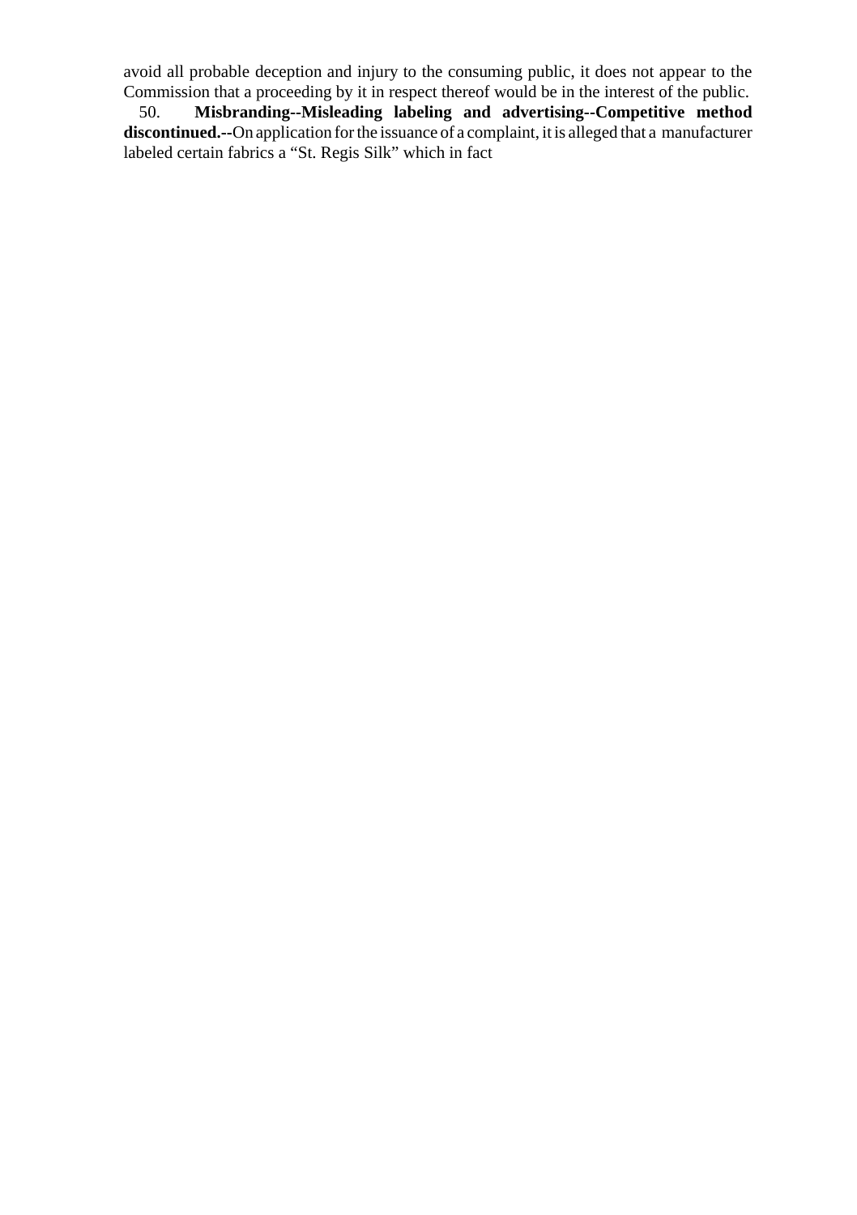avoid all probable deception and injury to the consuming public, it does not appear to the Commission that a proceeding by it in respect thereof would be in the interest of the public.

50. **Misbranding--Misleading labeling and advertising--Competitive method discontinued.--**On application for the issuance of a complaint, it is alleged that a manufacturer labeled certain fabrics a "St. Regis Silk" which in fact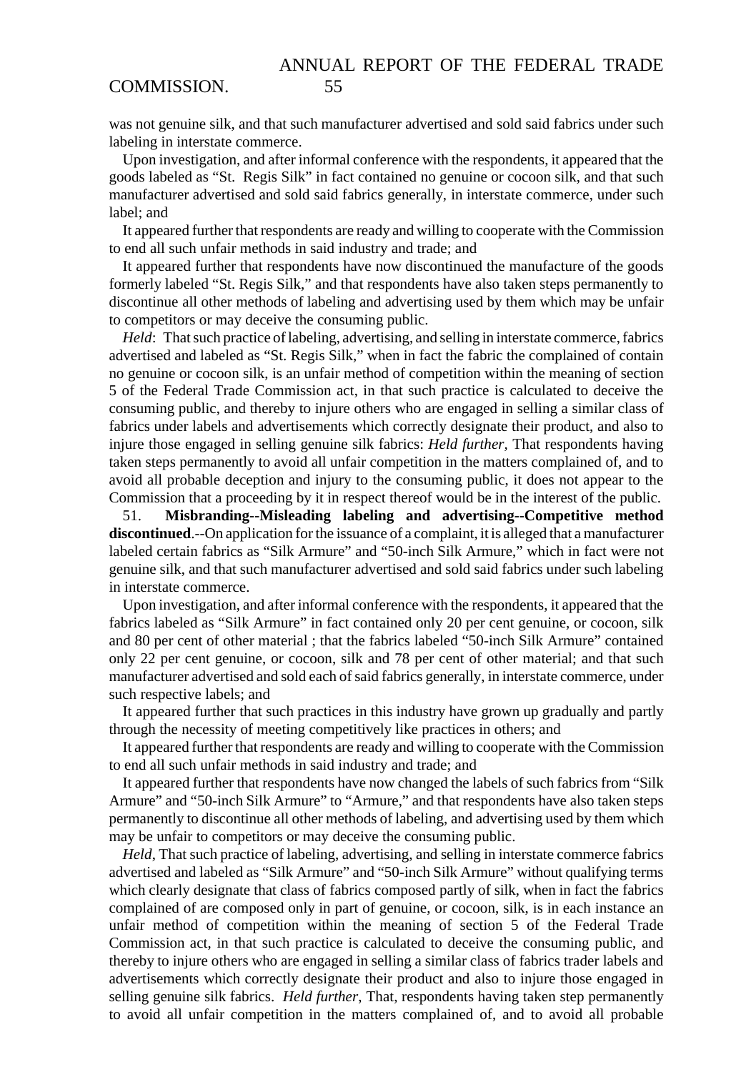was not genuine silk, and that such manufacturer advertised and sold said fabrics under such labeling in interstate commerce.

Upon investigation, and after informal conference with the respondents, it appeared that the goods labeled as "St. Regis Silk" in fact contained no genuine or cocoon silk, and that such manufacturer advertised and sold said fabrics generally, in interstate commerce, under such label; and

It appeared further that respondents are ready and willing to cooperate with the Commission to end all such unfair methods in said industry and trade; and

It appeared further that respondents have now discontinued the manufacture of the goods formerly labeled "St. Regis Silk," and that respondents have also taken steps permanently to discontinue all other methods of labeling and advertising used by them which may be unfair to competitors or may deceive the consuming public.

*Held*: That such practice of labeling, advertising, and selling in interstate commerce, fabrics advertised and labeled as "St. Regis Silk," when in fact the fabric the complained of contain no genuine or cocoon silk, is an unfair method of competition within the meaning of section 5 of the Federal Trade Commission act, in that such practice is calculated to deceive the consuming public, and thereby to injure others who are engaged in selling a similar class of fabrics under labels and advertisements which correctly designate their product, and also to injure those engaged in selling genuine silk fabrics: *Held further*, That respondents having taken steps permanently to avoid all unfair competition in the matters complained of, and to avoid all probable deception and injury to the consuming public, it does not appear to the Commission that a proceeding by it in respect thereof would be in the interest of the public.

51. **Misbranding--Misleading labeling and advertising--Competitive method discontinued**.--On application for the issuance of a complaint, it is alleged that a manufacturer labeled certain fabrics as "Silk Armure" and "50-inch Silk Armure," which in fact were not genuine silk, and that such manufacturer advertised and sold said fabrics under such labeling in interstate commerce.

Upon investigation, and after informal conference with the respondents, it appeared that the fabrics labeled as "Silk Armure" in fact contained only 20 per cent genuine, or cocoon, silk and 80 per cent of other material ; that the fabrics labeled "50-inch Silk Armure" contained only 22 per cent genuine, or cocoon, silk and 78 per cent of other material; and that such manufacturer advertised and sold each of said fabrics generally, in interstate commerce, under such respective labels; and

It appeared further that such practices in this industry have grown up gradually and partly through the necessity of meeting competitively like practices in others; and

It appeared further that respondents are ready and willing to cooperate with the Commission to end all such unfair methods in said industry and trade; and

It appeared further that respondents have now changed the labels of such fabrics from "Silk Armure" and "50-inch Silk Armure" to "Armure," and that respondents have also taken steps permanently to discontinue all other methods of labeling, and advertising used by them which may be unfair to competitors or may deceive the consuming public.

*Held*, That such practice of labeling, advertising, and selling in interstate commerce fabrics advertised and labeled as "Silk Armure" and "50-inch Silk Armure" without qualifying terms which clearly designate that class of fabrics composed partly of silk, when in fact the fabrics complained of are composed only in part of genuine, or cocoon, silk, is in each instance an unfair method of competition within the meaning of section 5 of the Federal Trade Commission act, in that such practice is calculated to deceive the consuming public, and thereby to injure others who are engaged in selling a similar class of fabrics trader labels and advertisements which correctly designate their product and also to injure those engaged in selling genuine silk fabrics. *Held further*, That, respondents having taken step permanently to avoid all unfair competition in the matters complained of, and to avoid all probable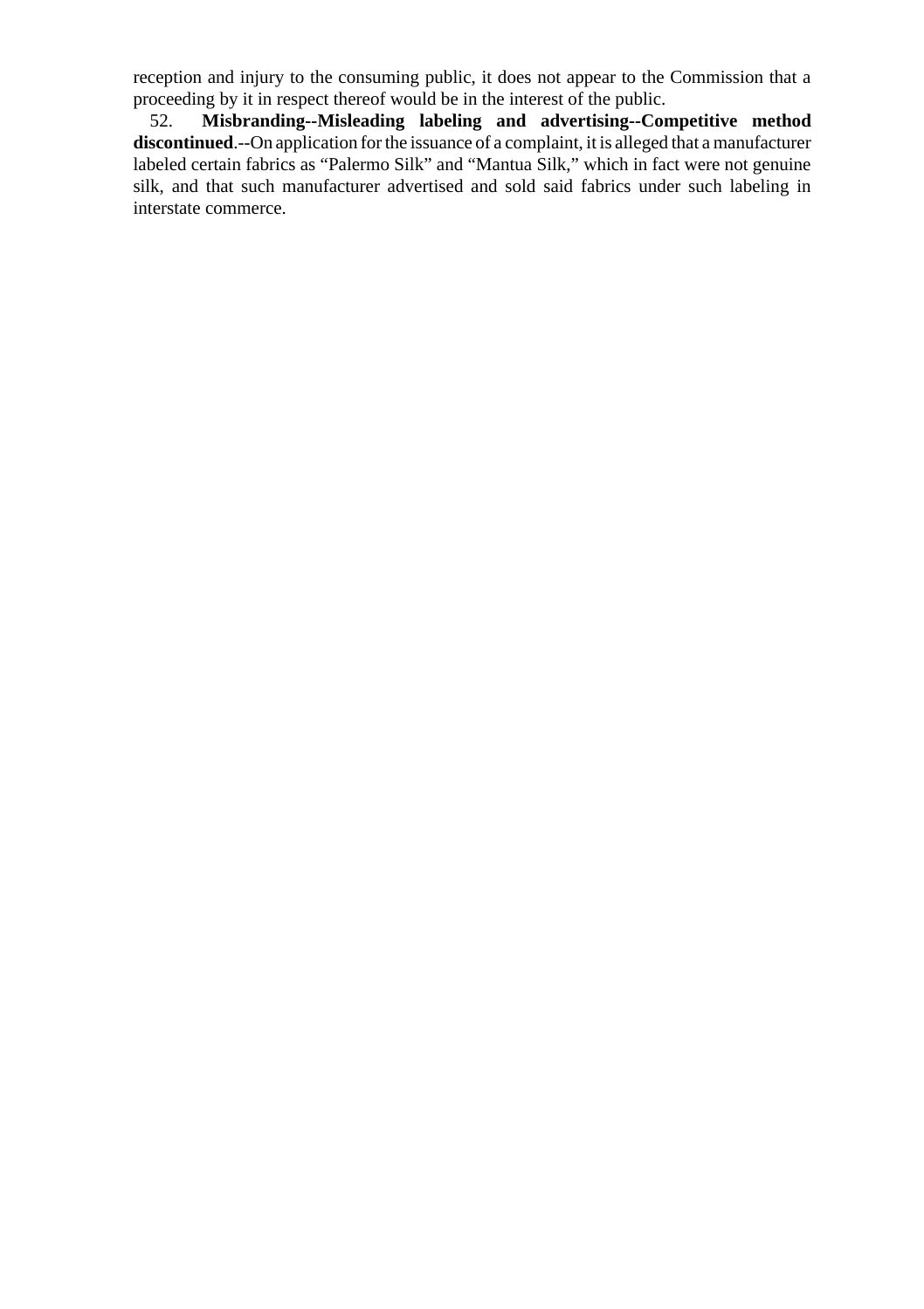reception and injury to the consuming public, it does not appear to the Commission that a proceeding by it in respect thereof would be in the interest of the public.

52. **Misbranding--Misleading labeling and advertising--Competitive method discontinued**.--On application for the issuance of a complaint, it is alleged that a manufacturer labeled certain fabrics as "Palermo Silk" and "Mantua Silk," which in fact were not genuine silk, and that such manufacturer advertised and sold said fabrics under such labeling in interstate commerce.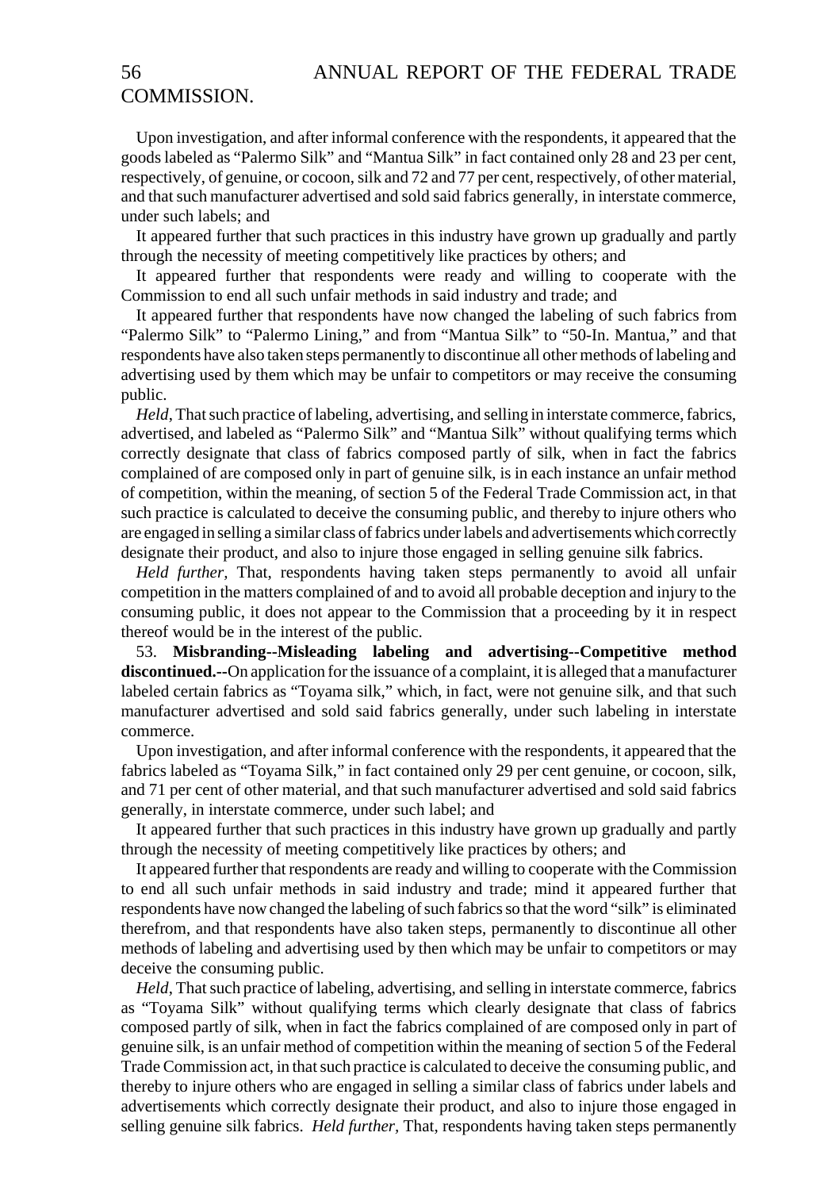Upon investigation, and after informal conference with the respondents, it appeared that the goods labeled as "Palermo Silk" and "Mantua Silk" in fact contained only 28 and 23 per cent, respectively, of genuine, or cocoon, silk and 72 and 77 per cent, respectively, of other material, and that such manufacturer advertised and sold said fabrics generally, in interstate commerce, under such labels; and

It appeared further that such practices in this industry have grown up gradually and partly through the necessity of meeting competitively like practices by others; and

It appeared further that respondents were ready and willing to cooperate with the Commission to end all such unfair methods in said industry and trade; and

It appeared further that respondents have now changed the labeling of such fabrics from "Palermo Silk" to "Palermo Lining," and from "Mantua Silk" to "50-In. Mantua," and that respondents have also taken steps permanently to discontinue all other methods of labeling and advertising used by them which may be unfair to competitors or may receive the consuming public.

*Held*, That such practice of labeling, advertising, and selling in interstate commerce, fabrics, advertised, and labeled as "Palermo Silk" and "Mantua Silk" without qualifying terms which correctly designate that class of fabrics composed partly of silk, when in fact the fabrics complained of are composed only in part of genuine silk, is in each instance an unfair method of competition, within the meaning, of section 5 of the Federal Trade Commission act, in that such practice is calculated to deceive the consuming public, and thereby to injure others who are engaged in selling a similar class of fabrics under labels and advertisements which correctly designate their product, and also to injure those engaged in selling genuine silk fabrics.

*Held further*, That, respondents having taken steps permanently to avoid all unfair competition in the matters complained of and to avoid all probable deception and injury to the consuming public, it does not appear to the Commission that a proceeding by it in respect thereof would be in the interest of the public.

53. **Misbranding--Misleading labeling and advertising--Competitive method discontinued.--**On application for the issuance of a complaint, it is alleged that a manufacturer labeled certain fabrics as "Toyama silk," which, in fact, were not genuine silk, and that such manufacturer advertised and sold said fabrics generally, under such labeling in interstate commerce.

Upon investigation, and after informal conference with the respondents, it appeared that the fabrics labeled as "Toyama Silk," in fact contained only 29 per cent genuine, or cocoon, silk, and 71 per cent of other material, and that such manufacturer advertised and sold said fabrics generally, in interstate commerce, under such label; and

It appeared further that such practices in this industry have grown up gradually and partly through the necessity of meeting competitively like practices by others; and

It appeared further that respondents are ready and willing to cooperate with the Commission to end all such unfair methods in said industry and trade; mind it appeared further that respondents have now changed the labeling of such fabrics so that the word "silk" is eliminated therefrom, and that respondents have also taken steps, permanently to discontinue all other methods of labeling and advertising used by then which may be unfair to competitors or may deceive the consuming public.

*Held*, That such practice of labeling, advertising, and selling in interstate commerce, fabrics as "Toyama Silk" without qualifying terms which clearly designate that class of fabrics composed partly of silk, when in fact the fabrics complained of are composed only in part of genuine silk, is an unfair method of competition within the meaning of section 5 of the Federal Trade Commission act, in that such practice is calculated to deceive the consuming public, and thereby to injure others who are engaged in selling a similar class of fabrics under labels and advertisements which correctly designate their product, and also to injure those engaged in selling genuine silk fabrics. *Held further*, That, respondents having taken steps permanently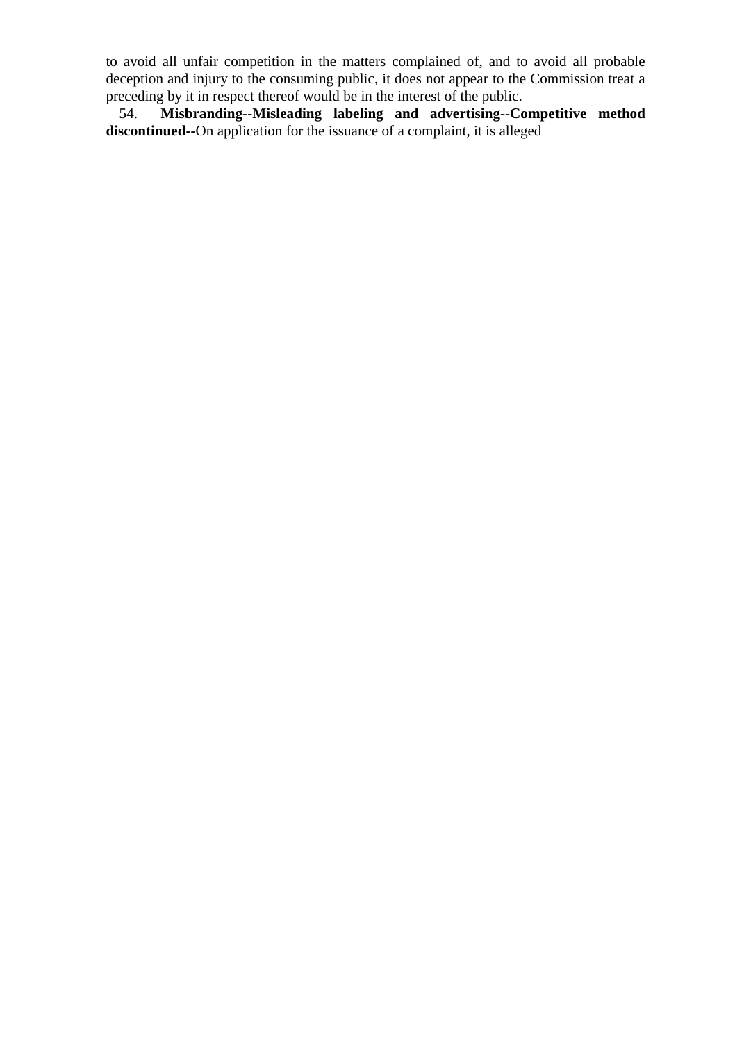to avoid all unfair competition in the matters complained of, and to avoid all probable deception and injury to the consuming public, it does not appear to the Commission treat a preceding by it in respect thereof would be in the interest of the public.

54. **Misbranding--Misleading labeling and advertising--Competitive method discontinued--**On application for the issuance of a complaint, it is alleged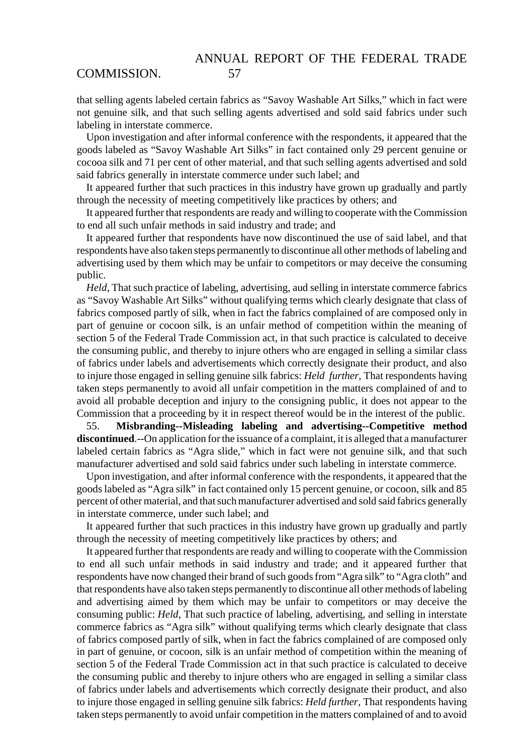that selling agents labeled certain fabrics as "Savoy Washable Art Silks," which in fact were not genuine silk, and that such selling agents advertised and sold said fabrics under such labeling in interstate commerce.

Upon investigation and after informal conference with the respondents, it appeared that the goods labeled as "Savoy Washable Art Silks" in fact contained only 29 percent genuine or cocooa silk and 71 per cent of other material, and that such selling agents advertised and sold said fabrics generally in interstate commerce under such label; and

It appeared further that such practices in this industry have grown up gradually and partly through the necessity of meeting competitively like practices by others; and

It appeared further that respondents are ready and willing to cooperate with the Commission to end all such unfair methods in said industry and trade; and

It appeared further that respondents have now discontinued the use of said label, and that respondents have also taken steps permanently to discontinue all other methods of labeling and advertising used by them which may be unfair to competitors or may deceive the consuming public.

*Held*, That such practice of labeling, advertising, aud selling in interstate commerce fabrics as "Savoy Washable Art Silks" without qualifying terms which clearly designate that class of fabrics composed partly of silk, when in fact the fabrics complained of are composed only in part of genuine or cocoon silk, is an unfair method of competition within the meaning of section 5 of the Federal Trade Commission act, in that such practice is calculated to deceive the consuming public, and thereby to injure others who are engaged in selling a similar class of fabrics under labels and advertisements which correctly designate their product, and also to injure those engaged in selling genuine silk fabrics: *Held further*, That respondents having taken steps permanently to avoid all unfair competition in the matters complained of and to avoid all probable deception and injury to the consigning public, it does not appear to the Commission that a proceeding by it in respect thereof would be in the interest of the public.

55. **Misbranding--Misleading labeling and advertising--Competitive method discontinued**.--On application for the issuance of a complaint, it is alleged that a manufacturer labeled certain fabrics as "Agra slide," which in fact were not genuine silk, and that such manufacturer advertised and sold said fabrics under such labeling in interstate commerce.

Upon investigation, and after informal conference with the respondents, it appeared that the goods labeled as "Agra silk" in fact contained only 15 percent genuine, or cocoon, silk and 85 percent of other material, and that such manufacturer advertised and sold said fabrics generally in interstate commerce, under such label; and

It appeared further that such practices in this industry have grown up gradually and partly through the necessity of meeting competitively like practices by others; and

It appeared further that respondents are ready and willing to cooperate with the Commission to end all such unfair methods in said industry and trade; and it appeared further that respondents have now changed their brand of such goods from "Agra silk" to "Agra cloth" and that respondents have also taken steps permanently to discontinue all other methods of labeling and advertising aimed by them which may be unfair to competitors or may deceive the consuming public: *Held*, That such practice of labeling, advertising, and selling in interstate commerce fabrics as "Agra silk" without qualifying terms which clearly designate that class of fabrics composed partly of silk, when in fact the fabrics complained of are composed only in part of genuine, or cocoon, silk is an unfair method of competition within the meaning of section 5 of the Federal Trade Commission act in that such practice is calculated to deceive the consuming public and thereby to injure others who are engaged in selling a similar class of fabrics under labels and advertisements which correctly designate their product, and also to injure those engaged in selling genuine silk fabrics: *Held further*, That respondents having taken steps permanently to avoid unfair competition in the matters complained of and to avoid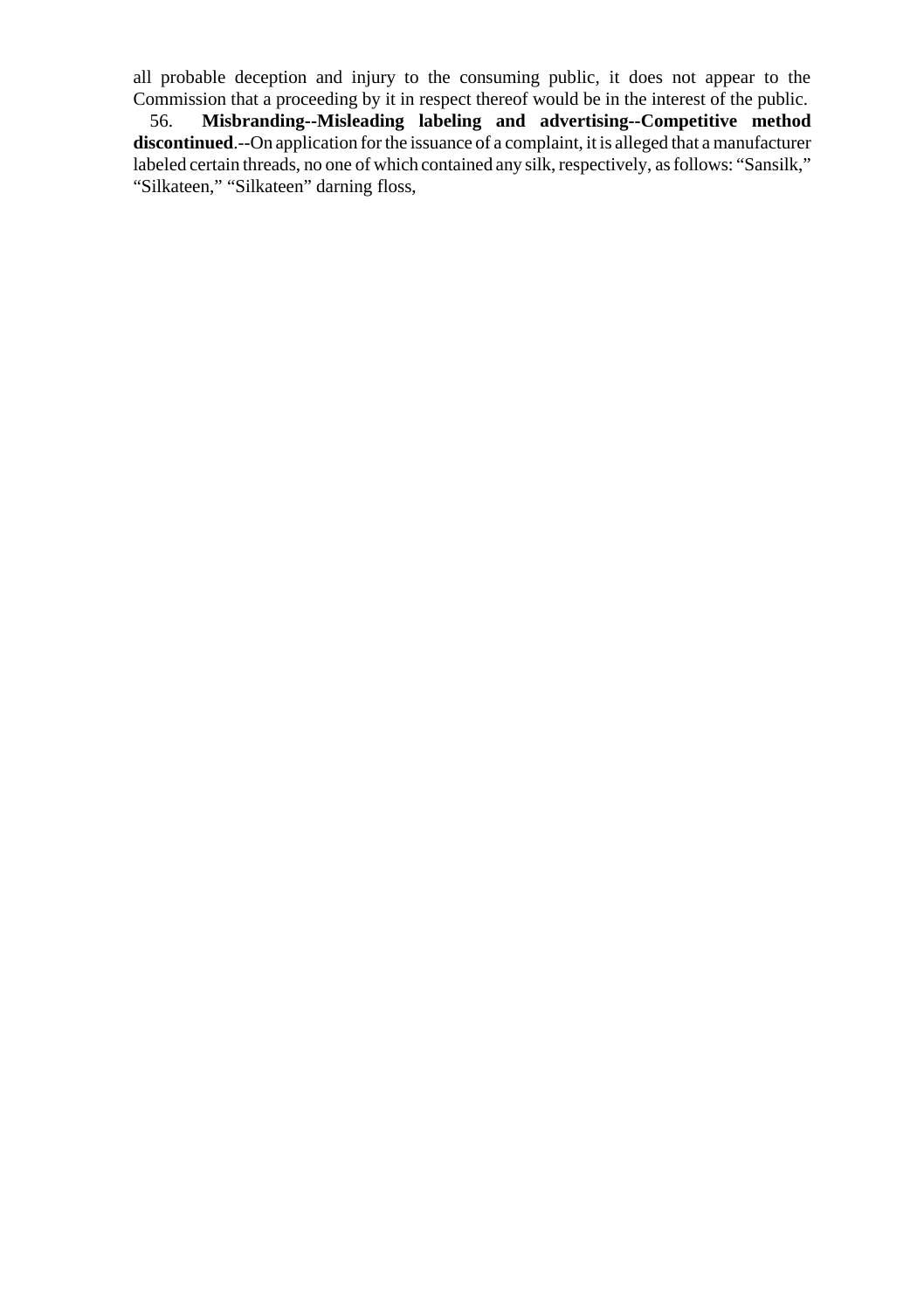all probable deception and injury to the consuming public, it does not appear to the Commission that a proceeding by it in respect thereof would be in the interest of the public.

56. **Misbranding--Misleading labeling and advertising--Competitive method discontinued**.--On application for the issuance of a complaint, it is alleged that a manufacturer labeled certain threads, no one of which contained any silk, respectively, as follows: "Sansilk," "Silkateen," "Silkateen" darning floss,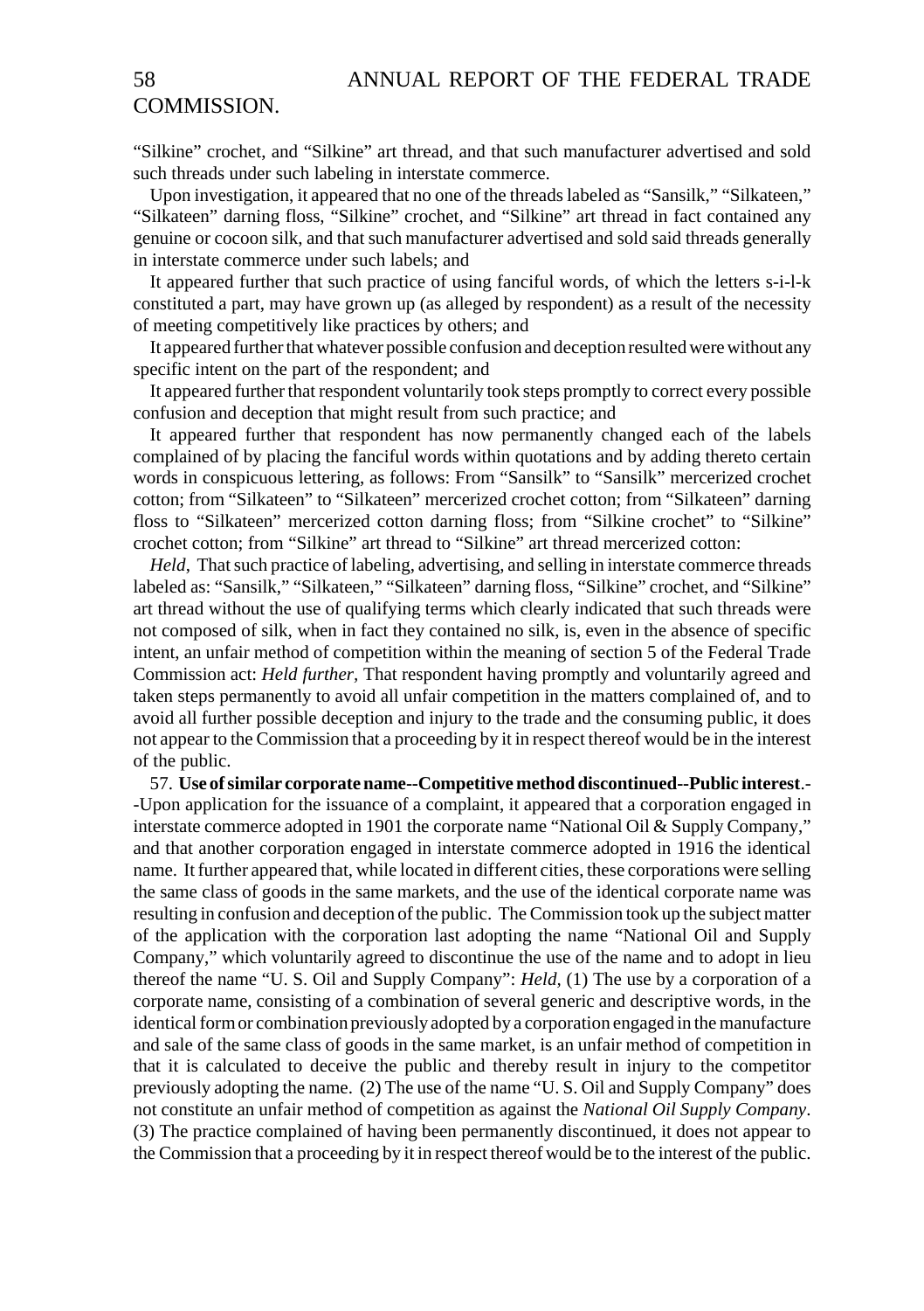"Silkine" crochet, and "Silkine" art thread, and that such manufacturer advertised and sold such threads under such labeling in interstate commerce.

Upon investigation, it appeared that no one of the threads labeled as "Sansilk," "Silkateen," "Silkateen" darning floss, "Silkine" crochet, and "Silkine" art thread in fact contained any genuine or cocoon silk, and that such manufacturer advertised and sold said threads generally in interstate commerce under such labels; and

It appeared further that such practice of using fanciful words, of which the letters s-i-l-k constituted a part, may have grown up (as alleged by respondent) as a result of the necessity of meeting competitively like practices by others; and

It appeared further that whatever possible confusion and deception resulted were without any specific intent on the part of the respondent; and

It appeared further that respondent voluntarily took steps promptly to correct every possible confusion and deception that might result from such practice; and

It appeared further that respondent has now permanently changed each of the labels complained of by placing the fanciful words within quotations and by adding thereto certain words in conspicuous lettering, as follows: From "Sansilk" to "Sansilk" mercerized crochet cotton; from "Silkateen" to "Silkateen" mercerized crochet cotton; from "Silkateen" darning floss to "Silkateen" mercerized cotton darning floss; from "Silkine crochet" to "Silkine" crochet cotton; from "Silkine" art thread to "Silkine" art thread mercerized cotton:

*Held*, That such practice of labeling, advertising, and selling in interstate commerce threads labeled as: "Sansilk," "Silkateen," "Silkateen" darning floss, "Silkine" crochet, and "Silkine" art thread without the use of qualifying terms which clearly indicated that such threads were not composed of silk, when in fact they contained no silk, is, even in the absence of specific intent, an unfair method of competition within the meaning of section 5 of the Federal Trade Commission act: *Held further*, That respondent having promptly and voluntarily agreed and taken steps permanently to avoid all unfair competition in the matters complained of, and to avoid all further possible deception and injury to the trade and the consuming public, it does not appear to the Commission that a proceeding by it in respect thereof would be in the interest of the public.

57. **Use of similar corporate name--Competitive method discontinued--Public interest**.--Upon application for the issuance of a complaint, it appeared that a corporation engaged in interstate commerce adopted in 1901 the corporate name "National Oil & Supply Company," and that another corporation engaged in interstate commerce adopted in 1916 the identical name. It further appeared that, while located in different cities, these corporations were selling the same class of goods in the same markets, and the use of the identical corporate name was resulting in confusion and deception of the public. The Commission took up the subject matter of the application with the corporation last adopting the name "National Oil and Supply Company," which voluntarily agreed to discontinue the use of the name and to adopt in lieu thereof the name "U. S. Oil and Supply Company": *Held*, (1) The use by a corporation of a corporate name, consisting of a combination of several generic and descriptive words, in the identical form or combination previously adopted by a corporation engaged in the manufacture and sale of the same class of goods in the same market, is an unfair method of competition in that it is calculated to deceive the public and thereby result in injury to the competitor previously adopting the name. (2) The use of the name "U. S. Oil and Supply Company" does not constitute an unfair method of competition as against the *National Oil Supply Company*. (3) The practice complained of having been permanently discontinued, it does not appear to the Commission that a proceeding by it in respect thereof would be to the interest of the public.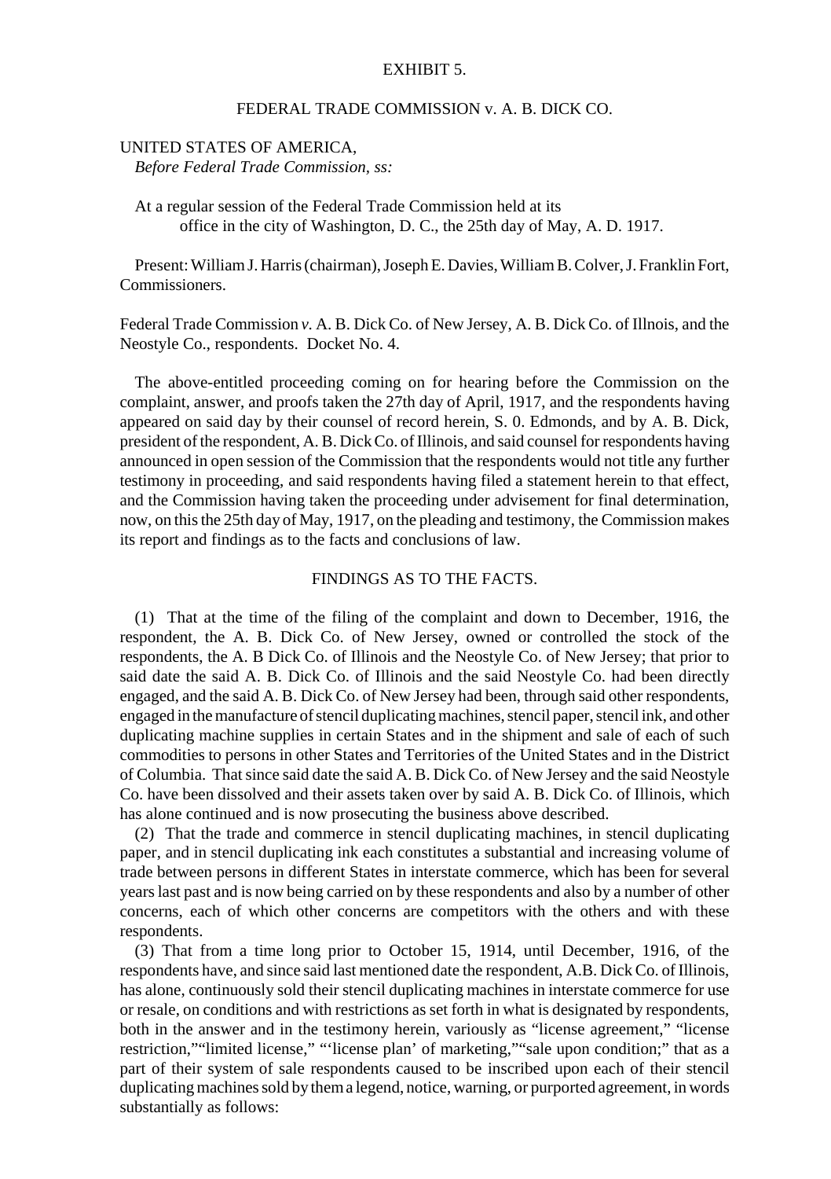EXHIBIT 5.

FEDERAL TRADE COMMISSION v. A. B. DICK CO.

UNITED STATES OF AMERICA,
*Before Federal Trade Commission, ss:*

At a regular session of the Federal Trade Commission held at its office in the city of Washington, D. C., the 25th day of May, A. D. 1917.

Present: William J. Harris (chairman), Joseph E. Davies, William B. Colver, J. Franklin Fort, Commissioners.

Federal Trade Commission *v.* A. B. Dick Co. of New Jersey, A. B. Dick Co. of Illnois, and the Neostyle Co., respondents. Docket No. 4.

The above-entitled proceeding coming on for hearing before the Commission on the complaint, answer, and proofs taken the 27th day of April, 1917, and the respondents having appeared on said day by their counsel of record herein, S. 0. Edmonds, and by A. B. Dick, president of the respondent, A. B. Dick Co. of Illinois, and said counsel for respondents having announced in open session of the Commission that the respondents would not title any further testimony in proceeding, and said respondents having filed a statement herein to that effect, and the Commission having taken the proceeding under advisement for final determination, now, on this the 25th day of May, 1917, on the pleading and testimony, the Commission makes its report and findings as to the facts and conclusions of law.

FINDINGS AS TO THE FACTS.

(1) That at the time of the filing of the complaint and down to December, 1916, the respondent, the A. B. Dick Co. of New Jersey, owned or controlled the stock of the respondents, the A. B Dick Co. of Illinois and the Neostyle Co. of New Jersey; that prior to said date the said A. B. Dick Co. of Illinois and the said Neostyle Co. had been directly engaged, and the said A. B. Dick Co. of New Jersey had been, through said other respondents, engaged in the manufacture of stencil duplicating machines, stencil paper, stencil ink, and other duplicating machine supplies in certain States and in the shipment and sale of each of such commodities to persons in other States and Territories of the United States and in the District of Columbia. That since said date the said A. B. Dick Co. of New Jersey and the said Neostyle Co. have been dissolved and their assets taken over by said A. B. Dick Co. of Illinois, which has alone continued and is now prosecuting the business above described.

(2) That the trade and commerce in stencil duplicating machines, in stencil duplicating paper, and in stencil duplicating ink each constitutes a substantial and increasing volume of trade between persons in different States in interstate commerce, which has been for several years last past and is now being carried on by these respondents and also by a number of other concerns, each of which other concerns are competitors with the others and with these respondents.

(3) That from a time long prior to October 15, 1914, until December, 1916, of the respondents have, and since said last mentioned date the respondent, A.B. Dick Co. of Illinois, has alone, continuously sold their stencil duplicating machines in interstate commerce for use or resale, on conditions and with restrictions as set forth in what is designated by respondents, both in the answer and in the testimony herein, variously as "license agreement," "license restriction,""limited license," "'license plan' of marketing,""sale upon condition;" that as a part of their system of sale respondents caused to be inscribed upon each of their stencil duplicating machines sold by them a legend, notice, warning, or purported agreement, in words substantially as follows: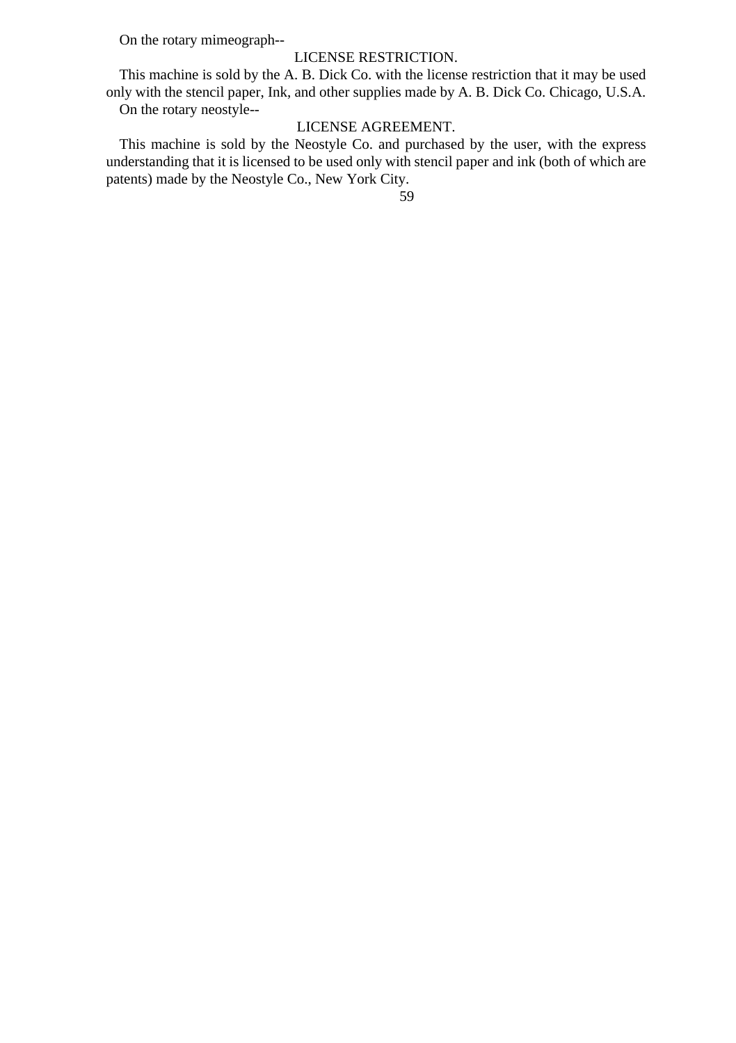On the rotary mimeograph--

LICENSE RESTRICTION.

This machine is sold by the A. B. Dick Co. with the license restriction that it may be used only with the stencil paper, Ink, and other supplies made by A. B. Dick Co. Chicago, U.S.A.

On the rotary neostyle--

LICENSE AGREEMENT.

This machine is sold by the Neostyle Co. and purchased by the user, with the express understanding that it is licensed to be used only with stencil paper and ink (both of which are patents) made by the Neostyle Co., New York City.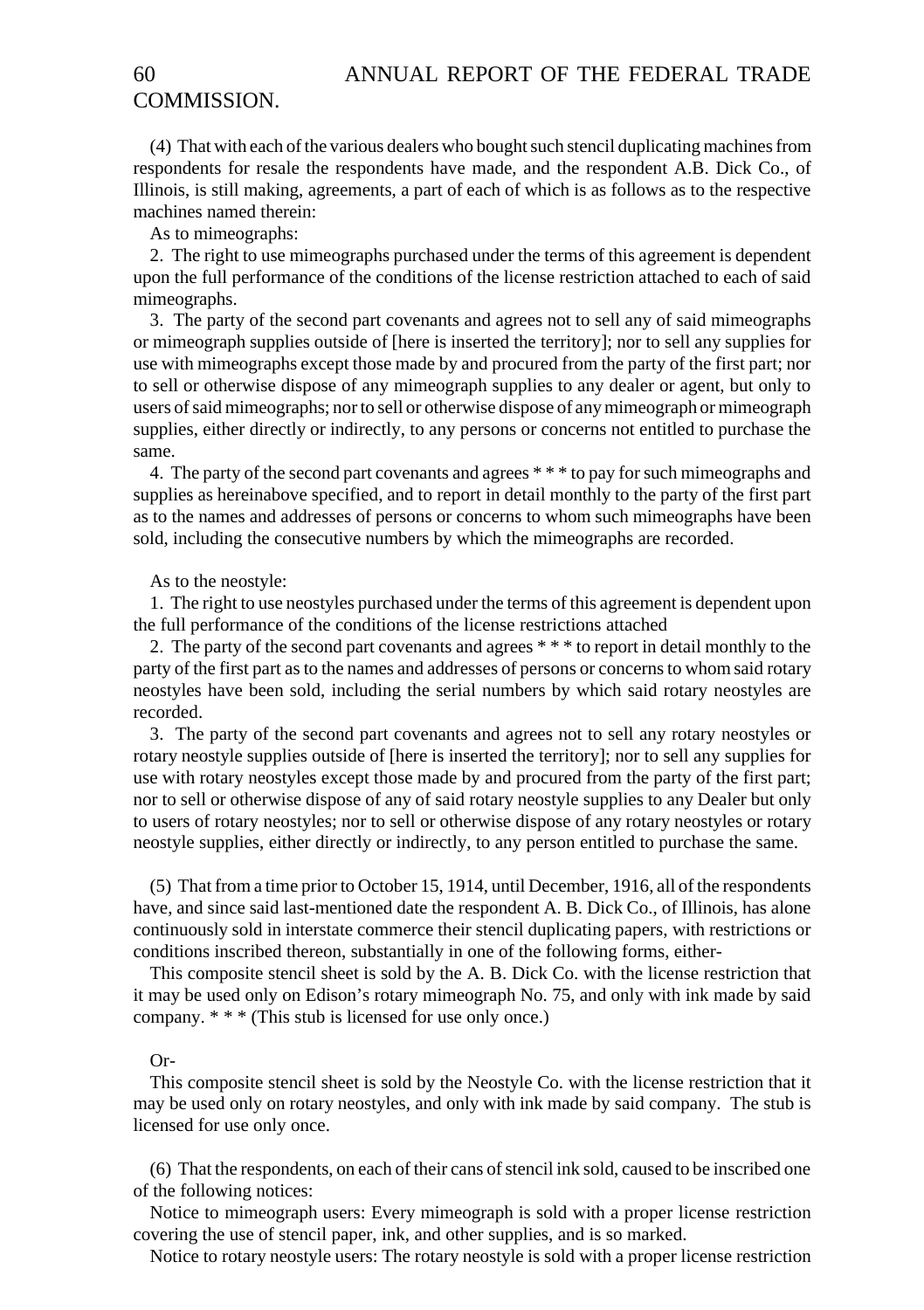(4) That with each of the various dealers who bought such stencil duplicating machines from respondents for resale the respondents have made, and the respondent A.B. Dick Co., of Illinois, is still making, agreements, a part of each of which is as follows as to the respective machines named therein:

As to mimeographs:

2. The right to use mimeographs purchased under the terms of this agreement is dependent upon the full performance of the conditions of the license restriction attached to each of said mimeographs.

3. The party of the second part covenants and agrees not to sell any of said mimeographs or mimeograph supplies outside of [here is inserted the territory]; nor to sell any supplies for use with mimeographs except those made by and procured from the party of the first part; nor to sell or otherwise dispose of any mimeograph supplies to any dealer or agent, but only to users of said mimeographs; nor to sell or otherwise dispose of any mimeograph or mimeograph supplies, either directly or indirectly, to any persons or concerns not entitled to purchase the same.

4. The party of the second part covenants and agrees * * * to pay for such mimeographs and supplies as hereinabove specified, and to report in detail monthly to the party of the first part as to the names and addresses of persons or concerns to whom such mimeographs have been sold, including the consecutive numbers by which the mimeographs are recorded.

As to the neostyle:

1. The right to use neostyles purchased under the terms of this agreement is dependent upon the full performance of the conditions of the license restrictions attached

2. The party of the second part covenants and agrees * * * to report in detail monthly to the party of the first part as to the names and addresses of persons or concerns to whom said rotary neostyles have been sold, including the serial numbers by which said rotary neostyles are recorded.

3. The party of the second part covenants and agrees not to sell any rotary neostyles or rotary neostyle supplies outside of [here is inserted the territory]; nor to sell any supplies for use with rotary neostyles except those made by and procured from the party of the first part; nor to sell or otherwise dispose of any of said rotary neostyle supplies to any Dealer but only to users of rotary neostyles; nor to sell or otherwise dispose of any rotary neostyles or rotary neostyle supplies, either directly or indirectly, to any person entitled to purchase the same.

(5) That from a time prior to October 15, 1914, until December, 1916, all of the respondents have, and since said last-mentioned date the respondent A. B. Dick Co., of Illinois, has alone continuously sold in interstate commerce their stencil duplicating papers, with restrictions or conditions inscribed thereon, substantially in one of the following forms, either-

This composite stencil sheet is sold by the A. B. Dick Co. with the license restriction that it may be used only on Edison's rotary mimeograph No. 75, and only with ink made by said company. * * * (This stub is licensed for use only once.)

Or-

This composite stencil sheet is sold by the Neostyle Co. with the license restriction that it may be used only on rotary neostyles, and only with ink made by said company. The stub is licensed for use only once.

(6) That the respondents, on each of their cans of stencil ink sold, caused to be inscribed one of the following notices:

Notice to mimeograph users: Every mimeograph is sold with a proper license restriction covering the use of stencil paper, ink, and other supplies, and is so marked.

Notice to rotary neostyle users: The rotary neostyle is sold with a proper license restriction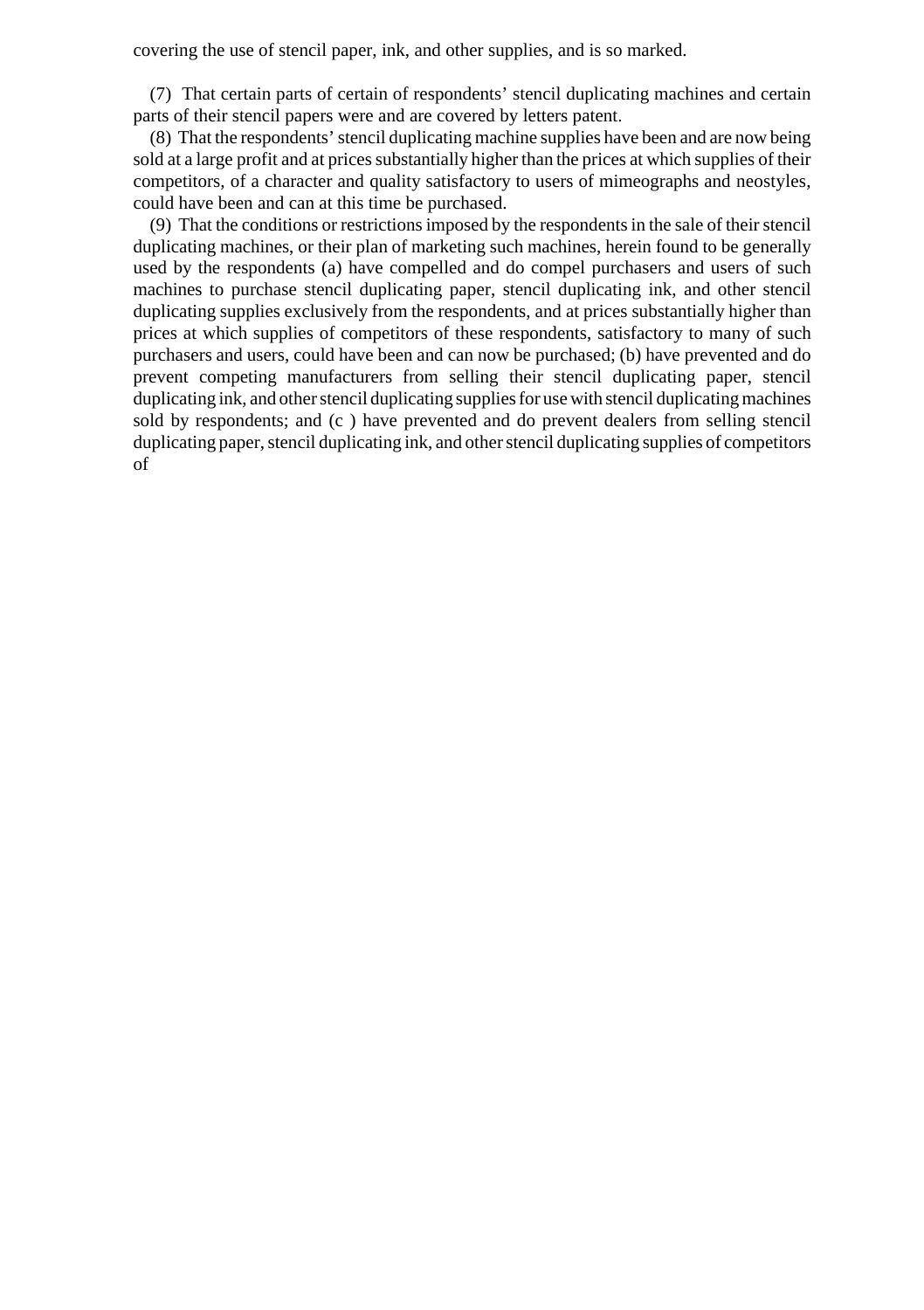covering the use of stencil paper, ink, and other supplies, and is so marked.

(7) That certain parts of certain of respondents' stencil duplicating machines and certain parts of their stencil papers were and are covered by letters patent.

(8) That the respondents' stencil duplicating machine supplies have been and are now being sold at a large profit and at prices substantially higher than the prices at which supplies of their competitors, of a character and quality satisfactory to users of mimeographs and neostyles, could have been and can at this time be purchased.

(9) That the conditions or restrictions imposed by the respondents in the sale of their stencil duplicating machines, or their plan of marketing such machines, herein found to be generally used by the respondents (a) have compelled and do compel purchasers and users of such machines to purchase stencil duplicating paper, stencil duplicating ink, and other stencil duplicating supplies exclusively from the respondents, and at prices substantially higher than prices at which supplies of competitors of these respondents, satisfactory to many of such purchasers and users, could have been and can now be purchased; (b) have prevented and do prevent competing manufacturers from selling their stencil duplicating paper, stencil duplicating ink, and other stencil duplicating supplies for use with stencil duplicating machines sold by respondents; and (c ) have prevented and do prevent dealers from selling stencil duplicating paper, stencil duplicating ink, and other stencil duplicating supplies of competitors of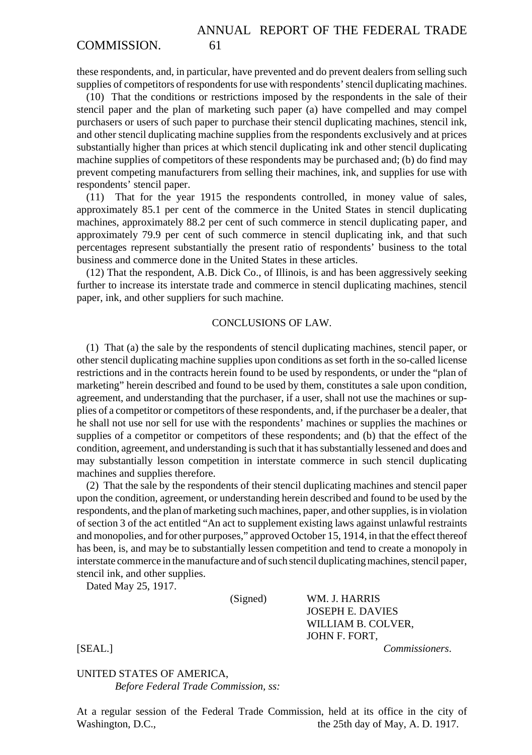these respondents, and, in particular, have prevented and do prevent dealers from selling such supplies of competitors of respondents for use with respondents' stencil duplicating machines.

(10) That the conditions or restrictions imposed by the respondents in the sale of their stencil paper and the plan of marketing such paper (a) have compelled and may compel purchasers or users of such paper to purchase their stencil duplicating machines, stencil ink, and other stencil duplicating machine supplies from the respondents exclusively and at prices substantially higher than prices at which stencil duplicating ink and other stencil duplicating machine supplies of competitors of these respondents may be purchased and; (b) do find may prevent competing manufacturers from selling their machines, ink, and supplies for use with respondents' stencil paper.

(11) That for the year 1915 the respondents controlled, in money value of sales, approximately 85.1 per cent of the commerce in the United States in stencil duplicating machines, approximately 88.2 per cent of such commerce in stencil duplicating paper, and approximately 79.9 per cent of such commerce in stencil duplicating ink, and that such percentages represent substantially the present ratio of respondents' business to the total business and commerce done in the United States in these articles.

(12) That the respondent, A.B. Dick Co., of Illinois, is and has been aggressively seeking further to increase its interstate trade and commerce in stencil duplicating machines, stencil paper, ink, and other suppliers for such machine.

## CONCLUSIONS OF LAW.

(1) That (a) the sale by the respondents of stencil duplicating machines, stencil paper, or other stencil duplicating machine supplies upon conditions as set forth in the so-called license restrictions and in the contracts herein found to be used by respondents, or under the "plan of marketing" herein described and found to be used by them, constitutes a sale upon condition, agreement, and understanding that the purchaser, if a user, shall not use the machines or supplies of a competitor or competitors of these respondents, and, if the purchaser be a dealer, that he shall not use nor sell for use with the respondents' machines or supplies the machines or supplies of a competitor or competitors of these respondents; and (b) that the effect of the condition, agreement, and understanding is such that it has substantially lessened and does and may substantially lesson competition in interstate commerce in such stencil duplicating machines and supplies therefore.

(2) That the sale by the respondents of their stencil duplicating machines and stencil paper upon the condition, agreement, or understanding herein described and found to be used by the respondents, and the plan of marketing such machines, paper, and other supplies, is in violation of section 3 of the act entitled "An act to supplement existing laws against unlawful restraints and monopolies, and for other purposes," approved October 15, 1914, in that the effect thereof has been, is, and may be to substantially lessen competition and tend to create a monopoly in interstate commerce in the manufacture and of such stencil duplicating machines, stencil paper, stencil ink, and other supplies.

Dated May 25, 1917.

(Signed) WM. J. HARRIS
JOSEPH E. DAVIES
WILLIAM B. COLVER,
JOHN F. FORT,
*Commissioners*.

[SEAL.]

UNITED STATES OF AMERICA,
*Before Federal Trade Commission, ss:*

At a regular session of the Federal Trade Commission, held at its office in the city of Washington, D.C., the 25th day of May, A. D. 1917.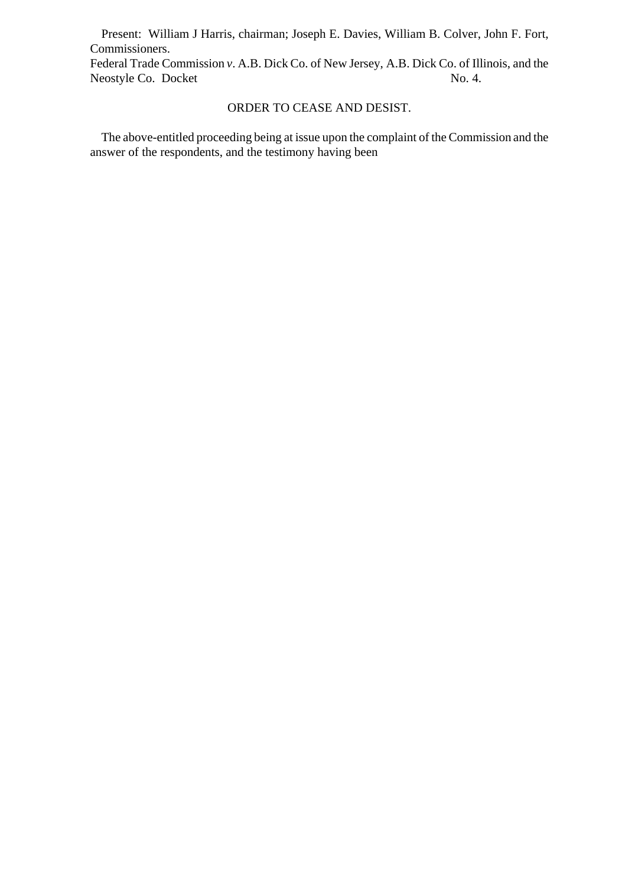Present: William J Harris, chairman; Joseph E. Davies, William B. Colver, John F. Fort, Commissioners.

Federal Trade Commission *v*. A.B. Dick Co. of New Jersey, A.B. Dick Co. of Illinois, and the Neostyle Co. Docket No. 4.

## ORDER TO CEASE AND DESIST.

The above-entitled proceeding being at issue upon the complaint of the Commission and the answer of the respondents, and the testimony having been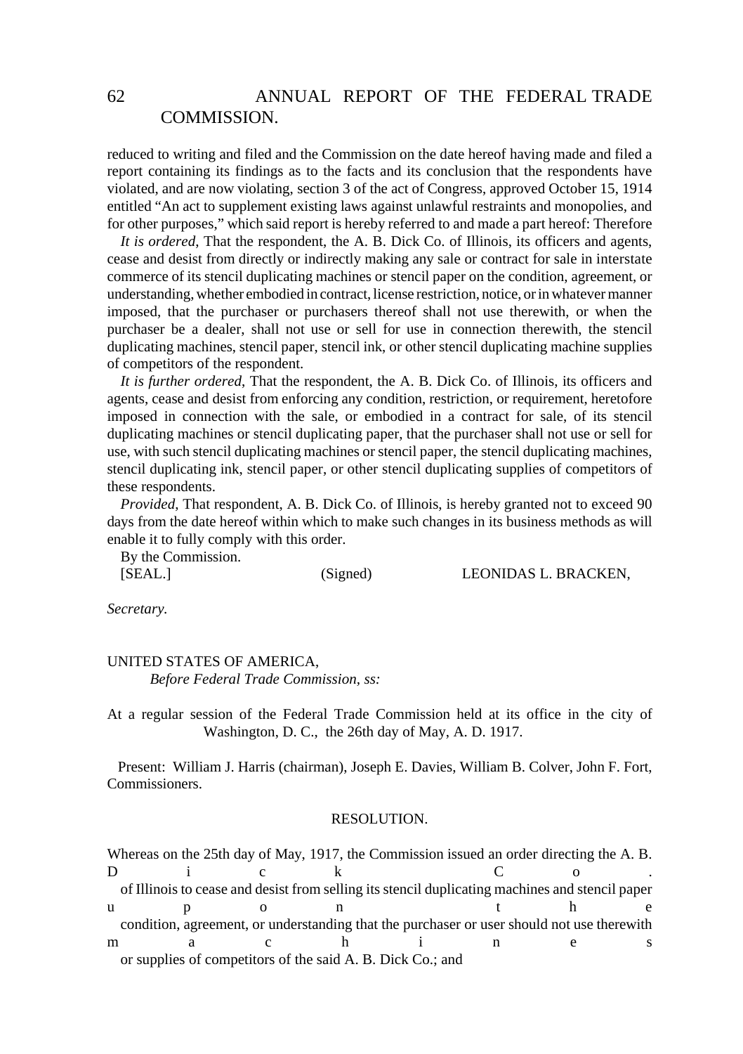reduced to writing and filed and the Commission on the date hereof having made and filed a report containing its findings as to the facts and its conclusion that the respondents have violated, and are now violating, section 3 of the act of Congress, approved October 15, 1914 entitled "An act to supplement existing laws against unlawful restraints and monopolies, and for other purposes," which said report is hereby referred to and made a part hereof: Therefore

*It is ordered*, That the respondent, the A. B. Dick Co. of Illinois, its officers and agents, cease and desist from directly or indirectly making any sale or contract for sale in interstate commerce of its stencil duplicating machines or stencil paper on the condition, agreement, or understanding, whether embodied in contract, license restriction, notice, or in whatever manner imposed, that the purchaser or purchasers thereof shall not use therewith, or when the purchaser be a dealer, shall not use or sell for use in connection therewith, the stencil duplicating machines, stencil paper, stencil ink, or other stencil duplicating machine supplies of competitors of the respondent.

*It is further ordered*, That the respondent, the A. B. Dick Co. of Illinois, its officers and agents, cease and desist from enforcing any condition, restriction, or requirement, heretofore imposed in connection with the sale, or embodied in a contract for sale, of its stencil duplicating machines or stencil duplicating paper, that the purchaser shall not use or sell for use, with such stencil duplicating machines or stencil paper, the stencil duplicating machines, stencil duplicating ink, stencil paper, or other stencil duplicating supplies of competitors of these respondents.

*Provided*, That respondent, A. B. Dick Co. of Illinois, is hereby granted not to exceed 90 days from the date hereof within which to make such changes in its business methods as will enable it to fully comply with this order.

By the Commission.

[SEAL.] (Signed) LEONIDAS L. BRACKEN,

*Secretary.*

UNITED STATES OF AMERICA,
*Before Federal Trade Commission, ss:*

At a regular session of the Federal Trade Commission held at its office in the city of Washington, D. C., the 26th day of May, A. D. 1917.

Present: William J. Harris (chairman), Joseph E. Davies, William B. Colver, John F. Fort, Commissioners.

RESOLUTION.

Whereas on the 25th day of May, 1917, the Commission issued an order directing the A. B. Dick Co. of Illinois to cease and desist from selling its stencil duplicating machines and stencil paper upon the condition, agreement, or understanding that the purchaser or user should not use therewith machines or supplies of competitors of the said A. B. Dick Co.; and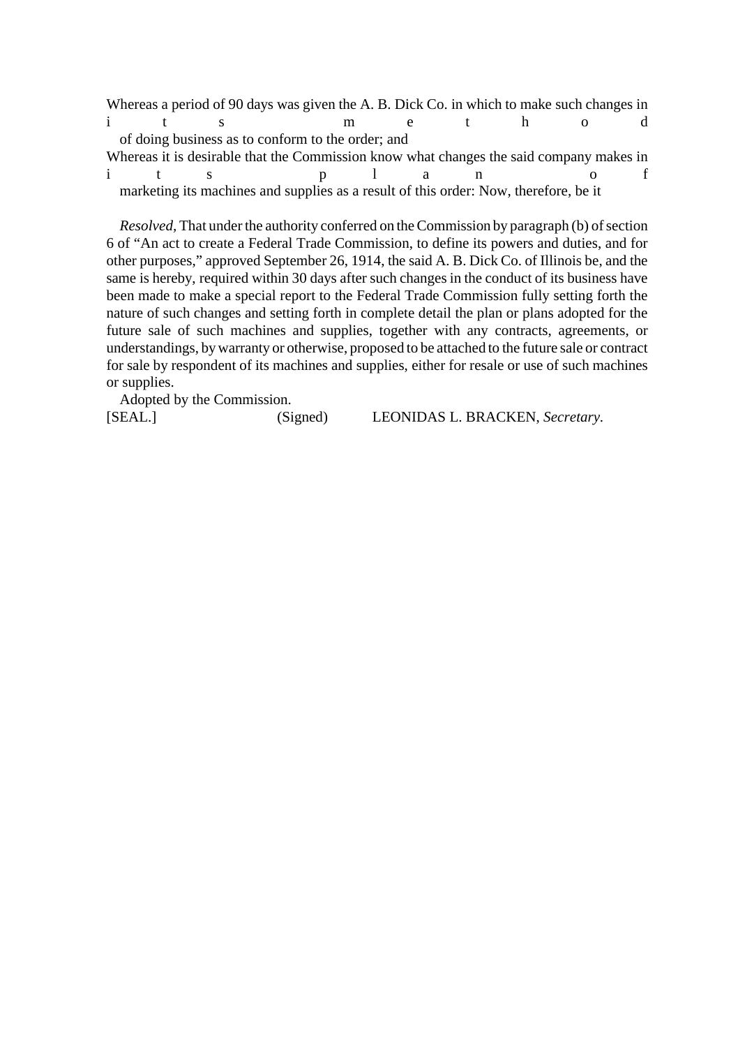Whereas a period of 90 days was given the A. B. Dick Co. in which to make such changes in its method of doing business as to conform to the order; and

Whereas it is desirable that the Commission know what changes the said company makes in its plan of marketing its machines and supplies as a result of this order: Now, therefore, be it

*Resolved,* That under the authority conferred on the Commission by paragraph (b) of section 6 of "An act to create a Federal Trade Commission, to define its powers and duties, and for other purposes," approved September 26, 1914, the said A. B. Dick Co. of Illinois be, and the same is hereby, required within 30 days after such changes in the conduct of its business have been made to make a special report to the Federal Trade Commission fully setting forth the nature of such changes and setting forth in complete detail the plan or plans adopted for the future sale of such machines and supplies, together with any contracts, agreements, or understandings, by warranty or otherwise, proposed to be attached to the future sale or contract for sale by respondent of its machines and supplies, either for resale or use of such machines or supplies.

Adopted by the Commission.

[SEAL.] (Signed) LEONIDAS L. BRACKEN, *Secretary.*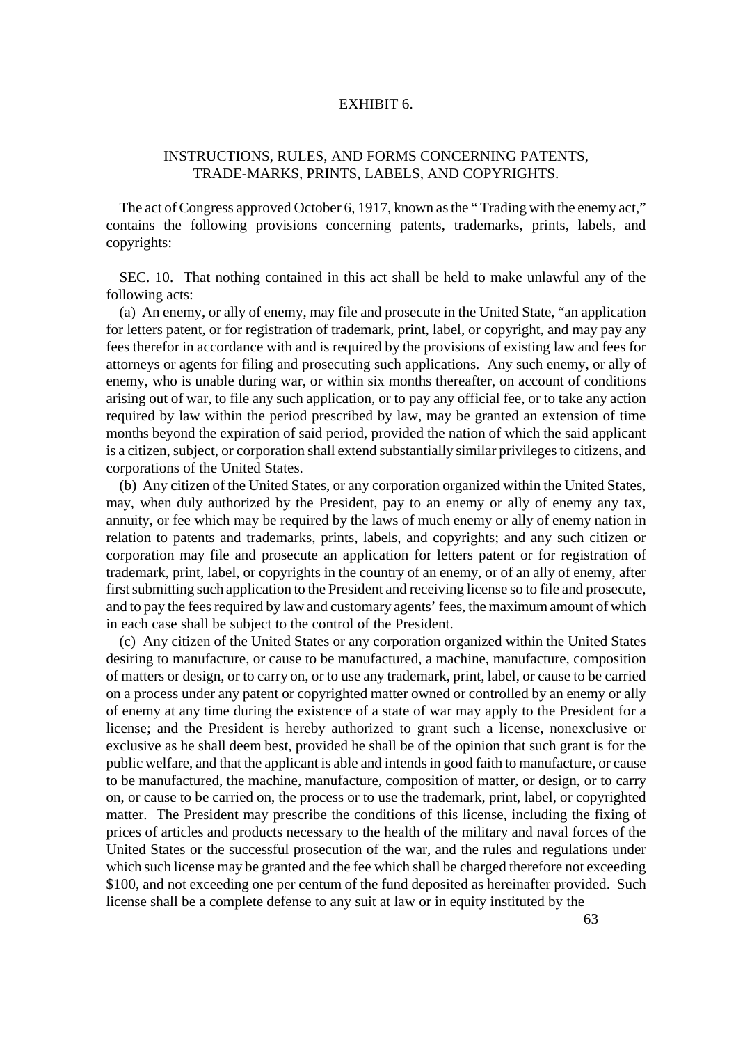# EXHIBIT 6.

## INSTRUCTIONS, RULES, AND FORMS CONCERNING PATENTS, TRADE-MARKS, PRINTS, LABELS, AND COPYRIGHTS.

The act of Congress approved October 6, 1917, known as the " Trading with the enemy act," contains the following provisions concerning patents, trademarks, prints, labels, and copyrights:

SEC. 10. That nothing contained in this act shall be held to make unlawful any of the following acts:

(a) An enemy, or ally of enemy, may file and prosecute in the United State, "an application for letters patent, or for registration of trademark, print, label, or copyright, and may pay any fees therefor in accordance with and is required by the provisions of existing law and fees for attorneys or agents for filing and prosecuting such applications. Any such enemy, or ally of enemy, who is unable during war, or within six months thereafter, on account of conditions arising out of war, to file any such application, or to pay any official fee, or to take any action required by law within the period prescribed by law, may be granted an extension of time months beyond the expiration of said period, provided the nation of which the said applicant is a citizen, subject, or corporation shall extend substantially similar privileges to citizens, and corporations of the United States.

(b) Any citizen of the United States, or any corporation organized within the United States, may, when duly authorized by the President, pay to an enemy or ally of enemy any tax, annuity, or fee which may be required by the laws of much enemy or ally of enemy nation in relation to patents and trademarks, prints, labels, and copyrights; and any such citizen or corporation may file and prosecute an application for letters patent or for registration of trademark, print, label, or copyrights in the country of an enemy, or of an ally of enemy, after first submitting such application to the President and receiving license so to file and prosecute, and to pay the fees required by law and customary agents' fees, the maximum amount of which in each case shall be subject to the control of the President.

(c) Any citizen of the United States or any corporation organized within the United States desiring to manufacture, or cause to be manufactured, a machine, manufacture, composition of matters or design, or to carry on, or to use any trademark, print, label, or cause to be carried on a process under any patent or copyrighted matter owned or controlled by an enemy or ally of enemy at any time during the existence of a state of war may apply to the President for a license; and the President is hereby authorized to grant such a license, nonexclusive or exclusive as he shall deem best, provided he shall be of the opinion that such grant is for the public welfare, and that the applicant is able and intends in good faith to manufacture, or cause to be manufactured, the machine, manufacture, composition of matter, or design, or to carry on, or cause to be carried on, the process or to use the trademark, print, label, or copyrighted matter. The President may prescribe the conditions of this license, including the fixing of prices of articles and products necessary to the health of the military and naval forces of the United States or the successful prosecution of the war, and the rules and regulations under which such license may be granted and the fee which shall be charged therefore not exceeding \$100, and not exceeding one per centum of the fund deposited as hereinafter provided. Such license shall be a complete defense to any suit at law or in equity instituted by the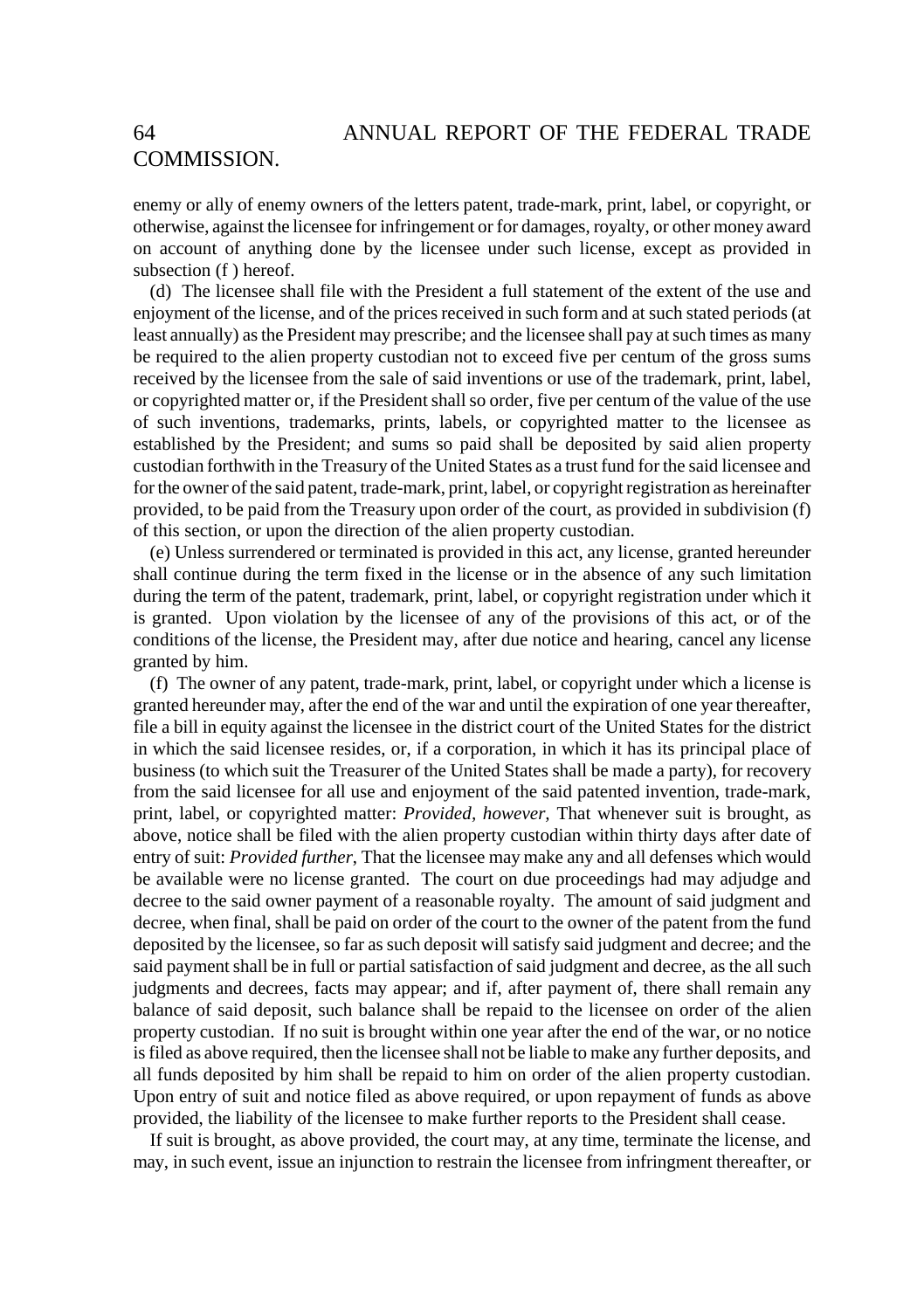enemy or ally of enemy owners of the letters patent, trade-mark, print, label, or copyright, or otherwise, against the licensee for infringement or for damages, royalty, or other money award on account of anything done by the licensee under such license, except as provided in subsection (f ) hereof.

(d) The licensee shall file with the President a full statement of the extent of the use and enjoyment of the license, and of the prices received in such form and at such stated periods (at least annually) as the President may prescribe; and the licensee shall pay at such times as many be required to the alien property custodian not to exceed five per centum of the gross sums received by the licensee from the sale of said inventions or use of the trademark, print, label, or copyrighted matter or, if the President shall so order, five per centum of the value of the use of such inventions, trademarks, prints, labels, or copyrighted matter to the licensee as established by the President; and sums so paid shall be deposited by said alien property custodian forthwith in the Treasury of the United States as a trust fund for the said licensee and for the owner of the said patent, trade-mark, print, label, or copyright registration as hereinafter provided, to be paid from the Treasury upon order of the court, as provided in subdivision (f) of this section, or upon the direction of the alien property custodian.

(e) Unless surrendered or terminated is provided in this act, any license, granted hereunder shall continue during the term fixed in the license or in the absence of any such limitation during the term of the patent, trademark, print, label, or copyright registration under which it is granted. Upon violation by the licensee of any of the provisions of this act, or of the conditions of the license, the President may, after due notice and hearing, cancel any license granted by him.

(f) The owner of any patent, trade-mark, print, label, or copyright under which a license is granted hereunder may, after the end of the war and until the expiration of one year thereafter, file a bill in equity against the licensee in the district court of the United States for the district in which the said licensee resides, or, if a corporation, in which it has its principal place of business (to which suit the Treasurer of the United States shall be made a party), for recovery from the said licensee for all use and enjoyment of the said patented invention, trade-mark, print, label, or copyrighted matter: *Provided, however,* That whenever suit is brought, as above, notice shall be filed with the alien property custodian within thirty days after date of entry of suit: *Provided further,* That the licensee may make any and all defenses which would be available were no license granted. The court on due proceedings had may adjudge and decree to the said owner payment of a reasonable royalty. The amount of said judgment and decree, when final, shall be paid on order of the court to the owner of the patent from the fund deposited by the licensee, so far as such deposit will satisfy said judgment and decree; and the said payment shall be in full or partial satisfaction of said judgment and decree, as the all such judgments and decrees, facts may appear; and if, after payment of, there shall remain any balance of said deposit, such balance shall be repaid to the licensee on order of the alien property custodian. If no suit is brought within one year after the end of the war, or no notice is filed as above required, then the licensee shall not be liable to make any further deposits, and all funds deposited by him shall be repaid to him on order of the alien property custodian. Upon entry of suit and notice filed as above required, or upon repayment of funds as above provided, the liability of the licensee to make further reports to the President shall cease.

If suit is brought, as above provided, the court may, at any time, terminate the license, and may, in such event, issue an injunction to restrain the licensee from infringment thereafter, or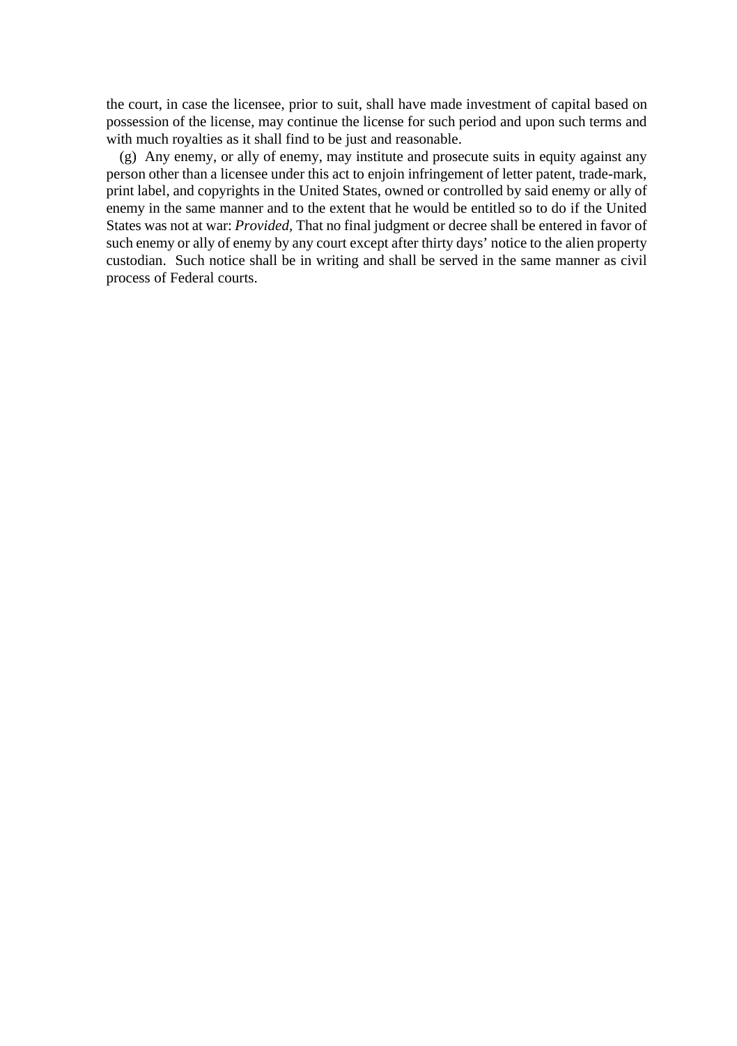the court, in case the licensee, prior to suit, shall have made investment of capital based on possession of the license, may continue the license for such period and upon such terms and with much royalties as it shall find to be just and reasonable.

(g) Any enemy, or ally of enemy, may institute and prosecute suits in equity against any person other than a licensee under this act to enjoin infringement of letter patent, trade-mark, print label, and copyrights in the United States, owned or controlled by said enemy or ally of enemy in the same manner and to the extent that he would be entitled so to do if the United States was not at war: *Provided,* That no final judgment or decree shall be entered in favor of such enemy or ally of enemy by any court except after thirty days' notice to the alien property custodian. Such notice shall be in writing and shall be served in the same manner as civil process of Federal courts.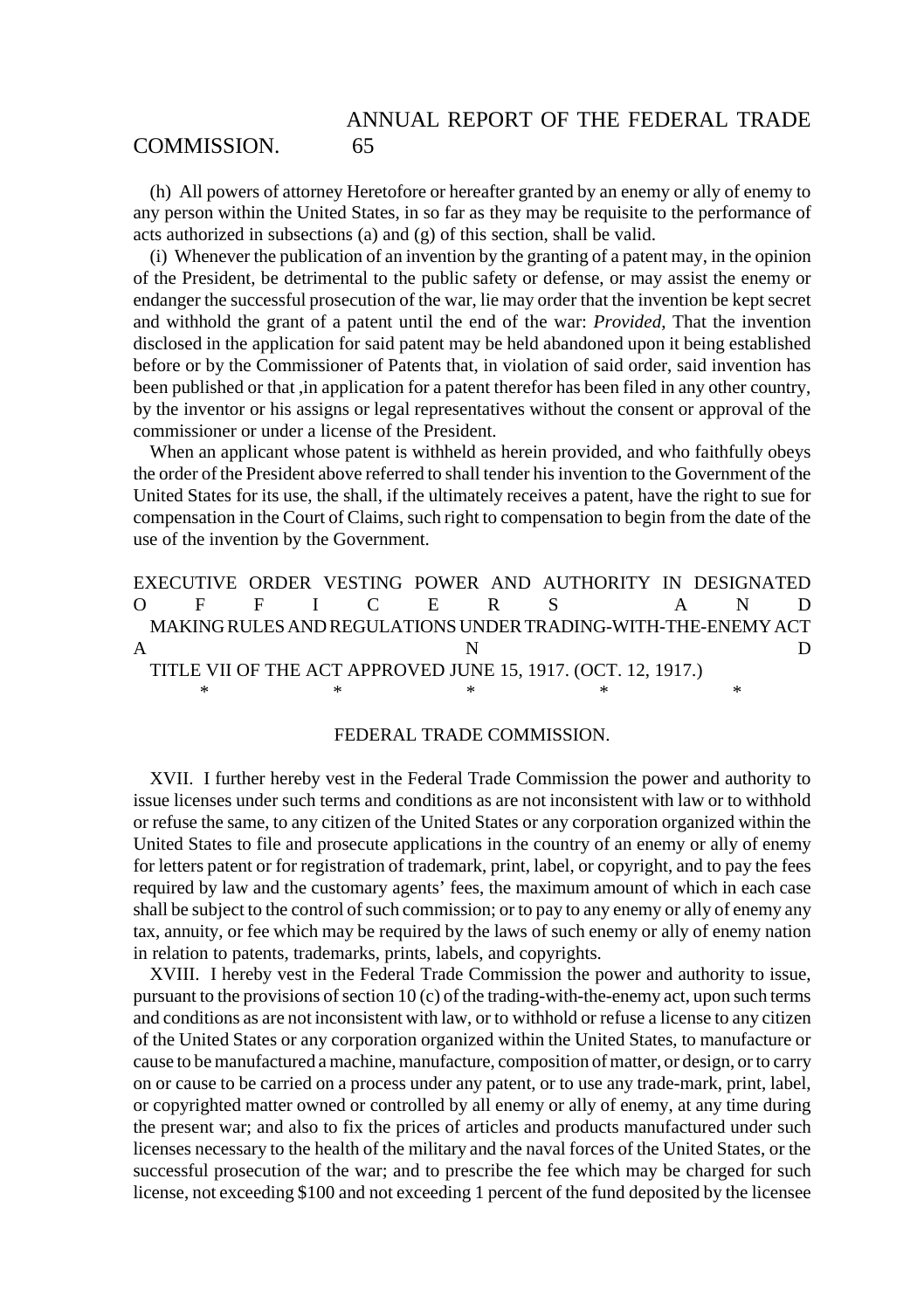(h) All powers of attorney Heretofore or hereafter granted by an enemy or ally of enemy to any person within the United States, in so far as they may be requisite to the performance of acts authorized in subsections (a) and (g) of this section, shall be valid.

(i) Whenever the publication of an invention by the granting of a patent may, in the opinion of the President, be detrimental to the public safety or defense, or may assist the enemy or endanger the successful prosecution of the war, lie may order that the invention be kept secret and withhold the grant of a patent until the end of the war: *Provided*, That the invention disclosed in the application for said patent may be held abandoned upon it being established before or by the Commissioner of Patents that, in violation of said order, said invention has been published or that ,in application for a patent therefor has been filed in any other country, by the inventor or his assigns or legal representatives without the consent or approval of the commissioner or under a license of the President.

When an applicant whose patent is withheld as herein provided, and who faithfully obeys the order of the President above referred to shall tender his invention to the Government of the United States for its use, the shall, if the ultimately receives a patent, have the right to sue for compensation in the Court of Claims, such right to compensation to begin from the date of the use of the invention by the Government.

## EXECUTIVE ORDER VESTING POWER AND AUTHORITY IN DESIGNATED OFFICERS AND MAKING RULES AND REGULATIONS UNDER TRADING-WITH-THE-ENEMY ACT AND TITLE VII OF THE ACT APPROVED JUNE 15, 1917. (OCT. 12, 1917.)

\* \* \* \* \*

### FEDERAL TRADE COMMISSION.

XVII. I further hereby vest in the Federal Trade Commission the power and authority to issue licenses under such terms and conditions as are not inconsistent with law or to withhold or refuse the same, to any citizen of the United States or any corporation organized within the United States to file and prosecute applications in the country of an enemy or ally of enemy for letters patent or for registration of trademark, print, label, or copyright, and to pay the fees required by law and the customary agents' fees, the maximum amount of which in each case shall be subject to the control of such commission; or to pay to any enemy or ally of enemy any tax, annuity, or fee which may be required by the laws of such enemy or ally of enemy nation in relation to patents, trademarks, prints, labels, and copyrights.

XVIII. I hereby vest in the Federal Trade Commission the power and authority to issue, pursuant to the provisions of section 10 (c) of the trading-with-the-enemy act, upon such terms and conditions as are not inconsistent with law, or to withhold or refuse a license to any citizen of the United States or any corporation organized within the United States, to manufacture or cause to be manufactured a machine, manufacture, composition of matter, or design, or to carry on or cause to be carried on a process under any patent, or to use any trade-mark, print, label, or copyrighted matter owned or controlled by all enemy or ally of enemy, at any time during the present war; and also to fix the prices of articles and products manufactured under such licenses necessary to the health of the military and the naval forces of the United States, or the successful prosecution of the war; and to prescribe the fee which may be charged for such license, not exceeding $100 and not exceeding 1 percent of the fund deposited by the licensee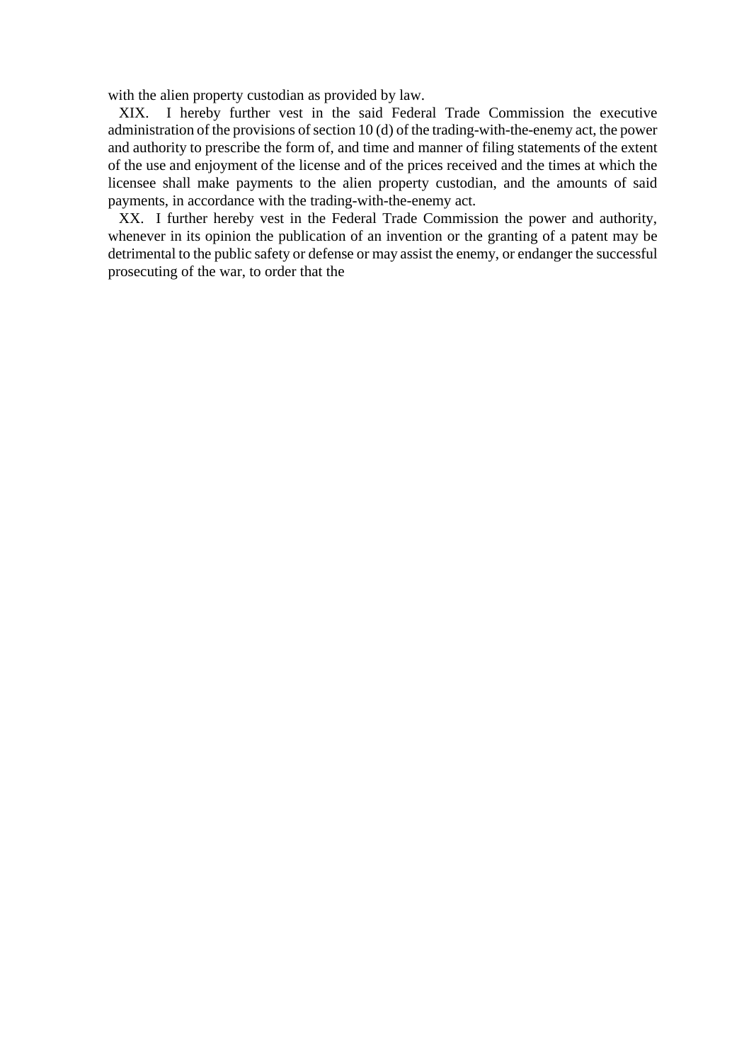with the alien property custodian as provided by law.

XIX. I hereby further vest in the said Federal Trade Commission the executive administration of the provisions of section 10 (d) of the trading-with-the-enemy act, the power and authority to prescribe the form of, and time and manner of filing statements of the extent of the use and enjoyment of the license and of the prices received and the times at which the licensee shall make payments to the alien property custodian, and the amounts of said payments, in accordance with the trading-with-the-enemy act.

XX. I further hereby vest in the Federal Trade Commission the power and authority, whenever in its opinion the publication of an invention or the granting of a patent may be detrimental to the public safety or defense or may assist the enemy, or endanger the successful prosecuting of the war, to order that the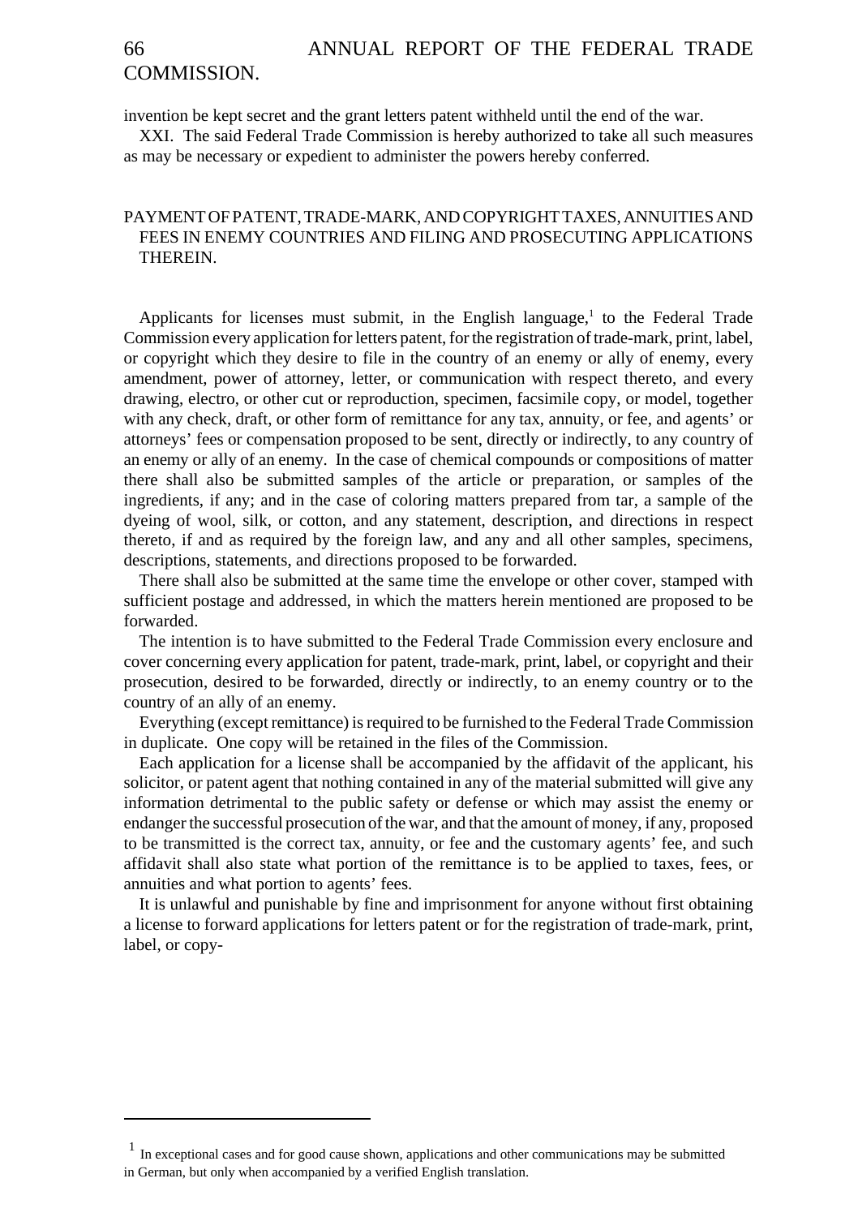invention be kept secret and the grant letters patent withheld until the end of the war.

XXI. The said Federal Trade Commission is hereby authorized to take all such measures as may be necessary or expedient to administer the powers hereby conferred.

## PAYMENT OF PATENT, TRADE-MARK, AND COPYRIGHT TAXES, ANNUITIES AND FEES IN ENEMY COUNTRIES AND FILING AND PROSECUTING APPLICATIONS THEREIN.

Applicants for licenses must submit, in the English language,[1] to the Federal Trade Commission every application for letters patent, for the registration of trade-mark, print, label, or copyright which they desire to file in the country of an enemy or ally of enemy, every amendment, power of attorney, letter, or communication with respect thereto, and every drawing, electro, or other cut or reproduction, specimen, facsimile copy, or model, together with any check, draft, or other form of remittance for any tax, annuity, or fee, and agents' or attorneys' fees or compensation proposed to be sent, directly or indirectly, to any country of an enemy or ally of an enemy. In the case of chemical compounds or compositions of matter there shall also be submitted samples of the article or preparation, or samples of the ingredients, if any; and in the case of coloring matters prepared from tar, a sample of the dyeing of wool, silk, or cotton, and any statement, description, and directions in respect thereto, if and as required by the foreign law, and any and all other samples, specimens, descriptions, statements, and directions proposed to be forwarded.

There shall also be submitted at the same time the envelope or other cover, stamped with sufficient postage and addressed, in which the matters herein mentioned are proposed to be forwarded.

The intention is to have submitted to the Federal Trade Commission every enclosure and cover concerning every application for patent, trade-mark, print, label, or copyright and their prosecution, desired to be forwarded, directly or indirectly, to an enemy country or to the country of an ally of an enemy.

Everything (except remittance) is required to be furnished to the Federal Trade Commission in duplicate. One copy will be retained in the files of the Commission.

Each application for a license shall be accompanied by the affidavit of the applicant, his solicitor, or patent agent that nothing contained in any of the material submitted will give any information detrimental to the public safety or defense or which may assist the enemy or endanger the successful prosecution of the war, and that the amount of money, if any, proposed to be transmitted is the correct tax, annuity, or fee and the customary agents' fee, and such affidavit shall also state what portion of the remittance is to be applied to taxes, fees, or annuities and what portion to agents' fees.

It is unlawful and punishable by fine and imprisonment for anyone without first obtaining a license to forward applications for letters patent or for the registration of trade-mark, print, label, or copy-

---

[1] In exceptional cases and for good cause shown, applications and other communications may be submitted in German, but only when accompanied by a verified English translation.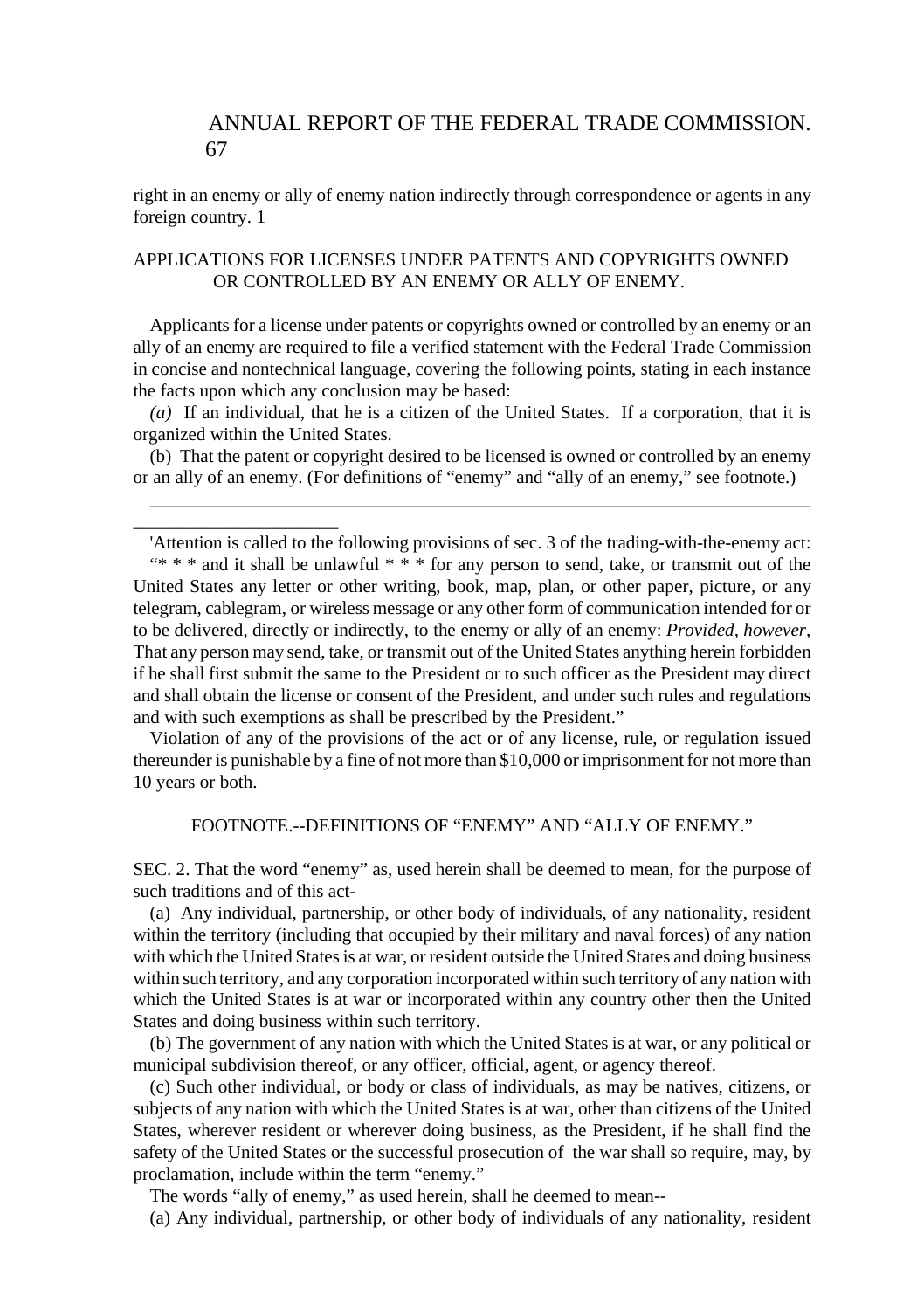right in an enemy or ally of enemy nation indirectly through correspondence or agents in any foreign country. [1]

## APPLICATIONS FOR LICENSES UNDER PATENTS AND COPYRIGHTS OWNED OR CONTROLLED BY AN ENEMY OR ALLY OF ENEMY.

Applicants for a license under patents or copyrights owned or controlled by an enemy or an ally of an enemy are required to file a verified statement with the Federal Trade Commission in concise and nontechnical language, covering the following points, stating in each instance the facts upon which any conclusion may be based:

*(a)* If an individual, that he is a citizen of the United States. If a corporation, that it is organized within the United States.

(b) That the patent or copyright desired to be licensed is owned or controlled by an enemy or an ally of an enemy. (For definitions of "enemy" and "ally of an enemy," see footnote.)

---

[1] Attention is called to the following provisions of sec. 3 of the trading-with-the-enemy act:

"* * * and it shall be unlawful * * * for any person to send, take, or transmit out of the United States any letter or other writing, book, map, plan, or other paper, picture, or any telegram, cablegram, or wireless message or any other form of communication intended for or to be delivered, directly or indirectly, to the enemy or ally of an enemy: *Provided, however,* That any person may send, take, or transmit out of the United States anything herein forbidden if he shall first submit the same to the President or to such officer as the President may direct and shall obtain the license or consent of the President, and under such rules and regulations and with such exemptions as shall be prescribed by the President."

Violation of any of the provisions of the act or of any license, rule, or regulation issued thereunder is punishable by a fine of not more than $10,000 or imprisonment for not more than 10 years or both.

### FOOTNOTE.--DEFINITIONS OF "ENEMY" AND "ALLY OF ENEMY."

SEC. 2. That the word "enemy" as, used herein shall be deemed to mean, for the purpose of such traditions and of this act-

(a) Any individual, partnership, or other body of individuals, of any nationality, resident within the territory (including that occupied by their military and naval forces) of any nation with which the United States is at war, or resident outside the United States and doing business within such territory, and any corporation incorporated within such territory of any nation with which the United States is at war or incorporated within any country other then the United States and doing business within such territory.

(b) The government of any nation with which the United States is at war, or any political or municipal subdivision thereof, or any officer, official, agent, or agency thereof.

(c) Such other individual, or body or class of individuals, as may be natives, citizens, or subjects of any nation with which the United States is at war, other than citizens of the United States, wherever resident or wherever doing business, as the President, if he shall find the safety of the United States or the successful prosecution of the war shall so require, may, by proclamation, include within the term "enemy."

The words "ally of enemy," as used herein, shall he deemed to mean--

(a) Any individual, partnership, or other body of individuals of any nationality, resident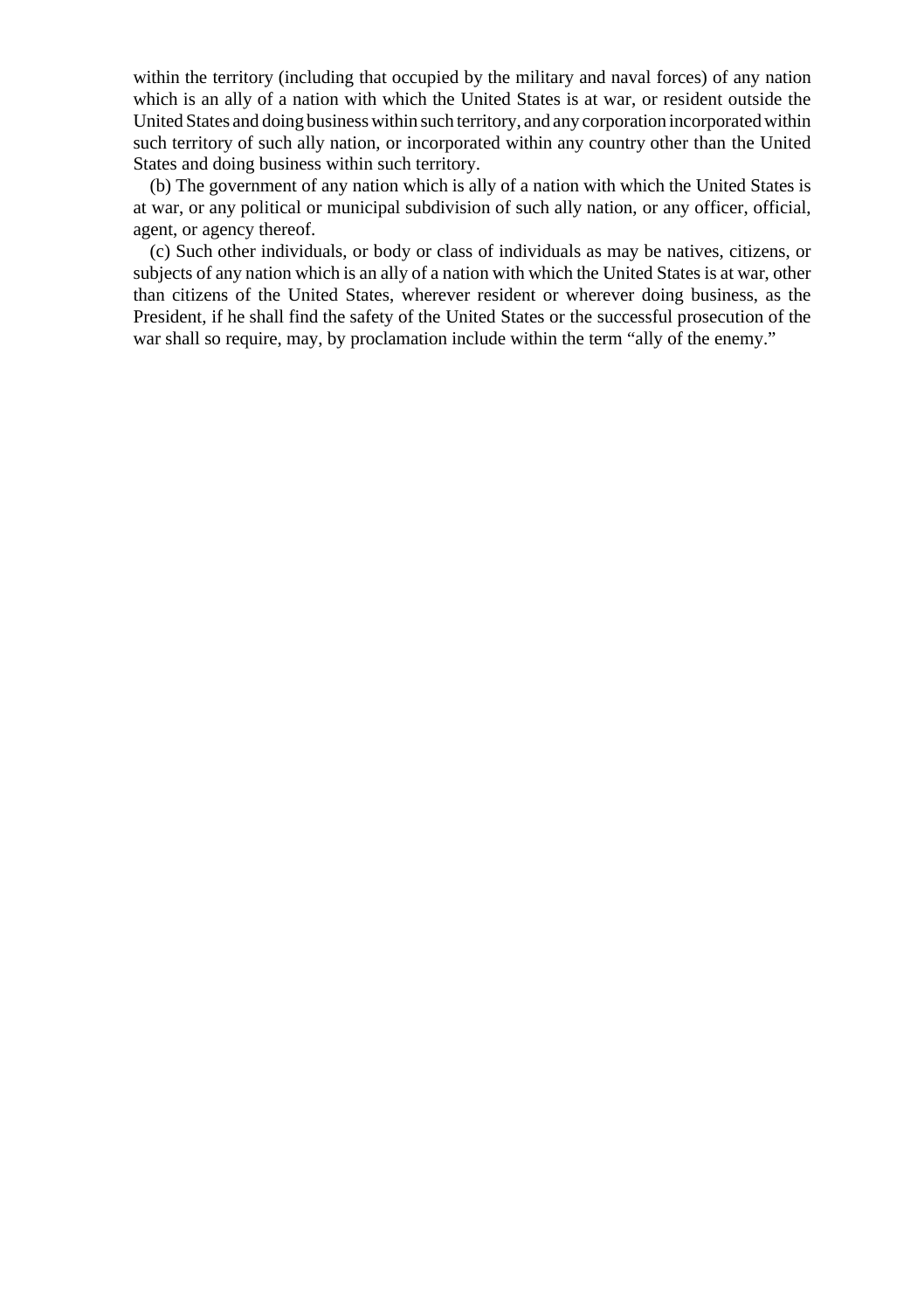within the territory (including that occupied by the military and naval forces) of any nation which is an ally of a nation with which the United States is at war, or resident outside the United States and doing business within such territory, and any corporation incorporated within such territory of such ally nation, or incorporated within any country other than the United States and doing business within such territory.

(b) The government of any nation which is ally of a nation with which the United States is at war, or any political or municipal subdivision of such ally nation, or any officer, official, agent, or agency thereof.

(c) Such other individuals, or body or class of individuals as may be natives, citizens, or subjects of any nation which is an ally of a nation with which the United States is at war, other than citizens of the United States, wherever resident or wherever doing business, as the President, if he shall find the safety of the United States or the successful prosecution of the war shall so require, may, by proclamation include within the term "ally of the enemy."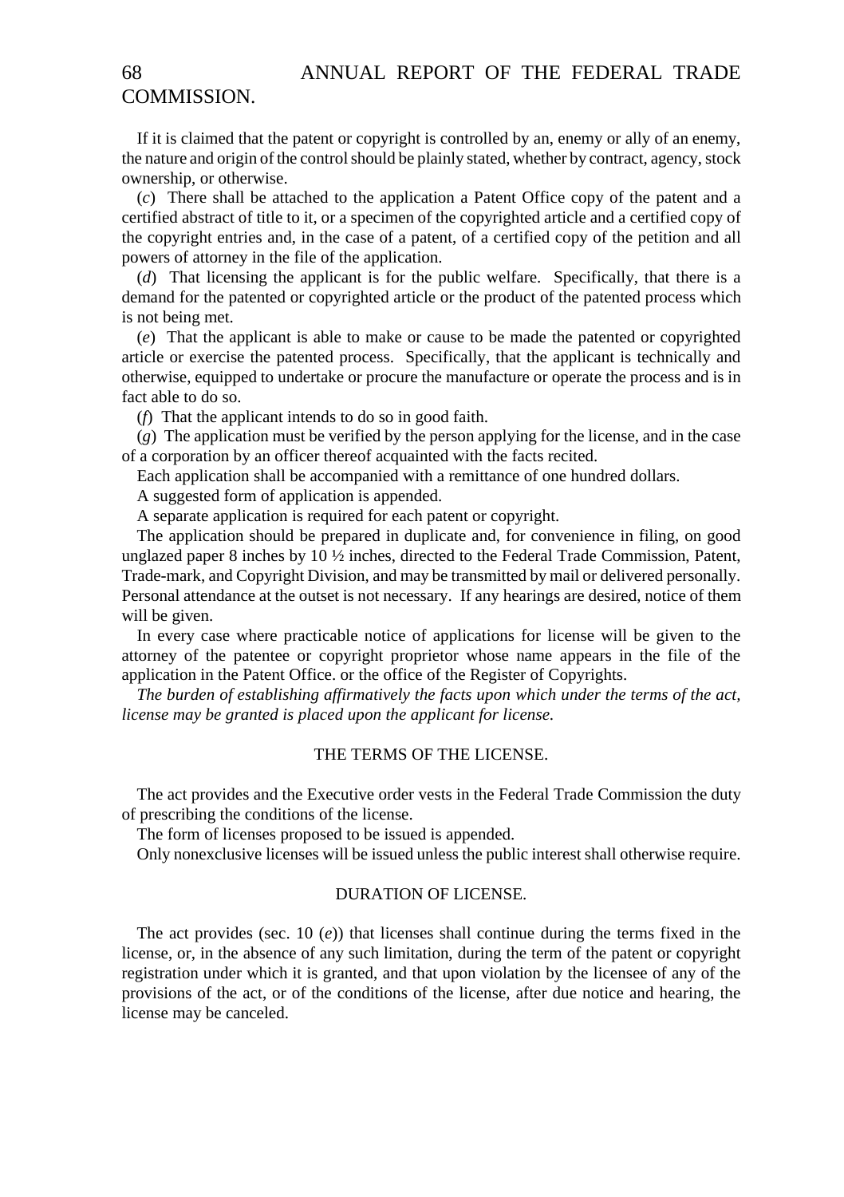If it is claimed that the patent or copyright is controlled by an, enemy or ally of an enemy, the nature and origin of the control should be plainly stated, whether by contract, agency, stock ownership, or otherwise.

(*c*) There shall be attached to the application a Patent Office copy of the patent and a certified abstract of title to it, or a specimen of the copyrighted article and a certified copy of the copyright entries and, in the case of a patent, of a certified copy of the petition and all powers of attorney in the file of the application.

(*d*) That licensing the applicant is for the public welfare. Specifically, that there is a demand for the patented or copyrighted article or the product of the patented process which is not being met.

(*e*) That the applicant is able to make or cause to be made the patented or copyrighted article or exercise the patented process. Specifically, that the applicant is technically and otherwise, equipped to undertake or procure the manufacture or operate the process and is in fact able to do so.

(*f*) That the applicant intends to do so in good faith.

(*g*) The application must be verified by the person applying for the license, and in the case of a corporation by an officer thereof acquainted with the facts recited.

Each application shall be accompanied with a remittance of one hundred dollars.

A suggested form of application is appended.

A separate application is required for each patent or copyright.

The application should be prepared in duplicate and, for convenience in filing, on good unglazed paper 8 inches by 10 ½ inches, directed to the Federal Trade Commission, Patent, Trade-mark, and Copyright Division, and may be transmitted by mail or delivered personally. Personal attendance at the outset is not necessary. If any hearings are desired, notice of them will be given.

In every case where practicable notice of applications for license will be given to the attorney of the patentee or copyright proprietor whose name appears in the file of the application in the Patent Office. or the office of the Register of Copyrights.

*The burden of establishing affirmatively the facts upon which under the terms of the act, license may be granted is placed upon the applicant for license.*

## THE TERMS OF THE LICENSE.

The act provides and the Executive order vests in the Federal Trade Commission the duty of prescribing the conditions of the license.

The form of licenses proposed to be issued is appended.

Only nonexclusive licenses will be issued unless the public interest shall otherwise require.

## DURATION OF LICENSE.

The act provides (sec. 10 (*e*)) that licenses shall continue during the terms fixed in the license, or, in the absence of any such limitation, during the term of the patent or copyright registration under which it is granted, and that upon violation by the licensee of any of the provisions of the act, or of the conditions of the license, after due notice and hearing, the license may be canceled.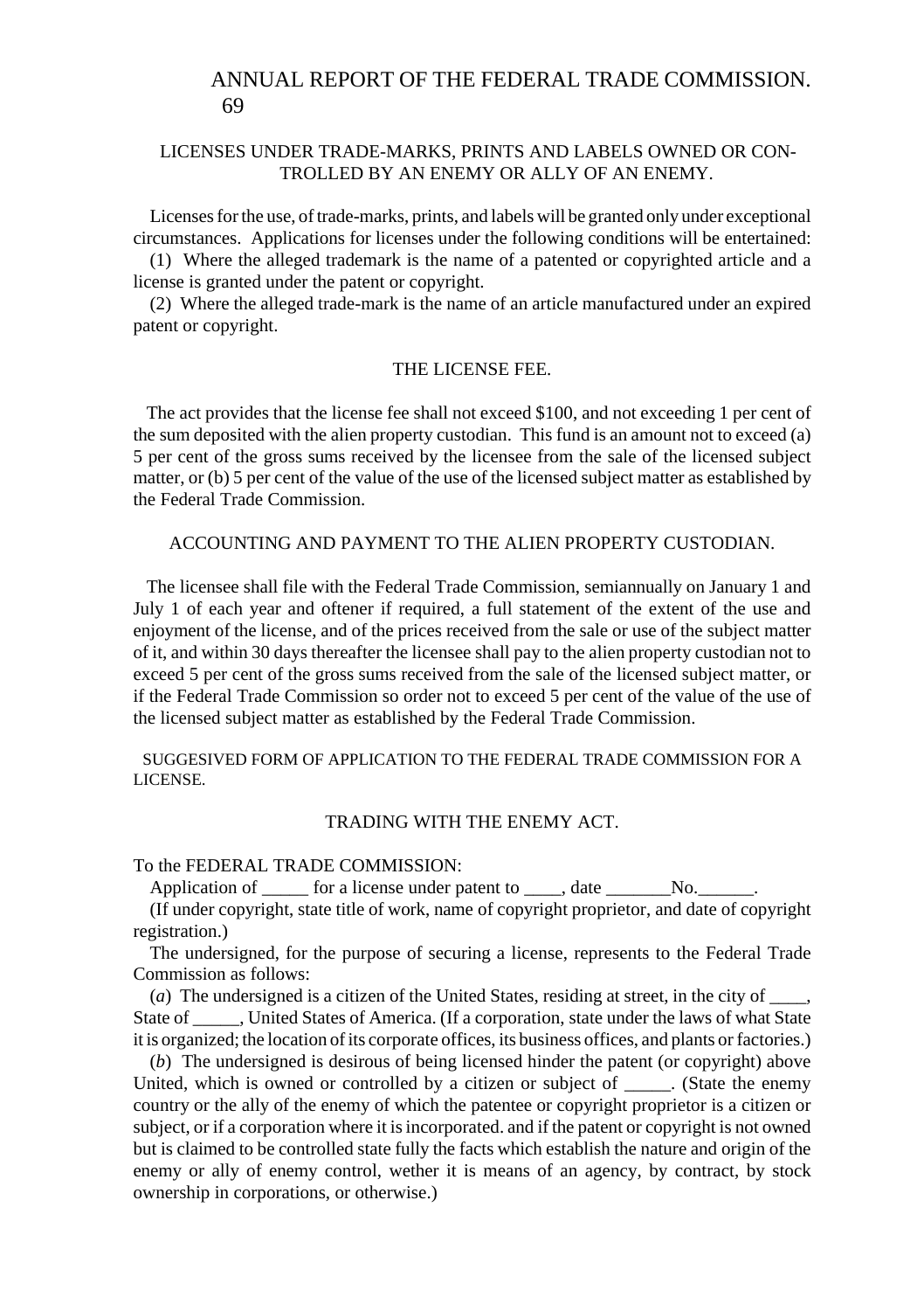## LICENSES UNDER TRADE-MARKS, PRINTS AND LABELS OWNED OR CONTROLLED BY AN ENEMY OR ALLY OF AN ENEMY.

Licenses for the use, of trade-marks, prints, and labels will be granted only under exceptional circumstances. Applications for licenses under the following conditions will be entertained:

(1) Where the alleged trademark is the name of a patented or copyrighted article and a license is granted under the patent or copyright.

(2) Where the alleged trade-mark is the name of an article manufactured under an expired patent or copyright.

## THE LICENSE FEE.

The act provides that the license fee shall not exceed $100, and not exceeding 1 per cent of the sum deposited with the alien property custodian. This fund is an amount not to exceed (a) 5 per cent of the gross sums received by the licensee from the sale of the licensed subject matter, or (b) 5 per cent of the value of the use of the licensed subject matter as established by the Federal Trade Commission.

## ACCOUNTING AND PAYMENT TO THE ALIEN PROPERTY CUSTODIAN.

The licensee shall file with the Federal Trade Commission, semiannually on January 1 and July 1 of each year and oftener if required, a full statement of the extent of the use and enjoyment of the license, and of the prices received from the sale or use of the subject matter of it, and within 30 days thereafter the licensee shall pay to the alien property custodian not to exceed 5 per cent of the gross sums received from the sale of the licensed subject matter, or if the Federal Trade Commission so order not to exceed 5 per cent of the value of the use of the licensed subject matter as established by the Federal Trade Commission.

SUGGESIVED FORM OF APPLICATION TO THE FEDERAL TRADE COMMISSION FOR A LICENSE.

## TRADING WITH THE ENEMY ACT.

To the FEDERAL TRADE COMMISSION:

Application of _____ for a license under patent to ____, date _______No.______.

(If under copyright, state title of work, name of copyright proprietor, and date of copyright registration.)

The undersigned, for the purpose of securing a license, represents to the Federal Trade Commission as follows:

(*a*) The undersigned is a citizen of the United States, residing at street, in the city of ____, State of _____, United States of America. (If a corporation, state under the laws of what State it is organized; the location of its corporate offices, its business offices, and plants or factories.)

(*b*) The undersigned is desirous of being licensed hinder the patent (or copyright) above United, which is owned or controlled by a citizen or subject of _____. (State the enemy country or the ally of the enemy of which the patentee or copyright proprietor is a citizen or subject, or if a corporation where it is incorporated. and if the patent or copyright is not owned but is claimed to be controlled state fully the facts which establish the nature and origin of the enemy or ally of enemy control, wether it is means of an agency, by contract, by stock ownership in corporations, or otherwise.)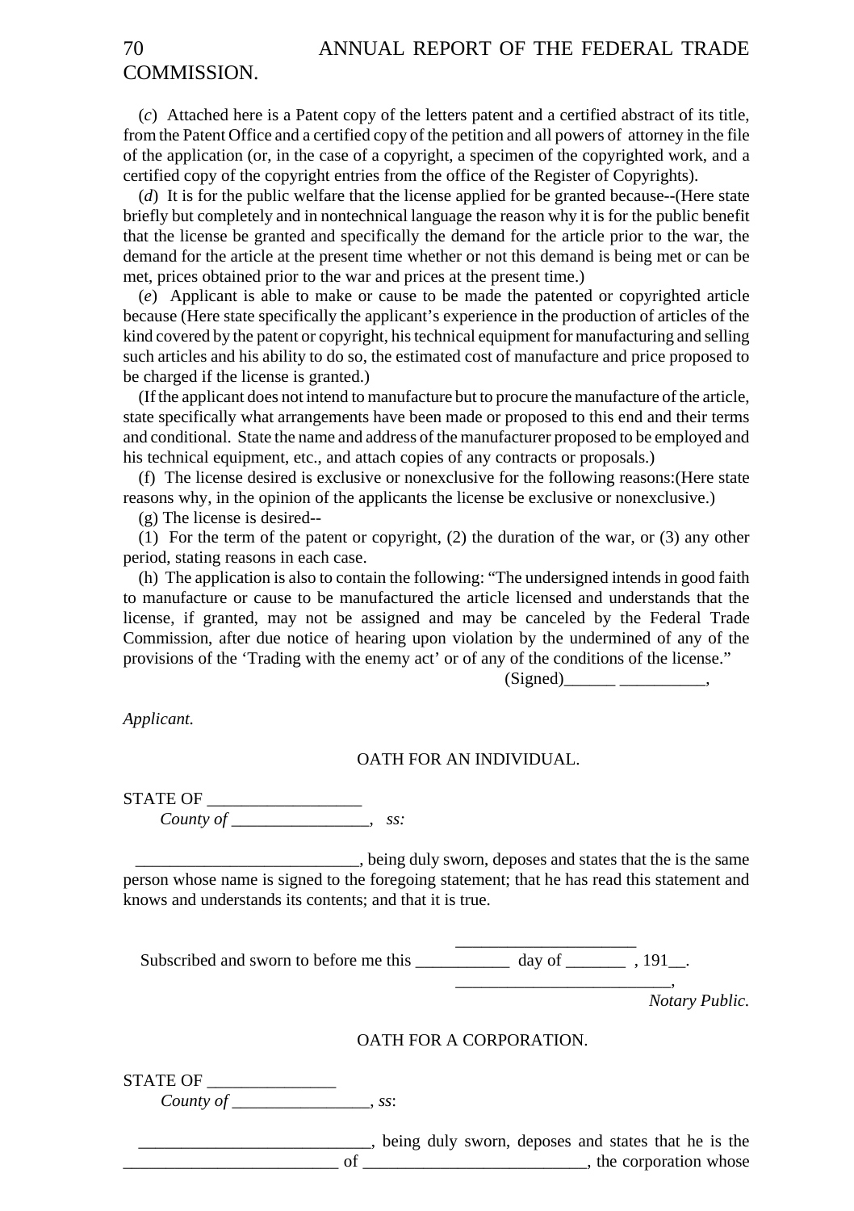(*c*) Attached here is a Patent copy of the letters patent and a certified abstract of its title, from the Patent Office and a certified copy of the petition and all powers of attorney in the file of the application (or, in the case of a copyright, a specimen of the copyrighted work, and a certified copy of the copyright entries from the office of the Register of Copyrights).

(*d*) It is for the public welfare that the license applied for be granted because--(Here state briefly but completely and in nontechnical language the reason why it is for the public benefit that the license be granted and specifically the demand for the article prior to the war, the demand for the article at the present time whether or not this demand is being met or can be met, prices obtained prior to the war and prices at the present time.)

(*e*) Applicant is able to make or cause to be made the patented or copyrighted article because (Here state specifically the applicant's experience in the production of articles of the kind covered by the patent or copyright, his technical equipment for manufacturing and selling such articles and his ability to do so, the estimated cost of manufacture and price proposed to be charged if the license is granted.)

(If the applicant does not intend to manufacture but to procure the manufacture of the article, state specifically what arrangements have been made or proposed to this end and their terms and conditional. State the name and address of the manufacturer proposed to be employed and his technical equipment, etc., and attach copies of any contracts or proposals.)

(f) The license desired is exclusive or nonexclusive for the following reasons:(Here state reasons why, in the opinion of the applicants the license be exclusive or nonexclusive.)

(g) The license is desired--

(1) For the term of the patent or copyright, (2) the duration of the war, or (3) any other period, stating reasons in each case.

(h) The application is also to contain the following: "The undersigned intends in good faith to manufacture or cause to be manufactured the article licensed and understands that the license, if granted, may not be assigned and may be canceled by the Federal Trade Commission, after due notice of hearing upon violation by the undermined of any of the provisions of the 'Trading with the enemy act' or of any of the conditions of the license."

(Signed)______ __________,

*Applicant.*

OATH FOR AN INDIVIDUAL.

STATE OF __________________
*County of* ________________, *ss:*

__________________________, being duly sworn, deposes and states that the is the same person whose name is signed to the foregoing statement; that he has read this statement and knows and understands its contents; and that it is true.

_____________________

Subscribed and sworn to before me this ___________ day of _______ , 191__.

_________________________,
*Notary Public.*

OATH FOR A CORPORATION.

STATE OF _______________
*County of* ________________, *ss*:

___________________________, being duly sworn, deposes and states that he is the _________________________ of __________________________, the corporation whose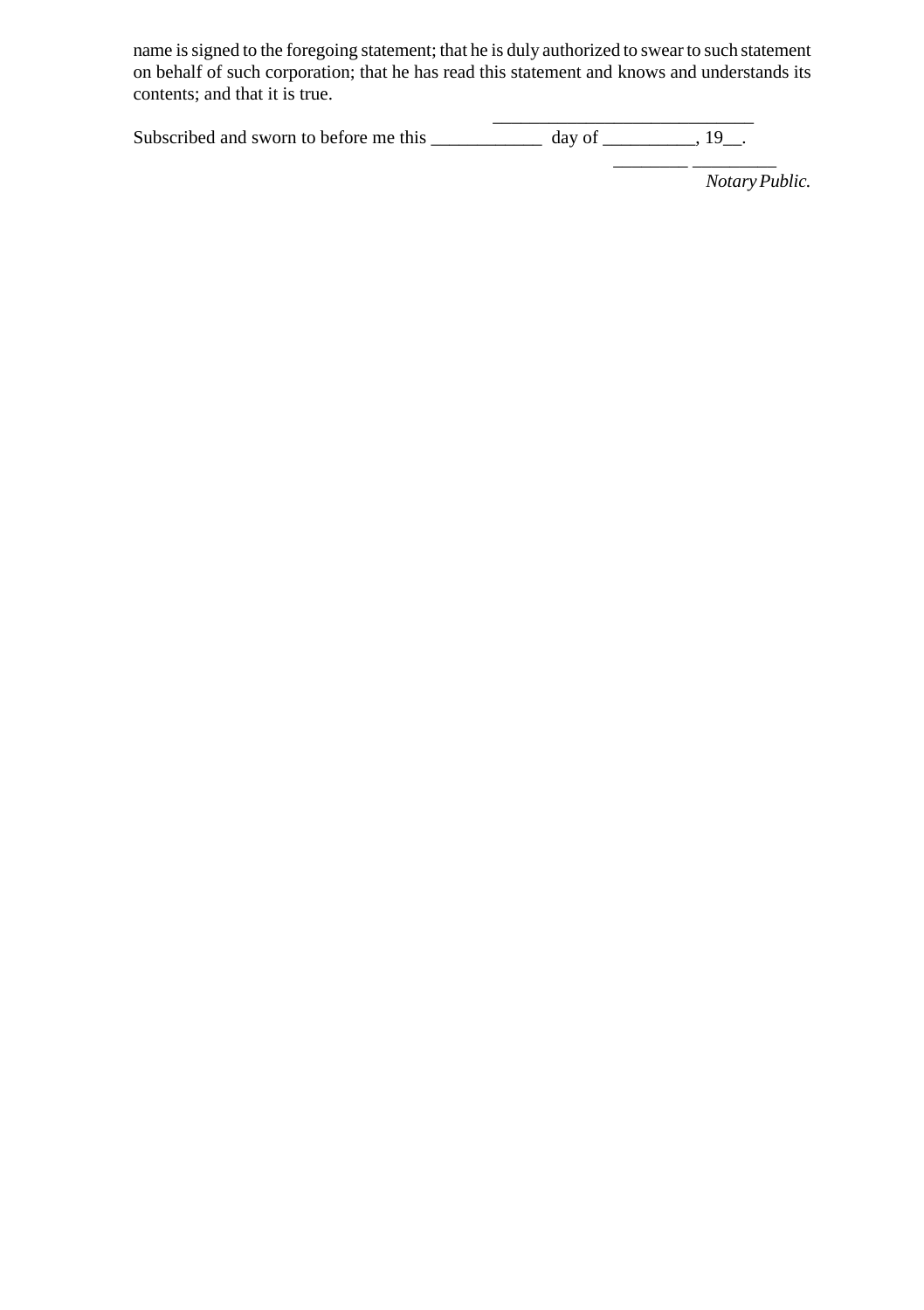name is signed to the foregoing statement; that he is duly authorized to swear to such statement on behalf of such corporation; that he has read this statement and knows and understands its contents; and that it is true.

\_\_\_\_\_\_\_\_\_\_\_\_\_\_\_\_\_\_\_\_\_\_\_\_\_\_\_\_

Subscribed and sworn to before me this \_\_\_\_\_\_\_\_\_\_\_\_ day of \_\_\_\_\_\_\_\_\_\_, 19\_\_.

\_\_\_\_\_\_\_\_ \_\_\_\_\_\_\_\_\_

*Notary Public.*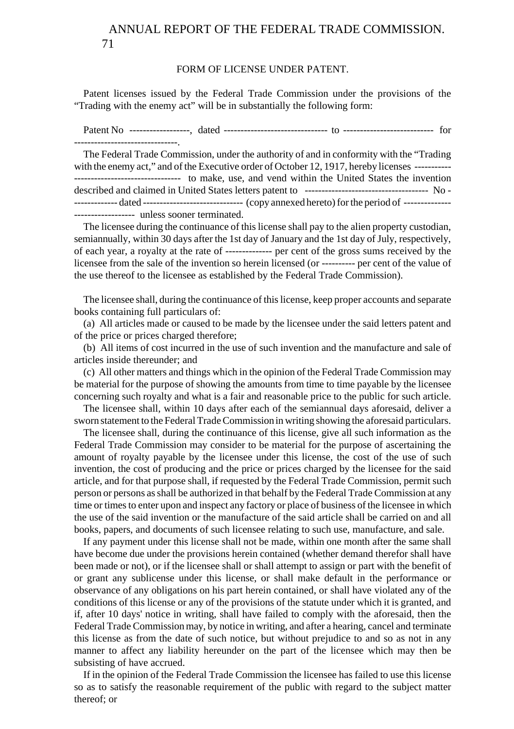## FORM OF LICENSE UNDER PATENT.

Patent licenses issued by the Federal Trade Commission under the provisions of the "Trading with the enemy act" will be in substantially the following form:

Patent No ------------------, dated ------------------------------- to --------------------------- for -------------------------------.

The Federal Trade Commission, under the authority of and in conformity with the "Trading with the enemy act," and of the Executive order of October 12, 1917, hereby licenses ------------------------------------------ to make, use, and vend within the United States the invention described and claimed in United States letters patent to ------------------------------------- No -------------- dated ------------------------------ (copy annexed hereto) for the period of -------------------------------- unless sooner terminated.

The licensee during the continuance of this license shall pay to the alien property custodian, semiannually, within 30 days after the 1st day of January and the 1st day of July, respectively, of each year, a royalty at the rate of ------------- per cent of the gross sums received by the licensee from the sale of the invention so herein licensed (or ---------- per cent of the value of the use thereof to the licensee as established by the Federal Trade Commission).

The licensee shall, during the continuance of this license, keep proper accounts and separate books containing full particulars of:

(a) All articles made or caused to be made by the licensee under the said letters patent and of the price or prices charged therefore;

(b) All items of cost incurred in the use of such invention and the manufacture and sale of articles inside thereunder; and

(c) All other matters and things which in the opinion of the Federal Trade Commission may be material for the purpose of showing the amounts from time to time payable by the licensee concerning such royalty and what is a fair and reasonable price to the public for such article.

The licensee shall, within 10 days after each of the semiannual days aforesaid, deliver a sworn statement to the Federal Trade Commission in writing showing the aforesaid particulars.

The licensee shall, during the continuance of this license, give all such information as the Federal Trade Commission may consider to be material for the purpose of ascertaining the amount of royalty payable by the licensee under this license, the cost of the use of such invention, the cost of producing and the price or prices charged by the licensee for the said article, and for that purpose shall, if requested by the Federal Trade Commission, permit such person or persons as shall be authorized in that behalf by the Federal Trade Commission at any time or times to enter upon and inspect any factory or place of business of the licensee in which the use of the said invention or the manufacture of the said article shall be carried on and all books, papers, and documents of such licensee relating to such use, manufacture, and sale.

If any payment under this license shall not be made, within one month after the same shall have become due under the provisions herein contained (whether demand therefor shall have been made or not), or if the licensee shall or shall attempt to assign or part with the benefit of or grant any sublicense under this license, or shall make default in the performance or observance of any obligations on his part herein contained, or shall have violated any of the conditions of this license or any of the provisions of the statute under which it is granted, and if, after 10 days' notice in writing, shall have failed to comply with the aforesaid, then the Federal Trade Commission may, by notice in writing, and after a hearing, cancel and terminate this license as from the date of such notice, but without prejudice to and so as not in any manner to affect any liability hereunder on the part of the licensee which may then be subsisting of have accrued.

If in the opinion of the Federal Trade Commission the licensee has failed to use this license so as to satisfy the reasonable requirement of the public with regard to the subject matter thereof; or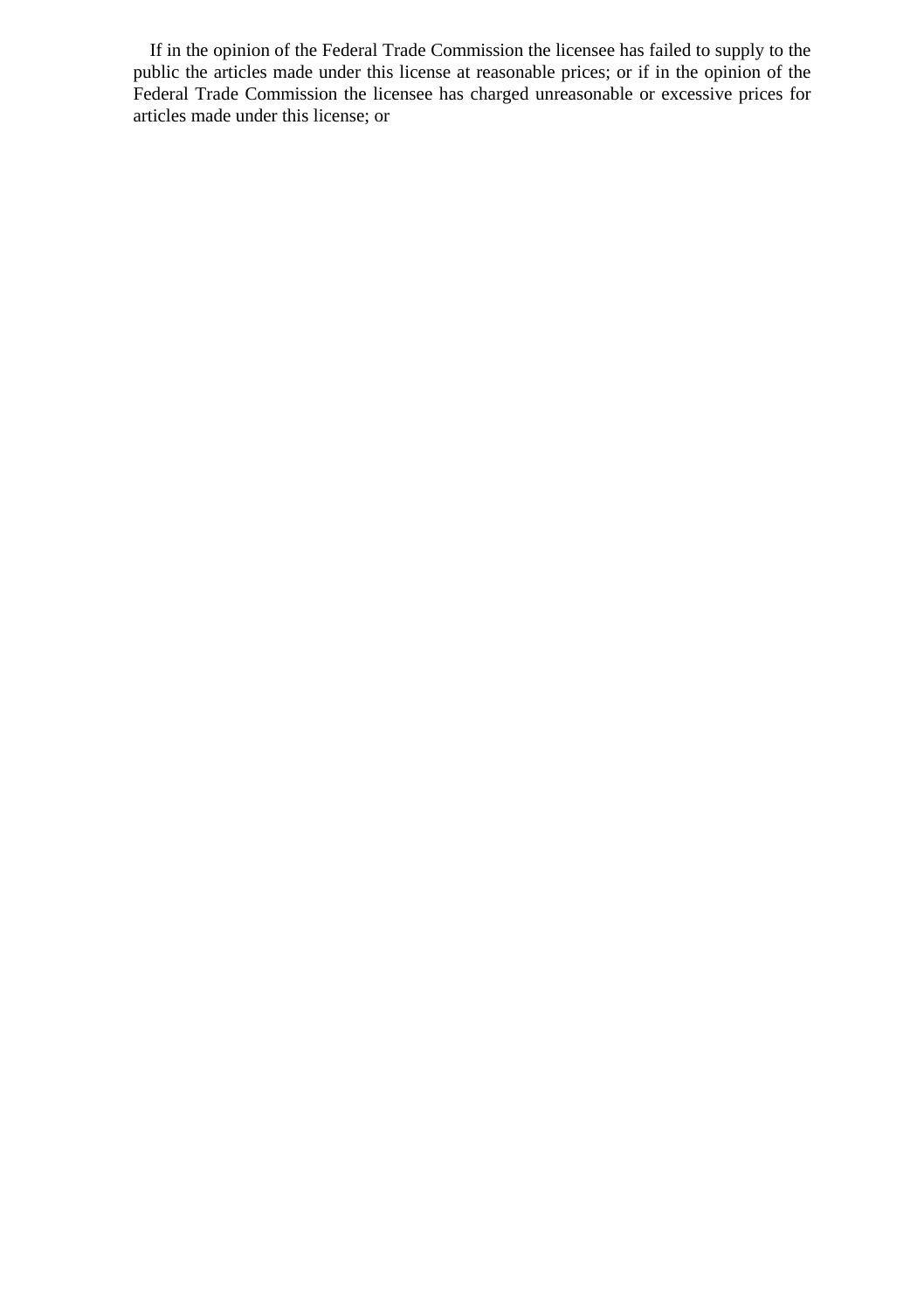If in the opinion of the Federal Trade Commission the licensee has failed to supply to the public the articles made under this license at reasonable prices; or if in the opinion of the Federal Trade Commission the licensee has charged unreasonable or excessive prices for articles made under this license; or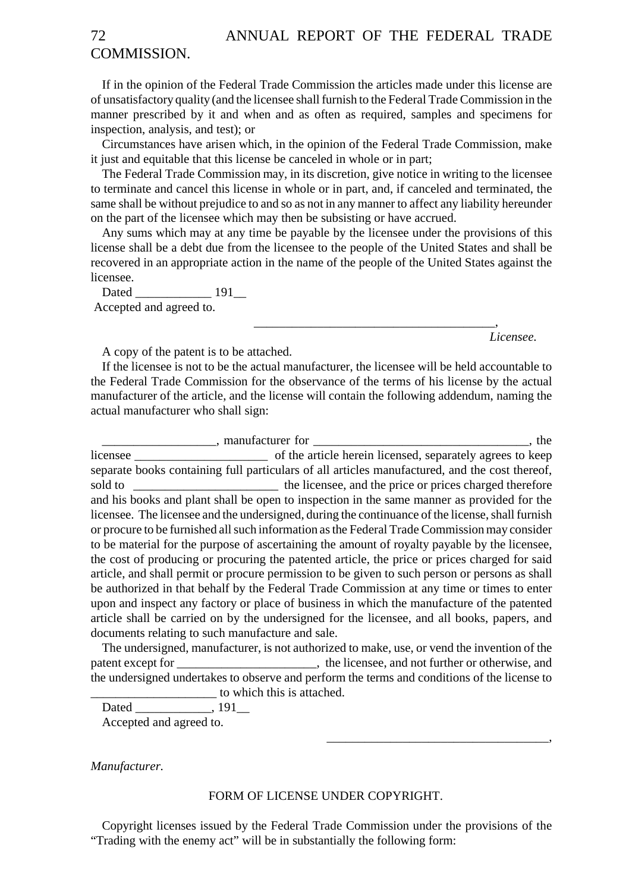If in the opinion of the Federal Trade Commission the articles made under this license are of unsatisfactory quality (and the licensee shall furnish to the Federal Trade Commission in the manner prescribed by it and when and as often as required, samples and specimens for inspection, analysis, and test); or

Circumstances have arisen which, in the opinion of the Federal Trade Commission, make it just and equitable that this license be canceled in whole or in part;

The Federal Trade Commission may, in its discretion, give notice in writing to the licensee to terminate and cancel this license in whole or in part, and, if canceled and terminated, the same shall be without prejudice to and so as not in any manner to affect any liability hereunder on the part of the licensee which may then be subsisting or have accrued.

Any sums which may at any time be payable by the licensee under the provisions of this license shall be a debt due from the licensee to the people of the United States and shall be recovered in an appropriate action in the name of the people of the United States against the licensee.

Dated ____________ 191__

Accepted and agreed to.

______________________________________,

*Licensee.*

A copy of the patent is to be attached.

If the licensee is not to be the actual manufacturer, the licensee will be held accountable to the Federal Trade Commission for the observance of the terms of his license by the actual manufacturer of the article, and the license will contain the following addendum, naming the actual manufacturer who shall sign:

__________________, manufacturer for ___________________________________, the licensee _____________________ of the article herein licensed, separately agrees to keep separate books containing full particulars of all articles manufactured, and the cost thereof, sold to _______________________ the licensee, and the price or prices charged therefore and his books and plant shall be open to inspection in the same manner as provided for the licensee. The licensee and the undersigned, during the continuance of the license, shall furnish or procure to be furnished all such information as the Federal Trade Commission may consider to be material for the purpose of ascertaining the amount of royalty payable by the licensee, the cost of producing or procuring the patented article, the price or prices charged for said article, and shall permit or procure permission to be given to such person or persons as shall be authorized in that behalf by the Federal Trade Commission at any time or times to enter upon and inspect any factory or place of business in which the manufacture of the patented article shall be carried on by the undersigned for the licensee, and all books, papers, and documents relating to such manufacture and sale.

The undersigned, manufacturer, is not authorized to make, use, or vend the invention of the patent except for ______________________, the licensee, and not further or otherwise, and the undersigned undertakes to observe and perform the terms and conditions of the license to ____________________ to which this is attached.

Dated ____________, 191__

Accepted and agreed to.

___________________________________,

*Manufacturer.*

## FORM OF LICENSE UNDER COPYRIGHT.

Copyright licenses issued by the Federal Trade Commission under the provisions of the "Trading with the enemy act" will be in substantially the following form: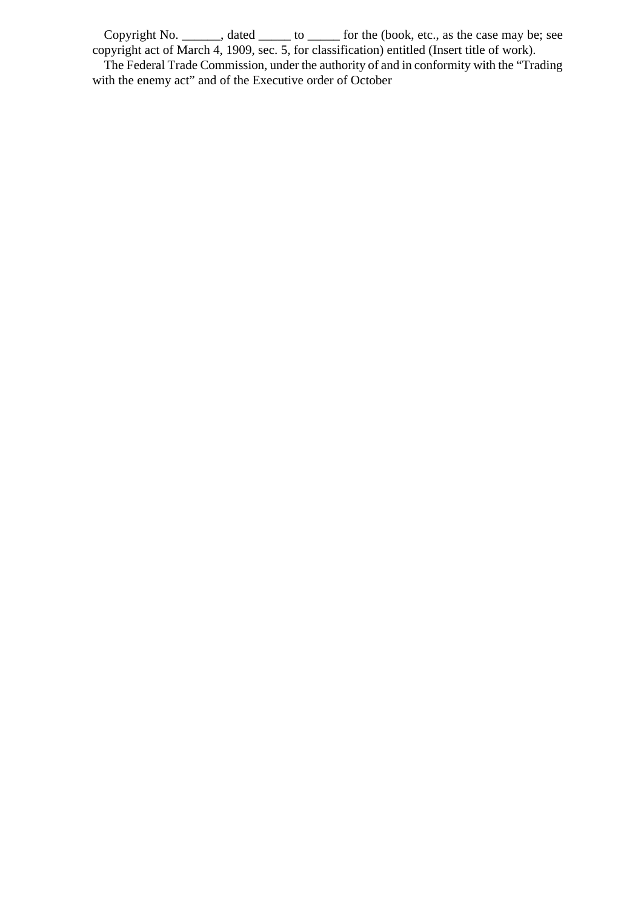Copyright No. ______, dated _____ to _____ for the (book, etc., as the case may be; see copyright act of March 4, 1909, sec. 5, for classification) entitled (Insert title of work).

The Federal Trade Commission, under the authority of and in conformity with the "Trading with the enemy act" and of the Executive order of October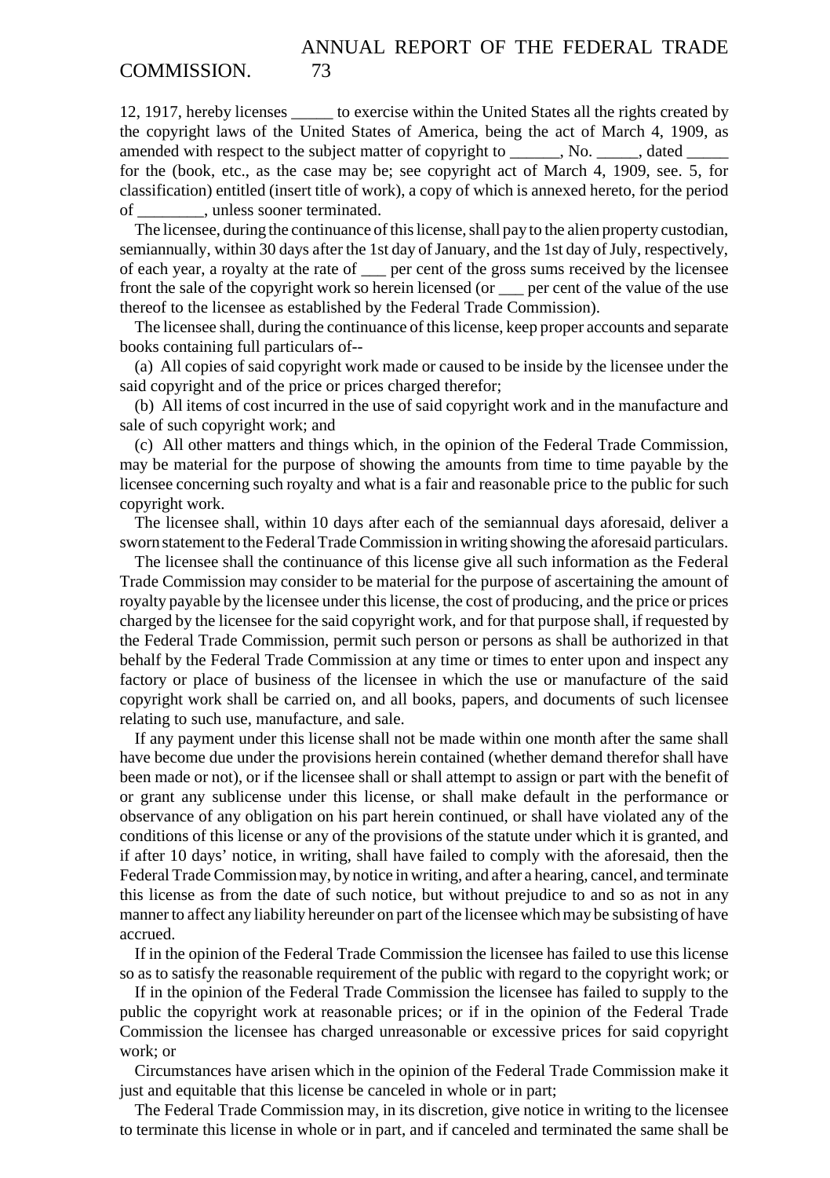12, 1917, hereby licenses _____ to exercise within the United States all the rights created by the copyright laws of the United States of America, being the act of March 4, 1909, as amended with respect to the subject matter of copyright to ______, No. _____, dated _____ for the (book, etc., as the case may be; see copyright act of March 4, 1909, see. 5, for classification) entitled (insert title of work), a copy of which is annexed hereto, for the period of ________, unless sooner terminated.

The licensee, during the continuance of this license, shall pay to the alien property custodian, semiannually, within 30 days after the 1st day of January, and the 1st day of July, respectively, of each year, a royalty at the rate of ___ per cent of the gross sums received by the licensee front the sale of the copyright work so herein licensed (or ___ per cent of the value of the use thereof to the licensee as established by the Federal Trade Commission).

The licensee shall, during the continuance of this license, keep proper accounts and separate books containing full particulars of--

(a) All copies of said copyright work made or caused to be inside by the licensee under the said copyright and of the price or prices charged therefor;

(b) All items of cost incurred in the use of said copyright work and in the manufacture and sale of such copyright work; and

(c) All other matters and things which, in the opinion of the Federal Trade Commission, may be material for the purpose of showing the amounts from time to time payable by the licensee concerning such royalty and what is a fair and reasonable price to the public for such copyright work.

The licensee shall, within 10 days after each of the semiannual days aforesaid, deliver a sworn statement to the Federal Trade Commission in writing showing the aforesaid particulars.

The licensee shall the continuance of this license give all such information as the Federal Trade Commission may consider to be material for the purpose of ascertaining the amount of royalty payable by the licensee under this license, the cost of producing, and the price or prices charged by the licensee for the said copyright work, and for that purpose shall, if requested by the Federal Trade Commission, permit such person or persons as shall be authorized in that behalf by the Federal Trade Commission at any time or times to enter upon and inspect any factory or place of business of the licensee in which the use or manufacture of the said copyright work shall be carried on, and all books, papers, and documents of such licensee relating to such use, manufacture, and sale.

If any payment under this license shall not be made within one month after the same shall have become due under the provisions herein contained (whether demand therefor shall have been made or not), or if the licensee shall or shall attempt to assign or part with the benefit of or grant any sublicense under this license, or shall make default in the performance or observance of any obligation on his part herein continued, or shall have violated any of the conditions of this license or any of the provisions of the statute under which it is granted, and if after 10 days' notice, in writing, shall have failed to comply with the aforesaid, then the Federal Trade Commission may, by notice in writing, and after a hearing, cancel, and terminate this license as from the date of such notice, but without prejudice to and so as not in any manner to affect any liability hereunder on part of the licensee which may be subsisting of have accrued.

If in the opinion of the Federal Trade Commission the licensee has failed to use this license so as to satisfy the reasonable requirement of the public with regard to the copyright work; or

If in the opinion of the Federal Trade Commission the licensee has failed to supply to the public the copyright work at reasonable prices; or if in the opinion of the Federal Trade Commission the licensee has charged unreasonable or excessive prices for said copyright work; or

Circumstances have arisen which in the opinion of the Federal Trade Commission make it just and equitable that this license be canceled in whole or in part;

The Federal Trade Commission may, in its discretion, give notice in writing to the licensee to terminate this license in whole or in part, and if canceled and terminated the same shall be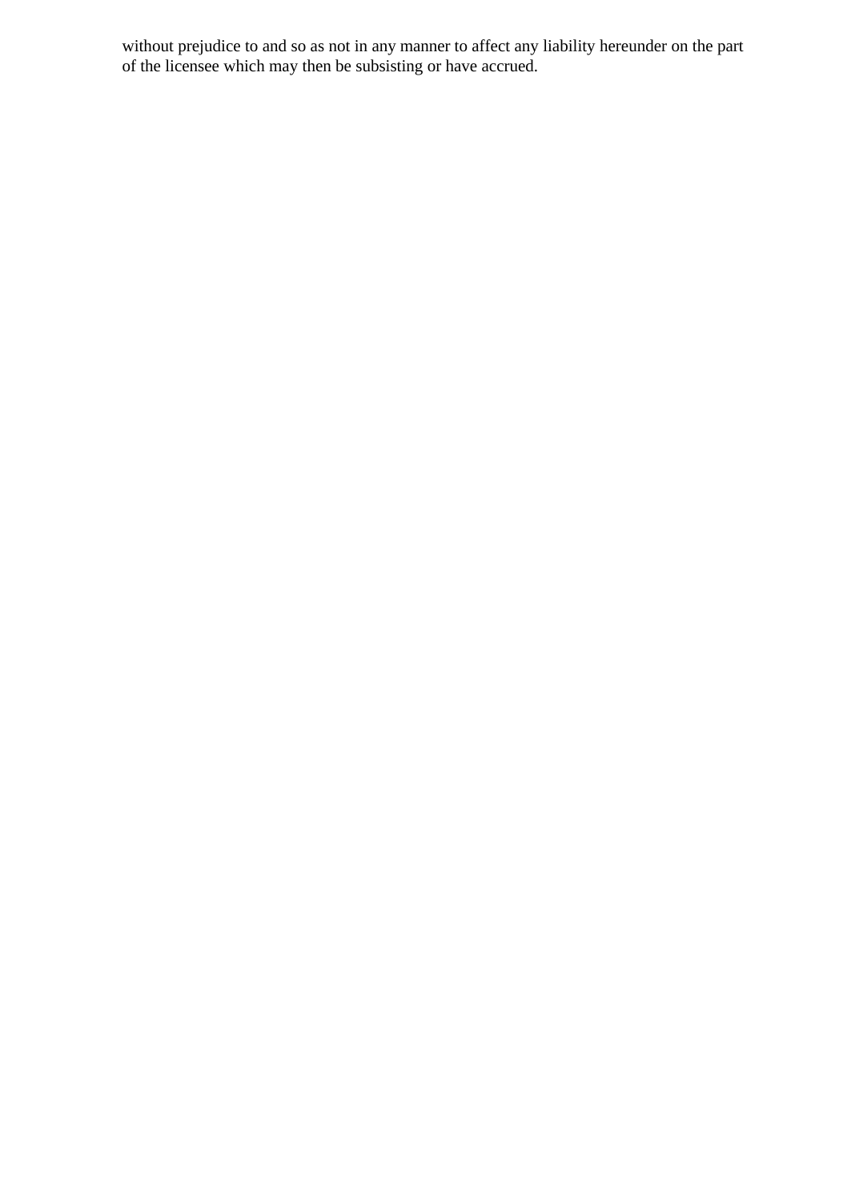without prejudice to and so as not in any manner to affect any liability hereunder on the part of the licensee which may then be subsisting or have accrued.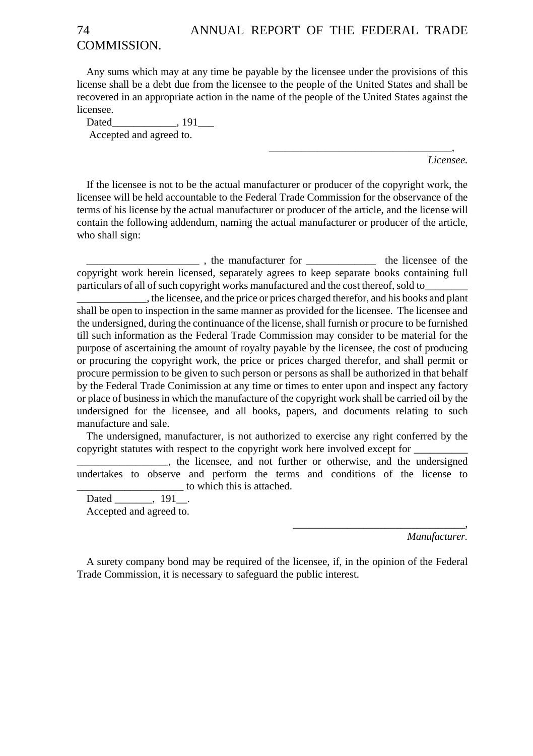Any sums which may at any time be payable by the licensee under the provisions of this license shall be a debt due from the licensee to the people of the United States and shall be recovered in an appropriate action in the name of the people of the United States against the licensee.

Dated____________, 191___

Accepted and agreed to.

___________________________________,
*Licensee.*

If the licensee is not to be the actual manufacturer or producer of the copyright work, the licensee will be held accountable to the Federal Trade Commission for the observance of the terms of his license by the actual manufacturer or producer of the article, and the license will contain the following addendum, naming the actual manufacturer or producer of the article, who shall sign:

_____________________ , the manufacturer for _____________ the licensee of the copyright work herein licensed, separately agrees to keep separate books containing full particulars of all of such copyright works manufactured and the cost thereof, sold to________ _____________, the licensee, and the price or prices charged therefor, and his books and plant shall be open to inspection in the same manner as provided for the licensee. The licensee and the undersigned, during the continuance of the license, shall furnish or procure to be furnished till such information as the Federal Trade Commission may consider to be material for the purpose of ascertaining the amount of royalty payable by the licensee, the cost of producing or procuring the copyright work, the price or prices charged therefor, and shall permit or procure permission to be given to such person or persons as shall be authorized in that behalf by the Federal Trade Conimission at any time or times to enter upon and inspect any factory or place of business in which the manufacture of the copyright work shall be carried oil by the undersigned for the licensee, and all books, papers, and documents relating to such manufacture and sale.

The undersigned, manufacturer, is not authorized to exercise any right conferred by the copyright statutes with respect to the copyright work here involved except for __________ _________________, the licensee, and not further or otherwise, and the undersigned undertakes to observe and perform the terms and conditions of the license to ____________________ to which this is attached.

Dated _______, 191__.

Accepted and agreed to.

_______________________________,
*Manufacturer.*

A surety company bond may be required of the licensee, if, in the opinion of the Federal Trade Commission, it is necessary to safeguard the public interest.